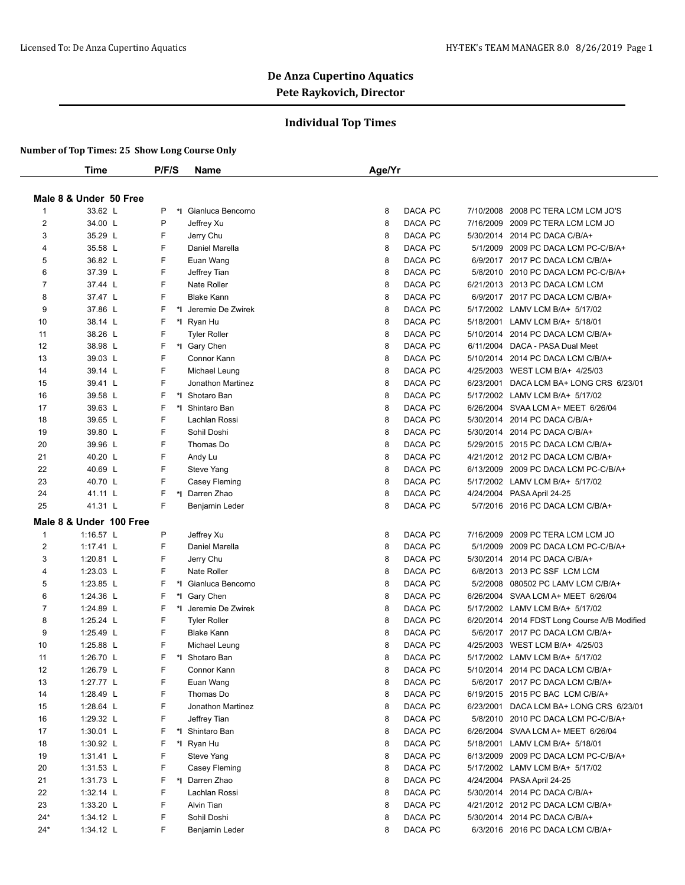Licensed To: De Anza Cupertino Aquatics

HY-TEK's TEAM MANAGER 8.0 8/26/2019

# De Anza Cupertino Aquatics
## Pete Raykovich, Director

### Individual Top Times

**Number of Top Times: 25 Show Long Course Only**

**Male 8 & Under 50 Free**

| | Time | P/F/S | | Name | Age/Yr | | | |
|---|---|---|---|---|---|---|---|---|
| 1 | 33.62 L | P | *I | Gianluca Bencomo | 8 | DACA PC | 7/10/2008 | 2008 PC TERA LCM LCM JO'S |
| 2 | 34.00 L | P | | Jeffrey Xu | 8 | DACA PC | 7/16/2009 | 2009 PC TERA LCM LCM JO |
| 3 | 35.29 L | F | | Jerry Chu | 8 | DACA PC | 5/30/2014 | 2014 PC DACA C/B/A+ |
| 4 | 35.58 L | F | | Daniel Marella | 8 | DACA PC | 5/1/2009 | 2009 PC DACA LCM PC-C/B/A+ |
| 5 | 36.82 L | F | | Euan Wang | 8 | DACA PC | 6/9/2017 | 2017 PC DACA LCM C/B/A+ |
| 6 | 37.39 L | F | | Jeffrey Tian | 8 | DACA PC | 5/8/2010 | 2010 PC DACA LCM PC-C/B/A+ |
| 7 | 37.44 L | F | | Nate Roller | 8 | DACA PC | 6/21/2013 | 2013 PC DACA LCM LCM |
| 8 | 37.47 L | F | | Blake Kann | 8 | DACA PC | 6/9/2017 | 2017 PC DACA LCM C/B/A+ |
| 9 | 37.86 L | F | *I | Jeremie De Zwirek | 8 | DACA PC | 5/17/2002 | LAMV LCM B/A+ 5/17/02 |
| 10 | 38.14 L | F | *I | Ryan Hu | 8 | DACA PC | 5/18/2001 | LAMV LCM B/A+ 5/18/01 |
| 11 | 38.26 L | F | | Tyler Roller | 8 | DACA PC | 5/10/2014 | 2014 PC DACA LCM C/B/A+ |
| 12 | 38.98 L | F | *I | Gary Chen | 8 | DACA PC | 6/11/2004 | DACA - PASA Dual Meet |
| 13 | 39.03 L | F | | Connor Kann | 8 | DACA PC | 5/10/2014 | 2014 PC DACA LCM C/B/A+ |
| 14 | 39.14 L | F | | Michael Leung | 8 | DACA PC | 4/25/2003 | WEST LCM B/A+ 4/25/03 |
| 15 | 39.41 L | F | | Jonathon Martinez | 8 | DACA PC | 6/23/2001 | DACA LCM BA+ LONG CRS 6/23/01 |
| 16 | 39.58 L | F | *I | Shotaro Ban | 8 | DACA PC | 5/17/2002 | LAMV LCM B/A+ 5/17/02 |
| 17 | 39.63 L | F | *I | Shintaro Ban | 8 | DACA PC | 6/26/2004 | SVAA LCM A+ MEET 6/26/04 |
| 18 | 39.65 L | F | | Lachlan Rossi | 8 | DACA PC | 5/30/2014 | 2014 PC DACA C/B/A+ |
| 19 | 39.80 L | F | | Sohil Doshi | 8 | DACA PC | 5/30/2014 | 2014 PC DACA C/B/A+ |
| 20 | 39.96 L | F | | Thomas Do | 8 | DACA PC | 5/29/2015 | 2015 PC DACA LCM C/B/A+ |
| 21 | 40.20 L | F | | Andy Lu | 8 | DACA PC | 4/21/2012 | 2012 PC DACA LCM C/B/A+ |
| 22 | 40.69 L | F | | Steve Yang | 8 | DACA PC | 6/13/2009 | 2009 PC DACA LCM PC-C/B/A+ |
| 23 | 40.70 L | F | | Casey Fleming | 8 | DACA PC | 5/17/2002 | LAMV LCM B/A+ 5/17/02 |
| 24 | 41.11 L | F | *I | Darren Zhao | 8 | DACA PC | 4/24/2004 | PASA April 24-25 |
| 25 | 41.31 L | F | | Benjamin Leder | 8 | DACA PC | 5/7/2016 | 2016 PC DACA LCM C/B/A+ |

**Male 8 & Under 100 Free**

| | Time | P/F/S | | Name | Age/Yr | | | |
|---|---|---|---|---|---|---|---|---|
| 1 | 1:16.57 L | P | | Jeffrey Xu | 8 | DACA PC | 7/16/2009 | 2009 PC TERA LCM LCM JO |
| 2 | 1:17.41 L | F | | Daniel Marella | 8 | DACA PC | 5/1/2009 | 2009 PC DACA LCM PC-C/B/A+ |
| 3 | 1:20.81 L | F | | Jerry Chu | 8 | DACA PC | 5/30/2014 | 2014 PC DACA C/B/A+ |
| 4 | 1:23.03 L | F | | Nate Roller | 8 | DACA PC | 6/8/2013 | 2013 PC SSF LCM LCM |
| 5 | 1:23.85 L | F | *I | Gianluca Bencomo | 8 | DACA PC | 5/2/2008 | 080502 PC LAMV LCM C/B/A+ |
| 6 | 1:24.36 L | F | *I | Gary Chen | 8 | DACA PC | 6/26/2004 | SVAA LCM A+ MEET 6/26/04 |
| 7 | 1:24.89 L | F | *I | Jeremie De Zwirek | 8 | DACA PC | 5/17/2002 | LAMV LCM B/A+ 5/17/02 |
| 8 | 1:25.24 L | F | | Tyler Roller | 8 | DACA PC | 6/20/2014 | 2014 FDST Long Course A/B Modified |
| 9 | 1:25.49 L | F | | Blake Kann | 8 | DACA PC | 5/6/2017 | 2017 PC DACA LCM C/B/A+ |
| 10 | 1:25.88 L | F | | Michael Leung | 8 | DACA PC | 4/25/2003 | WEST LCM B/A+ 4/25/03 |
| 11 | 1:26.70 L | F | *I | Shotaro Ban | 8 | DACA PC | 5/17/2002 | LAMV LCM B/A+ 5/17/02 |
| 12 | 1:26.79 L | F | | Connor Kann | 8 | DACA PC | 5/10/2014 | 2014 PC DACA LCM C/B/A+ |
| 13 | 1:27.77 L | F | | Euan Wang | 8 | DACA PC | 5/6/2017 | 2017 PC DACA LCM C/B/A+ |
| 14 | 1:28.49 L | F | | Thomas Do | 8 | DACA PC | 6/19/2015 | 2015 PC BAC LCM C/B/A+ |
| 15 | 1:28.64 L | F | | Jonathon Martinez | 8 | DACA PC | 6/23/2001 | DACA LCM BA+ LONG CRS 6/23/01 |
| 16 | 1:29.32 L | F | | Jeffrey Tian | 8 | DACA PC | 5/8/2010 | 2010 PC DACA LCM PC-C/B/A+ |
| 17 | 1:30.01 L | F | *I | Shintaro Ban | 8 | DACA PC | 6/26/2004 | SVAA LCM A+ MEET 6/26/04 |
| 18 | 1:30.92 L | F | *I | Ryan Hu | 8 | DACA PC | 5/18/2001 | LAMV LCM B/A+ 5/18/01 |
| 19 | 1:31.41 L | F | | Steve Yang | 8 | DACA PC | 6/13/2009 | 2009 PC DACA LCM PC-C/B/A+ |
| 20 | 1:31.53 L | F | | Casey Fleming | 8 | DACA PC | 5/17/2002 | LAMV LCM B/A+ 5/17/02 |
| 21 | 1:31.73 L | F | *I | Darren Zhao | 8 | DACA PC | 4/24/2004 | PASA April 24-25 |
| 22 | 1:32.14 L | F | | Lachlan Rossi | 8 | DACA PC | 5/30/2014 | 2014 PC DACA C/B/A+ |
| 23 | 1:33.20 L | F | | Alvin Tian | 8 | DACA PC | 4/21/2012 | 2012 PC DACA LCM C/B/A+ |
| 24* | 1:34.12 L | F | | Sohil Doshi | 8 | DACA PC | 5/30/2014 | 2014 PC DACA C/B/A+ |
| 24* | 1:34.12 L | F | | Benjamin Leder | 8 | DACA PC | 6/3/2016 | 2016 PC DACA LCM C/B/A+ |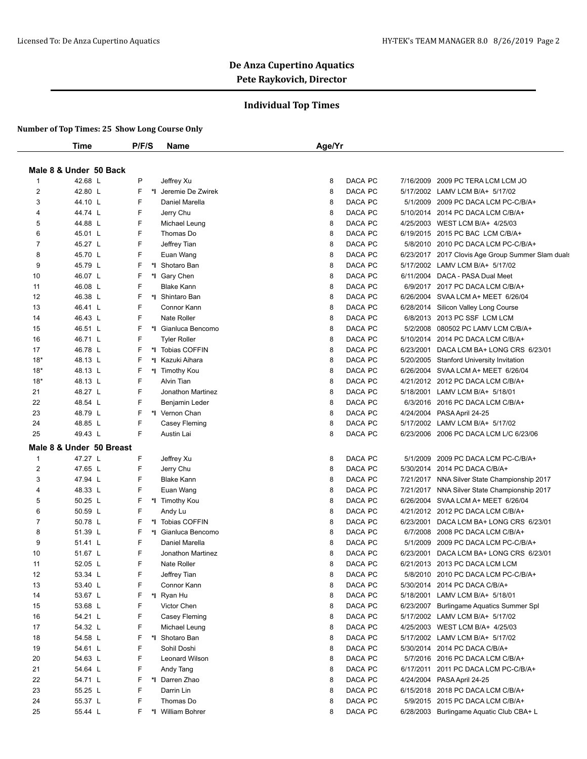# De Anza Cupertino Aquatics

## Pete Raykovich, Director

### Individual Top Times

**Number of Top Times: 25 Show Long Course Only**

**Male 8 & Under 50 Back**

| | Time | P/F/S | | Name | Age/Yr | | | |
|---|---|---|---|---|---|---|---|---|
| 1 | 42.68 L | P | | Jeffrey Xu | 8 | DACA PC | 7/16/2009 | 2009 PC TERA LCM LCM JO |
| 2 | 42.80 L | F | *I | Jeremie De Zwirek | 8 | DACA PC | 5/17/2002 | LAMV LCM B/A+ 5/17/02 |
| 3 | 44.10 L | F | | Daniel Marella | 8 | DACA PC | 5/1/2009 | 2009 PC DACA LCM PC-C/B/A+ |
| 4 | 44.74 L | F | | Jerry Chu | 8 | DACA PC | 5/10/2014 | 2014 PC DACA LCM C/B/A+ |
| 5 | 44.88 L | F | | Michael Leung | 8 | DACA PC | 4/25/2003 | WEST LCM B/A+ 4/25/03 |
| 6 | 45.01 L | F | | Thomas Do | 8 | DACA PC | 6/19/2015 | 2015 PC BAC LCM C/B/A+ |
| 7 | 45.27 L | F | | Jeffrey Tian | 8 | DACA PC | 5/8/2010 | 2010 PC DACA LCM PC-C/B/A+ |
| 8 | 45.70 L | F | | Euan Wang | 8 | DACA PC | 6/23/2017 | 2017 Clovis Age Group Summer Slam duals |
| 9 | 45.79 L | F | *I | Shotaro Ban | 8 | DACA PC | 5/17/2002 | LAMV LCM B/A+ 5/17/02 |
| 10 | 46.07 L | F | *I | Gary Chen | 8 | DACA PC | 6/11/2004 | DACA - PASA Dual Meet |
| 11 | 46.08 L | F | | Blake Kann | 8 | DACA PC | 6/9/2017 | 2017 PC DACA LCM C/B/A+ |
| 12 | 46.38 L | F | *I | Shintaro Ban | 8 | DACA PC | 6/26/2004 | SVAA LCM A+ MEET 6/26/04 |
| 13 | 46.41 L | F | | Connor Kann | 8 | DACA PC | 6/28/2014 | Silicon Valley Long Course |
| 14 | 46.43 L | F | | Nate Roller | 8 | DACA PC | 6/8/2013 | 2013 PC SSF LCM LCM |
| 15 | 46.51 L | F | *I | Gianluca Bencomo | 8 | DACA PC | 5/2/2008 | 080502 PC LAMV LCM C/B/A+ |
| 16 | 46.71 L | F | | Tyler Roller | 8 | DACA PC | 5/10/2014 | 2014 PC DACA LCM C/B/A+ |
| 17 | 46.78 L | F | *I | Tobias COFFIN | 8 | DACA PC | 6/23/2001 | DACA LCM BA+ LONG CRS 6/23/01 |
| 18* | 48.13 L | F | *I | Kazuki Aihara | 8 | DACA PC | 5/20/2005 | Stanford University Invitation |
| 18* | 48.13 L | F | *I | Timothy Kou | 8 | DACA PC | 6/26/2004 | SVAA LCM A+ MEET 6/26/04 |
| 18* | 48.13 L | F | | Alvin Tian | 8 | DACA PC | 4/21/2012 | 2012 PC DACA LCM C/B/A+ |
| 21 | 48.27 L | F | | Jonathon Martinez | 8 | DACA PC | 5/18/2001 | LAMV LCM B/A+ 5/18/01 |
| 22 | 48.54 L | F | | Benjamin Leder | 8 | DACA PC | 6/3/2016 | 2016 PC DACA LCM C/B/A+ |
| 23 | 48.79 L | F | *I | Vernon Chan | 8 | DACA PC | 4/24/2004 | PASA April 24-25 |
| 24 | 48.85 L | F | | Casey Fleming | 8 | DACA PC | 5/17/2002 | LAMV LCM B/A+ 5/17/02 |
| 25 | 49.43 L | F | | Austin Lai | 8 | DACA PC | 6/23/2006 | 2006 PC DACA LCM L/C 6/23/06 |

**Male 8 & Under 50 Breast**

| | Time | P/F/S | | Name | Age/Yr | | | |
|---|---|---|---|---|---|---|---|---|
| 1 | 47.27 L | F | | Jeffrey Xu | 8 | DACA PC | 5/1/2009 | 2009 PC DACA LCM PC-C/B/A+ |
| 2 | 47.65 L | F | | Jerry Chu | 8 | DACA PC | 5/30/2014 | 2014 PC DACA C/B/A+ |
| 3 | 47.94 L | F | | Blake Kann | 8 | DACA PC | 7/21/2017 | NNA Silver State Championship 2017 |
| 4 | 48.33 L | F | | Euan Wang | 8 | DACA PC | 7/21/2017 | NNA Silver State Championship 2017 |
| 5 | 50.25 L | F | *I | Timothy Kou | 8 | DACA PC | 6/26/2004 | SVAA LCM A+ MEET 6/26/04 |
| 6 | 50.59 L | F | | Andy Lu | 8 | DACA PC | 4/21/2012 | 2012 PC DACA LCM C/B/A+ |
| 7 | 50.78 L | F | *I | Tobias COFFIN | 8 | DACA PC | 6/23/2001 | DACA LCM BA+ LONG CRS 6/23/01 |
| 8 | 51.39 L | F | *I | Gianluca Bencomo | 8 | DACA PC | 6/7/2008 | 2008 PC DACA LCM C/B/A+ |
| 9 | 51.41 L | F | | Daniel Marella | 8 | DACA PC | 5/1/2009 | 2009 PC DACA LCM PC-C/B/A+ |
| 10 | 51.67 L | F | | Jonathon Martinez | 8 | DACA PC | 6/23/2001 | DACA LCM BA+ LONG CRS 6/23/01 |
| 11 | 52.05 L | F | | Nate Roller | 8 | DACA PC | 6/21/2013 | 2013 PC DACA LCM LCM |
| 12 | 53.34 L | F | | Jeffrey Tian | 8 | DACA PC | 5/8/2010 | 2010 PC DACA LCM PC-C/B/A+ |
| 13 | 53.40 L | F | | Connor Kann | 8 | DACA PC | 5/30/2014 | 2014 PC DACA C/B/A+ |
| 14 | 53.67 L | F | *I | Ryan Hu | 8 | DACA PC | 5/18/2001 | LAMV LCM B/A+ 5/18/01 |
| 15 | 53.68 L | F | | Victor Chen | 8 | DACA PC | 6/23/2007 | Burlingame Aquatics Summer Spl |
| 16 | 54.21 L | F | | Casey Fleming | 8 | DACA PC | 5/17/2002 | LAMV LCM B/A+ 5/17/02 |
| 17 | 54.32 L | F | | Michael Leung | 8 | DACA PC | 4/25/2003 | WEST LCM B/A+ 4/25/03 |
| 18 | 54.58 L | F | *I | Shotaro Ban | 8 | DACA PC | 5/17/2002 | LAMV LCM B/A+ 5/17/02 |
| 19 | 54.61 L | F | | Sohil Doshi | 8 | DACA PC | 5/30/2014 | 2014 PC DACA C/B/A+ |
| 20 | 54.63 L | F | | Leonard Wilson | 8 | DACA PC | 5/7/2016 | 2016 PC DACA LCM C/B/A+ |
| 21 | 54.64 L | F | | Andy Tang | 8 | DACA PC | 6/17/2011 | 2011 PC DACA LCM PC-C/B/A+ |
| 22 | 54.71 L | F | *I | Darren Zhao | 8 | DACA PC | 4/24/2004 | PASA April 24-25 |
| 23 | 55.25 L | F | | Darrin Lin | 8 | DACA PC | 6/15/2018 | 2018 PC DACA LCM C/B/A+ |
| 24 | 55.37 L | F | | Thomas Do | 8 | DACA PC | 5/9/2015 | 2015 PC DACA LCM C/B/A+ |
| 25 | 55.44 L | F | *I | William Bohrer | 8 | DACA PC | 6/28/2003 | Burlingame Aquatic Club CBA+ L |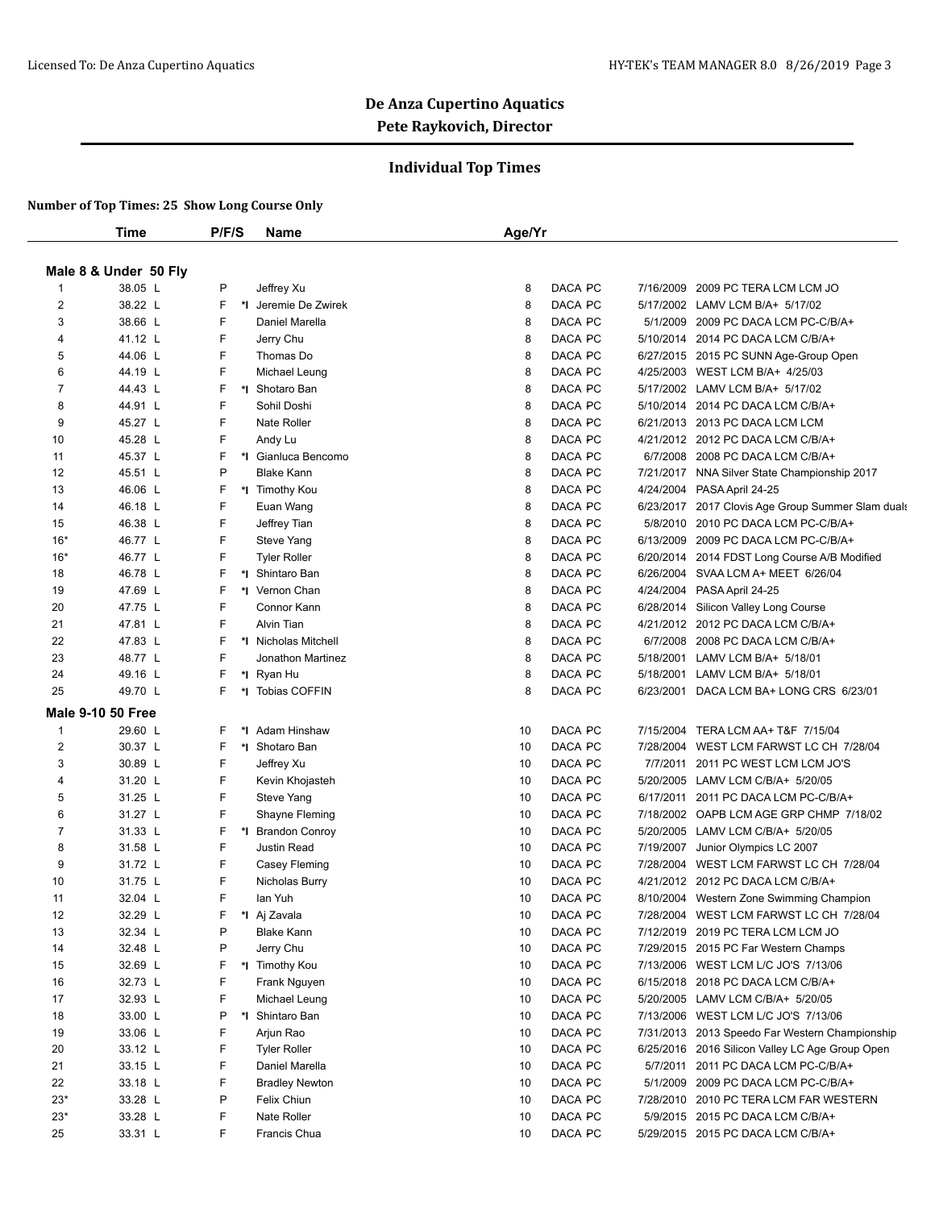# De Anza Cupertino Aquatics
## Pete Raykovich, Director

### Individual Top Times

**Number of Top Times: 25 Show Long Course Only**

**Male 8 & Under 50 Fly**

| | Time | P/F/S | | Name | Age/Yr | | | | |
|---|---|---|---|---|---|---|---|---|---|
| 1 | 38.05 L | P | | Jeffrey Xu | 8 | DACA PC | | 7/16/2009 | 2009 PC TERA LCM LCM JO |
| 2 | 38.22 L | F | *I | Jeremie De Zwirek | 8 | DACA PC | | 5/17/2002 | LAMV LCM B/A+ 5/17/02 |
| 3 | 38.66 L | F | | Daniel Marella | 8 | DACA PC | | 5/1/2009 | 2009 PC DACA LCM PC-C/B/A+ |
| 4 | 41.12 L | F | | Jerry Chu | 8 | DACA PC | | 5/10/2014 | 2014 PC DACA LCM C/B/A+ |
| 5 | 44.06 L | F | | Thomas Do | 8 | DACA PC | | 6/27/2015 | 2015 PC SUNN Age-Group Open |
| 6 | 44.19 L | F | | Michael Leung | 8 | DACA PC | | 4/25/2003 | WEST LCM B/A+ 4/25/03 |
| 7 | 44.43 L | F | *I | Shotaro Ban | 8 | DACA PC | | 5/17/2002 | LAMV LCM B/A+ 5/17/02 |
| 8 | 44.91 L | F | | Sohil Doshi | 8 | DACA PC | | 5/10/2014 | 2014 PC DACA LCM C/B/A+ |
| 9 | 45.27 L | F | | Nate Roller | 8 | DACA PC | | 6/21/2013 | 2013 PC DACA LCM LCM |
| 10 | 45.28 L | F | | Andy Lu | 8 | DACA PC | | 4/21/2012 | 2012 PC DACA LCM C/B/A+ |
| 11 | 45.37 L | F | *I | Gianluca Bencomo | 8 | DACA PC | | 6/7/2008 | 2008 PC DACA LCM C/B/A+ |
| 12 | 45.51 L | P | | Blake Kann | 8 | DACA PC | | 7/21/2017 | NNA Silver State Championship 2017 |
| 13 | 46.06 L | F | *I | Timothy Kou | 8 | DACA PC | | 4/24/2004 | PASA April 24-25 |
| 14 | 46.18 L | F | | Euan Wang | 8 | DACA PC | | 6/23/2017 | 2017 Clovis Age Group Summer Slam duals |
| 15 | 46.38 L | F | | Jeffrey Tian | 8 | DACA PC | | 5/8/2010 | 2010 PC DACA LCM PC-C/B/A+ |
| 16* | 46.77 L | F | | Steve Yang | 8 | DACA PC | | 6/13/2009 | 2009 PC DACA LCM PC-C/B/A+ |
| 16* | 46.77 L | F | | Tyler Roller | 8 | DACA PC | | 6/20/2014 | 2014 FDST Long Course A/B Modified |
| 18 | 46.78 L | F | *I | Shintaro Ban | 8 | DACA PC | | 6/26/2004 | SVAA LCM A+ MEET 6/26/04 |
| 19 | 47.69 L | F | *I | Vernon Chan | 8 | DACA PC | | 4/24/2004 | PASA April 24-25 |
| 20 | 47.75 L | F | | Connor Kann | 8 | DACA PC | | 6/28/2014 | Silicon Valley Long Course |
| 21 | 47.81 L | F | | Alvin Tian | 8 | DACA PC | | 4/21/2012 | 2012 PC DACA LCM C/B/A+ |
| 22 | 47.83 L | F | *I | Nicholas Mitchell | 8 | DACA PC | | 6/7/2008 | 2008 PC DACA LCM C/B/A+ |
| 23 | 48.77 L | F | | Jonathon Martinez | 8 | DACA PC | | 5/18/2001 | LAMV LCM B/A+ 5/18/01 |
| 24 | 49.16 L | F | *I | Ryan Hu | 8 | DACA PC | | 5/18/2001 | LAMV LCM B/A+ 5/18/01 |
| 25 | 49.70 L | F | *I | Tobias COFFIN | 8 | DACA PC | | 6/23/2001 | DACA LCM BA+ LONG CRS 6/23/01 |

**Male 9-10 50 Free**

| | Time | P/F/S | | Name | Age/Yr | | | | |
|---|---|---|---|---|---|---|---|---|---|
| 1 | 29.60 L | F | *I | Adam Hinshaw | 10 | DACA PC | | 7/15/2004 | TERA LCM AA+ T&F 7/15/04 |
| 2 | 30.37 L | F | *I | Shotaro Ban | 10 | DACA PC | | 7/28/2004 | WEST LCM FARWST LC CH 7/28/04 |
| 3 | 30.89 L | F | | Jeffrey Xu | 10 | DACA PC | | 7/7/2011 | 2011 PC WEST LCM LCM JO'S |
| 4 | 31.20 L | F | | Kevin Khojasteh | 10 | DACA PC | | 5/20/2005 | LAMV LCM C/B/A+ 5/20/05 |
| 5 | 31.25 L | F | | Steve Yang | 10 | DACA PC | | 6/17/2011 | 2011 PC DACA LCM PC-C/B/A+ |
| 6 | 31.27 L | F | | Shayne Fleming | 10 | DACA PC | | 7/18/2002 | OAPB LCM AGE GRP CHMP 7/18/02 |
| 7 | 31.33 L | F | *I | Brandon Conroy | 10 | DACA PC | | 5/20/2005 | LAMV LCM C/B/A+ 5/20/05 |
| 8 | 31.58 L | F | | Justin Read | 10 | DACA PC | | 7/19/2007 | Junior Olympics LC 2007 |
| 9 | 31.72 L | F | | Casey Fleming | 10 | DACA PC | | 7/28/2004 | WEST LCM FARWST LC CH 7/28/04 |
| 10 | 31.75 L | F | | Nicholas Burry | 10 | DACA PC | | 4/21/2012 | 2012 PC DACA LCM C/B/A+ |
| 11 | 32.04 L | F | | Ian Yuh | 10 | DACA PC | | 8/10/2004 | Western Zone Swimming Champion |
| 12 | 32.29 L | F | *I | Aj Zavala | 10 | DACA PC | | 7/28/2004 | WEST LCM FARWST LC CH 7/28/04 |
| 13 | 32.34 L | P | | Blake Kann | 10 | DACA PC | | 7/12/2019 | 2019 PC TERA LCM LCM JO |
| 14 | 32.48 L | P | | Jerry Chu | 10 | DACA PC | | 7/29/2015 | 2015 PC Far Western Champs |
| 15 | 32.69 L | F | *I | Timothy Kou | 10 | DACA PC | | 7/13/2006 | WEST LCM L/C JO'S 7/13/06 |
| 16 | 32.73 L | F | | Frank Nguyen | 10 | DACA PC | | 6/15/2018 | 2018 PC DACA LCM C/B/A+ |
| 17 | 32.93 L | F | | Michael Leung | 10 | DACA PC | | 5/20/2005 | LAMV LCM C/B/A+ 5/20/05 |
| 18 | 33.00 L | P | *I | Shintaro Ban | 10 | DACA PC | | 7/13/2006 | WEST LCM L/C JO'S 7/13/06 |
| 19 | 33.06 L | F | | Arjun Rao | 10 | DACA PC | | 7/31/2013 | 2013 Speedo Far Western Championship |
| 20 | 33.12 L | F | | Tyler Roller | 10 | DACA PC | | 6/25/2016 | 2016 Silicon Valley LC Age Group Open |
| 21 | 33.15 L | F | | Daniel Marella | 10 | DACA PC | | 5/7/2011 | 2011 PC DACA LCM PC-C/B/A+ |
| 22 | 33.18 L | F | | Bradley Newton | 10 | DACA PC | | 5/1/2009 | 2009 PC DACA LCM PC-C/B/A+ |
| 23* | 33.28 L | P | | Felix Chiun | 10 | DACA PC | | 7/28/2010 | 2010 PC TERA LCM FAR WESTERN |
| 23* | 33.28 L | F | | Nate Roller | 10 | DACA PC | | 5/9/2015 | 2015 PC DACA LCM C/B/A+ |
| 25 | 33.31 L | F | | Francis Chua | 10 | DACA PC | | 5/29/2015 | 2015 PC DACA LCM C/B/A+ |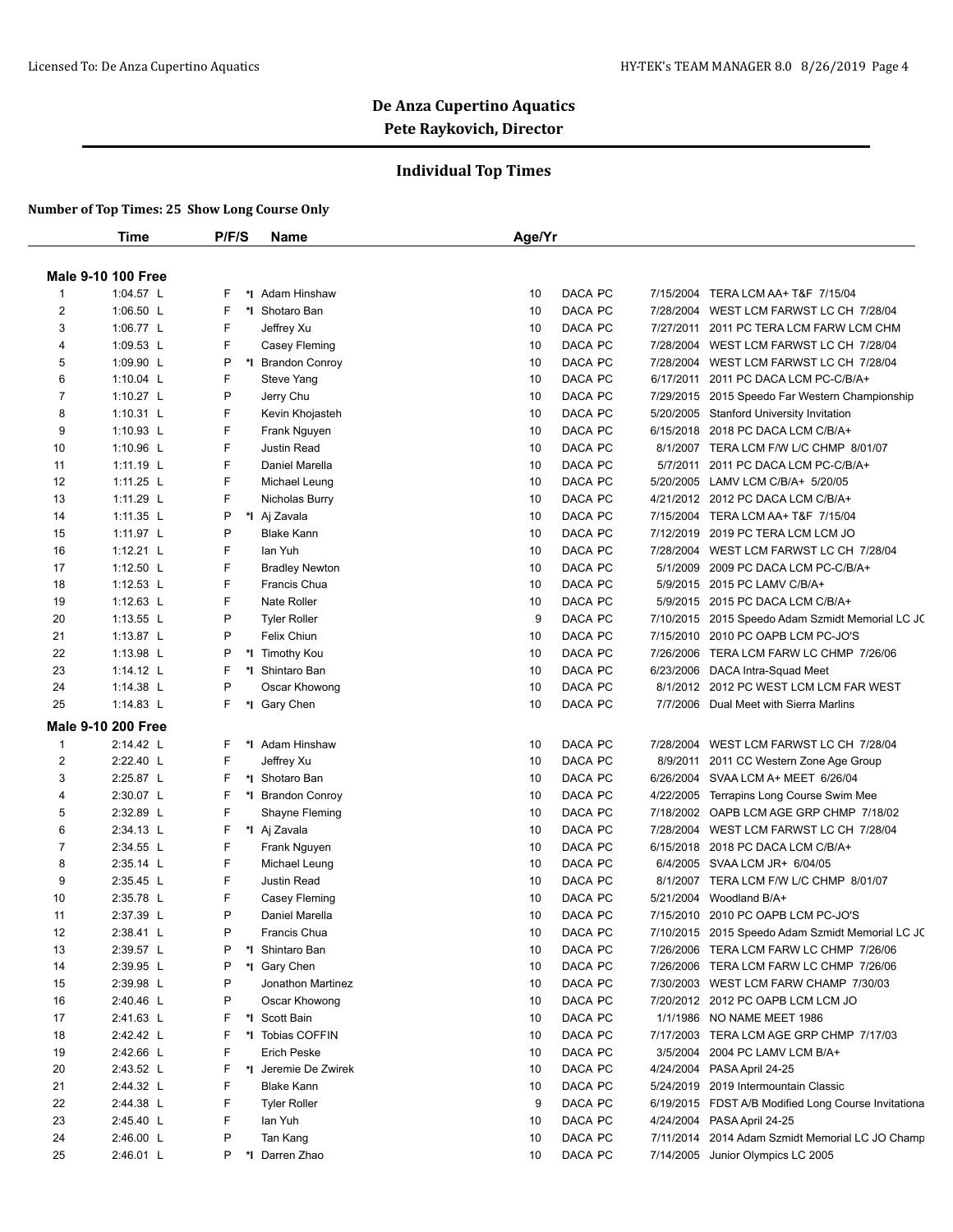# De Anza Cupertino Aquatics

## Pete Raykovich, Director

### Individual Top Times

**Number of Top Times: 25 Show Long Course Only**

| | Time | P/F/S | | Name | Age/Yr | | | | |
|---|---|---|---|---|---|---|---|---|---|
| **Male 9-10 100 Free** | | | | | | | | | |
| 1 | 1:04.57 L | F | *I | Adam Hinshaw | 10 | DACA | PC | 7/15/2004 | TERA LCM AA+ T&F 7/15/04 |
| 2 | 1:06.50 L | F | *I | Shotaro Ban | 10 | DACA | PC | 7/28/2004 | WEST LCM FARWST LC CH 7/28/04 |
| 3 | 1:06.77 L | F | | Jeffrey Xu | 10 | DACA | PC | 7/27/2011 | 2011 PC TERA LCM FARW LCM CHM |
| 4 | 1:09.53 L | F | | Casey Fleming | 10 | DACA | PC | 7/28/2004 | WEST LCM FARWST LC CH 7/28/04 |
| 5 | 1:09.90 L | P | *I | Brandon Conroy | 10 | DACA | PC | 7/28/2004 | WEST LCM FARWST LC CH 7/28/04 |
| 6 | 1:10.04 L | F | | Steve Yang | 10 | DACA | PC | 6/17/2011 | 2011 PC DACA LCM PC-C/B/A+ |
| 7 | 1:10.27 L | P | | Jerry Chu | 10 | DACA | PC | 7/29/2015 | 2015 Speedo Far Western Championship |
| 8 | 1:10.31 L | F | | Kevin Khojasteh | 10 | DACA | PC | 5/20/2005 | Stanford University Invitation |
| 9 | 1:10.93 L | F | | Frank Nguyen | 10 | DACA | PC | 6/15/2018 | 2018 PC DACA LCM C/B/A+ |
| 10 | 1:10.96 L | F | | Justin Read | 10 | DACA | PC | 8/1/2007 | TERA LCM F/W L/C CHMP 8/01/07 |
| 11 | 1:11.19 L | F | | Daniel Marella | 10 | DACA | PC | 5/7/2011 | 2011 PC DACA LCM PC-C/B/A+ |
| 12 | 1:11.25 L | F | | Michael Leung | 10 | DACA | PC | 5/20/2005 | LAMV LCM C/B/A+ 5/20/05 |
| 13 | 1:11.29 L | F | | Nicholas Burry | 10 | DACA | PC | 4/21/2012 | 2012 PC DACA LCM C/B/A+ |
| 14 | 1:11.35 L | P | *I | Aj Zavala | 10 | DACA | PC | 7/15/2004 | TERA LCM AA+ T&F 7/15/04 |
| 15 | 1:11.97 L | P | | Blake Kann | 10 | DACA | PC | 7/12/2019 | 2019 PC TERA LCM LCM JO |
| 16 | 1:12.21 L | F | | Ian Yuh | 10 | DACA | PC | 7/28/2004 | WEST LCM FARWST LC CH 7/28/04 |
| 17 | 1:12.50 L | F | | Bradley Newton | 10 | DACA | PC | 5/1/2009 | 2009 PC DACA LCM PC-C/B/A+ |
| 18 | 1:12.53 L | F | | Francis Chua | 10 | DACA | PC | 5/9/2015 | 2015 PC LAMV C/B/A+ |
| 19 | 1:12.63 L | F | | Nate Roller | 10 | DACA | PC | 5/9/2015 | 2015 PC DACA LCM C/B/A+ |
| 20 | 1:13.55 L | P | | Tyler Roller | 9 | DACA | PC | 7/10/2015 | 2015 Speedo Adam Szmidt Memorial LC JC |
| 21 | 1:13.87 L | P | | Felix Chiun | 10 | DACA | PC | 7/15/2010 | 2010 PC OAPB LCM PC-JO'S |
| 22 | 1:13.98 L | P | *I | Timothy Kou | 10 | DACA | PC | 7/26/2006 | TERA LCM FARW LC CHMP 7/26/06 |
| 23 | 1:14.12 L | F | *I | Shintaro Ban | 10 | DACA | PC | 6/23/2006 | DACA Intra-Squad Meet |
| 24 | 1:14.38 L | P | | Oscar Khowong | 10 | DACA | PC | 8/1/2012 | 2012 PC WEST LCM LCM FAR WEST |
| 25 | 1:14.83 L | F | *I | Gary Chen | 10 | DACA | PC | 7/7/2006 | Dual Meet with Sierra Marlins |
| **Male 9-10 200 Free** | | | | | | | | | |
| 1 | 2:14.42 L | F | *I | Adam Hinshaw | 10 | DACA | PC | 7/28/2004 | WEST LCM FARWST LC CH 7/28/04 |
| 2 | 2:22.40 L | F | | Jeffrey Xu | 10 | DACA | PC | 8/9/2011 | 2011 CC Western Zone Age Group |
| 3 | 2:25.87 L | F | *I | Shotaro Ban | 10 | DACA | PC | 6/26/2004 | SVAA LCM A+ MEET 6/26/04 |
| 4 | 2:30.07 L | F | *I | Brandon Conroy | 10 | DACA | PC | 4/22/2005 | Terrapins Long Course Swim Mee |
| 5 | 2:32.89 L | F | | Shayne Fleming | 10 | DACA | PC | 7/18/2002 | OAPB LCM AGE GRP CHMP 7/18/02 |
| 6 | 2:34.13 L | F | *I | Aj Zavala | 10 | DACA | PC | 7/28/2004 | WEST LCM FARWST LC CH 7/28/04 |
| 7 | 2:34.55 L | F | | Frank Nguyen | 10 | DACA | PC | 6/15/2018 | 2018 PC DACA LCM C/B/A+ |
| 8 | 2:35.14 L | F | | Michael Leung | 10 | DACA | PC | 6/4/2005 | SVAA LCM JR+ 6/04/05 |
| 9 | 2:35.45 L | F | | Justin Read | 10 | DACA | PC | 8/1/2007 | TERA LCM F/W L/C CHMP 8/01/07 |
| 10 | 2:35.78 L | F | | Casey Fleming | 10 | DACA | PC | 5/21/2004 | Woodland B/A+ |
| 11 | 2:37.39 L | P | | Daniel Marella | 10 | DACA | PC | 7/15/2010 | 2010 PC OAPB LCM PC-JO'S |
| 12 | 2:38.41 L | P | | Francis Chua | 10 | DACA | PC | 7/10/2015 | 2015 Speedo Adam Szmidt Memorial LC JC |
| 13 | 2:39.57 L | P | *I | Shintaro Ban | 10 | DACA | PC | 7/26/2006 | TERA LCM FARW LC CHMP 7/26/06 |
| 14 | 2:39.95 L | P | *I | Gary Chen | 10 | DACA | PC | 7/26/2006 | TERA LCM FARW LC CHMP 7/26/06 |
| 15 | 2:39.98 L | P | | Jonathon Martinez | 10 | DACA | PC | 7/30/2003 | WEST LCM FARW CHAMP 7/30/03 |
| 16 | 2:40.46 L | P | | Oscar Khowong | 10 | DACA | PC | 7/20/2012 | 2012 PC OAPB LCM LCM JO |
| 17 | 2:41.63 L | F | *I | Scott Bain | 10 | DACA | PC | 1/1/1986 | NO NAME MEET 1986 |
| 18 | 2:42.42 L | F | *I | Tobias COFFIN | 10 | DACA | PC | 7/17/2003 | TERA LCM AGE GRP CHMP 7/17/03 |
| 19 | 2:42.66 L | F | | Erich Peske | 10 | DACA | PC | 3/5/2004 | 2004 PC LAMV LCM B/A+ |
| 20 | 2:43.52 L | F | *I | Jeremie De Zwirek | 10 | DACA | PC | 4/24/2004 | PASA April 24-25 |
| 21 | 2:44.32 L | F | | Blake Kann | 10 | DACA | PC | 5/24/2019 | 2019 Intermountain Classic |
| 22 | 2:44.38 L | F | | Tyler Roller | 9 | DACA | PC | 6/19/2015 | FDST A/B Modified Long Course Invitationa |
| 23 | 2:45.40 L | F | | Ian Yuh | 10 | DACA | PC | 4/24/2004 | PASA April 24-25 |
| 24 | 2:46.00 L | P | | Tan Kang | 10 | DACA | PC | 7/11/2014 | 2014 Adam Szmidt Memorial LC JO Champ |
| 25 | 2:46.01 L | P | *I | Darren Zhao | 10 | DACA | PC | 7/14/2005 | Junior Olympics LC 2005 |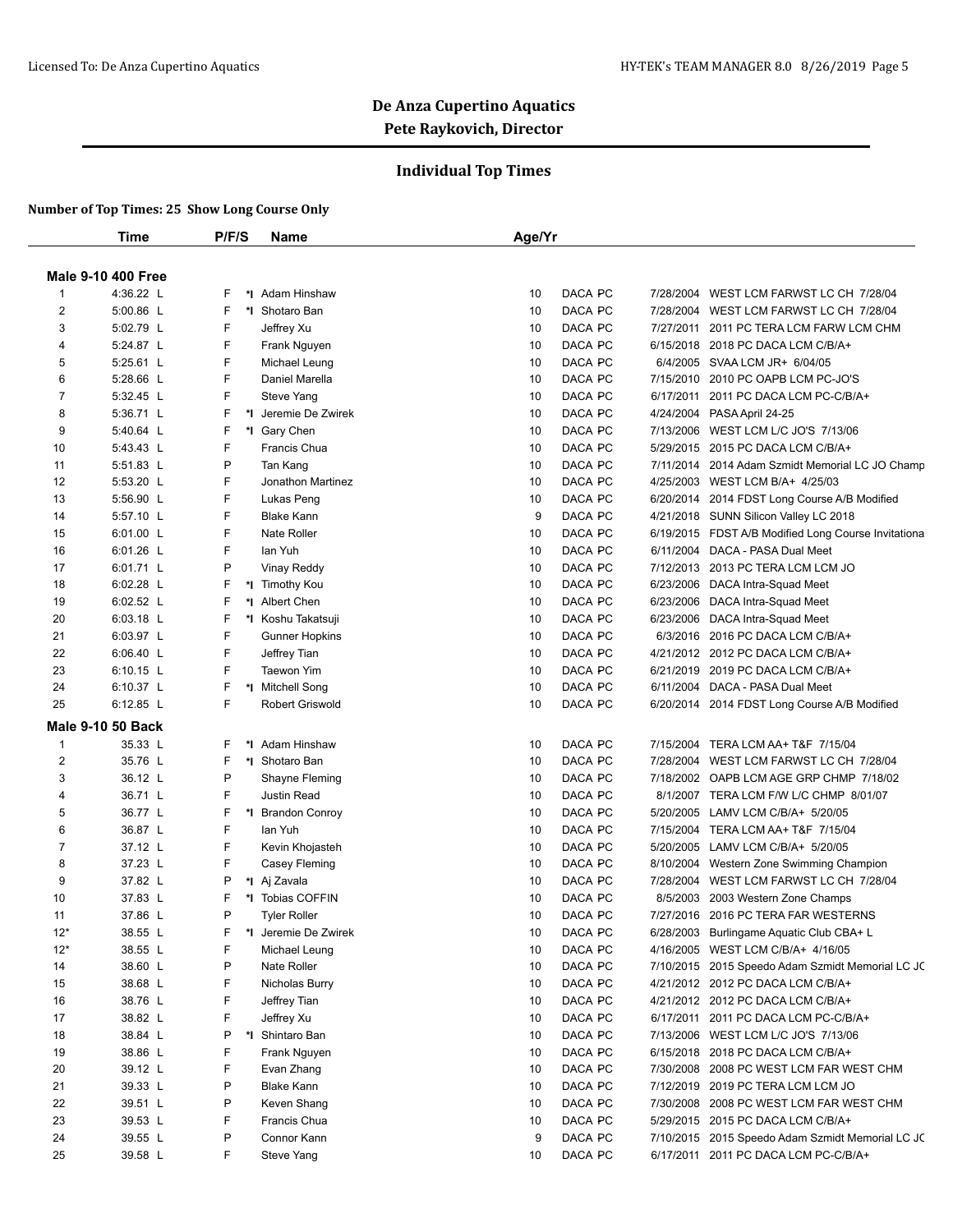# De Anza Cupertino Aquatics

## Pete Raykovich, Director

### Individual Top Times

**Number of Top Times: 25 Show Long Course Only**

**Male 9-10 400 Free**

| | Time | P/F/S | | Name | Age/Yr | | | | |
|---|---|---|---|---|---|---|---|---|---|
| 1 | 4:36.22 L | F | *I | Adam Hinshaw | 10 | DACA | PC | 7/28/2004 | WEST LCM FARWST LC CH 7/28/04 |
| 2 | 5:00.86 L | F | *I | Shotaro Ban | 10 | DACA | PC | 7/28/2004 | WEST LCM FARWST LC CH 7/28/04 |
| 3 | 5:02.79 L | F | | Jeffrey Xu | 10 | DACA | PC | 7/27/2011 | 2011 PC TERA LCM FARW LCM CHM |
| 4 | 5:24.87 L | F | | Frank Nguyen | 10 | DACA | PC | 6/15/2018 | 2018 PC DACA LCM C/B/A+ |
| 5 | 5:25.61 L | F | | Michael Leung | 10 | DACA | PC | 6/4/2005 | SVAA LCM JR+ 6/04/05 |
| 6 | 5:28.66 L | F | | Daniel Marella | 10 | DACA | PC | 7/15/2010 | 2010 PC OAPB LCM PC-JO'S |
| 7 | 5:32.45 L | F | | Steve Yang | 10 | DACA | PC | 6/17/2011 | 2011 PC DACA LCM PC-C/B/A+ |
| 8 | 5:36.71 L | F | *I | Jeremie De Zwirek | 10 | DACA | PC | 4/24/2004 | PASA April 24-25 |
| 9 | 5:40.64 L | F | *I | Gary Chen | 10 | DACA | PC | 7/13/2006 | WEST LCM L/C JO'S 7/13/06 |
| 10 | 5:43.43 L | F | | Francis Chua | 10 | DACA | PC | 5/29/2015 | 2015 PC DACA LCM C/B/A+ |
| 11 | 5:51.83 L | P | | Tan Kang | 10 | DACA | PC | 7/11/2014 | 2014 Adam Szmidt Memorial LC JO Champ |
| 12 | 5:53.20 L | F | | Jonathon Martinez | 10 | DACA | PC | 4/25/2003 | WEST LCM B/A+ 4/25/03 |
| 13 | 5:56.90 L | F | | Lukas Peng | 10 | DACA | PC | 6/20/2014 | 2014 FDST Long Course A/B Modified |
| 14 | 5:57.10 L | F | | Blake Kann | 9 | DACA | PC | 4/21/2018 | SUNN Silicon Valley LC 2018 |
| 15 | 6:01.00 L | F | | Nate Roller | 10 | DACA | PC | 6/19/2015 | FDST A/B Modified Long Course Invitationa |
| 16 | 6:01.26 L | F | | Ian Yuh | 10 | DACA | PC | 6/11/2004 | DACA - PASA Dual Meet |
| 17 | 6:01.71 L | P | | Vinay Reddy | 10 | DACA | PC | 7/12/2013 | 2013 PC TERA LCM LCM JO |
| 18 | 6:02.28 L | F | *I | Timothy Kou | 10 | DACA | PC | 6/23/2006 | DACA Intra-Squad Meet |
| 19 | 6:02.52 L | F | *I | Albert Chen | 10 | DACA | PC | 6/23/2006 | DACA Intra-Squad Meet |
| 20 | 6:03.18 L | F | *I | Koshu Takatsuji | 10 | DACA | PC | 6/23/2006 | DACA Intra-Squad Meet |
| 21 | 6:03.97 L | F | | Gunner Hopkins | 10 | DACA | PC | 6/3/2016 | 2016 PC DACA LCM C/B/A+ |
| 22 | 6:06.40 L | F | | Jeffrey Tian | 10 | DACA | PC | 4/21/2012 | 2012 PC DACA LCM C/B/A+ |
| 23 | 6:10.15 L | F | | Taewon Yim | 10 | DACA | PC | 6/21/2019 | 2019 PC DACA LCM C/B/A+ |
| 24 | 6:10.37 L | F | *I | Mitchell Song | 10 | DACA | PC | 6/11/2004 | DACA - PASA Dual Meet |
| 25 | 6:12.85 L | F | | Robert Griswold | 10 | DACA | PC | 6/20/2014 | 2014 FDST Long Course A/B Modified |

**Male 9-10 50 Back**

| | Time | P/F/S | | Name | Age/Yr | | | | |
|---|---|---|---|---|---|---|---|---|---|
| 1 | 35.33 L | F | *I | Adam Hinshaw | 10 | DACA | PC | 7/15/2004 | TERA LCM AA+ T&F 7/15/04 |
| 2 | 35.76 L | F | *I | Shotaro Ban | 10 | DACA | PC | 7/28/2004 | WEST LCM FARWST LC CH 7/28/04 |
| 3 | 36.12 L | P | | Shayne Fleming | 10 | DACA | PC | 7/18/2002 | OAPB LCM AGE GRP CHMP 7/18/02 |
| 4 | 36.71 L | F | | Justin Read | 10 | DACA | PC | 8/1/2007 | TERA LCM F/W L/C CHMP 8/01/07 |
| 5 | 36.77 L | F | *I | Brandon Conroy | 10 | DACA | PC | 5/20/2005 | LAMV LCM C/B/A+ 5/20/05 |
| 6 | 36.87 L | F | | Ian Yuh | 10 | DACA | PC | 7/15/2004 | TERA LCM AA+ T&F 7/15/04 |
| 7 | 37.12 L | F | | Kevin Khojasteh | 10 | DACA | PC | 5/20/2005 | LAMV LCM C/B/A+ 5/20/05 |
| 8 | 37.23 L | F | | Casey Fleming | 10 | DACA | PC | 8/10/2004 | Western Zone Swimming Champion |
| 9 | 37.82 L | P | *I | Aj Zavala | 10 | DACA | PC | 7/28/2004 | WEST LCM FARWST LC CH 7/28/04 |
| 10 | 37.83 L | F | *I | Tobias COFFIN | 10 | DACA | PC | 8/5/2003 | 2003 Western Zone Champs |
| 11 | 37.86 L | P | | Tyler Roller | 10 | DACA | PC | 7/27/2016 | 2016 PC TERA FAR WESTERNS |
| 12* | 38.55 L | F | *I | Jeremie De Zwirek | 10 | DACA | PC | 6/28/2003 | Burlingame Aquatic Club CBA+ L |
| 12* | 38.55 L | F | | Michael Leung | 10 | DACA | PC | 4/16/2005 | WEST LCM C/B/A+ 4/16/05 |
| 14 | 38.60 L | P | | Nate Roller | 10 | DACA | PC | 7/10/2015 | 2015 Speedo Adam Szmidt Memorial LC JC |
| 15 | 38.68 L | F | | Nicholas Burry | 10 | DACA | PC | 4/21/2012 | 2012 PC DACA LCM C/B/A+ |
| 16 | 38.76 L | F | | Jeffrey Tian | 10 | DACA | PC | 4/21/2012 | 2012 PC DACA LCM C/B/A+ |
| 17 | 38.82 L | F | | Jeffrey Xu | 10 | DACA | PC | 6/17/2011 | 2011 PC DACA LCM PC-C/B/A+ |
| 18 | 38.84 L | P | *I | Shintaro Ban | 10 | DACA | PC | 7/13/2006 | WEST LCM L/C JO'S 7/13/06 |
| 19 | 38.86 L | F | | Frank Nguyen | 10 | DACA | PC | 6/15/2018 | 2018 PC DACA LCM C/B/A+ |
| 20 | 39.12 L | F | | Evan Zhang | 10 | DACA | PC | 7/30/2008 | 2008 PC WEST LCM FAR WEST CHM |
| 21 | 39.33 L | P | | Blake Kann | 10 | DACA | PC | 7/12/2019 | 2019 PC TERA LCM LCM JO |
| 22 | 39.51 L | P | | Keven Shang | 10 | DACA | PC | 7/30/2008 | 2008 PC WEST LCM FAR WEST CHM |
| 23 | 39.53 L | F | | Francis Chua | 10 | DACA | PC | 5/29/2015 | 2015 PC DACA LCM C/B/A+ |
| 24 | 39.55 L | P | | Connor Kann | 9 | DACA | PC | 7/10/2015 | 2015 Speedo Adam Szmidt Memorial LC JC |
| 25 | 39.58 L | F | | Steve Yang | 10 | DACA | PC | 6/17/2011 | 2011 PC DACA LCM PC-C/B/A+ |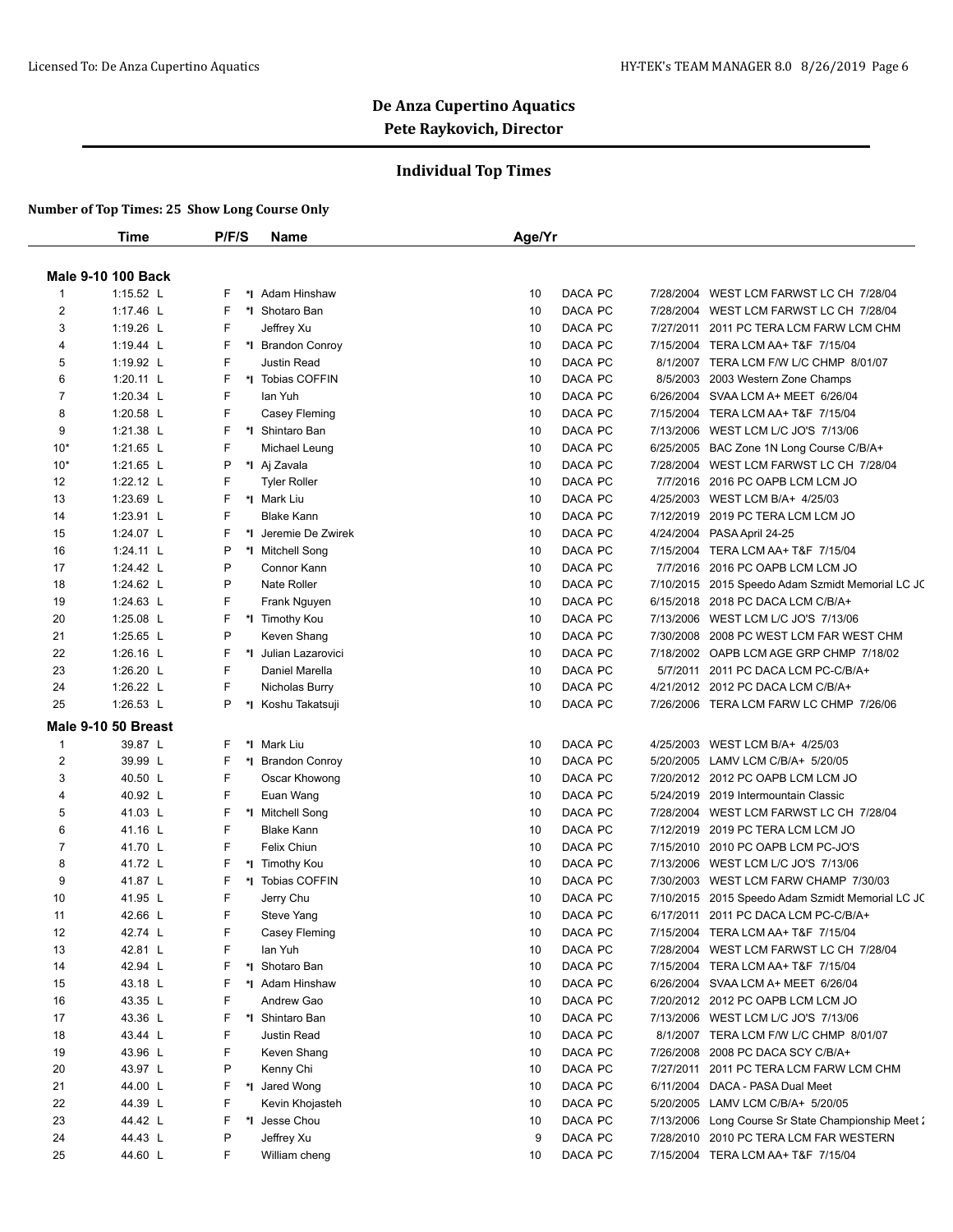# De Anza Cupertino Aquatics

**Pete Raykovich, Director**

## Individual Top Times

**Number of Top Times: 25 Show Long Course Only**

### Male 9-10 100 Back

| | Time | P/F/S | | Name | Age/Yr | | | Date | Meet |
|---|---|---|---|---|---|---|---|---|---|
| 1 | 1:15.52 L | F | *I | Adam Hinshaw | 10 | DACA | PC | 7/28/2004 | WEST LCM FARWST LC CH 7/28/04 |
| 2 | 1:17.46 L | F | *I | Shotaro Ban | 10 | DACA | PC | 7/28/2004 | WEST LCM FARWST LC CH 7/28/04 |
| 3 | 1:19.26 L | F | | Jeffrey Xu | 10 | DACA | PC | 7/27/2011 | 2011 PC TERA LCM FARW LCM CHM |
| 4 | 1:19.44 L | F | *I | Brandon Conroy | 10 | DACA | PC | 7/15/2004 | TERA LCM AA+ T&F 7/15/04 |
| 5 | 1:19.92 L | F | | Justin Read | 10 | DACA | PC | 8/1/2007 | TERA LCM F/W L/C CHMP 8/01/07 |
| 6 | 1:20.11 L | F | *I | Tobias COFFIN | 10 | DACA | PC | 8/5/2003 | 2003 Western Zone Champs |
| 7 | 1:20.34 L | F | | Ian Yuh | 10 | DACA | PC | 6/26/2004 | SVAA LCM A+ MEET 6/26/04 |
| 8 | 1:20.58 L | F | | Casey Fleming | 10 | DACA | PC | 7/15/2004 | TERA LCM AA+ T&F 7/15/04 |
| 9 | 1:21.38 L | F | *I | Shintaro Ban | 10 | DACA | PC | 7/13/2006 | WEST LCM L/C JO'S 7/13/06 |
| 10* | 1:21.65 L | F | | Michael Leung | 10 | DACA | PC | 6/25/2005 | BAC Zone 1N Long Course C/B/A+ |
| 10* | 1:21.65 L | P | *I | Aj Zavala | 10 | DACA | PC | 7/28/2004 | WEST LCM FARWST LC CH 7/28/04 |
| 12 | 1:22.12 L | F | | Tyler Roller | 10 | DACA | PC | 7/7/2016 | 2016 PC OAPB LCM LCM JO |
| 13 | 1:23.69 L | F | *I | Mark Liu | 10 | DACA | PC | 4/25/2003 | WEST LCM B/A+ 4/25/03 |
| 14 | 1:23.91 L | F | | Blake Kann | 10 | DACA | PC | 7/12/2019 | 2019 PC TERA LCM LCM JO |
| 15 | 1:24.07 L | F | *I | Jeremie De Zwirek | 10 | DACA | PC | 4/24/2004 | PASA April 24-25 |
| 16 | 1:24.11 L | P | *I | Mitchell Song | 10 | DACA | PC | 7/15/2004 | TERA LCM AA+ T&F 7/15/04 |
| 17 | 1:24.42 L | P | | Connor Kann | 10 | DACA | PC | 7/7/2016 | 2016 PC OAPB LCM LCM JO |
| 18 | 1:24.62 L | P | | Nate Roller | 10 | DACA | PC | 7/10/2015 | 2015 Speedo Adam Szmidt Memorial LC JC |
| 19 | 1:24.63 L | F | | Frank Nguyen | 10 | DACA | PC | 6/15/2018 | 2018 PC DACA LCM C/B/A+ |
| 20 | 1:25.08 L | F | *I | Timothy Kou | 10 | DACA | PC | 7/13/2006 | WEST LCM L/C JO'S 7/13/06 |
| 21 | 1:25.65 L | P | | Keven Shang | 10 | DACA | PC | 7/30/2008 | 2008 PC WEST LCM FAR WEST CHM |
| 22 | 1:26.16 L | F | *I | Julian Lazarovici | 10 | DACA | PC | 7/18/2002 | OAPB LCM AGE GRP CHMP 7/18/02 |
| 23 | 1:26.20 L | F | | Daniel Marella | 10 | DACA | PC | 5/7/2011 | 2011 PC DACA LCM PC-C/B/A+ |
| 24 | 1:26.22 L | F | | Nicholas Burry | 10 | DACA | PC | 4/21/2012 | 2012 PC DACA LCM C/B/A+ |
| 25 | 1:26.53 L | P | *I | Koshu Takatsuji | 10 | DACA | PC | 7/26/2006 | TERA LCM FARW LC CHMP 7/26/06 |

### Male 9-10 50 Breast

| | Time | P/F/S | | Name | Age/Yr | | | Date | Meet |
|---|---|---|---|---|---|---|---|---|---|
| 1 | 39.87 L | F | *I | Mark Liu | 10 | DACA | PC | 4/25/2003 | WEST LCM B/A+ 4/25/03 |
| 2 | 39.99 L | F | *I | Brandon Conroy | 10 | DACA | PC | 5/20/2005 | LAMV LCM C/B/A+ 5/20/05 |
| 3 | 40.50 L | F | | Oscar Khowong | 10 | DACA | PC | 7/20/2012 | 2012 PC OAPB LCM LCM JO |
| 4 | 40.92 L | F | | Euan Wang | 10 | DACA | PC | 5/24/2019 | 2019 Intermountain Classic |
| 5 | 41.03 L | F | *I | Mitchell Song | 10 | DACA | PC | 7/28/2004 | WEST LCM FARWST LC CH 7/28/04 |
| 6 | 41.16 L | F | | Blake Kann | 10 | DACA | PC | 7/12/2019 | 2019 PC TERA LCM LCM JO |
| 7 | 41.70 L | F | | Felix Chiun | 10 | DACA | PC | 7/15/2010 | 2010 PC OAPB LCM PC-JO'S |
| 8 | 41.72 L | F | *I | Timothy Kou | 10 | DACA | PC | 7/13/2006 | WEST LCM L/C JO'S 7/13/06 |
| 9 | 41.87 L | F | *I | Tobias COFFIN | 10 | DACA | PC | 7/30/2003 | WEST LCM FARW CHAMP 7/30/03 |
| 10 | 41.95 L | F | | Jerry Chu | 10 | DACA | PC | 7/10/2015 | 2015 Speedo Adam Szmidt Memorial LC JC |
| 11 | 42.66 L | F | | Steve Yang | 10 | DACA | PC | 6/17/2011 | 2011 PC DACA LCM PC-C/B/A+ |
| 12 | 42.74 L | F | | Casey Fleming | 10 | DACA | PC | 7/15/2004 | TERA LCM AA+ T&F 7/15/04 |
| 13 | 42.81 L | F | | Ian Yuh | 10 | DACA | PC | 7/28/2004 | WEST LCM FARWST LC CH 7/28/04 |
| 14 | 42.94 L | F | *I | Shotaro Ban | 10 | DACA | PC | 7/15/2004 | TERA LCM AA+ T&F 7/15/04 |
| 15 | 43.18 L | F | *I | Adam Hinshaw | 10 | DACA | PC | 6/26/2004 | SVAA LCM A+ MEET 6/26/04 |
| 16 | 43.35 L | F | | Andrew Gao | 10 | DACA | PC | 7/20/2012 | 2012 PC OAPB LCM LCM JO |
| 17 | 43.36 L | F | *I | Shintaro Ban | 10 | DACA | PC | 7/13/2006 | WEST LCM L/C JO'S 7/13/06 |
| 18 | 43.44 L | F | | Justin Read | 10 | DACA | PC | 8/1/2007 | TERA LCM F/W L/C CHMP 8/01/07 |
| 19 | 43.96 L | F | | Keven Shang | 10 | DACA | PC | 7/26/2008 | 2008 PC DACA SCY C/B/A+ |
| 20 | 43.97 L | P | | Kenny Chi | 10 | DACA | PC | 7/27/2011 | 2011 PC TERA LCM FARW LCM CHM |
| 21 | 44.00 L | F | *I | Jared Wong | 10 | DACA | PC | 6/11/2004 | DACA - PASA Dual Meet |
| 22 | 44.39 L | F | | Kevin Khojasteh | 10 | DACA | PC | 5/20/2005 | LAMV LCM C/B/A+ 5/20/05 |
| 23 | 44.42 L | F | *I | Jesse Chou | 10 | DACA | PC | 7/13/2006 | Long Course Sr State Championship Meet 2 |
| 24 | 44.43 L | P | | Jeffrey Xu | 9 | DACA | PC | 7/28/2010 | 2010 PC TERA LCM FAR WESTERN |
| 25 | 44.60 L | F | | William cheng | 10 | DACA | PC | 7/15/2004 | TERA LCM AA+ T&F 7/15/04 |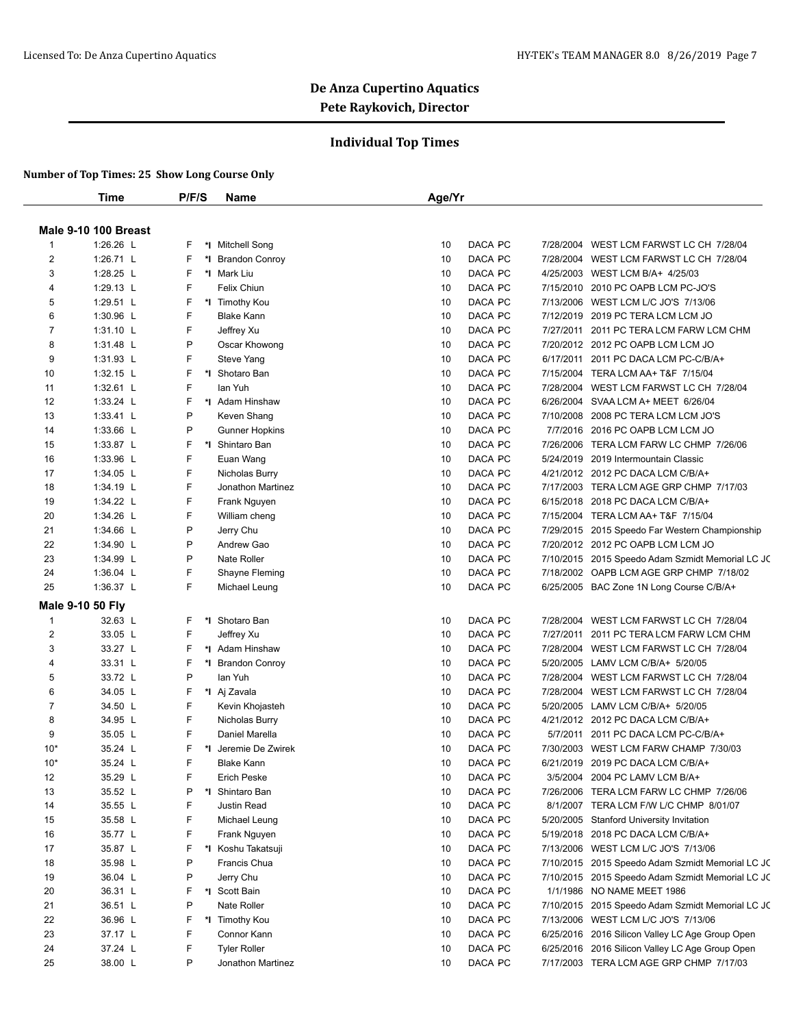## De Anza Cupertino Aquatics

### Pete Raykovich, Director

### Individual Top Times

**Number of Top Times: 25 Show Long Course Only**

**Male 9-10 100 Breast**

| | Time | P/F/S | | Name | Age/Yr | | | | |
|---|---|---|---|---|---|---|---|---|---|
| 1 | 1:26.26 L | F | *I | Mitchell Song | 10 | DACA | PC | 7/28/2004 | WEST LCM FARWST LC CH 7/28/04 |
| 2 | 1:26.71 L | F | *I | Brandon Conroy | 10 | DACA | PC | 7/28/2004 | WEST LCM FARWST LC CH 7/28/04 |
| 3 | 1:28.25 L | F | *I | Mark Liu | 10 | DACA | PC | 4/25/2003 | WEST LCM B/A+ 4/25/03 |
| 4 | 1:29.13 L | F | | Felix Chiun | 10 | DACA | PC | 7/15/2010 | 2010 PC OAPB LCM PC-JO'S |
| 5 | 1:29.51 L | F | *I | Timothy Kou | 10 | DACA | PC | 7/13/2006 | WEST LCM L/C JO'S 7/13/06 |
| 6 | 1:30.96 L | F | | Blake Kann | 10 | DACA | PC | 7/12/2019 | 2019 PC TERA LCM LCM JO |
| 7 | 1:31.10 L | F | | Jeffrey Xu | 10 | DACA | PC | 7/27/2011 | 2011 PC TERA LCM FARW LCM CHM |
| 8 | 1:31.48 L | P | | Oscar Khowong | 10 | DACA | PC | 7/20/2012 | 2012 PC OAPB LCM LCM JO |
| 9 | 1:31.93 L | F | | Steve Yang | 10 | DACA | PC | 6/17/2011 | 2011 PC DACA LCM PC-C/B/A+ |
| 10 | 1:32.15 L | F | *I | Shotaro Ban | 10 | DACA | PC | 7/15/2004 | TERA LCM AA+ T&F 7/15/04 |
| 11 | 1:32.61 L | F | | Ian Yuh | 10 | DACA | PC | 7/28/2004 | WEST LCM FARWST LC CH 7/28/04 |
| 12 | 1:33.24 L | F | *I | Adam Hinshaw | 10 | DACA | PC | 6/26/2004 | SVAA LCM A+ MEET 6/26/04 |
| 13 | 1:33.41 L | P | | Keven Shang | 10 | DACA | PC | 7/10/2008 | 2008 PC TERA LCM LCM JO'S |
| 14 | 1:33.66 L | P | | Gunner Hopkins | 10 | DACA | PC | 7/7/2016 | 2016 PC OAPB LCM LCM JO |
| 15 | 1:33.87 L | F | *I | Shintaro Ban | 10 | DACA | PC | 7/26/2006 | TERA LCM FARW LC CHMP 7/26/06 |
| 16 | 1:33.96 L | F | | Euan Wang | 10 | DACA | PC | 5/24/2019 | 2019 Intermountain Classic |
| 17 | 1:34.05 L | F | | Nicholas Burry | 10 | DACA | PC | 4/21/2012 | 2012 PC DACA LCM C/B/A+ |
| 18 | 1:34.19 L | F | | Jonathon Martinez | 10 | DACA | PC | 7/17/2003 | TERA LCM AGE GRP CHMP 7/17/03 |
| 19 | 1:34.22 L | F | | Frank Nguyen | 10 | DACA | PC | 6/15/2018 | 2018 PC DACA LCM C/B/A+ |
| 20 | 1:34.26 L | F | | William cheng | 10 | DACA | PC | 7/15/2004 | TERA LCM AA+ T&F 7/15/04 |
| 21 | 1:34.66 L | P | | Jerry Chu | 10 | DACA | PC | 7/29/2015 | 2015 Speedo Far Western Championship |
| 22 | 1:34.90 L | P | | Andrew Gao | 10 | DACA | PC | 7/20/2012 | 2012 PC OAPB LCM LCM JO |
| 23 | 1:34.99 L | P | | Nate Roller | 10 | DACA | PC | 7/10/2015 | 2015 Speedo Adam Szmidt Memorial LC JC |
| 24 | 1:36.04 L | F | | Shayne Fleming | 10 | DACA | PC | 7/18/2002 | OAPB LCM AGE GRP CHMP 7/18/02 |
| 25 | 1:36.37 L | F | | Michael Leung | 10 | DACA | PC | 6/25/2005 | BAC Zone 1N Long Course C/B/A+ |

**Male 9-10 50 Fly**

| | Time | P/F/S | | Name | Age/Yr | | | | |
|---|---|---|---|---|---|---|---|---|---|
| 1 | 32.63 L | F | *I | Shotaro Ban | 10 | DACA | PC | 7/28/2004 | WEST LCM FARWST LC CH 7/28/04 |
| 2 | 33.05 L | F | | Jeffrey Xu | 10 | DACA | PC | 7/27/2011 | 2011 PC TERA LCM FARW LCM CHM |
| 3 | 33.27 L | F | *I | Adam Hinshaw | 10 | DACA | PC | 7/28/2004 | WEST LCM FARWST LC CH 7/28/04 |
| 4 | 33.31 L | F | *I | Brandon Conroy | 10 | DACA | PC | 5/20/2005 | LAMV LCM C/B/A+ 5/20/05 |
| 5 | 33.72 L | P | | Ian Yuh | 10 | DACA | PC | 7/28/2004 | WEST LCM FARWST LC CH 7/28/04 |
| 6 | 34.05 L | F | *I | Aj Zavala | 10 | DACA | PC | 7/28/2004 | WEST LCM FARWST LC CH 7/28/04 |
| 7 | 34.50 L | F | | Kevin Khojasteh | 10 | DACA | PC | 5/20/2005 | LAMV LCM C/B/A+ 5/20/05 |
| 8 | 34.95 L | F | | Nicholas Burry | 10 | DACA | PC | 4/21/2012 | 2012 PC DACA LCM C/B/A+ |
| 9 | 35.05 L | F | | Daniel Marella | 10 | DACA | PC | 5/7/2011 | 2011 PC DACA LCM PC-C/B/A+ |
| 10* | 35.24 L | F | *I | Jeremie De Zwirek | 10 | DACA | PC | 7/30/2003 | WEST LCM FARW CHAMP 7/30/03 |
| 10* | 35.24 L | F | | Blake Kann | 10 | DACA | PC | 6/21/2019 | 2019 PC DACA LCM C/B/A+ |
| 12 | 35.29 L | F | | Erich Peske | 10 | DACA | PC | 3/5/2004 | 2004 PC LAMV LCM B/A+ |
| 13 | 35.52 L | P | *I | Shintaro Ban | 10 | DACA | PC | 7/26/2006 | TERA LCM FARW LC CHMP 7/26/06 |
| 14 | 35.55 L | F | | Justin Read | 10 | DACA | PC | 8/1/2007 | TERA LCM F/W L/C CHMP 8/01/07 |
| 15 | 35.58 L | F | | Michael Leung | 10 | DACA | PC | 5/20/2005 | Stanford University Invitation |
| 16 | 35.77 L | F | | Frank Nguyen | 10 | DACA | PC | 5/19/2018 | 2018 PC DACA LCM C/B/A+ |
| 17 | 35.87 L | F | *I | Koshu Takatsuji | 10 | DACA | PC | 7/13/2006 | WEST LCM L/C JO'S 7/13/06 |
| 18 | 35.98 L | P | | Francis Chua | 10 | DACA | PC | 7/10/2015 | 2015 Speedo Adam Szmidt Memorial LC JC |
| 19 | 36.04 L | P | | Jerry Chu | 10 | DACA | PC | 7/10/2015 | 2015 Speedo Adam Szmidt Memorial LC JC |
| 20 | 36.31 L | F | *I | Scott Bain | 10 | DACA | PC | 1/1/1986 | NO NAME MEET 1986 |
| 21 | 36.51 L | P | | Nate Roller | 10 | DACA | PC | 7/10/2015 | 2015 Speedo Adam Szmidt Memorial LC JC |
| 22 | 36.96 L | F | *I | Timothy Kou | 10 | DACA | PC | 7/13/2006 | WEST LCM L/C JO'S 7/13/06 |
| 23 | 37.17 L | F | | Connor Kann | 10 | DACA | PC | 6/25/2016 | 2016 Silicon Valley LC Age Group Open |
| 24 | 37.24 L | F | | Tyler Roller | 10 | DACA | PC | 6/25/2016 | 2016 Silicon Valley LC Age Group Open |
| 25 | 38.00 L | P | | Jonathon Martinez | 10 | DACA | PC | 7/17/2003 | TERA LCM AGE GRP CHMP 7/17/03 |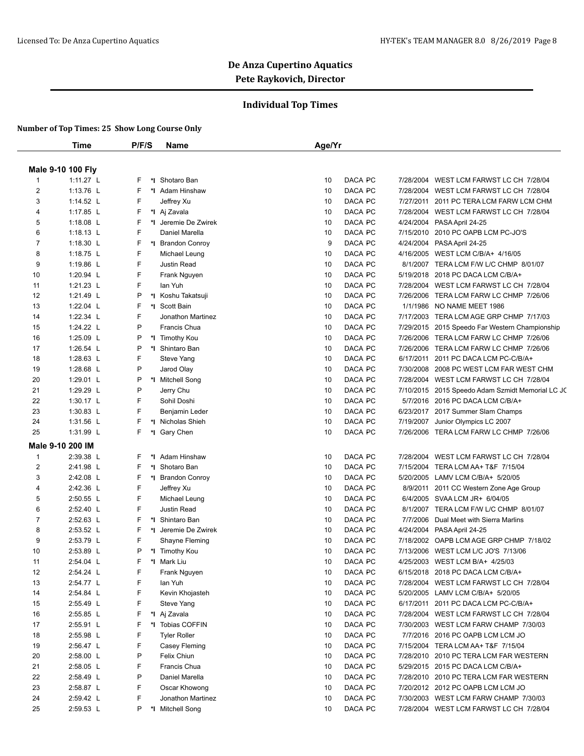## De Anza Cupertino Aquatics

**Pete Raykovich, Director**

### Individual Top Times

**Number of Top Times: 25 Show Long Course Only**

| | Time | P/F/S | | Name | Age/Yr | | | | |
|---|---|---|---|---|---|---|---|---|---|
| **Male 9-10 100 Fly** | | | | | | | | | |
| 1 | 1:11.27 L | F | *I | Shotaro Ban | 10 | DACA | PC | 7/28/2004 | WEST LCM FARWST LC CH 7/28/04 |
| 2 | 1:13.76 L | F | *I | Adam Hinshaw | 10 | DACA | PC | 7/28/2004 | WEST LCM FARWST LC CH 7/28/04 |
| 3 | 1:14.52 L | F | | Jeffrey Xu | 10 | DACA | PC | 7/27/2011 | 2011 PC TERA LCM FARW LCM CHM |
| 4 | 1:17.85 L | F | *I | Aj Zavala | 10 | DACA | PC | 7/28/2004 | WEST LCM FARWST LC CH 7/28/04 |
| 5 | 1:18.08 L | F | *I | Jeremie De Zwirek | 10 | DACA | PC | 4/24/2004 | PASA April 24-25 |
| 6 | 1:18.13 L | F | | Daniel Marella | 10 | DACA | PC | 7/15/2010 | 2010 PC OAPB LCM PC-JO'S |
| 7 | 1:18.30 L | F | *I | Brandon Conroy | 9 | DACA | PC | 4/24/2004 | PASA April 24-25 |
| 8 | 1:18.75 L | F | | Michael Leung | 10 | DACA | PC | 4/16/2005 | WEST LCM C/B/A+ 4/16/05 |
| 9 | 1:19.86 L | F | | Justin Read | 10 | DACA | PC | 8/1/2007 | TERA LCM F/W L/C CHMP 8/01/07 |
| 10 | 1:20.94 L | F | | Frank Nguyen | 10 | DACA | PC | 5/19/2018 | 2018 PC DACA LCM C/B/A+ |
| 11 | 1:21.23 L | F | | Ian Yuh | 10 | DACA | PC | 7/28/2004 | WEST LCM FARWST LC CH 7/28/04 |
| 12 | 1:21.49 L | P | *I | Koshu Takatsuji | 10 | DACA | PC | 7/26/2006 | TERA LCM FARW LC CHMP 7/26/06 |
| 13 | 1:22.04 L | F | *I | Scott Bain | 10 | DACA | PC | 1/1/1986 | NO NAME MEET 1986 |
| 14 | 1:22.34 L | F | | Jonathon Martinez | 10 | DACA | PC | 7/17/2003 | TERA LCM AGE GRP CHMP 7/17/03 |
| 15 | 1:24.22 L | P | | Francis Chua | 10 | DACA | PC | 7/29/2015 | 2015 Speedo Far Western Championship |
| 16 | 1:25.09 L | P | *I | Timothy Kou | 10 | DACA | PC | 7/26/2006 | TERA LCM FARW LC CHMP 7/26/06 |
| 17 | 1:26.54 L | P | *I | Shintaro Ban | 10 | DACA | PC | 7/26/2006 | TERA LCM FARW LC CHMP 7/26/06 |
| 18 | 1:28.63 L | F | | Steve Yang | 10 | DACA | PC | 6/17/2011 | 2011 PC DACA LCM PC-C/B/A+ |
| 19 | 1:28.68 L | P | | Jarod Olay | 10 | DACA | PC | 7/30/2008 | 2008 PC WEST LCM FAR WEST CHM |
| 20 | 1:29.01 L | P | *I | Mitchell Song | 10 | DACA | PC | 7/28/2004 | WEST LCM FARWST LC CH 7/28/04 |
| 21 | 1:29.29 L | P | | Jerry Chu | 10 | DACA | PC | 7/10/2015 | 2015 Speedo Adam Szmidt Memorial LC JC |
| 22 | 1:30.17 L | F | | Sohil Doshi | 10 | DACA | PC | 5/7/2016 | 2016 PC DACA LCM C/B/A+ |
| 23 | 1:30.83 L | F | | Benjamin Leder | 10 | DACA | PC | 6/23/2017 | 2017 Summer Slam Champs |
| 24 | 1:31.56 L | F | *I | Nicholas Shieh | 10 | DACA | PC | 7/19/2007 | Junior Olympics LC 2007 |
| 25 | 1:31.99 L | F | *I | Gary Chen | 10 | DACA | PC | 7/26/2006 | TERA LCM FARW LC CHMP 7/26/06 |
| **Male 9-10 200 IM** | | | | | | | | | |
| 1 | 2:39.38 L | F | *I | Adam Hinshaw | 10 | DACA | PC | 7/28/2004 | WEST LCM FARWST LC CH 7/28/04 |
| 2 | 2:41.98 L | F | *I | Shotaro Ban | 10 | DACA | PC | 7/15/2004 | TERA LCM AA+ T&F 7/15/04 |
| 3 | 2:42.08 L | F | *I | Brandon Conroy | 10 | DACA | PC | 5/20/2005 | LAMV LCM C/B/A+ 5/20/05 |
| 4 | 2:42.36 L | F | | Jeffrey Xu | 10 | DACA | PC | 8/9/2011 | 2011 CC Western Zone Age Group |
| 5 | 2:50.55 L | F | | Michael Leung | 10 | DACA | PC | 6/4/2005 | SVAA LCM JR+ 6/04/05 |
| 6 | 2:52.40 L | F | | Justin Read | 10 | DACA | PC | 8/1/2007 | TERA LCM F/W L/C CHMP 8/01/07 |
| 7 | 2:52.63 L | F | *I | Shintaro Ban | 10 | DACA | PC | 7/7/2006 | Dual Meet with Sierra Marlins |
| 8 | 2:53.52 L | F | *I | Jeremie De Zwirek | 10 | DACA | PC | 4/24/2004 | PASA April 24-25 |
| 9 | 2:53.79 L | F | | Shayne Fleming | 10 | DACA | PC | 7/18/2002 | OAPB LCM AGE GRP CHMP 7/18/02 |
| 10 | 2:53.89 L | P | *I | Timothy Kou | 10 | DACA | PC | 7/13/2006 | WEST LCM L/C JO'S 7/13/06 |
| 11 | 2:54.04 L | F | *I | Mark Liu | 10 | DACA | PC | 4/25/2003 | WEST LCM B/A+ 4/25/03 |
| 12 | 2:54.24 L | F | | Frank Nguyen | 10 | DACA | PC | 6/15/2018 | 2018 PC DACA LCM C/B/A+ |
| 13 | 2:54.77 L | F | | Ian Yuh | 10 | DACA | PC | 7/28/2004 | WEST LCM FARWST LC CH 7/28/04 |
| 14 | 2:54.84 L | F | | Kevin Khojasteh | 10 | DACA | PC | 5/20/2005 | LAMV LCM C/B/A+ 5/20/05 |
| 15 | 2:55.49 L | F | | Steve Yang | 10 | DACA | PC | 6/17/2011 | 2011 PC DACA LCM PC-C/B/A+ |
| 16 | 2:55.85 L | F | *I | Aj Zavala | 10 | DACA | PC | 7/28/2004 | WEST LCM FARWST LC CH 7/28/04 |
| 17 | 2:55.91 L | F | *I | Tobias COFFIN | 10 | DACA | PC | 7/30/2003 | WEST LCM FARW CHAMP 7/30/03 |
| 18 | 2:55.98 L | F | | Tyler Roller | 10 | DACA | PC | 7/7/2016 | 2016 PC OAPB LCM LCM JO |
| 19 | 2:56.47 L | F | | Casey Fleming | 10 | DACA | PC | 7/15/2004 | TERA LCM AA+ T&F 7/15/04 |
| 20 | 2:58.00 L | P | | Felix Chiun | 10 | DACA | PC | 7/28/2010 | 2010 PC TERA LCM FAR WESTERN |
| 21 | 2:58.05 L | F | | Francis Chua | 10 | DACA | PC | 5/29/2015 | 2015 PC DACA LCM C/B/A+ |
| 22 | 2:58.49 L | P | | Daniel Marella | 10 | DACA | PC | 7/28/2010 | 2010 PC TERA LCM FAR WESTERN |
| 23 | 2:58.87 L | F | | Oscar Khowong | 10 | DACA | PC | 7/20/2012 | 2012 PC OAPB LCM LCM JO |
| 24 | 2:59.42 L | F | | Jonathon Martinez | 10 | DACA | PC | 7/30/2003 | WEST LCM FARW CHAMP 7/30/03 |
| 25 | 2:59.53 L | P | *I | Mitchell Song | 10 | DACA | PC | 7/28/2004 | WEST LCM FARWST LC CH 7/28/04 |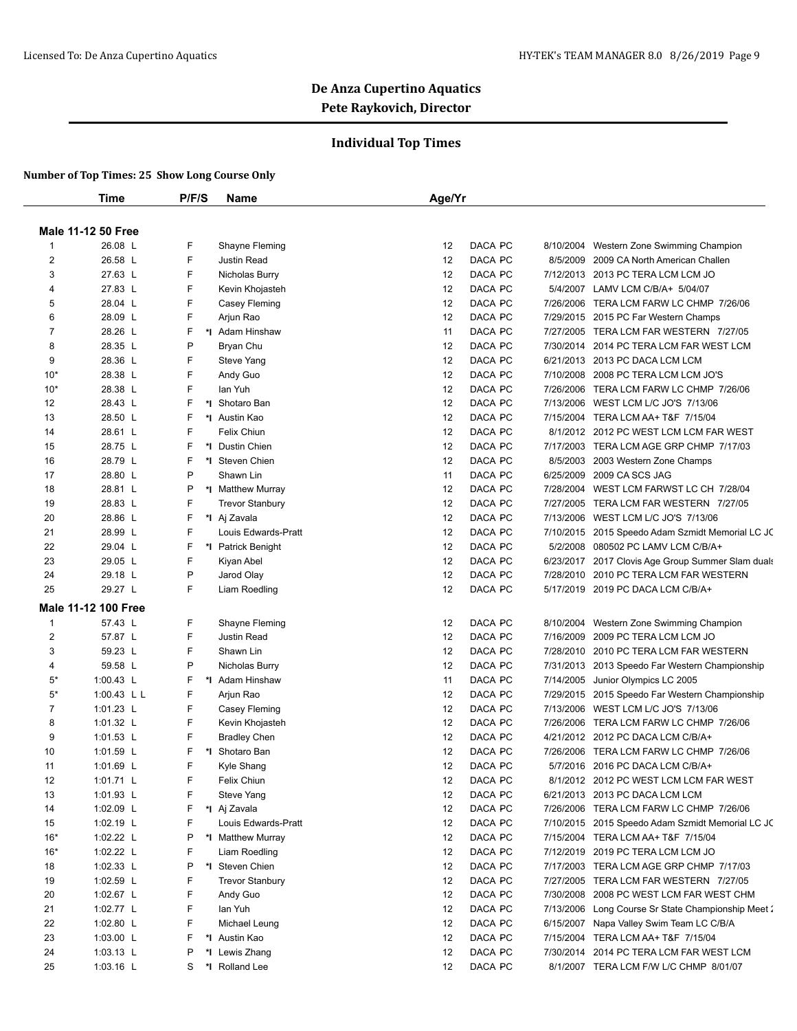# De Anza Cupertino Aquatics

## Pete Raykovich, Director

### Individual Top Times

**Number of Top Times: 25 Show Long Course Only**

**Male 11-12 50 Free**

| | Time | P/F/S | | Name | Age/Yr | | | Date | Meet |
|---|---|---|---|---|---|---|---|---|---|
| 1 | 26.08 L | F | | Shayne Fleming | 12 | DACA | PC | 8/10/2004 | Western Zone Swimming Champion |
| 2 | 26.58 L | F | | Justin Read | 12 | DACA | PC | 8/5/2009 | 2009 CA North American Challen |
| 3 | 27.63 L | F | | Nicholas Burry | 12 | DACA | PC | 7/12/2013 | 2013 PC TERA LCM LCM JO |
| 4 | 27.83 L | F | | Kevin Khojasteh | 12 | DACA | PC | 5/4/2007 | LAMV LCM C/B/A+ 5/04/07 |
| 5 | 28.04 L | F | | Casey Fleming | 12 | DACA | PC | 7/26/2006 | TERA LCM FARW LC CHMP 7/26/06 |
| 6 | 28.09 L | F | | Arjun Rao | 12 | DACA | PC | 7/29/2015 | 2015 PC Far Western Champs |
| 7 | 28.26 L | F | *I | Adam Hinshaw | 11 | DACA | PC | 7/27/2005 | TERA LCM FAR WESTERN 7/27/05 |
| 8 | 28.35 L | P | | Bryan Chu | 12 | DACA | PC | 7/30/2014 | 2014 PC TERA LCM FAR WEST LCM |
| 9 | 28.36 L | F | | Steve Yang | 12 | DACA | PC | 6/21/2013 | 2013 PC DACA LCM LCM |
| 10* | 28.38 L | F | | Andy Guo | 12 | DACA | PC | 7/10/2008 | 2008 PC TERA LCM LCM JO'S |
| 10* | 28.38 L | F | | Ian Yuh | 12 | DACA | PC | 7/26/2006 | TERA LCM FARW LC CHMP 7/26/06 |
| 12 | 28.43 L | F | *I | Shotaro Ban | 12 | DACA | PC | 7/13/2006 | WEST LCM L/C JO'S 7/13/06 |
| 13 | 28.50 L | F | *I | Austin Kao | 12 | DACA | PC | 7/15/2004 | TERA LCM AA+ T&F 7/15/04 |
| 14 | 28.61 L | F | | Felix Chiun | 12 | DACA | PC | 8/1/2012 | 2012 PC WEST LCM LCM FAR WEST |
| 15 | 28.75 L | F | *I | Dustin Chien | 12 | DACA | PC | 7/17/2003 | TERA LCM AGE GRP CHMP 7/17/03 |
| 16 | 28.79 L | F | *I | Steven Chien | 12 | DACA | PC | 8/5/2003 | 2003 Western Zone Champs |
| 17 | 28.80 L | P | | Shawn Lin | 11 | DACA | PC | 6/25/2009 | 2009 CA SCS JAG |
| 18 | 28.81 L | P | *I | Matthew Murray | 12 | DACA | PC | 7/28/2004 | WEST LCM FARWST LC CH 7/28/04 |
| 19 | 28.83 L | F | | Trevor Stanbury | 12 | DACA | PC | 7/27/2005 | TERA LCM FAR WESTERN 7/27/05 |
| 20 | 28.86 L | F | *I | Aj Zavala | 12 | DACA | PC | 7/13/2006 | WEST LCM L/C JO'S 7/13/06 |
| 21 | 28.99 L | F | | Louis Edwards-Pratt | 12 | DACA | PC | 7/10/2015 | 2015 Speedo Adam Szmidt Memorial LC JO |
| 22 | 29.04 L | F | *I | Patrick Benight | 12 | DACA | PC | 5/2/2008 | 080502 PC LAMV LCM C/B/A+ |
| 23 | 29.05 L | F | | Kiyan Abel | 12 | DACA | PC | 6/23/2017 | 2017 Clovis Age Group Summer Slam duals |
| 24 | 29.18 L | P | | Jarod Olay | 12 | DACA | PC | 7/28/2010 | 2010 PC TERA LCM FAR WESTERN |
| 25 | 29.27 L | F | | Liam Roedling | 12 | DACA | PC | 5/17/2019 | 2019 PC DACA LCM C/B/A+ |

**Male 11-12 100 Free**

| | Time | P/F/S | | Name | Age/Yr | | | Date | Meet |
|---|---|---|---|---|---|---|---|---|---|
| 1 | 57.43 L | F | | Shayne Fleming | 12 | DACA | PC | 8/10/2004 | Western Zone Swimming Champion |
| 2 | 57.87 L | F | | Justin Read | 12 | DACA | PC | 7/16/2009 | 2009 PC TERA LCM LCM JO |
| 3 | 59.23 L | F | | Shawn Lin | 12 | DACA | PC | 7/28/2010 | 2010 PC TERA LCM FAR WESTERN |
| 4 | 59.58 L | P | | Nicholas Burry | 12 | DACA | PC | 7/31/2013 | 2013 Speedo Far Western Championship |
| 5* | 1:00.43 L | F | *I | Adam Hinshaw | 11 | DACA | PC | 7/14/2005 | Junior Olympics LC 2005 |
| 5* | 1:00.43 L L | F | | Arjun Rao | 12 | DACA | PC | 7/29/2015 | 2015 Speedo Far Western Championship |
| 7 | 1:01.23 L | F | | Casey Fleming | 12 | DACA | PC | 7/13/2006 | WEST LCM L/C JO'S 7/13/06 |
| 8 | 1:01.32 L | F | | Kevin Khojasteh | 12 | DACA | PC | 7/26/2006 | TERA LCM FARW LC CHMP 7/26/06 |
| 9 | 1:01.53 L | F | | Bradley Chen | 12 | DACA | PC | 4/21/2012 | 2012 PC DACA LCM C/B/A+ |
| 10 | 1:01.59 L | F | *I | Shotaro Ban | 12 | DACA | PC | 7/26/2006 | TERA LCM FARW LC CHMP 7/26/06 |
| 11 | 1:01.69 L | F | | Kyle Shang | 12 | DACA | PC | 5/7/2016 | 2016 PC DACA LCM C/B/A+ |
| 12 | 1:01.71 L | F | | Felix Chiun | 12 | DACA | PC | 8/1/2012 | 2012 PC WEST LCM LCM FAR WEST |
| 13 | 1:01.93 L | F | | Steve Yang | 12 | DACA | PC | 6/21/2013 | 2013 PC DACA LCM LCM |
| 14 | 1:02.09 L | F | *I | Aj Zavala | 12 | DACA | PC | 7/26/2006 | TERA LCM FARW LC CHMP 7/26/06 |
| 15 | 1:02.19 L | F | | Louis Edwards-Pratt | 12 | DACA | PC | 7/10/2015 | 2015 Speedo Adam Szmidt Memorial LC JO |
| 16* | 1:02.22 L | P | *I | Matthew Murray | 12 | DACA | PC | 7/15/2004 | TERA LCM AA+ T&F 7/15/04 |
| 16* | 1:02.22 L | F | | Liam Roedling | 12 | DACA | PC | 7/12/2019 | 2019 PC TERA LCM JO |
| 18 | 1:02.33 L | P | *I | Steven Chien | 12 | DACA | PC | 7/17/2003 | TERA LCM AGE GRP CHMP 7/17/03 |
| 19 | 1:02.59 L | F | | Trevor Stanbury | 12 | DACA | PC | 7/27/2005 | TERA LCM FAR WESTERN 7/27/05 |
| 20 | 1:02.67 L | F | | Andy Guo | 12 | DACA | PC | 7/30/2008 | 2008 PC WEST LCM FAR WEST CHM |
| 21 | 1:02.77 L | F | | Ian Yuh | 12 | DACA | PC | 7/13/2006 | Long Course Sr State Championship Meet 2 |
| 22 | 1:02.80 L | F | | Michael Leung | 12 | DACA | PC | 6/15/2007 | Napa Valley Swim Team LC C/B/A |
| 23 | 1:03.00 L | F | *I | Austin Kao | 12 | DACA | PC | 7/15/2004 | TERA LCM AA+ T&F 7/15/04 |
| 24 | 1:03.13 L | P | *I | Lewis Zhang | 12 | DACA | PC | 7/30/2014 | 2014 PC TERA LCM FAR WEST LCM |
| 25 | 1:03.16 L | S | *I | Rolland Lee | 12 | DACA | PC | 8/1/2007 | TERA LCM F/W L/C CHMP 8/01/07 |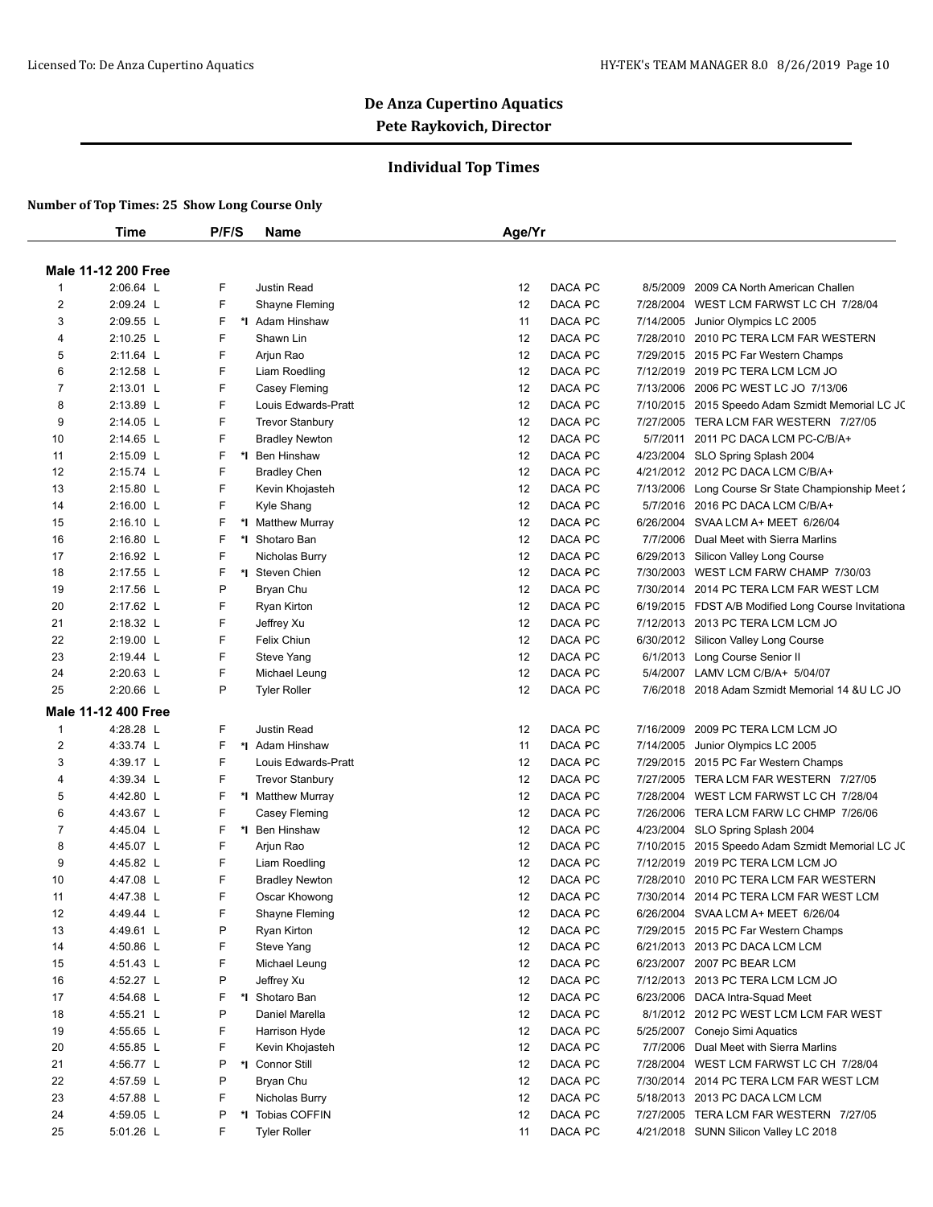# De Anza Cupertino Aquatics

## Pete Raykovich, Director

### Individual Top Times

**Number of Top Times: 25 Show Long Course Only**

| | Time | P/F/S | | Name | Age/Yr | | | |
|---|---|---|---|---|---|---|---|---|
| **Male 11-12 200 Free** | | | | | | | | |
| 1 | 2:06.64 L | F | | Justin Read | 12 | DACA PC | 8/5/2009 | 2009 CA North American Challen |
| 2 | 2:09.24 L | F | | Shayne Fleming | 12 | DACA PC | 7/28/2004 | WEST LCM FARWST LC CH 7/28/04 |
| 3 | 2:09.55 L | F | *I | Adam Hinshaw | 11 | DACA PC | 7/14/2005 | Junior Olympics LC 2005 |
| 4 | 2:10.25 L | F | | Shawn Lin | 12 | DACA PC | 7/28/2010 | 2010 PC TERA LCM FAR WESTERN |
| 5 | 2:11.64 L | F | | Arjun Rao | 12 | DACA PC | 7/29/2015 | 2015 PC Far Western Champs |
| 6 | 2:12.58 L | F | | Liam Roedling | 12 | DACA PC | 7/12/2019 | 2019 PC TERA LCM LCM JO |
| 7 | 2:13.01 L | F | | Casey Fleming | 12 | DACA PC | 7/13/2006 | 2006 PC WEST LC JO 7/13/06 |
| 8 | 2:13.89 L | F | | Louis Edwards-Pratt | 12 | DACA PC | 7/10/2015 | 2015 Speedo Adam Szmidt Memorial LC JC |
| 9 | 2:14.05 L | F | | Trevor Stanbury | 12 | DACA PC | 7/27/2005 | TERA LCM FAR WESTERN 7/27/05 |
| 10 | 2:14.65 L | F | | Bradley Newton | 12 | DACA PC | 5/7/2011 | 2011 PC DACA LCM PC-C/B/A+ |
| 11 | 2:15.09 L | F | *I | Ben Hinshaw | 12 | DACA PC | 4/23/2004 | SLO Spring Splash 2004 |
| 12 | 2:15.74 L | F | | Bradley Chen | 12 | DACA PC | 4/21/2012 | 2012 PC DACA LCM C/B/A+ |
| 13 | 2:15.80 L | F | | Kevin Khojasteh | 12 | DACA PC | 7/13/2006 | Long Course Sr State Championship Meet 2 |
| 14 | 2:16.00 L | F | | Kyle Shang | 12 | DACA PC | 5/7/2016 | 2016 PC DACA LCM C/B/A+ |
| 15 | 2:16.10 L | F | *I | Matthew Murray | 12 | DACA PC | 6/26/2004 | SVAA LCM A+ MEET 6/26/04 |
| 16 | 2:16.80 L | F | *I | Shotaro Ban | 12 | DACA PC | 7/7/2006 | Dual Meet with Sierra Marlins |
| 17 | 2:16.92 L | F | | Nicholas Burry | 12 | DACA PC | 6/29/2013 | Silicon Valley Long Course |
| 18 | 2:17.55 L | F | *I | Steven Chien | 12 | DACA PC | 7/30/2003 | WEST LCM FARW CHAMP 7/30/03 |
| 19 | 2:17.56 L | P | | Bryan Chu | 12 | DACA PC | 7/30/2014 | 2014 PC TERA LCM FAR WEST LCM |
| 20 | 2:17.62 L | F | | Ryan Kirton | 12 | DACA PC | 6/19/2015 | FDST A/B Modified Long Course Invitationa |
| 21 | 2:18.32 L | F | | Jeffrey Xu | 12 | DACA PC | 7/12/2013 | 2013 PC TERA LCM LCM JO |
| 22 | 2:19.00 L | F | | Felix Chiun | 12 | DACA PC | 6/30/2012 | Silicon Valley Long Course |
| 23 | 2:19.44 L | F | | Steve Yang | 12 | DACA PC | 6/1/2013 | Long Course Senior II |
| 24 | 2:20.63 L | F | | Michael Leung | 12 | DACA PC | 5/4/2007 | LAMV LCM C/B/A+ 5/04/07 |
| 25 | 2:20.66 L | P | | Tyler Roller | 12 | DACA PC | 7/6/2018 | 2018 Adam Szmidt Memorial 14 &U LC JO |
| **Male 11-12 400 Free** | | | | | | | | |
| 1 | 4:28.28 L | F | | Justin Read | 12 | DACA PC | 7/16/2009 | 2009 PC TERA LCM LCM JO |
| 2 | 4:33.74 L | F | *I | Adam Hinshaw | 11 | DACA PC | 7/14/2005 | Junior Olympics LC 2005 |
| 3 | 4:39.17 L | F | | Louis Edwards-Pratt | 12 | DACA PC | 7/29/2015 | 2015 PC Far Western Champs |
| 4 | 4:39.34 L | F | | Trevor Stanbury | 12 | DACA PC | 7/27/2005 | TERA LCM FAR WESTERN 7/27/05 |
| 5 | 4:42.80 L | F | *I | Matthew Murray | 12 | DACA PC | 7/28/2004 | WEST LCM FARWST LC CH 7/28/04 |
| 6 | 4:43.67 L | F | | Casey Fleming | 12 | DACA PC | 7/26/2006 | TERA LCM FARW LC CHMP 7/26/06 |
| 7 | 4:45.04 L | F | *I | Ben Hinshaw | 12 | DACA PC | 4/23/2004 | SLO Spring Splash 2004 |
| 8 | 4:45.07 L | F | | Arjun Rao | 12 | DACA PC | 7/10/2015 | 2015 Speedo Adam Szmidt Memorial LC JC |
| 9 | 4:45.82 L | F | | Liam Roedling | 12 | DACA PC | 7/12/2019 | 2019 PC TERA LCM LCM JO |
| 10 | 4:47.08 L | F | | Bradley Newton | 12 | DACA PC | 7/28/2010 | 2010 PC TERA LCM FAR WESTERN |
| 11 | 4:47.38 L | F | | Oscar Khowong | 12 | DACA PC | 7/30/2014 | 2014 PC TERA LCM FAR WEST LCM |
| 12 | 4:49.44 L | F | | Shayne Fleming | 12 | DACA PC | 6/26/2004 | SVAA LCM A+ MEET 6/26/04 |
| 13 | 4:49.61 L | P | | Ryan Kirton | 12 | DACA PC | 7/29/2015 | 2015 PC Far Western Champs |
| 14 | 4:50.86 L | F | | Steve Yang | 12 | DACA PC | 6/21/2013 | 2013 PC DACA LCM LCM |
| 15 | 4:51.43 L | F | | Michael Leung | 12 | DACA PC | 6/23/2007 | 2007 PC BEAR LCM |
| 16 | 4:52.27 L | P | | Jeffrey Xu | 12 | DACA PC | 7/12/2013 | 2013 PC TERA LCM LCM JO |
| 17 | 4:54.68 L | F | *I | Shotaro Ban | 12 | DACA PC | 6/23/2006 | DACA Intra-Squad Meet |
| 18 | 4:55.21 L | P | | Daniel Marella | 12 | DACA PC | 8/1/2012 | 2012 PC WEST LCM LCM FAR WEST |
| 19 | 4:55.65 L | F | | Harrison Hyde | 12 | DACA PC | 5/25/2007 | Conejo Simi Aquatics |
| 20 | 4:55.85 L | F | | Kevin Khojasteh | 12 | DACA PC | 7/7/2006 | Dual Meet with Sierra Marlins |
| 21 | 4:56.77 L | P | *I | Connor Still | 12 | DACA PC | 7/28/2004 | WEST LCM FARWST LC CH 7/28/04 |
| 22 | 4:57.59 L | P | | Bryan Chu | 12 | DACA PC | 7/30/2014 | 2014 PC TERA LCM FAR WEST LCM |
| 23 | 4:57.88 L | F | | Nicholas Burry | 12 | DACA PC | 5/18/2013 | 2013 PC DACA LCM LCM |
| 24 | 4:59.05 L | P | *I | Tobias COFFIN | 12 | DACA PC | 7/27/2005 | TERA LCM FAR WESTERN 7/27/05 |
| 25 | 5:01.26 L | F | | Tyler Roller | 11 | DACA PC | 4/21/2018 | SUNN Silicon Valley LC 2018 |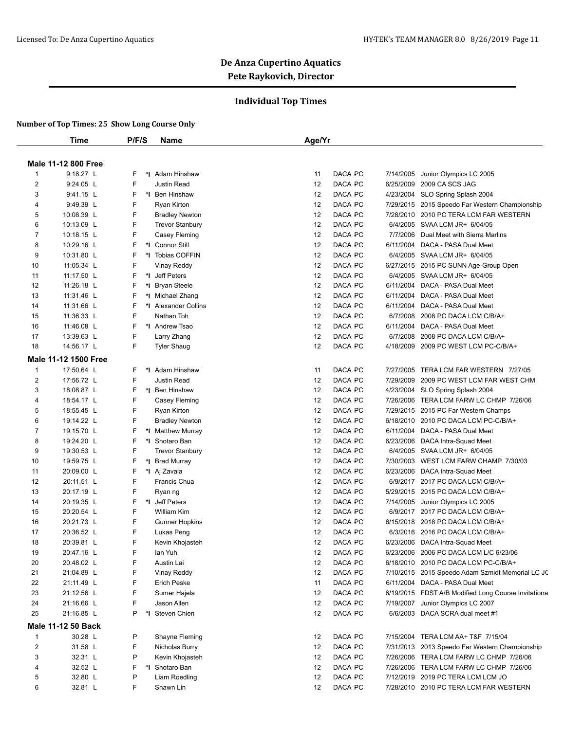# De Anza Cupertino Aquatics

## Pete Raykovich, Director

### Individual Top Times

**Number of Top Times: 25 Show Long Course Only**

| | Time | P/F/S | | Name | Age/Yr | | | | |
|---|---|---|---|---|---|---|---|---|---|
| **Male 11-12 800 Free** | | | | | | | | | |
| 1 | 9:18.27 L | F | *I | Adam Hinshaw | 11 | DACA | PC | 7/14/2005 | Junior Olympics LC 2005 |
| 2 | 9:24.05 L | F | | Justin Read | 12 | DACA | PC | 6/25/2009 | 2009 CA SCS JAG |
| 3 | 9:41.15 L | F | *I | Ben Hinshaw | 12 | DACA | PC | 4/23/2004 | SLO Spring Splash 2004 |
| 4 | 9:49.39 L | F | | Ryan Kirton | 12 | DACA | PC | 7/29/2015 | 2015 Speedo Far Western Championship |
| 5 | 10:08.39 L | F | | Bradley Newton | 12 | DACA | PC | 7/28/2010 | 2010 PC TERA LCM FAR WESTERN |
| 6 | 10:13.09 L | F | | Trevor Stanbury | 12 | DACA | PC | 6/4/2005 | SVAA LCM JR+ 6/04/05 |
| 7 | 10:18.15 L | F | | Casey Fleming | 12 | DACA | PC | 7/7/2006 | Dual Meet with Sierra Marlins |
| 8 | 10:29.16 L | F | *I | Connor Still | 12 | DACA | PC | 6/11/2004 | DACA - PASA Dual Meet |
| 9 | 10:31.80 L | F | *I | Tobias COFFIN | 12 | DACA | PC | 6/4/2005 | SVAA LCM JR+ 6/04/05 |
| 10 | 11:05.34 L | F | | Vinay Reddy | 12 | DACA | PC | 6/27/2015 | 2015 PC SUNN Age-Group Open |
| 11 | 11:17.50 L | F | *I | Jeff Peters | 12 | DACA | PC | 6/4/2005 | SVAA LCM JR+ 6/04/05 |
| 12 | 11:26.18 L | F | *I | Bryan Steele | 12 | DACA | PC | 6/11/2004 | DACA - PASA Dual Meet |
| 13 | 11:31.46 L | F | *I | Michael Zhang | 12 | DACA | PC | 6/11/2004 | DACA - PASA Dual Meet |
| 14 | 11:31.66 L | F | *I | Alexander Collins | 12 | DACA | PC | 6/11/2004 | DACA - PASA Dual Meet |
| 15 | 11:36.33 L | F | | Nathan Toh | 12 | DACA | PC | 6/7/2008 | 2008 PC DACA LCM C/B/A+ |
| 16 | 11:46.08 L | F | *I | Andrew Tsao | 12 | DACA | PC | 6/11/2004 | DACA - PASA Dual Meet |
| 17 | 13:39.63 L | F | | Larry Zhang | 12 | DACA | PC | 6/7/2008 | 2008 PC DACA LCM C/B/A+ |
| 18 | 14:56.17 L | F | | Tyler Shaug | 12 | DACA | PC | 4/18/2009 | 2009 PC WEST LCM PC-C/B/A+ |
| **Male 11-12 1500 Free** | | | | | | | | | |
| 1 | 17:50.64 L | F | *I | Adam Hinshaw | 11 | DACA | PC | 7/27/2005 | TERA LCM FAR WESTERN 7/27/05 |
| 2 | 17:56.72 L | F | | Justin Read | 12 | DACA | PC | 7/29/2009 | 2009 PC WEST LCM FAR WEST CHM |
| 3 | 18:08.87 L | F | *I | Ben Hinshaw | 12 | DACA | PC | 4/23/2004 | SLO Spring Splash 2004 |
| 4 | 18:54.17 L | F | | Casey Fleming | 12 | DACA | PC | 7/26/2006 | TERA LCM FARW LC CHMP 7/26/06 |
| 5 | 18:55.45 L | F | | Ryan Kirton | 12 | DACA | PC | 7/29/2015 | 2015 PC Far Western Champs |
| 6 | 19:14.22 L | F | | Bradley Newton | 12 | DACA | PC | 6/18/2010 | 2010 PC DACA LCM PC-C/B/A+ |
| 7 | 19:15.70 L | F | *I | Matthew Murray | 12 | DACA | PC | 6/11/2004 | DACA - PASA Dual Meet |
| 8 | 19:24.20 L | F | *I | Shotaro Ban | 12 | DACA | PC | 6/23/2006 | DACA Intra-Squad Meet |
| 9 | 19:30.53 L | F | | Trevor Stanbury | 12 | DACA | PC | 6/4/2005 | SVAA LCM JR+ 6/04/05 |
| 10 | 19:59.75 L | F | *I | Brad Murray | 12 | DACA | PC | 7/30/2003 | WEST LCM FARW CHAMP 7/30/03 |
| 11 | 20:09.00 L | F | *I | Aj Zavala | 12 | DACA | PC | 6/23/2006 | DACA Intra-Squad Meet |
| 12 | 20:11.51 L | F | | Francis Chua | 12 | DACA | PC | 6/9/2017 | 2017 PC DACA LCM C/B/A+ |
| 13 | 20:17.19 L | F | | Ryan ng | 12 | DACA | PC | 5/29/2015 | 2015 PC DACA LCM C/B/A+ |
| 14 | 20:19.35 L | F | *I | Jeff Peters | 12 | DACA | PC | 7/14/2005 | Junior Olympics LC 2005 |
| 15 | 20:20.54 L | F | | William Kim | 12 | DACA | PC | 6/9/2017 | 2017 PC DACA LCM C/B/A+ |
| 16 | 20:21.73 L | F | | Gunner Hopkins | 12 | DACA | PC | 6/15/2018 | 2018 PC DACA LCM C/B/A+ |
| 17 | 20:36.52 L | F | | Lukas Peng | 12 | DACA | PC | 6/3/2016 | 2016 PC DACA LCM C/B/A+ |
| 18 | 20:39.81 L | F | | Kevin Khojasteh | 12 | DACA | PC | 6/23/2006 | DACA Intra-Squad Meet |
| 19 | 20:47.16 L | F | | Ian Yuh | 12 | DACA | PC | 6/23/2006 | 2006 PC DACA LCM L/C 6/23/06 |
| 20 | 20:48.02 L | F | | Austin Lai | 12 | DACA | PC | 6/18/2010 | 2010 PC DACA LCM PC-C/B/A+ |
| 21 | 21:04.89 L | F | | Vinay Reddy | 12 | DACA | PC | 7/10/2015 | 2015 Speedo Adam Szmidt Memorial LC JC |
| 22 | 21:11.49 L | F | | Erich Peske | 11 | DACA | PC | 6/11/2004 | DACA - PASA Dual Meet |
| 23 | 21:12.56 L | F | | Sumer Hajela | 12 | DACA | PC | 6/19/2015 | FDST A/B Modified Long Course Invitationa |
| 24 | 21:16.66 L | F | | Jason Allen | 12 | DACA | PC | 7/19/2007 | Junior Olympics LC 2007 |
| 25 | 21:16.85 L | P | *I | Steven Chien | 12 | DACA | PC | 6/6/2003 | DACA SCRA dual meet #1 |
| **Male 11-12 50 Back** | | | | | | | | | |
| 1 | 30.28 L | P | | Shayne Fleming | 12 | DACA | PC | 7/15/2004 | TERA LCM AA+ T&F 7/15/04 |
| 2 | 31.58 L | F | | Nicholas Burry | 12 | DACA | PC | 7/31/2013 | 2013 Speedo Far Western Championship |
| 3 | 32.31 L | P | | Kevin Khojasteh | 12 | DACA | PC | 7/26/2006 | TERA LCM FARW LC CHMP 7/26/06 |
| 4 | 32.52 L | F | *I | Shotaro Ban | 12 | DACA | PC | 7/26/2006 | TERA LCM FARW LC CHMP 7/26/06 |
| 5 | 32.80 L | P | | Liam Roedling | 12 | DACA | PC | 7/12/2019 | 2019 PC TERA LCM LCM JO |
| 6 | 32.81 L | F | | Shawn Lin | 12 | DACA | PC | 7/28/2010 | 2010 PC TERA LCM FAR WESTERN |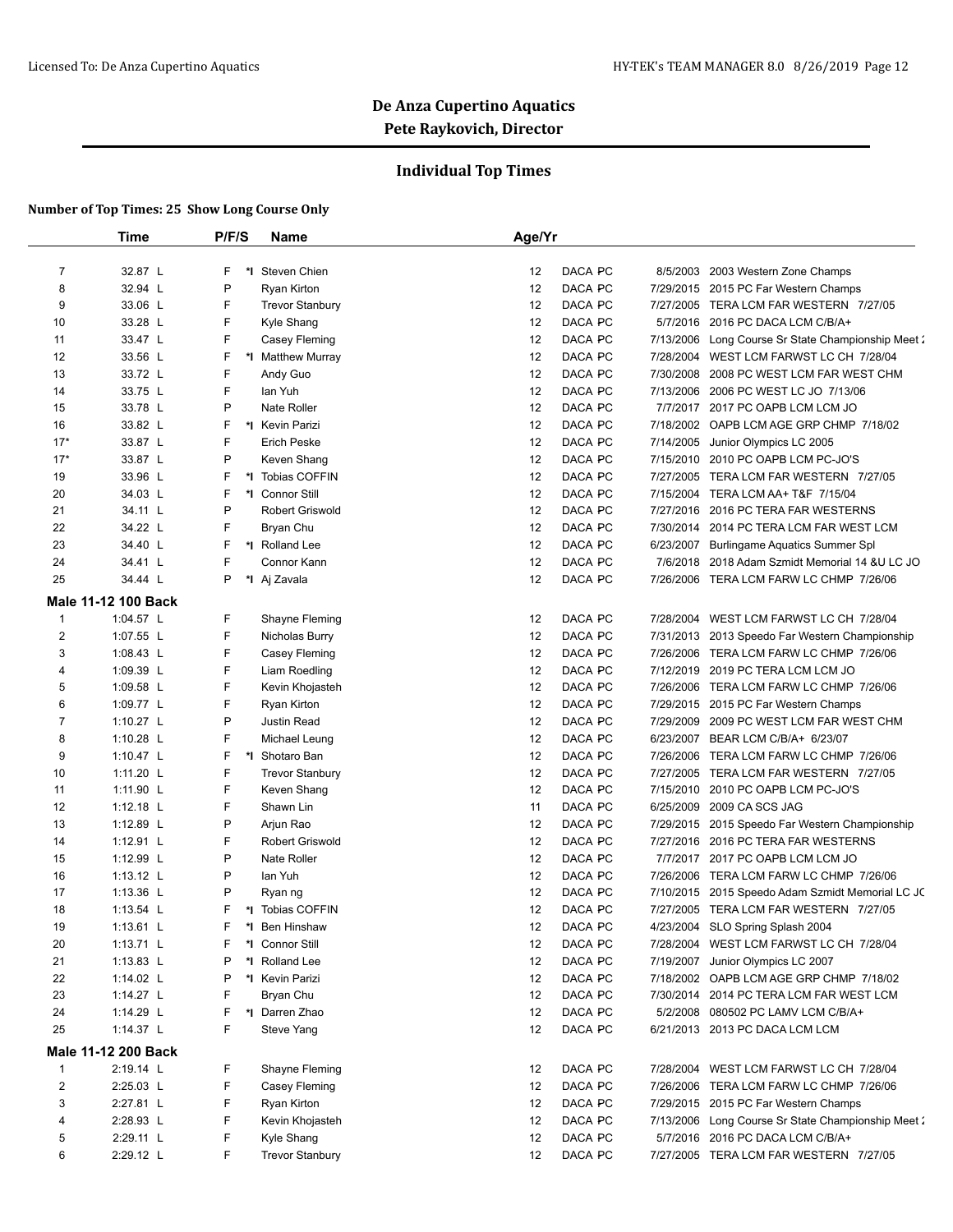# De Anza Cupertino Aquatics

## Pete Raykovich, Director

### Individual Top Times

**Number of Top Times: 25 Show Long Course Only**

| | Time | P/F/S | | Name | Age/Yr | | | | |
|---|---|---|---|---|---|---|---|---|---|
| 7 | 32.87 L | F | *I | Steven Chien | 12 | DACA | PC | 8/5/2003 | 2003 Western Zone Champs |
| 8 | 32.94 L | P | | Ryan Kirton | 12 | DACA | PC | 7/29/2015 | 2015 PC Far Western Champs |
| 9 | 33.06 L | F | | Trevor Stanbury | 12 | DACA | PC | 7/27/2005 | TERA LCM FAR WESTERN 7/27/05 |
| 10 | 33.28 L | F | | Kyle Shang | 12 | DACA | PC | 5/7/2016 | 2016 PC DACA LCM C/B/A+ |
| 11 | 33.47 L | F | | Casey Fleming | 12 | DACA | PC | 7/13/2006 | Long Course Sr State Championship Meet 2 |
| 12 | 33.56 L | F | *I | Matthew Murray | 12 | DACA | PC | 7/28/2004 | WEST LCM FARWST LC CH 7/28/04 |
| 13 | 33.72 L | F | | Andy Guo | 12 | DACA | PC | 7/30/2008 | 2008 PC WEST LCM FAR WEST CHM |
| 14 | 33.75 L | F | | Ian Yuh | 12 | DACA | PC | 7/13/2006 | 2006 PC WEST LC JO 7/13/06 |
| 15 | 33.78 L | P | | Nate Roller | 12 | DACA | PC | 7/7/2017 | 2017 PC OAPB LCM LCM JO |
| 16 | 33.82 L | F | *I | Kevin Parizi | 12 | DACA | PC | 7/18/2002 | OAPB LCM AGE GRP CHMP 7/18/02 |
| 17* | 33.87 L | F | | Erich Peske | 12 | DACA | PC | 7/14/2005 | Junior Olympics LC 2005 |
| 17* | 33.87 L | P | | Keven Shang | 12 | DACA | PC | 7/15/2010 | 2010 PC OAPB LCM PC-JO'S |
| 19 | 33.96 L | F | *I | Tobias COFFIN | 12 | DACA | PC | 7/27/2005 | TERA LCM FAR WESTERN 7/27/05 |
| 20 | 34.03 L | F | *I | Connor Still | 12 | DACA | PC | 7/15/2004 | TERA LCM AA+ T&F 7/15/04 |
| 21 | 34.11 L | P | | Robert Griswold | 12 | DACA | PC | 7/27/2016 | 2016 PC TERA FAR WESTERNS |
| 22 | 34.22 L | F | | Bryan Chu | 12 | DACA | PC | 7/30/2014 | 2014 PC TERA LCM FAR WEST LCM |
| 23 | 34.40 L | F | *I | Rolland Lee | 12 | DACA | PC | 6/23/2007 | Burlingame Aquatics Summer Spl |
| 24 | 34.41 L | F | | Connor Kann | 12 | DACA | PC | 7/6/2018 | 2018 Adam Szmidt Memorial 14 &U LC JO |
| 25 | 34.44 L | P | *I | Aj Zavala | 12 | DACA | PC | 7/26/2006 | TERA LCM FARW LC CHMP 7/26/06 |

**Male 11-12 100 Back**

| | Time | P/F/S | | Name | Age/Yr | | | | |
|---|---|---|---|---|---|---|---|---|---|
| 1 | 1:04.57 L | F | | Shayne Fleming | 12 | DACA | PC | 7/28/2004 | WEST LCM FARWST LC CH 7/28/04 |
| 2 | 1:07.55 L | F | | Nicholas Burry | 12 | DACA | PC | 7/31/2013 | 2013 Speedo Far Western Championship |
| 3 | 1:08.43 L | F | | Casey Fleming | 12 | DACA | PC | 7/26/2006 | TERA LCM FARW LC CHMP 7/26/06 |
| 4 | 1:09.39 L | F | | Liam Roedling | 12 | DACA | PC | 7/12/2019 | 2019 PC TERA LCM LCM JO |
| 5 | 1:09.58 L | F | | Kevin Khojasteh | 12 | DACA | PC | 7/26/2006 | TERA LCM FARW LC CHMP 7/26/06 |
| 6 | 1:09.77 L | F | | Ryan Kirton | 12 | DACA | PC | 7/29/2015 | 2015 PC Far Western Champs |
| 7 | 1:10.27 L | P | | Justin Read | 12 | DACA | PC | 7/29/2009 | 2009 PC WEST LCM FAR WEST CHM |
| 8 | 1:10.28 L | F | | Michael Leung | 12 | DACA | PC | 6/23/2007 | BEAR LCM C/B/A+ 6/23/07 |
| 9 | 1:10.47 L | F | *I | Shotaro Ban | 12 | DACA | PC | 7/26/2006 | TERA LCM FARW LC CHMP 7/26/06 |
| 10 | 1:11.20 L | F | | Trevor Stanbury | 12 | DACA | PC | 7/27/2005 | TERA LCM FAR WESTERN 7/27/05 |
| 11 | 1:11.90 L | F | | Keven Shang | 12 | DACA | PC | 7/15/2010 | 2010 PC OAPB LCM PC-JO'S |
| 12 | 1:12.18 L | F | | Shawn Lin | 11 | DACA | PC | 6/25/2009 | 2009 CA SCS JAG |
| 13 | 1:12.89 L | P | | Arjun Rao | 12 | DACA | PC | 7/29/2015 | 2015 Speedo Far Western Championship |
| 14 | 1:12.91 L | F | | Robert Griswold | 12 | DACA | PC | 7/27/2016 | 2016 PC TERA FAR WESTERNS |
| 15 | 1:12.99 L | P | | Nate Roller | 12 | DACA | PC | 7/7/2017 | 2017 PC OAPB LCM LCM JO |
| 16 | 1:13.12 L | P | | Ian Yuh | 12 | DACA | PC | 7/26/2006 | TERA LCM FARW LC CHMP 7/26/06 |
| 17 | 1:13.36 L | P | | Ryan ng | 12 | DACA | PC | 7/10/2015 | 2015 Speedo Adam Szmidt Memorial LC JC |
| 18 | 1:13.54 L | F | *I | Tobias COFFIN | 12 | DACA | PC | 7/27/2005 | TERA LCM FAR WESTERN 7/27/05 |
| 19 | 1:13.61 L | F | *I | Ben Hinshaw | 12 | DACA | PC | 4/23/2004 | SLO Spring Splash 2004 |
| 20 | 1:13.71 L | F | *I | Connor Still | 12 | DACA | PC | 7/28/2004 | WEST LCM FARWST LC CH 7/28/04 |
| 21 | 1:13.83 L | P | *I | Rolland Lee | 12 | DACA | PC | 7/19/2007 | Junior Olympics LC 2007 |
| 22 | 1:14.02 L | P | *I | Kevin Parizi | 12 | DACA | PC | 7/18/2002 | OAPB LCM AGE GRP CHMP 7/18/02 |
| 23 | 1:14.27 L | F | | Bryan Chu | 12 | DACA | PC | 7/30/2014 | 2014 PC TERA LCM FAR WEST LCM |
| 24 | 1:14.29 L | F | *I | Darren Zhao | 12 | DACA | PC | 5/2/2008 | 080502 PC LAMV LCM C/B/A+ |
| 25 | 1:14.37 L | F | | Steve Yang | 12 | DACA | PC | 6/21/2013 | 2013 PC DACA LCM LCM |

**Male 11-12 200 Back**

| | Time | P/F/S | | Name | Age/Yr | | | | |
|---|---|---|---|---|---|---|---|---|---|
| 1 | 2:19.14 L | F | | Shayne Fleming | 12 | DACA | PC | 7/28/2004 | WEST LCM FARWST LC CH 7/28/04 |
| 2 | 2:25.03 L | F | | Casey Fleming | 12 | DACA | PC | 7/26/2006 | TERA LCM FARW LC CHMP 7/26/06 |
| 3 | 2:27.81 L | F | | Ryan Kirton | 12 | DACA | PC | 7/29/2015 | 2015 PC Far Western Champs |
| 4 | 2:28.93 L | F | | Kevin Khojasteh | 12 | DACA | PC | 7/13/2006 | Long Course Sr State Championship Meet 2 |
| 5 | 2:29.11 L | F | | Kyle Shang | 12 | DACA | PC | 5/7/2016 | 2016 PC DACA LCM C/B/A+ |
| 6 | 2:29.12 L | F | | Trevor Stanbury | 12 | DACA | PC | 7/27/2005 | TERA LCM FAR WESTERN 7/27/05 |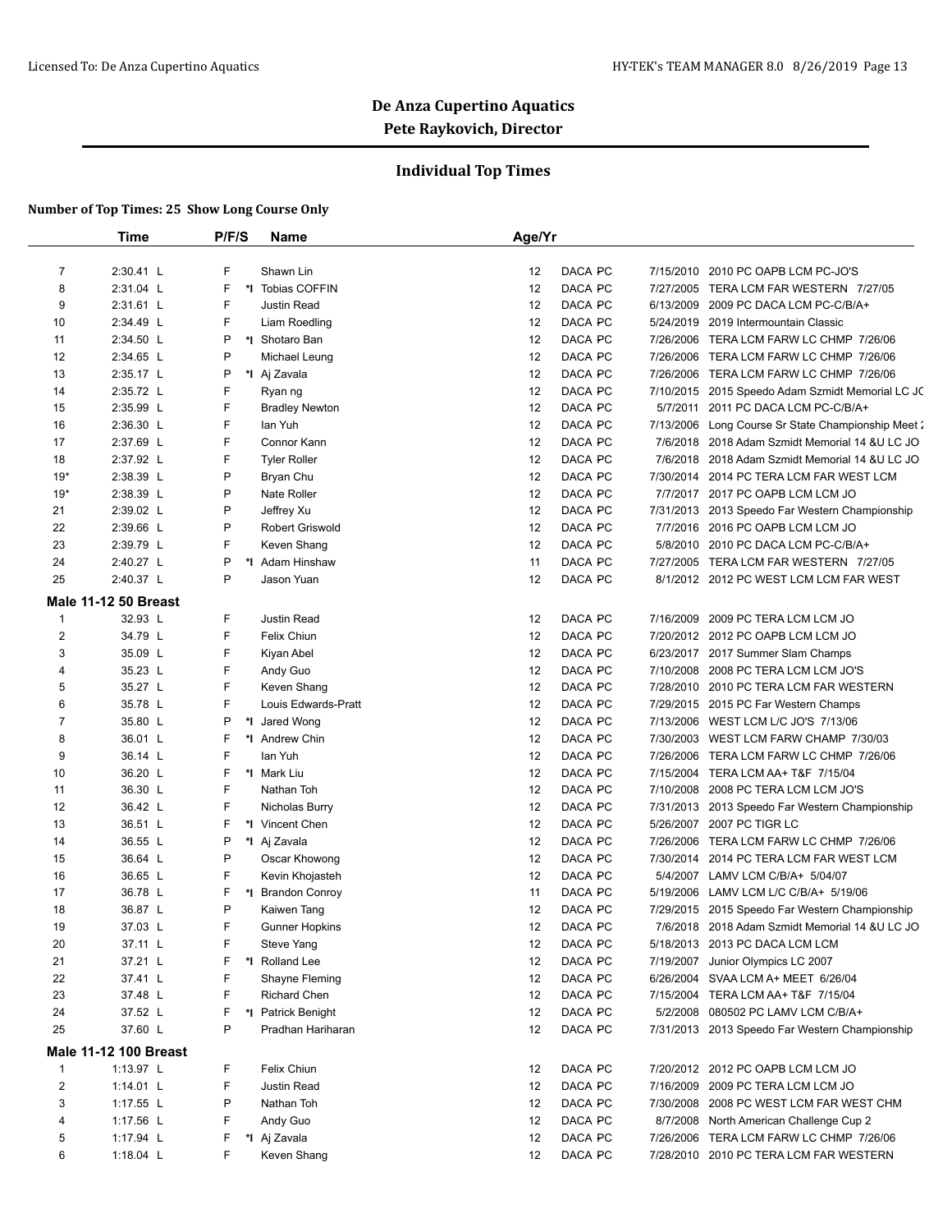# De Anza Cupertino Aquatics

## Pete Raykovich, Director

### Individual Top Times

**Number of Top Times: 25 Show Long Course Only**

| | Time | P/F/S | | Name | Age/Yr | | | |
|---|---|---|---|---|---|---|---|---|
| 7 | 2:30.41 L | F | | Shawn Lin | 12 | DACA PC | 7/15/2010 | 2010 PC OAPB LCM PC-JO'S |
| 8 | 2:31.04 L | F | *I | Tobias COFFIN | 12 | DACA PC | 7/27/2005 | TERA LCM FAR WESTERN 7/27/05 |
| 9 | 2:31.61 L | F | | Justin Read | 12 | DACA PC | 6/13/2009 | 2009 PC DACA LCM PC-C/B/A+ |
| 10 | 2:34.49 L | F | | Liam Roedling | 12 | DACA PC | 5/24/2019 | 2019 Intermountain Classic |
| 11 | 2:34.50 L | P | *I | Shotaro Ban | 12 | DACA PC | 7/26/2006 | TERA LCM FARW LC CHMP 7/26/06 |
| 12 | 2:34.65 L | P | | Michael Leung | 12 | DACA PC | 7/26/2006 | TERA LCM FARW LC CHMP 7/26/06 |
| 13 | 2:35.17 L | P | *I | Aj Zavala | 12 | DACA PC | 7/26/2006 | TERA LCM FARW LC CHMP 7/26/06 |
| 14 | 2:35.72 L | F | | Ryan ng | 12 | DACA PC | 7/10/2015 | 2015 Speedo Adam Szmidt Memorial LC JC |
| 15 | 2:35.99 L | F | | Bradley Newton | 12 | DACA PC | 5/7/2011 | 2011 PC DACA LCM PC-C/B/A+ |
| 16 | 2:36.30 L | F | | Ian Yuh | 12 | DACA PC | 7/13/2006 | Long Course Sr State Championship Meet 2 |
| 17 | 2:37.69 L | F | | Connor Kann | 12 | DACA PC | 7/6/2018 | 2018 Adam Szmidt Memorial 14 &U LC JO |
| 18 | 2:37.92 L | F | | Tyler Roller | 12 | DACA PC | 7/6/2018 | 2018 Adam Szmidt Memorial 14 &U LC JO |
| 19* | 2:38.39 L | P | | Bryan Chu | 12 | DACA PC | 7/30/2014 | 2014 PC TERA LCM FAR WEST LCM |
| 19* | 2:38.39 L | P | | Nate Roller | 12 | DACA PC | 7/7/2017 | 2017 PC OAPB LCM LCM JO |
| 21 | 2:39.02 L | P | | Jeffrey Xu | 12 | DACA PC | 7/31/2013 | 2013 Speedo Far Western Championship |
| 22 | 2:39.66 L | P | | Robert Griswold | 12 | DACA PC | 7/7/2016 | 2016 PC OAPB LCM LCM JO |
| 23 | 2:39.79 L | F | | Keven Shang | 12 | DACA PC | 5/8/2010 | 2010 PC DACA LCM PC-C/B/A+ |
| 24 | 2:40.27 L | P | *I | Adam Hinshaw | 11 | DACA PC | 7/27/2005 | TERA LCM FAR WESTERN 7/27/05 |
| 25 | 2:40.37 L | P | | Jason Yuan | 12 | DACA PC | 8/1/2012 | 2012 PC WEST LCM LCM FAR WEST |

**Male 11-12 50 Breast**

| | Time | P/F/S | | Name | Age/Yr | | | |
|---|---|---|---|---|---|---|---|---|
| 1 | 32.93 L | F | | Justin Read | 12 | DACA PC | 7/16/2009 | 2009 PC TERA LCM LCM JO |
| 2 | 34.79 L | F | | Felix Chiun | 12 | DACA PC | 7/20/2012 | 2012 PC OAPB LCM LCM JO |
| 3 | 35.09 L | F | | Kiyan Abel | 12 | DACA PC | 6/23/2017 | 2017 Summer Slam Champs |
| 4 | 35.23 L | F | | Andy Guo | 12 | DACA PC | 7/10/2008 | 2008 PC TERA LCM LCM JO'S |
| 5 | 35.27 L | F | | Keven Shang | 12 | DACA PC | 7/28/2010 | 2010 PC TERA LCM FAR WESTERN |
| 6 | 35.78 L | F | | Louis Edwards-Pratt | 12 | DACA PC | 7/29/2015 | 2015 PC Far Western Champs |
| 7 | 35.80 L | P | *I | Jared Wong | 12 | DACA PC | 7/13/2006 | WEST LCM L/C JO'S 7/13/06 |
| 8 | 36.01 L | F | *I | Andrew Chin | 12 | DACA PC | 7/30/2003 | WEST LCM FARW CHAMP 7/30/03 |
| 9 | 36.14 L | F | | Ian Yuh | 12 | DACA PC | 7/26/2006 | TERA LCM FARW LC CHMP 7/26/06 |
| 10 | 36.20 L | F | *I | Mark Liu | 12 | DACA PC | 7/15/2004 | TERA LCM AA+ T&F 7/15/04 |
| 11 | 36.30 L | F | | Nathan Toh | 12 | DACA PC | 7/10/2008 | 2008 PC TERA LCM LCM JO'S |
| 12 | 36.42 L | F | | Nicholas Burry | 12 | DACA PC | 7/31/2013 | 2013 Speedo Far Western Championship |
| 13 | 36.51 L | F | *I | Vincent Chen | 12 | DACA PC | 5/26/2007 | 2007 PC TIGR LC |
| 14 | 36.55 L | P | *I | Aj Zavala | 12 | DACA PC | 7/26/2006 | TERA LCM FARW LC CHMP 7/26/06 |
| 15 | 36.64 L | P | | Oscar Khowong | 12 | DACA PC | 7/30/2014 | 2014 PC TERA LCM FAR WEST LCM |
| 16 | 36.65 L | F | | Kevin Khojasteh | 12 | DACA PC | 5/4/2007 | LAMV LCM C/B/A+ 5/04/07 |
| 17 | 36.78 L | F | *I | Brandon Conroy | 11 | DACA PC | 5/19/2006 | LAMV LCM L/C C/B/A+ 5/19/06 |
| 18 | 36.87 L | P | | Kaiwen Tang | 12 | DACA PC | 7/29/2015 | 2015 Speedo Far Western Championship |
| 19 | 37.03 L | F | | Gunner Hopkins | 12 | DACA PC | 7/6/2018 | 2018 Adam Szmidt Memorial 14 &U LC JO |
| 20 | 37.11 L | F | | Steve Yang | 12 | DACA PC | 5/18/2013 | 2013 PC DACA LCM LCM |
| 21 | 37.21 L | F | *I | Rolland Lee | 12 | DACA PC | 7/19/2007 | Junior Olympics LC 2007 |
| 22 | 37.41 L | F | | Shayne Fleming | 12 | DACA PC | 6/26/2004 | SVAA LCM A+ MEET 6/26/04 |
| 23 | 37.48 L | F | | Richard Chen | 12 | DACA PC | 7/15/2004 | TERA LCM AA+ T&F 7/15/04 |
| 24 | 37.52 L | F | *I | Patrick Benight | 12 | DACA PC | 5/2/2008 | 080502 PC LAMV LCM C/B/A+ |
| 25 | 37.60 L | P | | Pradhan Hariharan | 12 | DACA PC | 7/31/2013 | 2013 Speedo Far Western Championship |

**Male 11-12 100 Breast**

| | Time | P/F/S | | Name | Age/Yr | | | |
|---|---|---|---|---|---|---|---|---|
| 1 | 1:13.97 L | F | | Felix Chiun | 12 | DACA PC | 7/20/2012 | 2012 PC OAPB LCM LCM JO |
| 2 | 1:14.01 L | F | | Justin Read | 12 | DACA PC | 7/16/2009 | 2009 PC TERA LCM LCM JO |
| 3 | 1:17.55 L | P | | Nathan Toh | 12 | DACA PC | 7/30/2008 | 2008 PC WEST LCM FAR WEST CHM |
| 4 | 1:17.56 L | F | | Andy Guo | 12 | DACA PC | 8/7/2008 | North American Challenge Cup 2 |
| 5 | 1:17.94 L | F | *I | Aj Zavala | 12 | DACA PC | 7/26/2006 | TERA LCM FARW LC CHMP 7/26/06 |
| 6 | 1:18.04 L | F | | Keven Shang | 12 | DACA PC | 7/28/2010 | 2010 PC TERA LCM FAR WESTERN |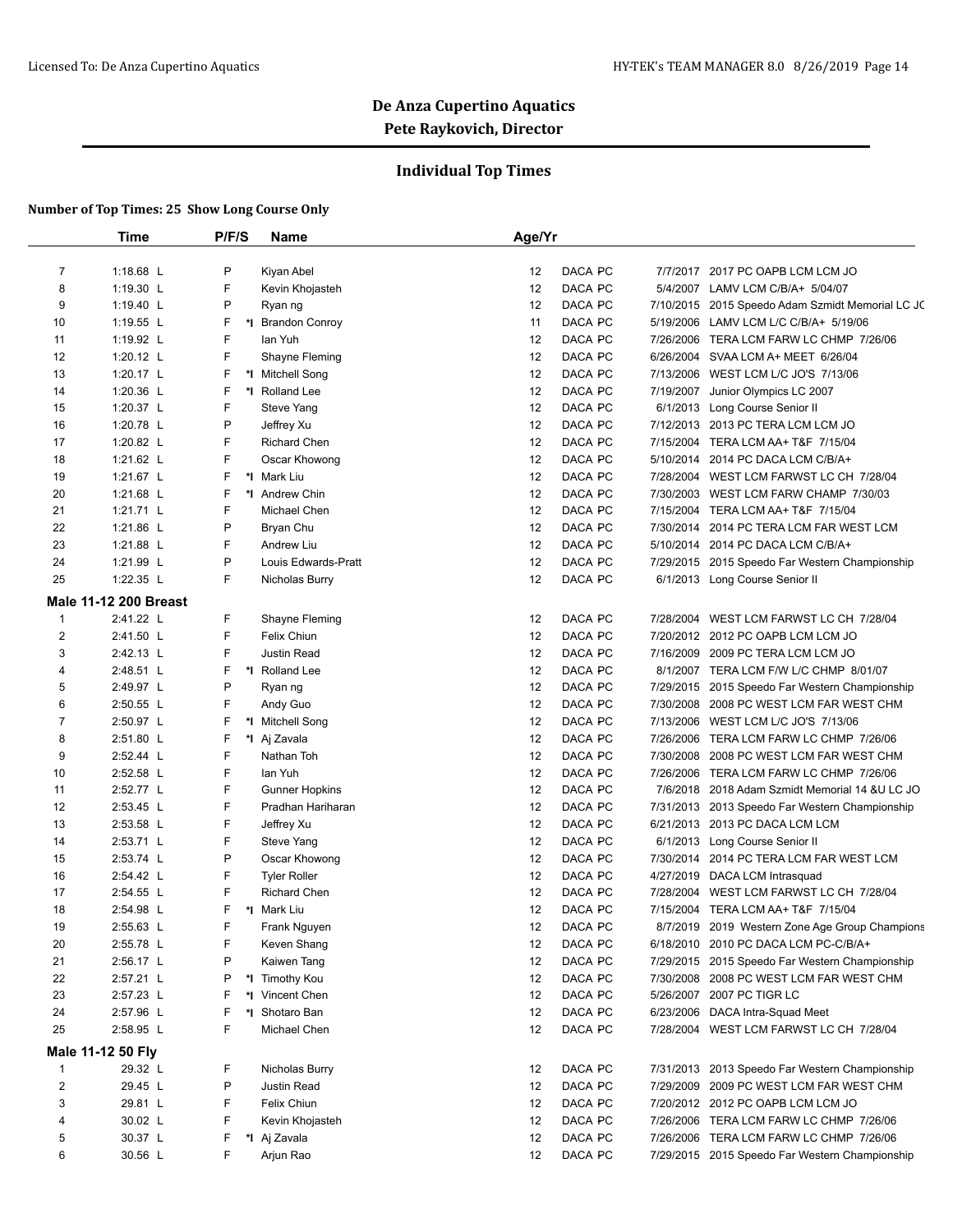# De Anza Cupertino Aquatics

## Pete Raykovich, Director

### Individual Top Times

**Number of Top Times: 25 Show Long Course Only**

| | Time | P/F/S | | Name | Age/Yr | | | |
|---|---|---|---|---|---|---|---|---|
| 7 | 1:18.68 L | P | | Kiyan Abel | 12 | DACA PC | 7/7/2017 | 2017 PC OAPB LCM LCM JO |
| 8 | 1:19.30 L | F | | Kevin Khojasteh | 12 | DACA PC | 5/4/2007 | LAMV LCM C/B/A+ 5/04/07 |
| 9 | 1:19.40 L | P | | Ryan ng | 12 | DACA PC | 7/10/2015 | 2015 Speedo Adam Szmidt Memorial LC JC |
| 10 | 1:19.55 L | F | *I | Brandon Conroy | 11 | DACA PC | 5/19/2006 | LAMV LCM L/C C/B/A+ 5/19/06 |
| 11 | 1:19.92 L | F | | Ian Yuh | 12 | DACA PC | 7/26/2006 | TERA LCM FARW LC CHMP 7/26/06 |
| 12 | 1:20.12 L | F | | Shayne Fleming | 12 | DACA PC | 6/26/2004 | SVAA LCM A+ MEET 6/26/04 |
| 13 | 1:20.17 L | F | *I | Mitchell Song | 12 | DACA PC | 7/13/2006 | WEST LCM L/C JO'S 7/13/06 |
| 14 | 1:20.36 L | F | *I | Rolland Lee | 12 | DACA PC | 7/19/2007 | Junior Olympics LC 2007 |
| 15 | 1:20.37 L | F | | Steve Yang | 12 | DACA PC | 6/1/2013 | Long Course Senior II |
| 16 | 1:20.78 L | P | | Jeffrey Xu | 12 | DACA PC | 7/12/2013 | 2013 PC TERA LCM LCM JO |
| 17 | 1:20.82 L | F | | Richard Chen | 12 | DACA PC | 7/15/2004 | TERA LCM AA+ T&F 7/15/04 |
| 18 | 1:21.62 L | F | | Oscar Khowong | 12 | DACA PC | 5/10/2014 | 2014 PC DACA LCM C/B/A+ |
| 19 | 1:21.67 L | F | *I | Mark Liu | 12 | DACA PC | 7/28/2004 | WEST LCM FARWST LC CH 7/28/04 |
| 20 | 1:21.68 L | F | *I | Andrew Chin | 12 | DACA PC | 7/30/2003 | WEST LCM FARW CHAMP 7/30/03 |
| 21 | 1:21.71 L | F | | Michael Chen | 12 | DACA PC | 7/15/2004 | TERA LCM AA+ T&F 7/15/04 |
| 22 | 1:21.86 L | P | | Bryan Chu | 12 | DACA PC | 7/30/2014 | 2014 PC TERA LCM FAR WEST LCM |
| 23 | 1:21.88 L | F | | Andrew Liu | 12 | DACA PC | 5/10/2014 | 2014 PC DACA LCM C/B/A+ |
| 24 | 1:21.99 L | P | | Louis Edwards-Pratt | 12 | DACA PC | 7/29/2015 | 2015 Speedo Far Western Championship |
| 25 | 1:22.35 L | F | | Nicholas Burry | 12 | DACA PC | 6/1/2013 | Long Course Senior II |
| **Male 11-12 200 Breast** | | | | | | | | |
| 1 | 2:41.22 L | F | | Shayne Fleming | 12 | DACA PC | 7/28/2004 | WEST LCM FARWST LC CH 7/28/04 |
| 2 | 2:41.50 L | F | | Felix Chiun | 12 | DACA PC | 7/20/2012 | 2012 PC OAPB LCM LCM JO |
| 3 | 2:42.13 L | F | | Justin Read | 12 | DACA PC | 7/16/2009 | 2009 PC TERA LCM LCM JO |
| 4 | 2:48.51 L | F | *I | Rolland Lee | 12 | DACA PC | 8/1/2007 | TERA LCM F/W L/C CHMP 8/01/07 |
| 5 | 2:49.97 L | P | | Ryan ng | 12 | DACA PC | 7/29/2015 | 2015 Speedo Far Western Championship |
| 6 | 2:50.55 L | F | | Andy Guo | 12 | DACA PC | 7/30/2008 | 2008 PC WEST LCM FAR WEST CHM |
| 7 | 2:50.97 L | F | *I | Mitchell Song | 12 | DACA PC | 7/13/2006 | WEST LCM L/C JO'S 7/13/06 |
| 8 | 2:51.80 L | F | *I | Aj Zavala | 12 | DACA PC | 7/26/2006 | TERA LCM FARW LC CHMP 7/26/06 |
| 9 | 2:52.44 L | F | | Nathan Toh | 12 | DACA PC | 7/30/2008 | 2008 PC WEST LCM FAR WEST CHM |
| 10 | 2:52.58 L | F | | Ian Yuh | 12 | DACA PC | 7/26/2006 | TERA LCM FARW LC CHMP 7/26/06 |
| 11 | 2:52.77 L | F | | Gunner Hopkins | 12 | DACA PC | 7/6/2018 | 2018 Adam Szmidt Memorial 14 &U LC JO |
| 12 | 2:53.45 L | F | | Pradhan Hariharan | 12 | DACA PC | 7/31/2013 | 2013 Speedo Far Western Championship |
| 13 | 2:53.58 L | F | | Jeffrey Xu | 12 | DACA PC | 6/21/2013 | 2013 PC DACA LCM LCM |
| 14 | 2:53.71 L | F | | Steve Yang | 12 | DACA PC | 6/1/2013 | Long Course Senior II |
| 15 | 2:53.74 L | P | | Oscar Khowong | 12 | DACA PC | 7/30/2014 | 2014 PC TERA LCM FAR WEST LCM |
| 16 | 2:54.42 L | F | | Tyler Roller | 12 | DACA PC | 4/27/2019 | DACA LCM Intrasquad |
| 17 | 2:54.55 L | F | | Richard Chen | 12 | DACA PC | 7/28/2004 | WEST LCM FARWST LC CH 7/28/04 |
| 18 | 2:54.98 L | F | *I | Mark Liu | 12 | DACA PC | 7/15/2004 | TERA LCM AA+ T&F 7/15/04 |
| 19 | 2:55.63 L | F | | Frank Nguyen | 12 | DACA PC | 8/7/2019 | 2019 Western Zone Age Group Champions |
| 20 | 2:55.78 L | F | | Keven Shang | 12 | DACA PC | 6/18/2010 | 2010 PC DACA LCM PC-C/B/A+ |
| 21 | 2:56.17 L | P | | Kaiwen Tang | 12 | DACA PC | 7/29/2015 | 2015 Speedo Far Western Championship |
| 22 | 2:57.21 L | P | *I | Timothy Kou | 12 | DACA PC | 7/30/2008 | 2008 PC WEST LCM FAR WEST CHM |
| 23 | 2:57.23 L | F | *I | Vincent Chen | 12 | DACA PC | 5/26/2007 | 2007 PC TIGR LC |
| 24 | 2:57.96 L | F | *I | Shotaro Ban | 12 | DACA PC | 6/23/2006 | DACA Intra-Squad Meet |
| 25 | 2:58.95 L | F | | Michael Chen | 12 | DACA PC | 7/28/2004 | WEST LCM FARWST LC CH 7/28/04 |
| **Male 11-12 50 Fly** | | | | | | | | |
| 1 | 29.32 L | F | | Nicholas Burry | 12 | DACA PC | 7/31/2013 | 2013 Speedo Far Western Championship |
| 2 | 29.45 L | P | | Justin Read | 12 | DACA PC | 7/29/2009 | 2009 PC WEST LCM FAR WEST CHM |
| 3 | 29.81 L | F | | Felix Chiun | 12 | DACA PC | 7/20/2012 | 2012 PC OAPB LCM LCM JO |
| 4 | 30.02 L | F | | Kevin Khojasteh | 12 | DACA PC | 7/26/2006 | TERA LCM FARW LC CHMP 7/26/06 |
| 5 | 30.37 L | F | *I | Aj Zavala | 12 | DACA PC | 7/26/2006 | TERA LCM FARW LC CHMP 7/26/06 |
| 6 | 30.56 L | F | | Arjun Rao | 12 | DACA PC | 7/29/2015 | 2015 Speedo Far Western Championship |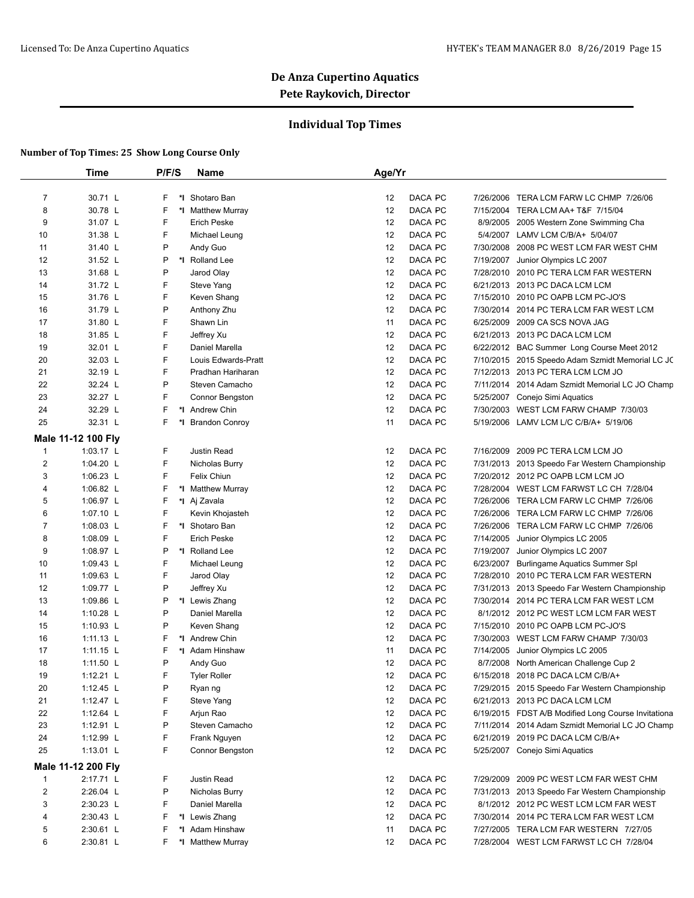# De Anza Cupertino Aquatics

## Pete Raykovich, Director

### Individual Top Times

**Number of Top Times: 25 Show Long Course Only**

| | Time | P/F/S | | Name | Age/Yr | | | | |
|---|---|---|---|---|---|---|---|---|---|
| 7 | 30.71 L | F | *I | Shotaro Ban | 12 | DACA | PC | 7/26/2006 | TERA LCM FARW LC CHMP 7/26/06 |
| 8 | 30.78 L | F | *I | Matthew Murray | 12 | DACA | PC | 7/15/2004 | TERA LCM AA+ T&F 7/15/04 |
| 9 | 31.07 L | F | | Erich Peske | 12 | DACA | PC | 8/9/2005 | 2005 Western Zone Swimming Cha |
| 10 | 31.38 L | F | | Michael Leung | 12 | DACA | PC | 5/4/2007 | LAMV LCM C/B/A+ 5/04/07 |
| 11 | 31.40 L | P | | Andy Guo | 12 | DACA | PC | 7/30/2008 | 2008 PC WEST LCM FAR WEST CHM |
| 12 | 31.52 L | P | *I | Rolland Lee | 12 | DACA | PC | 7/19/2007 | Junior Olympics LC 2007 |
| 13 | 31.68 L | P | | Jarod Olay | 12 | DACA | PC | 7/28/2010 | 2010 PC TERA LCM FAR WESTERN |
| 14 | 31.72 L | F | | Steve Yang | 12 | DACA | PC | 6/21/2013 | 2013 PC DACA LCM LCM |
| 15 | 31.76 L | F | | Keven Shang | 12 | DACA | PC | 7/15/2010 | 2010 PC OAPB LCM PC-JO'S |
| 16 | 31.79 L | P | | Anthony Zhu | 12 | DACA | PC | 7/30/2014 | 2014 PC TERA LCM FAR WEST LCM |
| 17 | 31.80 L | F | | Shawn Lin | 11 | DACA | PC | 6/25/2009 | 2009 CA SCS NOVA JAG |
| 18 | 31.85 L | F | | Jeffrey Xu | 12 | DACA | PC | 6/21/2013 | 2013 PC DACA LCM LCM |
| 19 | 32.01 L | F | | Daniel Marella | 12 | DACA | PC | 6/22/2012 | BAC Summer Long Course Meet 2012 |
| 20 | 32.03 L | F | | Louis Edwards-Pratt | 12 | DACA | PC | 7/10/2015 | 2015 Speedo Adam Szmidt Memorial LC JC |
| 21 | 32.19 L | F | | Pradhan Hariharan | 12 | DACA | PC | 7/12/2013 | 2013 PC TERA LCM LCM JO |
| 22 | 32.24 L | P | | Steven Camacho | 12 | DACA | PC | 7/11/2014 | 2014 Adam Szmidt Memorial LC JO Champ |
| 23 | 32.27 L | F | | Connor Bengston | 12 | DACA | PC | 5/25/2007 | Conejo Simi Aquatics |
| 24 | 32.29 L | F | *I | Andrew Chin | 12 | DACA | PC | 7/30/2003 | WEST LCM FARW CHAMP 7/30/03 |
| 25 | 32.31 L | F | *I | Brandon Conroy | 11 | DACA | PC | 5/19/2006 | LAMV LCM L/C C/B/A+ 5/19/06 |
| **Male 11-12 100 Fly** | | | | | | | | | |
| 1 | 1:03.17 L | F | | Justin Read | 12 | DACA | PC | 7/16/2009 | 2009 PC TERA LCM LCM JO |
| 2 | 1:04.20 L | F | | Nicholas Burry | 12 | DACA | PC | 7/31/2013 | 2013 Speedo Far Western Championship |
| 3 | 1:06.23 L | F | | Felix Chiun | 12 | DACA | PC | 7/20/2012 | 2012 PC OAPB LCM LCM JO |
| 4 | 1:06.82 L | F | *I | Matthew Murray | 12 | DACA | PC | 7/28/2004 | WEST LCM FARWST LC CH 7/28/04 |
| 5 | 1:06.97 L | F | *I | Aj Zavala | 12 | DACA | PC | 7/26/2006 | TERA LCM FARW LC CHMP 7/26/06 |
| 6 | 1:07.10 L | F | | Kevin Khojasteh | 12 | DACA | PC | 7/26/2006 | TERA LCM FARW LC CHMP 7/26/06 |
| 7 | 1:08.03 L | F | *I | Shotaro Ban | 12 | DACA | PC | 7/26/2006 | TERA LCM FARW LC CHMP 7/26/06 |
| 8 | 1:08.09 L | F | | Erich Peske | 12 | DACA | PC | 7/14/2005 | Junior Olympics LC 2005 |
| 9 | 1:08.97 L | P | *I | Rolland Lee | 12 | DACA | PC | 7/19/2007 | Junior Olympics LC 2007 |
| 10 | 1:09.43 L | F | | Michael Leung | 12 | DACA | PC | 6/23/2007 | Burlingame Aquatics Summer Spl |
| 11 | 1:09.63 L | F | | Jarod Olay | 12 | DACA | PC | 7/28/2010 | 2010 PC TERA LCM FAR WESTERN |
| 12 | 1:09.77 L | P | | Jeffrey Xu | 12 | DACA | PC | 7/31/2013 | 2013 Speedo Far Western Championship |
| 13 | 1:09.86 L | P | *I | Lewis Zhang | 12 | DACA | PC | 7/30/2014 | 2014 PC TERA LCM FAR WEST LCM |
| 14 | 1:10.28 L | P | | Daniel Marella | 12 | DACA | PC | 8/1/2012 | 2012 PC WEST LCM LCM FAR WEST |
| 15 | 1:10.93 L | P | | Keven Shang | 12 | DACA | PC | 7/15/2010 | 2010 PC OAPB LCM PC-JO'S |
| 16 | 1:11.13 L | F | *I | Andrew Chin | 12 | DACA | PC | 7/30/2003 | WEST LCM FARW CHAMP 7/30/03 |
| 17 | 1:11.15 L | F | *I | Adam Hinshaw | 11 | DACA | PC | 7/14/2005 | Junior Olympics LC 2005 |
| 18 | 1:11.50 L | P | | Andy Guo | 12 | DACA | PC | 8/7/2008 | North American Challenge Cup 2 |
| 19 | 1:12.21 L | F | | Tyler Roller | 12 | DACA | PC | 6/15/2018 | 2018 PC DACA LCM C/B/A+ |
| 20 | 1:12.45 L | P | | Ryan ng | 12 | DACA | PC | 7/29/2015 | 2015 Speedo Far Western Championship |
| 21 | 1:12.47 L | F | | Steve Yang | 12 | DACA | PC | 6/21/2013 | 2013 PC DACA LCM LCM |
| 22 | 1:12.64 L | F | | Arjun Rao | 12 | DACA | PC | 6/19/2015 | FDST A/B Modified Long Course Invitationa |
| 23 | 1:12.91 L | P | | Steven Camacho | 12 | DACA | PC | 7/11/2014 | 2014 Adam Szmidt Memorial LC JO Champ |
| 24 | 1:12.99 L | F | | Frank Nguyen | 12 | DACA | PC | 6/21/2019 | 2019 PC DACA LCM C/B/A+ |
| 25 | 1:13.01 L | F | | Connor Bengston | 12 | DACA | PC | 5/25/2007 | Conejo Simi Aquatics |
| **Male 11-12 200 Fly** | | | | | | | | | |
| 1 | 2:17.71 L | F | | Justin Read | 12 | DACA | PC | 7/29/2009 | 2009 PC WEST LCM FAR WEST CHM |
| 2 | 2:26.04 L | P | | Nicholas Burry | 12 | DACA | PC | 7/31/2013 | 2013 Speedo Far Western Championship |
| 3 | 2:30.23 L | F | | Daniel Marella | 12 | DACA | PC | 8/1/2012 | 2012 PC WEST LCM LCM FAR WEST |
| 4 | 2:30.43 L | F | *I | Lewis Zhang | 12 | DACA | PC | 7/30/2014 | 2014 PC TERA LCM FAR WEST LCM |
| 5 | 2:30.61 L | F | *I | Adam Hinshaw | 11 | DACA | PC | 7/27/2005 | TERA LCM FAR WESTERN 7/27/05 |
| 6 | 2:30.81 L | F | *I | Matthew Murray | 12 | DACA | PC | 7/28/2004 | WEST LCM FARWST LC CH 7/28/04 |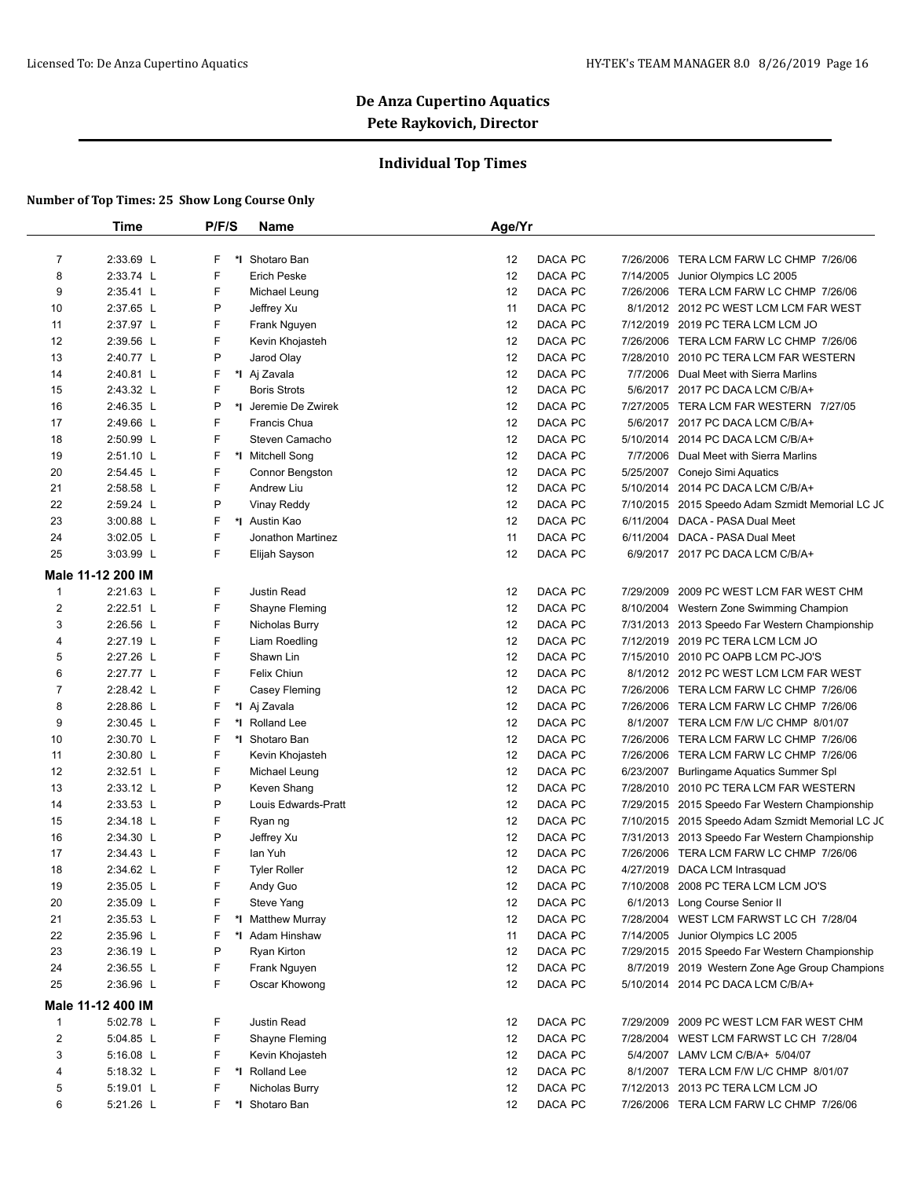# De Anza Cupertino Aquatics

## Pete Raykovich, Director

### Individual Top Times

**Number of Top Times: 25 Show Long Course Only**

| | Time | P/F/S | | Name | Age/Yr | | | | |
|---|---|---|---|---|---|---|---|---|---|
| 7 | 2:33.69 L | F | *I | Shotaro Ban | 12 | DACA | PC | 7/26/2006 | TERA LCM FARW LC CHMP 7/26/06 |
| 8 | 2:33.74 L | F | | Erich Peske | 12 | DACA | PC | 7/14/2005 | Junior Olympics LC 2005 |
| 9 | 2:35.41 L | F | | Michael Leung | 12 | DACA | PC | 7/26/2006 | TERA LCM FARW LC CHMP 7/26/06 |
| 10 | 2:37.65 L | P | | Jeffrey Xu | 11 | DACA | PC | 8/1/2012 | 2012 PC WEST LCM LCM FAR WEST |
| 11 | 2:37.97 L | F | | Frank Nguyen | 12 | DACA | PC | 7/12/2019 | 2019 PC TERA LCM LCM JO |
| 12 | 2:39.56 L | F | | Kevin Khojasteh | 12 | DACA | PC | 7/26/2006 | TERA LCM FARW LC CHMP 7/26/06 |
| 13 | 2:40.77 L | P | | Jarod Olay | 12 | DACA | PC | 7/28/2010 | 2010 PC TERA LCM FAR WESTERN |
| 14 | 2:40.81 L | F | *I | Aj Zavala | 12 | DACA | PC | 7/7/2006 | Dual Meet with Sierra Marlins |
| 15 | 2:43.32 L | F | | Boris Strots | 12 | DACA | PC | 5/6/2017 | 2017 PC DACA LCM C/B/A+ |
| 16 | 2:46.35 L | P | *I | Jeremie De Zwirek | 12 | DACA | PC | 7/27/2005 | TERA LCM FAR WESTERN 7/27/05 |
| 17 | 2:49.66 L | F | | Francis Chua | 12 | DACA | PC | 5/6/2017 | 2017 PC DACA LCM C/B/A+ |
| 18 | 2:50.99 L | F | | Steven Camacho | 12 | DACA | PC | 5/10/2014 | 2014 PC DACA LCM C/B/A+ |
| 19 | 2:51.10 L | F | *I | Mitchell Song | 12 | DACA | PC | 7/7/2006 | Dual Meet with Sierra Marlins |
| 20 | 2:54.45 L | F | | Connor Bengston | 12 | DACA | PC | 5/25/2007 | Conejo Simi Aquatics |
| 21 | 2:58.58 L | F | | Andrew Liu | 12 | DACA | PC | 5/10/2014 | 2014 PC DACA LCM C/B/A+ |
| 22 | 2:59.24 L | P | | Vinay Reddy | 12 | DACA | PC | 7/10/2015 | 2015 Speedo Adam Szmidt Memorial LC JC |
| 23 | 3:00.88 L | F | *I | Austin Kao | 12 | DACA | PC | 6/11/2004 | DACA - PASA Dual Meet |
| 24 | 3:02.05 L | F | | Jonathon Martinez | 11 | DACA | PC | 6/11/2004 | DACA - PASA Dual Meet |
| 25 | 3:03.99 L | F | | Elijah Sayson | 12 | DACA | PC | 6/9/2017 | 2017 PC DACA LCM C/B/A+ |
| **Male 11-12 200 IM** | | | | | | | | | |
| 1 | 2:21.63 L | F | | Justin Read | 12 | DACA | PC | 7/29/2009 | 2009 PC WEST LCM FAR WEST CHM |
| 2 | 2:22.51 L | F | | Shayne Fleming | 12 | DACA | PC | 8/10/2004 | Western Zone Swimming Champion |
| 3 | 2:26.56 L | F | | Nicholas Burry | 12 | DACA | PC | 7/31/2013 | 2013 Speedo Far Western Championship |
| 4 | 2:27.19 L | F | | Liam Roedling | 12 | DACA | PC | 7/12/2019 | 2019 PC TERA LCM LCM JO |
| 5 | 2:27.26 L | F | | Shawn Lin | 12 | DACA | PC | 7/15/2010 | 2010 PC OAPB LCM PC-JO'S |
| 6 | 2:27.77 L | F | | Felix Chiun | 12 | DACA | PC | 8/1/2012 | 2012 PC WEST LCM LCM FAR WEST |
| 7 | 2:28.42 L | F | | Casey Fleming | 12 | DACA | PC | 7/26/2006 | TERA LCM FARW LC CHMP 7/26/06 |
| 8 | 2:28.86 L | F | *I | Aj Zavala | 12 | DACA | PC | 7/26/2006 | TERA LCM FARW LC CHMP 7/26/06 |
| 9 | 2:30.45 L | F | *I | Rolland Lee | 12 | DACA | PC | 8/1/2007 | TERA LCM F/W L/C CHMP 8/01/07 |
| 10 | 2:30.70 L | F | *I | Shotaro Ban | 12 | DACA | PC | 7/26/2006 | TERA LCM FARW LC CHMP 7/26/06 |
| 11 | 2:30.80 L | F | | Kevin Khojasteh | 12 | DACA | PC | 7/26/2006 | TERA LCM FARW LC CHMP 7/26/06 |
| 12 | 2:32.51 L | F | | Michael Leung | 12 | DACA | PC | 6/23/2007 | Burlingame Aquatics Summer Spl |
| 13 | 2:33.12 L | P | | Keven Shang | 12 | DACA | PC | 7/28/2010 | 2010 PC TERA LCM FAR WESTERN |
| 14 | 2:33.53 L | P | | Louis Edwards-Pratt | 12 | DACA | PC | 7/29/2015 | 2015 Speedo Far Western Championship |
| 15 | 2:34.18 L | F | | Ryan ng | 12 | DACA | PC | 7/10/2015 | 2015 Speedo Adam Szmidt Memorial LC JC |
| 16 | 2:34.30 L | P | | Jeffrey Xu | 12 | DACA | PC | 7/31/2013 | 2013 Speedo Far Western Championship |
| 17 | 2:34.43 L | F | | Ian Yuh | 12 | DACA | PC | 7/26/2006 | TERA LCM FARW LC CHMP 7/26/06 |
| 18 | 2:34.62 L | F | | Tyler Roller | 12 | DACA | PC | 4/27/2019 | DACA LCM Intrasquad |
| 19 | 2:35.05 L | F | | Andy Guo | 12 | DACA | PC | 7/10/2008 | 2008 PC TERA LCM LCM JO'S |
| 20 | 2:35.09 L | F | | Steve Yang | 12 | DACA | PC | 6/1/2013 | Long Course Senior II |
| 21 | 2:35.53 L | F | *I | Matthew Murray | 12 | DACA | PC | 7/28/2004 | WEST LCM FARWST LC CH 7/28/04 |
| 22 | 2:35.96 L | F | *I | Adam Hinshaw | 11 | DACA | PC | 7/14/2005 | Junior Olympics LC 2005 |
| 23 | 2:36.19 L | P | | Ryan Kirton | 12 | DACA | PC | 7/29/2015 | 2015 Speedo Far Western Championship |
| 24 | 2:36.55 L | F | | Frank Nguyen | 12 | DACA | PC | 8/7/2019 | 2019 Western Zone Age Group Champions |
| 25 | 2:36.96 L | F | | Oscar Khowong | 12 | DACA | PC | 5/10/2014 | 2014 PC DACA LCM C/B/A+ |
| **Male 11-12 400 IM** | | | | | | | | | |
| 1 | 5:02.78 L | F | | Justin Read | 12 | DACA | PC | 7/29/2009 | 2009 PC WEST LCM FAR WEST CHM |
| 2 | 5:04.85 L | F | | Shayne Fleming | 12 | DACA | PC | 7/28/2004 | WEST LCM FARWST LC CH 7/28/04 |
| 3 | 5:16.08 L | F | | Kevin Khojasteh | 12 | DACA | PC | 5/4/2007 | LAMV LCM C/B/A+ 5/04/07 |
| 4 | 5:18.32 L | F | *I | Rolland Lee | 12 | DACA | PC | 8/1/2007 | TERA LCM F/W L/C CHMP 8/01/07 |
| 5 | 5:19.01 L | F | | Nicholas Burry | 12 | DACA | PC | 7/12/2013 | 2013 PC TERA LCM LCM JO |
| 6 | 5:21.26 L | F | *I | Shotaro Ban | 12 | DACA | PC | 7/26/2006 | TERA LCM FARW LC CHMP 7/26/06 |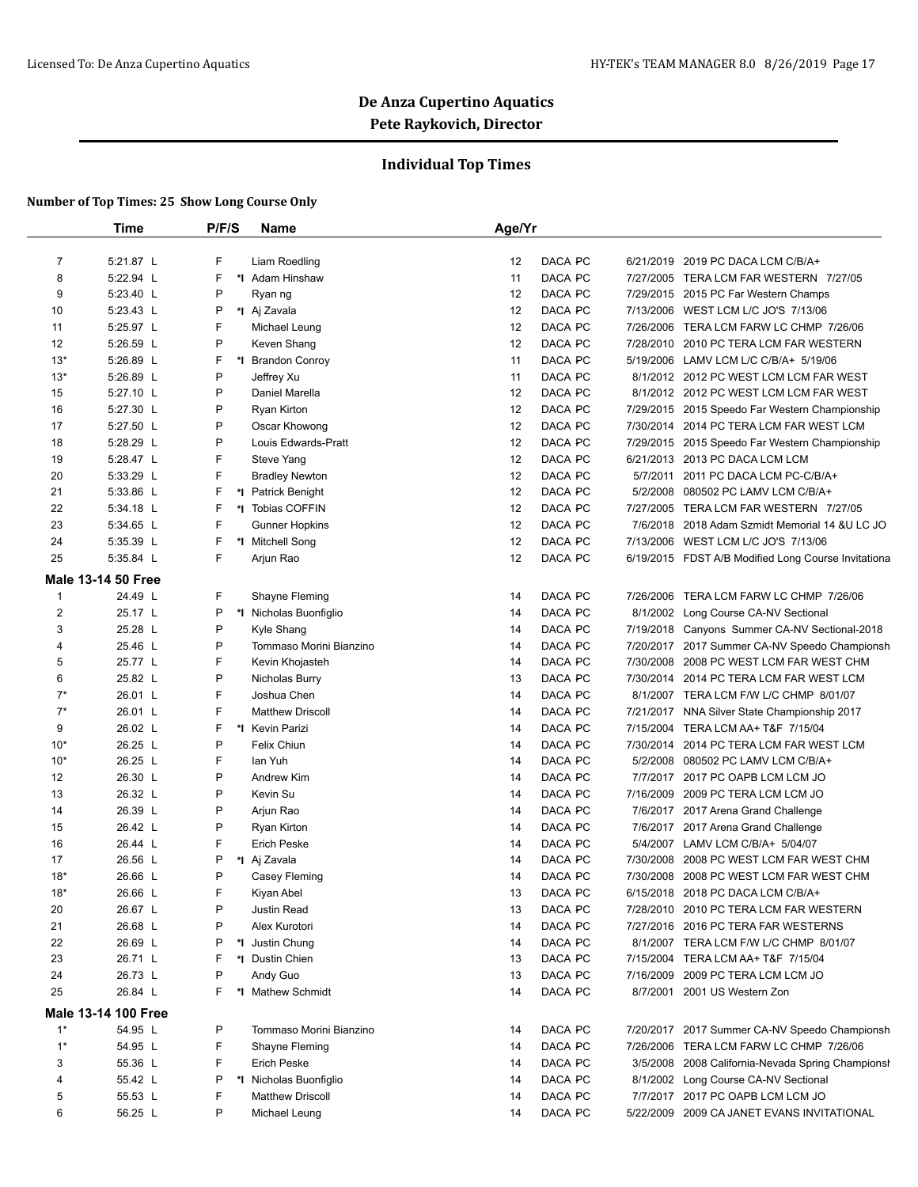# De Anza Cupertino Aquatics

## Pete Raykovich, Director

### Individual Top Times

**Number of Top Times: 25 Show Long Course Only**

| | Time | P/F/S | | Name | Age/Yr | | | | |
|---|---|---|---|---|---|---|---|---|---|
| 7 | 5:21.87 L | F | | Liam Roedling | 12 | DACA PC | | 6/21/2019 | 2019 PC DACA LCM C/B/A+ |
| 8 | 5:22.94 L | F | *I | Adam Hinshaw | 11 | DACA PC | | 7/27/2005 | TERA LCM FAR WESTERN 7/27/05 |
| 9 | 5:23.40 L | P | | Ryan ng | 12 | DACA PC | | 7/29/2015 | 2015 PC Far Western Champs |
| 10 | 5:23.43 L | P | *I | Aj Zavala | 12 | DACA PC | | 7/13/2006 | WEST LCM L/C JO'S 7/13/06 |
| 11 | 5:25.97 L | F | | Michael Leung | 12 | DACA PC | | 7/26/2006 | TERA LCM FARW LC CHMP 7/26/06 |
| 12 | 5:26.59 L | P | | Keven Shang | 12 | DACA PC | | 7/28/2010 | 2010 PC TERA LCM FAR WESTERN |
| 13* | 5:26.89 L | F | *I | Brandon Conroy | 11 | DACA PC | | 5/19/2006 | LAMV LCM L/C C/B/A+ 5/19/06 |
| 13* | 5:26.89 L | P | | Jeffrey Xu | 11 | DACA PC | | 8/1/2012 | 2012 PC WEST LCM LCM FAR WEST |
| 15 | 5:27.10 L | P | | Daniel Marella | 12 | DACA PC | | 8/1/2012 | 2012 PC WEST LCM LCM FAR WEST |
| 16 | 5:27.30 L | P | | Ryan Kirton | 12 | DACA PC | | 7/29/2015 | 2015 Speedo Far Western Championship |
| 17 | 5:27.50 L | P | | Oscar Khowong | 12 | DACA PC | | 7/30/2014 | 2014 PC TERA LCM FAR WEST LCM |
| 18 | 5:28.29 L | P | | Louis Edwards-Pratt | 12 | DACA PC | | 7/29/2015 | 2015 Speedo Far Western Championship |
| 19 | 5:28.47 L | F | | Steve Yang | 12 | DACA PC | | 6/21/2013 | 2013 PC DACA LCM LCM |
| 20 | 5:33.29 L | F | | Bradley Newton | 12 | DACA PC | | 5/7/2011 | 2011 PC DACA LCM PC-C/B/A+ |
| 21 | 5:33.86 L | F | *I | Patrick Benight | 12 | DACA PC | | 5/2/2008 | 080502 PC LAMV LCM C/B/A+ |
| 22 | 5:34.18 L | F | *I | Tobias COFFIN | 12 | DACA PC | | 7/27/2005 | TERA LCM FAR WESTERN 7/27/05 |
| 23 | 5:34.65 L | F | | Gunner Hopkins | 12 | DACA PC | | 7/6/2018 | 2018 Adam Szmidt Memorial 14 &U LC JO |
| 24 | 5:35.39 L | F | *I | Mitchell Song | 12 | DACA PC | | 7/13/2006 | WEST LCM L/C JO'S 7/13/06 |
| 25 | 5:35.84 L | F | | Arjun Rao | 12 | DACA PC | | 6/19/2015 | FDST A/B Modified Long Course Invitationa |
| **Male 13-14 50 Free** | | | | | | | | | |
| 1 | 24.49 L | F | | Shayne Fleming | 14 | DACA PC | | 7/26/2006 | TERA LCM FARW LC CHMP 7/26/06 |
| 2 | 25.17 L | P | *I | Nicholas Buonfiglio | 14 | DACA PC | | 8/1/2002 | Long Course CA-NV Sectional |
| 3 | 25.28 L | P | | Kyle Shang | 14 | DACA PC | | 7/19/2018 | Canyons Summer CA-NV Sectional-2018 |
| 4 | 25.46 L | P | | Tommaso Morini Bianzino | 14 | DACA PC | | 7/20/2017 | 2017 Summer CA-NV Speedo Championsh |
| 5 | 25.77 L | F | | Kevin Khojasteh | 14 | DACA PC | | 7/30/2008 | 2008 PC WEST LCM FAR WEST CHM |
| 6 | 25.82 L | P | | Nicholas Burry | 13 | DACA PC | | 7/30/2014 | 2014 PC TERA LCM FAR WEST LCM |
| 7* | 26.01 L | F | | Joshua Chen | 14 | DACA PC | | 8/1/2007 | TERA LCM F/W L/C CHMP 8/01/07 |
| 7* | 26.01 L | F | | Matthew Driscoll | 14 | DACA PC | | 7/21/2017 | NNA Silver State Championship 2017 |
| 9 | 26.02 L | F | *I | Kevin Parizi | 14 | DACA PC | | 7/15/2004 | TERA LCM AA+ T&F 7/15/04 |
| 10* | 26.25 L | P | | Felix Chiun | 14 | DACA PC | | 7/30/2014 | 2014 PC TERA LCM FAR WEST LCM |
| 10* | 26.25 L | F | | Ian Yuh | 14 | DACA PC | | 5/2/2008 | 080502 PC LAMV LCM C/B/A+ |
| 12 | 26.30 L | P | | Andrew Kim | 14 | DACA PC | | 7/7/2017 | 2017 PC OAPB LCM LCM JO |
| 13 | 26.32 L | P | | Kevin Su | 14 | DACA PC | | 7/16/2009 | 2009 PC TERA LCM LCM JO |
| 14 | 26.39 L | P | | Arjun Rao | 14 | DACA PC | | 7/6/2017 | 2017 Arena Grand Challenge |
| 15 | 26.42 L | P | | Ryan Kirton | 14 | DACA PC | | 7/6/2017 | 2017 Arena Grand Challenge |
| 16 | 26.44 L | F | | Erich Peske | 14 | DACA PC | | 5/4/2007 | LAMV LCM C/B/A+ 5/04/07 |
| 17 | 26.56 L | P | *I | Aj Zavala | 14 | DACA PC | | 7/30/2008 | 2008 PC WEST LCM FAR WEST CHM |
| 18* | 26.66 L | P | | Casey Fleming | 14 | DACA PC | | 7/30/2008 | 2008 PC WEST LCM FAR WEST CHM |
| 18* | 26.66 L | F | | Kiyan Abel | 13 | DACA PC | | 6/15/2018 | 2018 PC DACA LCM C/B/A+ |
| 20 | 26.67 L | P | | Justin Read | 13 | DACA PC | | 7/28/2010 | 2010 PC TERA LCM FAR WESTERN |
| 21 | 26.68 L | P | | Alex Kurotori | 14 | DACA PC | | 7/27/2016 | 2016 PC TERA FAR WESTERNS |
| 22 | 26.69 L | P | *I | Justin Chung | 14 | DACA PC | | 8/1/2007 | TERA LCM F/W L/C CHMP 8/01/07 |
| 23 | 26.71 L | F | *I | Dustin Chien | 13 | DACA PC | | 7/15/2004 | TERA LCM AA+ T&F 7/15/04 |
| 24 | 26.73 L | P | | Andy Guo | 13 | DACA PC | | 7/16/2009 | 2009 PC TERA LCM LCM JO |
| 25 | 26.84 L | F | *I | Mathew Schmidt | 14 | DACA PC | | 8/7/2001 | 2001 US Western Zon |
| **Male 13-14 100 Free** | | | | | | | | | |
| 1* | 54.95 L | P | | Tommaso Morini Bianzino | 14 | DACA PC | | 7/20/2017 | 2017 Summer CA-NV Speedo Championsh |
| 1* | 54.95 L | F | | Shayne Fleming | 14 | DACA PC | | 7/26/2006 | TERA LCM FARW LC CHMP 7/26/06 |
| 3 | 55.36 L | F | | Erich Peske | 14 | DACA PC | | 3/5/2008 | 2008 California-Nevada Spring Championsl |
| 4 | 55.42 L | P | *I | Nicholas Buonfiglio | 14 | DACA PC | | 8/1/2002 | Long Course CA-NV Sectional |
| 5 | 55.53 L | F | | Matthew Driscoll | 14 | DACA PC | | 7/7/2017 | 2017 PC OAPB LCM LCM JO |
| 6 | 56.25 L | P | | Michael Leung | 14 | DACA PC | | 5/22/2009 | 2009 CA JANET EVANS INVITATIONAL |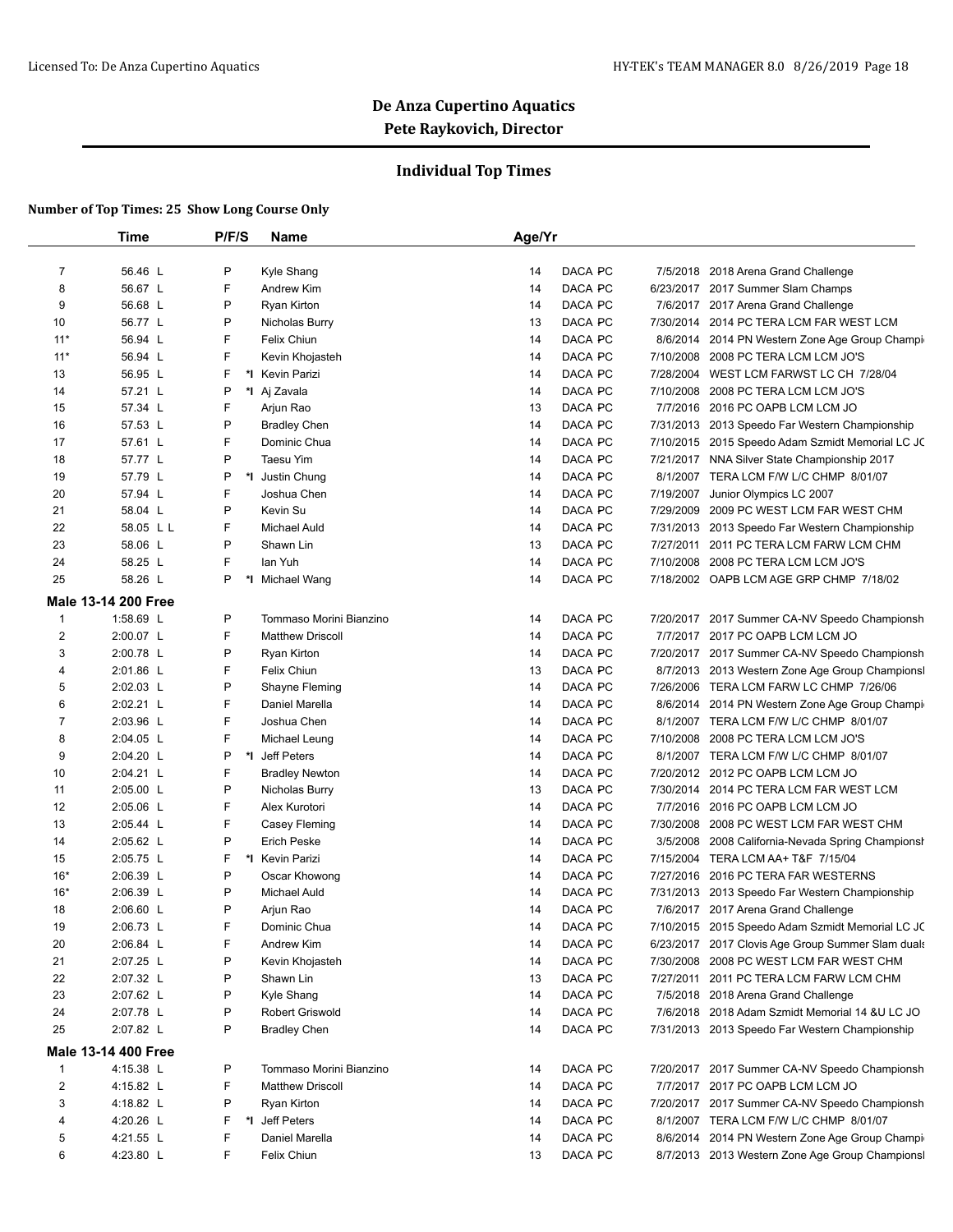# De Anza Cupertino Aquatics

## Pete Raykovich, Director

### Individual Top Times

**Number of Top Times: 25 Show Long Course Only**

| | Time | P/F/S | | Name | Age/Yr | | | |
|---|---|---|---|---|---|---|---|---|
| 7 | 56.46 L | P | | Kyle Shang | 14 | DACA PC | 7/5/2018 | 2018 Arena Grand Challenge |
| 8 | 56.67 L | F | | Andrew Kim | 14 | DACA PC | 6/23/2017 | 2017 Summer Slam Champs |
| 9 | 56.68 L | P | | Ryan Kirton | 14 | DACA PC | 7/6/2017 | 2017 Arena Grand Challenge |
| 10 | 56.77 L | P | | Nicholas Burry | 13 | DACA PC | 7/30/2014 | 2014 PC TERA LCM FAR WEST LCM |
| 11* | 56.94 L | F | | Felix Chiun | 14 | DACA PC | 8/6/2014 | 2014 PN Western Zone Age Group Champi |
| 11* | 56.94 L | F | | Kevin Khojasteh | 14 | DACA PC | 7/10/2008 | 2008 PC TERA LCM LCM JO'S |
| 13 | 56.95 L | F | *I | Kevin Parizi | 14 | DACA PC | 7/28/2004 | WEST LCM FARWST LC CH 7/28/04 |
| 14 | 57.21 L | P | *I | Aj Zavala | 14 | DACA PC | 7/10/2008 | 2008 PC TERA LCM LCM JO'S |
| 15 | 57.34 L | F | | Arjun Rao | 13 | DACA PC | 7/7/2016 | 2016 PC OAPB LCM LCM JO |
| 16 | 57.53 L | P | | Bradley Chen | 14 | DACA PC | 7/31/2013 | 2013 Speedo Far Western Championship |
| 17 | 57.61 L | F | | Dominic Chua | 14 | DACA PC | 7/10/2015 | 2015 Speedo Adam Szmidt Memorial LC JC |
| 18 | 57.77 L | P | | Taesu Yim | 14 | DACA PC | 7/21/2017 | NNA Silver State Championship 2017 |
| 19 | 57.79 L | P | *I | Justin Chung | 14 | DACA PC | 8/1/2007 | TERA LCM F/W L/C CHMP 8/01/07 |
| 20 | 57.94 L | F | | Joshua Chen | 14 | DACA PC | 7/19/2007 | Junior Olympics LC 2007 |
| 21 | 58.04 L | P | | Kevin Su | 14 | DACA PC | 7/29/2009 | 2009 PC WEST LCM FAR WEST CHM |
| 22 | 58.05 L L | F | | Michael Auld | 14 | DACA PC | 7/31/2013 | 2013 Speedo Far Western Championship |
| 23 | 58.06 L | P | | Shawn Lin | 13 | DACA PC | 7/27/2011 | 2011 PC TERA LCM FARW LCM CHM |
| 24 | 58.25 L | F | | Ian Yuh | 14 | DACA PC | 7/10/2008 | 2008 PC TERA LCM LCM JO'S |
| 25 | 58.26 L | P | *I | Michael Wang | 14 | DACA PC | 7/18/2002 | OAPB LCM AGE GRP CHMP 7/18/02 |

**Male 13-14 200 Free**

| | Time | P/F/S | | Name | Age/Yr | | | |
|---|---|---|---|---|---|---|---|---|
| 1 | 1:58.69 L | P | | Tommaso Morini Bianzino | 14 | DACA PC | 7/20/2017 | 2017 Summer CA-NV Speedo Championsh |
| 2 | 2:00.07 L | F | | Matthew Driscoll | 14 | DACA PC | 7/7/2017 | 2017 PC OAPB LCM LCM JO |
| 3 | 2:00.78 L | P | | Ryan Kirton | 14 | DACA PC | 7/20/2017 | 2017 Summer CA-NV Speedo Championsh |
| 4 | 2:01.86 L | F | | Felix Chiun | 13 | DACA PC | 8/7/2013 | 2013 Western Zone Age Group Championsl |
| 5 | 2:02.03 L | P | | Shayne Fleming | 14 | DACA PC | 7/26/2006 | TERA LCM FARW LC CHMP 7/26/06 |
| 6 | 2:02.21 L | F | | Daniel Marella | 14 | DACA PC | 8/6/2014 | 2014 PN Western Zone Age Group Champi |
| 7 | 2:03.96 L | F | | Joshua Chen | 14 | DACA PC | 8/1/2007 | TERA LCM F/W L/C CHMP 8/01/07 |
| 8 | 2:04.05 L | F | | Michael Leung | 14 | DACA PC | 7/10/2008 | 2008 PC TERA LCM LCM JO'S |
| 9 | 2:04.20 L | P | *I | Jeff Peters | 14 | DACA PC | 8/1/2007 | TERA LCM F/W L/C CHMP 8/01/07 |
| 10 | 2:04.21 L | F | | Bradley Newton | 14 | DACA PC | 7/20/2012 | 2012 PC OAPB LCM LCM JO |
| 11 | 2:05.00 L | P | | Nicholas Burry | 13 | DACA PC | 7/30/2014 | 2014 PC TERA LCM FAR WEST LCM |
| 12 | 2:05.06 L | F | | Alex Kurotori | 14 | DACA PC | 7/7/2016 | 2016 PC OAPB LCM LCM JO |
| 13 | 2:05.44 L | F | | Casey Fleming | 14 | DACA PC | 7/30/2008 | 2008 PC WEST LCM FAR WEST CHM |
| 14 | 2:05.62 L | P | | Erich Peske | 14 | DACA PC | 3/5/2008 | 2008 California-Nevada Spring Championsh |
| 15 | 2:05.75 L | F | *I | Kevin Parizi | 14 | DACA PC | 7/15/2004 | TERA LCM AA+ T&F 7/15/04 |
| 16* | 2:06.39 L | P | | Oscar Khowong | 14 | DACA PC | 7/27/2016 | 2016 PC TERA FAR WESTERNS |
| 16* | 2:06.39 L | P | | Michael Auld | 14 | DACA PC | 7/31/2013 | 2013 Speedo Far Western Championship |
| 18 | 2:06.60 L | P | | Arjun Rao | 14 | DACA PC | 7/6/2017 | 2017 Arena Grand Challenge |
| 19 | 2:06.73 L | F | | Dominic Chua | 14 | DACA PC | 7/10/2015 | 2015 Speedo Adam Szmidt Memorial LC JC |
| 20 | 2:06.84 L | F | | Andrew Kim | 14 | DACA PC | 6/23/2017 | 2017 Clovis Age Group Summer Slam duals |
| 21 | 2:07.25 L | P | | Kevin Khojasteh | 14 | DACA PC | 7/30/2008 | 2008 PC WEST LCM FAR WEST CHM |
| 22 | 2:07.32 L | P | | Shawn Lin | 13 | DACA PC | 7/27/2011 | 2011 PC TERA LCM FARW LCM CHM |
| 23 | 2:07.62 L | P | | Kyle Shang | 14 | DACA PC | 7/5/2018 | 2018 Arena Grand Challenge |
| 24 | 2:07.78 L | P | | Robert Griswold | 14 | DACA PC | 7/6/2018 | 2018 Adam Szmidt Memorial 14 &U LC JO |
| 25 | 2:07.82 L | P | | Bradley Chen | 14 | DACA PC | 7/31/2013 | 2013 Speedo Far Western Championship |

**Male 13-14 400 Free**

| | Time | P/F/S | | Name | Age/Yr | | | |
|---|---|---|---|---|---|---|---|---|
| 1 | 4:15.38 L | P | | Tommaso Morini Bianzino | 14 | DACA PC | 7/20/2017 | 2017 Summer CA-NV Speedo Championsh |
| 2 | 4:15.82 L | F | | Matthew Driscoll | 14 | DACA PC | 7/7/2017 | 2017 PC OAPB LCM LCM JO |
| 3 | 4:18.82 L | P | | Ryan Kirton | 14 | DACA PC | 7/20/2017 | 2017 Summer CA-NV Speedo Championsh |
| 4 | 4:20.26 L | F | *I | Jeff Peters | 14 | DACA PC | 8/1/2007 | TERA LCM F/W L/C CHMP 8/01/07 |
| 5 | 4:21.55 L | F | | Daniel Marella | 14 | DACA PC | 8/6/2014 | 2014 PN Western Zone Age Group Champi |
| 6 | 4:23.80 L | F | | Felix Chiun | 13 | DACA PC | 8/7/2013 | 2013 Western Zone Age Group Championsl |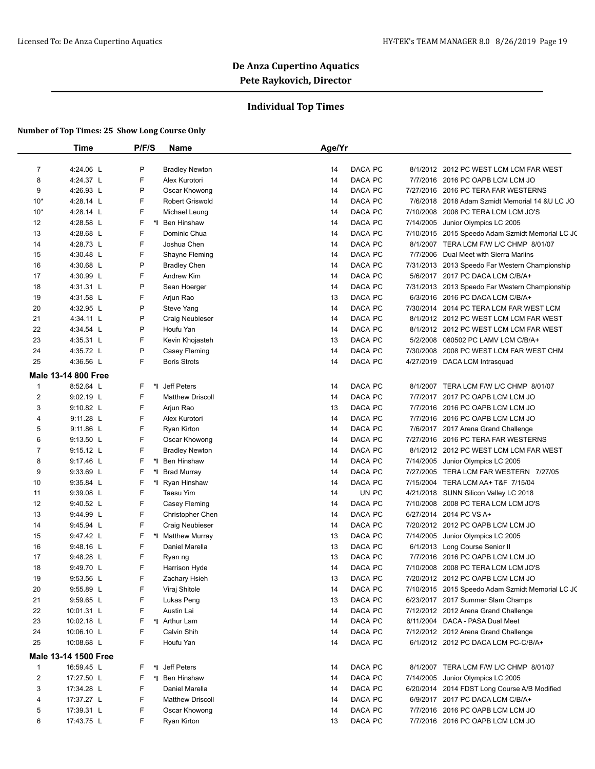# De Anza Cupertino Aquatics

## Pete Raykovich, Director

### Individual Top Times

**Number of Top Times: 25 Show Long Course Only**

| | Time | P/F/S | | Name | Age/Yr | | | | |
|---|---|---|---|---|---|---|---|---|---|
| 7 | 4:24.06 L | P | | Bradley Newton | 14 | DACA PC | | 8/1/2012 | 2012 PC WEST LCM LCM FAR WEST |
| 8 | 4:24.37 L | F | | Alex Kurotori | 14 | DACA PC | | 7/7/2016 | 2016 PC OAPB LCM LCM JO |
| 9 | 4:26.93 L | P | | Oscar Khowong | 14 | DACA PC | | 7/27/2016 | 2016 PC TERA FAR WESTERNS |
| 10* | 4:28.14 L | F | | Robert Griswold | 14 | DACA PC | | 7/6/2018 | 2018 Adam Szmidt Memorial 14 &U LC JO |
| 10* | 4:28.14 L | F | | Michael Leung | 14 | DACA PC | | 7/10/2008 | 2008 PC TERA LCM LCM JO'S |
| 12 | 4:28.58 L | F | *I | Ben Hinshaw | 14 | DACA PC | | 7/14/2005 | Junior Olympics LC 2005 |
| 13 | 4:28.68 L | F | | Dominic Chua | 14 | DACA PC | | 7/10/2015 | 2015 Speedo Adam Szmidt Memorial LC JC |
| 14 | 4:28.73 L | F | | Joshua Chen | 14 | DACA PC | | 8/1/2007 | TERA LCM F/W L/C CHMP 8/01/07 |
| 15 | 4:30.48 L | F | | Shayne Fleming | 14 | DACA PC | | 7/7/2006 | Dual Meet with Sierra Marlins |
| 16 | 4:30.68 L | P | | Bradley Chen | 14 | DACA PC | | 7/31/2013 | 2013 Speedo Far Western Championship |
| 17 | 4:30.99 L | F | | Andrew Kim | 14 | DACA PC | | 5/6/2017 | 2017 PC DACA LCM C/B/A+ |
| 18 | 4:31.31 L | P | | Sean Hoerger | 14 | DACA PC | | 7/31/2013 | 2013 Speedo Far Western Championship |
| 19 | 4:31.58 L | F | | Arjun Rao | 13 | DACA PC | | 6/3/2016 | 2016 PC DACA LCM C/B/A+ |
| 20 | 4:32.95 L | P | | Steve Yang | 14 | DACA PC | | 7/30/2014 | 2014 PC TERA LCM FAR WEST LCM |
| 21 | 4:34.11 L | P | | Craig Neubieser | 14 | DACA PC | | 8/1/2012 | 2012 PC WEST LCM LCM FAR WEST |
| 22 | 4:34.54 L | P | | Houfu Yan | 14 | DACA PC | | 8/1/2012 | 2012 PC WEST LCM LCM FAR WEST |
| 23 | 4:35.31 L | F | | Kevin Khojasteh | 13 | DACA PC | | 5/2/2008 | 080502 PC LAMV LCM C/B/A+ |
| 24 | 4:35.72 L | P | | Casey Fleming | 14 | DACA PC | | 7/30/2008 | 2008 PC WEST LCM FAR WEST CHM |
| 25 | 4:36.56 L | F | | Boris Strots | 14 | DACA PC | | 4/27/2019 | DACA LCM Intrasquad |
| **Male 13-14 800 Free** | | | | | | | | | |
| 1 | 8:52.64 L | F | *I | Jeff Peters | 14 | DACA PC | | 8/1/2007 | TERA LCM F/W L/C CHMP 8/01/07 |
| 2 | 9:02.19 L | F | | Matthew Driscoll | 14 | DACA PC | | 7/7/2017 | 2017 PC OAPB LCM LCM JO |
| 3 | 9:10.82 L | F | | Arjun Rao | 13 | DACA PC | | 7/7/2016 | 2016 PC OAPB LCM LCM JO |
| 4 | 9:11.28 L | F | | Alex Kurotori | 14 | DACA PC | | 7/7/2016 | 2016 PC OAPB LCM LCM JO |
| 5 | 9:11.86 L | F | | Ryan Kirton | 14 | DACA PC | | 7/6/2017 | 2017 Arena Grand Challenge |
| 6 | 9:13.50 L | F | | Oscar Khowong | 14 | DACA PC | | 7/27/2016 | 2016 PC TERA FAR WESTERNS |
| 7 | 9:15.12 L | F | | Bradley Newton | 14 | DACA PC | | 8/1/2012 | 2012 PC WEST LCM LCM FAR WEST |
| 8 | 9:17.46 L | F | *I | Ben Hinshaw | 14 | DACA PC | | 7/14/2005 | Junior Olympics LC 2005 |
| 9 | 9:33.69 L | F | *I | Brad Murray | 14 | DACA PC | | 7/27/2005 | TERA LCM FAR WESTERN 7/27/05 |
| 10 | 9:35.84 L | F | *I | Ryan Hinshaw | 14 | DACA PC | | 7/15/2004 | TERA LCM AA+ T&F 7/15/04 |
| 11 | 9:39.08 L | F | | Taesu Yim | 14 | UN PC | | 4/21/2018 | SUNN Silicon Valley LC 2018 |
| 12 | 9:40.52 L | F | | Casey Fleming | 14 | DACA PC | | 7/10/2008 | 2008 PC TERA LCM LCM JO'S |
| 13 | 9:44.99 L | F | | Christopher Chen | 14 | DACA PC | | 6/27/2014 | 2014 PC VS A+ |
| 14 | 9:45.94 L | F | | Craig Neubieser | 14 | DACA PC | | 7/20/2012 | 2012 PC OAPB LCM LCM JO |
| 15 | 9:47.42 L | F | *I | Matthew Murray | 13 | DACA PC | | 7/14/2005 | Junior Olympics LC 2005 |
| 16 | 9:48.16 L | F | | Daniel Marella | 13 | DACA PC | | 6/1/2013 | Long Course Senior II |
| 17 | 9:48.28 L | F | | Ryan ng | 13 | DACA PC | | 7/7/2016 | 2016 PC OAPB LCM LCM JO |
| 18 | 9:49.70 L | F | | Harrison Hyde | 14 | DACA PC | | 7/10/2008 | 2008 PC TERA LCM LCM JO'S |
| 19 | 9:53.56 L | F | | Zachary Hsieh | 13 | DACA PC | | 7/20/2012 | 2012 PC OAPB LCM LCM JO |
| 20 | 9:55.89 L | F | | Viraj Shitole | 14 | DACA PC | | 7/10/2015 | 2015 Speedo Adam Szmidt Memorial LC JC |
| 21 | 9:59.65 L | F | | Lukas Peng | 13 | DACA PC | | 6/23/2017 | 2017 Summer Slam Champs |
| 22 | 10:01.31 L | F | | Austin Lai | 14 | DACA PC | | 7/12/2012 | 2012 Arena Grand Challenge |
| 23 | 10:02.18 L | F | *I | Arthur Lam | 14 | DACA PC | | 6/11/2004 | DACA - PASA Dual Meet |
| 24 | 10:06.10 L | F | | Calvin Shih | 14 | DACA PC | | 7/12/2012 | 2012 Arena Grand Challenge |
| 25 | 10:08.68 L | F | | Houfu Yan | 14 | DACA PC | | 6/1/2012 | 2012 PC DACA LCM PC-C/B/A+ |
| **Male 13-14 1500 Free** | | | | | | | | | |
| 1 | 16:59.45 L | F | *I | Jeff Peters | 14 | DACA PC | | 8/1/2007 | TERA LCM F/W L/C CHMP 8/01/07 |
| 2 | 17:27.50 L | F | *I | Ben Hinshaw | 14 | DACA PC | | 7/14/2005 | Junior Olympics LC 2005 |
| 3 | 17:34.28 L | F | | Daniel Marella | 14 | DACA PC | | 6/20/2014 | 2014 FDST Long Course A/B Modified |
| 4 | 17:37.27 L | F | | Matthew Driscoll | 14 | DACA PC | | 6/9/2017 | 2017 PC DACA LCM C/B/A+ |
| 5 | 17:39.31 L | F | | Oscar Khowong | 14 | DACA PC | | 7/7/2016 | 2016 PC OAPB LCM LCM JO |
| 6 | 17:43.75 L | F | | Ryan Kirton | 13 | DACA PC | | 7/7/2016 | 2016 PC OAPB LCM LCM JO |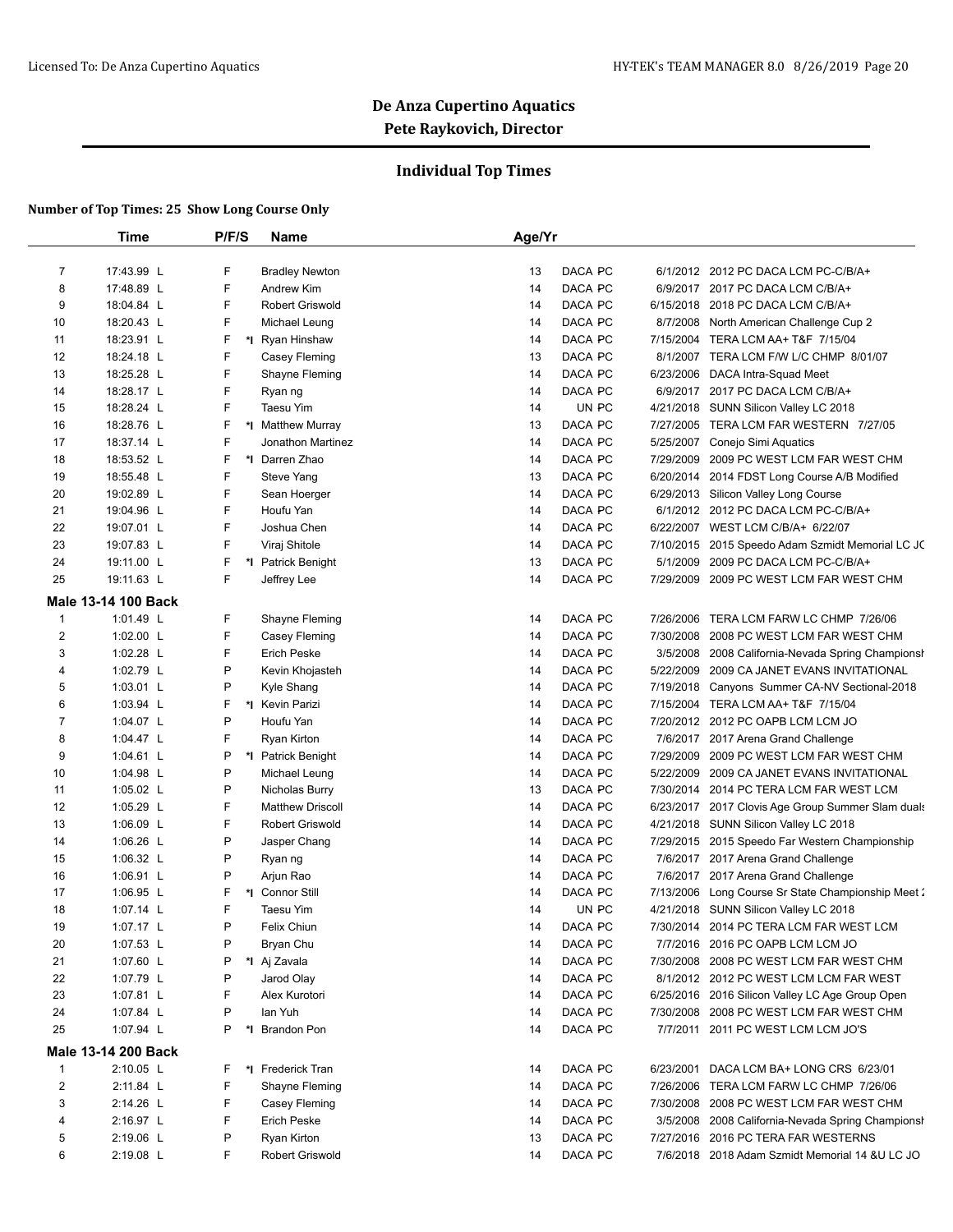# De Anza Cupertino Aquatics

## Pete Raykovich, Director

### Individual Top Times

**Number of Top Times: 25 Show Long Course Only**

| | Time | P/F/S | | Name | Age/Yr | | | | |
|---|---|---|---|---|---|---|---|---|---|
| 7 | 17:43.99 L | F | | Bradley Newton | 13 | DACA | PC | 6/1/2012 | 2012 PC DACA LCM PC-C/B/A+ |
| 8 | 17:48.89 L | F | | Andrew Kim | 14 | DACA | PC | 6/9/2017 | 2017 PC DACA LCM C/B/A+ |
| 9 | 18:04.84 L | F | | Robert Griswold | 14 | DACA | PC | 6/15/2018 | 2018 PC DACA LCM C/B/A+ |
| 10 | 18:20.43 L | F | | Michael Leung | 14 | DACA | PC | 8/7/2008 | North American Challenge Cup 2 |
| 11 | 18:23.91 L | F | *I | Ryan Hinshaw | 14 | DACA | PC | 7/15/2004 | TERA LCM AA+ T&F 7/15/04 |
| 12 | 18:24.18 L | F | | Casey Fleming | 13 | DACA | PC | 8/1/2007 | TERA LCM F/W L/C CHMP 8/01/07 |
| 13 | 18:25.28 L | F | | Shayne Fleming | 14 | DACA | PC | 6/23/2006 | DACA Intra-Squad Meet |
| 14 | 18:28.17 L | F | | Ryan ng | 14 | DACA | PC | 6/9/2017 | 2017 PC DACA LCM C/B/A+ |
| 15 | 18:28.24 L | F | | Taesu Yim | 14 | UN | PC | 4/21/2018 | SUNN Silicon Valley LC 2018 |
| 16 | 18:28.76 L | F | *I | Matthew Murray | 13 | DACA | PC | 7/27/2005 | TERA LCM FAR WESTERN 7/27/05 |
| 17 | 18:37.14 L | F | | Jonathon Martinez | 14 | DACA | PC | 5/25/2007 | Conejo Simi Aquatics |
| 18 | 18:53.52 L | F | *I | Darren Zhao | 14 | DACA | PC | 7/29/2009 | 2009 PC WEST LCM FAR WEST CHM |
| 19 | 18:55.48 L | F | | Steve Yang | 13 | DACA | PC | 6/20/2014 | 2014 FDST Long Course A/B Modified |
| 20 | 19:02.89 L | F | | Sean Hoerger | 14 | DACA | PC | 6/29/2013 | Silicon Valley Long Course |
| 21 | 19:04.96 L | F | | Houfu Yan | 14 | DACA | PC | 6/1/2012 | 2012 PC DACA LCM PC-C/B/A+ |
| 22 | 19:07.01 L | F | | Joshua Chen | 14 | DACA | PC | 6/22/2007 | WEST LCM C/B/A+ 6/22/07 |
| 23 | 19:07.83 L | F | | Viraj Shitole | 14 | DACA | PC | 7/10/2015 | 2015 Speedo Adam Szmidt Memorial LC JC |
| 24 | 19:11.00 L | F | *I | Patrick Benight | 13 | DACA | PC | 5/1/2009 | 2009 PC DACA LCM PC-C/B/A+ |
| 25 | 19:11.63 L | F | | Jeffrey Lee | 14 | DACA | PC | 7/29/2009 | 2009 PC WEST LCM FAR WEST CHM |

**Male 13-14 100 Back**

| | Time | P/F/S | | Name | Age/Yr | | | | |
|---|---|---|---|---|---|---|---|---|---|
| 1 | 1:01.49 L | F | | Shayne Fleming | 14 | DACA | PC | 7/26/2006 | TERA LCM FARW LC CHMP 7/26/06 |
| 2 | 1:02.00 L | F | | Casey Fleming | 14 | DACA | PC | 7/30/2008 | 2008 PC WEST LCM FAR WEST CHM |
| 3 | 1:02.28 L | F | | Erich Peske | 14 | DACA | PC | 3/5/2008 | 2008 California-Nevada Spring Championsh |
| 4 | 1:02.79 L | P | | Kevin Khojasteh | 14 | DACA | PC | 5/22/2009 | 2009 CA JANET EVANS INVITATIONAL |
| 5 | 1:03.01 L | P | | Kyle Shang | 14 | DACA | PC | 7/19/2018 | Canyons Summer CA-NV Sectional-2018 |
| 6 | 1:03.94 L | F | *I | Kevin Parizi | 14 | DACA | PC | 7/15/2004 | TERA LCM AA+ T&F 7/15/04 |
| 7 | 1:04.07 L | P | | Houfu Yan | 14 | DACA | PC | 7/20/2012 | 2012 PC OAPB LCM LCM JO |
| 8 | 1:04.47 L | F | | Ryan Kirton | 14 | DACA | PC | 7/6/2017 | 2017 Arena Grand Challenge |
| 9 | 1:04.61 L | P | *I | Patrick Benight | 14 | DACA | PC | 7/29/2009 | 2009 PC WEST LCM FAR WEST CHM |
| 10 | 1:04.98 L | P | | Michael Leung | 14 | DACA | PC | 5/22/2009 | 2009 CA JANET EVANS INVITATIONAL |
| 11 | 1:05.02 L | P | | Nicholas Burry | 13 | DACA | PC | 7/30/2014 | 2014 PC TERA LCM FAR WEST LCM |
| 12 | 1:05.29 L | F | | Matthew Driscoll | 14 | DACA | PC | 6/23/2017 | 2017 Clovis Age Group Summer Slam duals |
| 13 | 1:06.09 L | F | | Robert Griswold | 14 | DACA | PC | 4/21/2018 | SUNN Silicon Valley LC 2018 |
| 14 | 1:06.26 L | P | | Jasper Chang | 14 | DACA | PC | 7/29/2015 | 2015 Speedo Far Western Championship |
| 15 | 1:06.32 L | P | | Ryan ng | 14 | DACA | PC | 7/6/2017 | 2017 Arena Grand Challenge |
| 16 | 1:06.91 L | P | | Arjun Rao | 14 | DACA | PC | 7/6/2017 | 2017 Arena Grand Challenge |
| 17 | 1:06.95 L | F | *I | Connor Still | 14 | DACA | PC | 7/13/2006 | Long Course Sr State Championship Meet 2 |
| 18 | 1:07.14 L | F | | Taesu Yim | 14 | UN | PC | 4/21/2018 | SUNN Silicon Valley LC 2018 |
| 19 | 1:07.17 L | P | | Felix Chiun | 14 | DACA | PC | 7/30/2014 | 2014 PC TERA LCM FAR WEST LCM |
| 20 | 1:07.53 L | P | | Bryan Chu | 14 | DACA | PC | 7/7/2016 | 2016 PC OAPB LCM LCM JO |
| 21 | 1:07.60 L | P | *I | Aj Zavala | 14 | DACA | PC | 7/30/2008 | 2008 PC WEST LCM FAR WEST CHM |
| 22 | 1:07.79 L | P | | Jarod Olay | 14 | DACA | PC | 8/1/2012 | 2012 PC WEST LCM LCM FAR WEST |
| 23 | 1:07.81 L | F | | Alex Kurotori | 14 | DACA | PC | 6/25/2016 | 2016 Silicon Valley LC Age Group Open |
| 24 | 1:07.84 L | P | | Ian Yuh | 14 | DACA | PC | 7/30/2008 | 2008 PC WEST LCM FAR WEST CHM |
| 25 | 1:07.94 L | P | *I | Brandon Pon | 14 | DACA | PC | 7/7/2011 | 2011 PC WEST LCM LCM JO'S |

**Male 13-14 200 Back**

| | Time | P/F/S | | Name | Age/Yr | | | | |
|---|---|---|---|---|---|---|---|---|---|
| 1 | 2:10.05 L | F | *I | Frederick Tran | 14 | DACA | PC | 6/23/2001 | DACA LCM BA+ LONG CRS 6/23/01 |
| 2 | 2:11.84 L | F | | Shayne Fleming | 14 | DACA | PC | 7/26/2006 | TERA LCM FARW LC CHMP 7/26/06 |
| 3 | 2:14.26 L | F | | Casey Fleming | 14 | DACA | PC | 7/30/2008 | 2008 PC WEST LCM FAR WEST CHM |
| 4 | 2:16.97 L | F | | Erich Peske | 14 | DACA | PC | 3/5/2008 | 2008 California-Nevada Spring Championsh |
| 5 | 2:19.06 L | P | | Ryan Kirton | 13 | DACA | PC | 7/27/2016 | 2016 PC TERA FAR WESTERNS |
| 6 | 2:19.08 L | F | | Robert Griswold | 14 | DACA | PC | 7/6/2018 | 2018 Adam Szmidt Memorial 14 &U LC JO |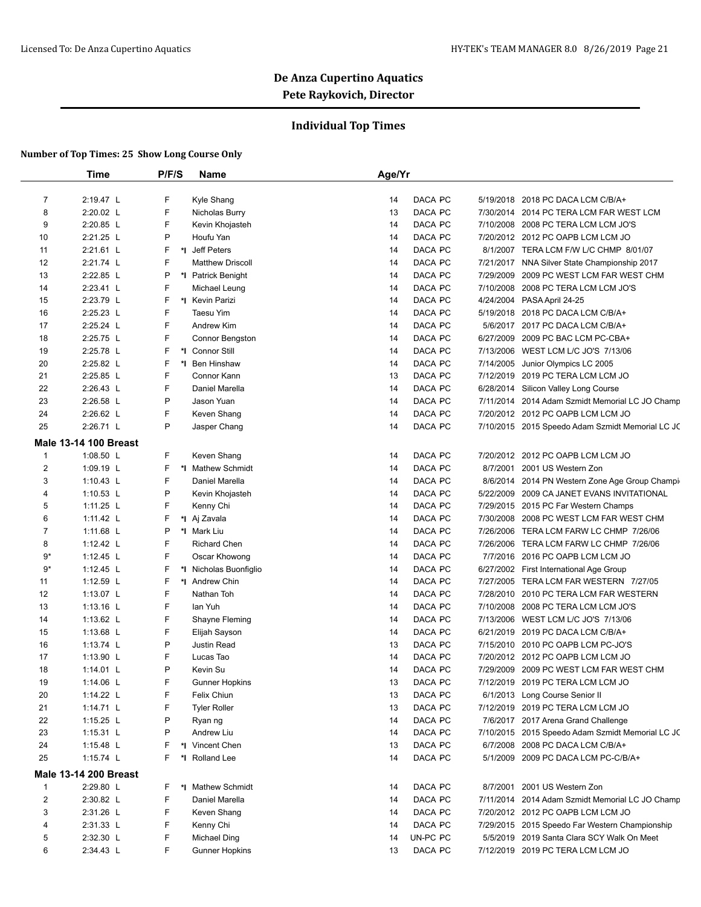# De Anza Cupertino Aquatics

## Pete Raykovich, Director

### Individual Top Times

**Number of Top Times: 25 Show Long Course Only**

| | Time | P/F/S | | Name | Age/Yr | | | |
|---|---|---|---|---|---|---|---|---|
| 7 | 2:19.47 L | F | | Kyle Shang | 14 | DACA PC | 5/19/2018 | 2018 PC DACA LCM C/B/A+ |
| 8 | 2:20.02 L | F | | Nicholas Burry | 13 | DACA PC | 7/30/2014 | 2014 PC TERA LCM FAR WEST LCM |
| 9 | 2:20.85 L | F | | Kevin Khojasteh | 14 | DACA PC | 7/10/2008 | 2008 PC TERA LCM LCM JO'S |
| 10 | 2:21.25 L | P | | Houfu Yan | 14 | DACA PC | 7/20/2012 | 2012 PC OAPB LCM LCM JO |
| 11 | 2:21.61 L | F | *I | Jeff Peters | 14 | DACA PC | 8/1/2007 | TERA LCM F/W L/C CHMP 8/01/07 |
| 12 | 2:21.74 L | F | | Matthew Driscoll | 14 | DACA PC | 7/21/2017 | NNA Silver State Championship 2017 |
| 13 | 2:22.85 L | P | *I | Patrick Benight | 14 | DACA PC | 7/29/2009 | 2009 PC WEST LCM FAR WEST CHM |
| 14 | 2:23.41 L | F | | Michael Leung | 14 | DACA PC | 7/10/2008 | 2008 PC TERA LCM LCM JO'S |
| 15 | 2:23.79 L | F | *I | Kevin Parizi | 14 | DACA PC | 4/24/2004 | PASA April 24-25 |
| 16 | 2:25.23 L | F | | Taesu Yim | 14 | DACA PC | 5/19/2018 | 2018 PC DACA LCM C/B/A+ |
| 17 | 2:25.24 L | F | | Andrew Kim | 14 | DACA PC | 5/6/2017 | 2017 PC DACA LCM C/B/A+ |
| 18 | 2:25.75 L | F | | Connor Bengston | 14 | DACA PC | 6/27/2009 | 2009 PC BAC LCM PC-CBA+ |
| 19 | 2:25.78 L | F | *I | Connor Still | 14 | DACA PC | 7/13/2006 | WEST LCM L/C JO'S 7/13/06 |
| 20 | 2:25.82 L | F | *I | Ben Hinshaw | 14 | DACA PC | 7/14/2005 | Junior Olympics LC 2005 |
| 21 | 2:25.85 L | F | | Connor Kann | 13 | DACA PC | 7/12/2019 | 2019 PC TERA LCM LCM JO |
| 22 | 2:26.43 L | F | | Daniel Marella | 14 | DACA PC | 6/28/2014 | Silicon Valley Long Course |
| 23 | 2:26.58 L | P | | Jason Yuan | 14 | DACA PC | 7/11/2014 | 2014 Adam Szmidt Memorial LC JO Champ |
| 24 | 2:26.62 L | F | | Keven Shang | 14 | DACA PC | 7/20/2012 | 2012 PC OAPB LCM LCM JO |
| 25 | 2:26.71 L | P | | Jasper Chang | 14 | DACA PC | 7/10/2015 | 2015 Speedo Adam Szmidt Memorial LC JO |

**Male 13-14 100 Breast**

| | Time | P/F/S | | Name | Age/Yr | | | |
|---|---|---|---|---|---|---|---|---|
| 1 | 1:08.50 L | F | | Keven Shang | 14 | DACA PC | 7/20/2012 | 2012 PC OAPB LCM LCM JO |
| 2 | 1:09.19 L | F | *I | Mathew Schmidt | 14 | DACA PC | 8/7/2001 | 2001 US Western Zon |
| 3 | 1:10.43 L | F | | Daniel Marella | 14 | DACA PC | 8/6/2014 | 2014 PN Western Zone Age Group Champi |
| 4 | 1:10.53 L | P | | Kevin Khojasteh | 14 | DACA PC | 5/22/2009 | 2009 CA JANET EVANS INVITATIONAL |
| 5 | 1:11.25 L | F | | Kenny Chi | 14 | DACA PC | 7/29/2015 | 2015 PC Far Western Champs |
| 6 | 1:11.42 L | F | *I | Aj Zavala | 14 | DACA PC | 7/30/2008 | 2008 PC WEST LCM FAR WEST CHM |
| 7 | 1:11.68 L | P | *I | Mark Liu | 14 | DACA PC | 7/26/2006 | TERA LCM FARW LC CHMP 7/26/06 |
| 8 | 1:12.42 L | F | | Richard Chen | 14 | DACA PC | 7/26/2006 | TERA LCM FARW LC CHMP 7/26/06 |
| 9* | 1:12.45 L | F | | Oscar Khowong | 14 | DACA PC | 7/7/2016 | 2016 PC OAPB LCM LCM JO |
| 9* | 1:12.45 L | F | *I | Nicholas Buonfiglio | 14 | DACA PC | 6/27/2002 | First International Age Group |
| 11 | 1:12.59 L | F | *I | Andrew Chin | 14 | DACA PC | 7/27/2005 | TERA LCM FAR WESTERN 7/27/05 |
| 12 | 1:13.07 L | F | | Nathan Toh | 14 | DACA PC | 7/28/2010 | 2010 PC TERA LCM FAR WESTERN |
| 13 | 1:13.16 L | F | | Ian Yuh | 14 | DACA PC | 7/10/2008 | 2008 PC TERA LCM LCM JO'S |
| 14 | 1:13.62 L | F | | Shayne Fleming | 14 | DACA PC | 7/13/2006 | WEST LCM L/C JO'S 7/13/06 |
| 15 | 1:13.68 L | F | | Elijah Sayson | 14 | DACA PC | 6/21/2019 | 2019 PC DACA LCM C/B/A+ |
| 16 | 1:13.74 L | P | | Justin Read | 13 | DACA PC | 7/15/2010 | 2010 PC OAPB LCM PC-JO'S |
| 17 | 1:13.90 L | F | | Lucas Tao | 14 | DACA PC | 7/20/2012 | 2012 PC OAPB LCM LCM JO |
| 18 | 1:14.01 L | P | | Kevin Su | 14 | DACA PC | 7/29/2009 | 2009 PC WEST LCM FAR WEST CHM |
| 19 | 1:14.06 L | F | | Gunner Hopkins | 13 | DACA PC | 7/12/2019 | 2019 PC TERA LCM LCM JO |
| 20 | 1:14.22 L | F | | Felix Chiun | 13 | DACA PC | 6/1/2013 | Long Course Senior II |
| 21 | 1:14.71 L | F | | Tyler Roller | 13 | DACA PC | 7/12/2019 | 2019 PC TERA LCM LCM JO |
| 22 | 1:15.25 L | P | | Ryan ng | 14 | DACA PC | 7/6/2017 | 2017 Arena Grand Challenge |
| 23 | 1:15.31 L | P | | Andrew Liu | 14 | DACA PC | 7/10/2015 | 2015 Speedo Adam Szmidt Memorial LC JO |
| 24 | 1:15.48 L | F | *I | Vincent Chen | 13 | DACA PC | 6/7/2008 | 2008 PC DACA LCM C/B/A+ |
| 25 | 1:15.74 L | F | *I | Rolland Lee | 14 | DACA PC | 5/1/2009 | 2009 PC DACA LCM PC-C/B/A+ |

**Male 13-14 200 Breast**

| | Time | P/F/S | | Name | Age/Yr | | | |
|---|---|---|---|---|---|---|---|---|
| 1 | 2:29.80 L | F | *I | Mathew Schmidt | 14 | DACA PC | 8/7/2001 | 2001 US Western Zon |
| 2 | 2:30.82 L | F | | Daniel Marella | 14 | DACA PC | 7/11/2014 | 2014 Adam Szmidt Memorial LC JO Champ |
| 3 | 2:31.26 L | F | | Keven Shang | 14 | DACA PC | 7/20/2012 | 2012 PC OAPB LCM LCM JO |
| 4 | 2:31.33 L | F | | Kenny Chi | 14 | DACA PC | 7/29/2015 | 2015 Speedo Far Western Championship |
| 5 | 2:32.30 L | F | | Michael Ding | 14 | UN-PC PC | 5/5/2019 | 2019 Santa Clara SCY Walk On Meet |
| 6 | 2:34.43 L | F | | Gunner Hopkins | 13 | DACA PC | 7/12/2019 | 2019 PC TERA LCM LCM JO |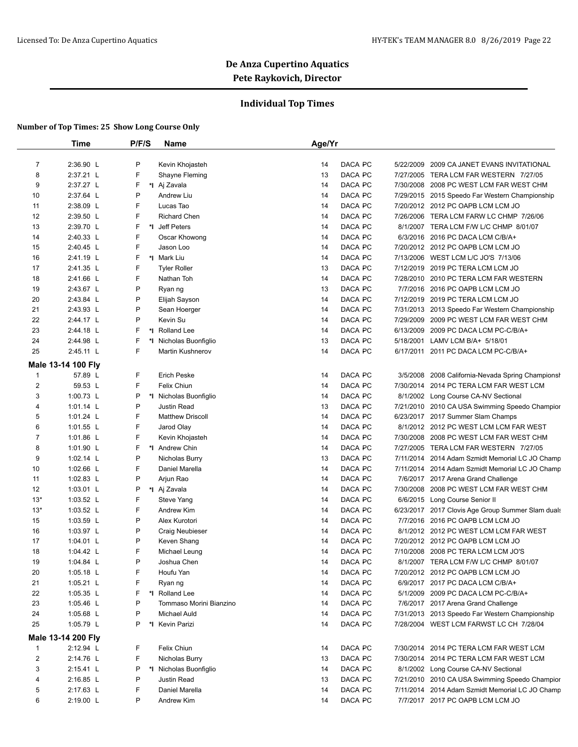# De Anza Cupertino Aquatics
## Pete Raykovich, Director

### Individual Top Times

**Number of Top Times: 25 Show Long Course Only**

| | Time | P/F/S | | Name | Age/Yr | | | |
|---|---|---|---|---|---|---|---|---|
| 7 | 2:36.90 L | P | | Kevin Khojasteh | 14 | DACA PC | 5/22/2009 | 2009 CA JANET EVANS INVITATIONAL |
| 8 | 2:37.21 L | F | | Shayne Fleming | 13 | DACA PC | 7/27/2005 | TERA LCM FAR WESTERN 7/27/05 |
| 9 | 2:37.27 L | F | *I | Aj Zavala | 14 | DACA PC | 7/30/2008 | 2008 PC WEST LCM FAR WEST CHM |
| 10 | 2:37.64 L | P | | Andrew Liu | 14 | DACA PC | 7/29/2015 | 2015 Speedo Far Western Championship |
| 11 | 2:38.09 L | F | | Lucas Tao | 14 | DACA PC | 7/20/2012 | 2012 PC OAPB LCM LCM JO |
| 12 | 2:39.50 L | F | | Richard Chen | 14 | DACA PC | 7/26/2006 | TERA LCM FARW LC CHMP 7/26/06 |
| 13 | 2:39.70 L | F | *I | Jeff Peters | 14 | DACA PC | 8/1/2007 | TERA LCM F/W L/C CHMP 8/01/07 |
| 14 | 2:40.33 L | F | | Oscar Khowong | 14 | DACA PC | 6/3/2016 | 2016 PC DACA LCM C/B/A+ |
| 15 | 2:40.45 L | F | | Jason Loo | 14 | DACA PC | 7/20/2012 | 2012 PC OAPB LCM LCM JO |
| 16 | 2:41.19 L | F | *I | Mark Liu | 14 | DACA PC | 7/13/2006 | WEST LCM L/C JO'S 7/13/06 |
| 17 | 2:41.35 L | F | | Tyler Roller | 13 | DACA PC | 7/12/2019 | 2019 PC TERA LCM LCM JO |
| 18 | 2:41.66 L | F | | Nathan Toh | 14 | DACA PC | 7/28/2010 | 2010 PC TERA LCM FAR WESTERN |
| 19 | 2:43.67 L | P | | Ryan ng | 13 | DACA PC | 7/7/2016 | 2016 PC OAPB LCM LCM JO |
| 20 | 2:43.84 L | P | | Elijah Sayson | 14 | DACA PC | 7/12/2019 | 2019 PC TERA LCM LCM JO |
| 21 | 2:43.93 L | P | | Sean Hoerger | 14 | DACA PC | 7/31/2013 | 2013 Speedo Far Western Championship |
| 22 | 2:44.17 L | P | | Kevin Su | 14 | DACA PC | 7/29/2009 | 2009 PC WEST LCM FAR WEST CHM |
| 23 | 2:44.18 L | F | *I | Rolland Lee | 14 | DACA PC | 6/13/2009 | 2009 PC DACA LCM PC-C/B/A+ |
| 24 | 2:44.98 L | F | *I | Nicholas Buonfiglio | 13 | DACA PC | 5/18/2001 | LAMV LCM B/A+ 5/18/01 |
| 25 | 2:45.11 L | F | | Martin Kushnerov | 14 | DACA PC | 6/17/2011 | 2011 PC DACA LCM PC-C/B/A+ |
| **Male 13-14 100 Fly** | | | | | | | | |
| 1 | 57.89 L | F | | Erich Peske | 14 | DACA PC | 3/5/2008 | 2008 California-Nevada Spring Championsh |
| 2 | 59.53 L | F | | Felix Chiun | 14 | DACA PC | 7/30/2014 | 2014 PC TERA LCM FAR WEST LCM |
| 3 | 1:00.73 L | P | *I | Nicholas Buonfiglio | 14 | DACA PC | 8/1/2002 | Long Course CA-NV Sectional |
| 4 | 1:01.14 L | P | | Justin Read | 13 | DACA PC | 7/21/2010 | 2010 CA USA Swimming Speedo Champior |
| 5 | 1:01.24 L | F | | Matthew Driscoll | 14 | DACA PC | 6/23/2017 | 2017 Summer Slam Champs |
| 6 | 1:01.55 L | F | | Jarod Olay | 14 | DACA PC | 8/1/2012 | 2012 PC WEST LCM LCM FAR WEST |
| 7 | 1:01.86 L | F | | Kevin Khojasteh | 14 | DACA PC | 7/30/2008 | 2008 PC WEST LCM FAR WEST CHM |
| 8 | 1:01.90 L | F | *I | Andrew Chin | 14 | DACA PC | 7/27/2005 | TERA LCM FAR WESTERN 7/27/05 |
| 9 | 1:02.14 L | P | | Nicholas Burry | 13 | DACA PC | 7/11/2014 | 2014 Adam Szmidt Memorial LC JO Champ |
| 10 | 1:02.66 L | F | | Daniel Marella | 14 | DACA PC | 7/11/2014 | 2014 Adam Szmidt Memorial LC JO Champ |
| 11 | 1:02.83 L | P | | Arjun Rao | 14 | DACA PC | 7/6/2017 | 2017 Arena Grand Challenge |
| 12 | 1:03.01 L | P | *I | Aj Zavala | 14 | DACA PC | 7/30/2008 | 2008 PC WEST LCM FAR WEST CHM |
| 13* | 1:03.52 L | F | | Steve Yang | 14 | DACA PC | 6/6/2015 | Long Course Senior II |
| 13* | 1:03.52 L | F | | Andrew Kim | 14 | DACA PC | 6/23/2017 | 2017 Clovis Age Group Summer Slam duals |
| 15 | 1:03.59 L | P | | Alex Kurotori | 14 | DACA PC | 7/7/2016 | 2016 PC OAPB LCM LCM JO |
| 16 | 1:03.97 L | P | | Craig Neubieser | 14 | DACA PC | 8/1/2012 | 2012 PC WEST LCM LCM FAR WEST |
| 17 | 1:04.01 L | P | | Keven Shang | 14 | DACA PC | 7/20/2012 | 2012 PC OAPB LCM LCM JO |
| 18 | 1:04.42 L | F | | Michael Leung | 14 | DACA PC | 7/10/2008 | 2008 PC TERA LCM LCM JO'S |
| 19 | 1:04.84 L | P | | Joshua Chen | 14 | DACA PC | 8/1/2007 | TERA LCM F/W L/C CHMP 8/01/07 |
| 20 | 1:05.18 L | F | | Houfu Yan | 14 | DACA PC | 7/20/2012 | 2012 PC OAPB LCM LCM JO |
| 21 | 1:05.21 L | F | | Ryan ng | 14 | DACA PC | 6/9/2017 | 2017 PC DACA LCM C/B/A+ |
| 22 | 1:05.35 L | F | *I | Rolland Lee | 14 | DACA PC | 5/1/2009 | 2009 PC DACA LCM PC-C/B/A+ |
| 23 | 1:05.46 L | P | | Tommaso Morini Bianzino | 14 | DACA PC | 7/6/2017 | 2017 Arena Grand Challenge |
| 24 | 1:05.68 L | P | | Michael Auld | 14 | DACA PC | 7/31/2013 | 2013 Speedo Far Western Championship |
| 25 | 1:05.79 L | P | *I | Kevin Parizi | 14 | DACA PC | 7/28/2004 | WEST LCM FARWST LC CH 7/28/04 |
| **Male 13-14 200 Fly** | | | | | | | | |
| 1 | 2:12.94 L | F | | Felix Chiun | 14 | DACA PC | 7/30/2014 | 2014 PC TERA LCM FAR WEST LCM |
| 2 | 2:14.76 L | F | | Nicholas Burry | 13 | DACA PC | 7/30/2014 | 2014 PC TERA LCM FAR WEST LCM |
| 3 | 2:15.41 L | P | *I | Nicholas Buonfiglio | 14 | DACA PC | 8/1/2002 | Long Course CA-NV Sectional |
| 4 | 2:16.85 L | P | | Justin Read | 13 | DACA PC | 7/21/2010 | 2010 CA USA Swimming Speedo Champior |
| 5 | 2:17.63 L | F | | Daniel Marella | 14 | DACA PC | 7/11/2014 | 2014 Adam Szmidt Memorial LC JO Champ |
| 6 | 2:19.00 L | P | | Andrew Kim | 14 | DACA PC | 7/7/2017 | 2017 PC OAPB LCM LCM JO |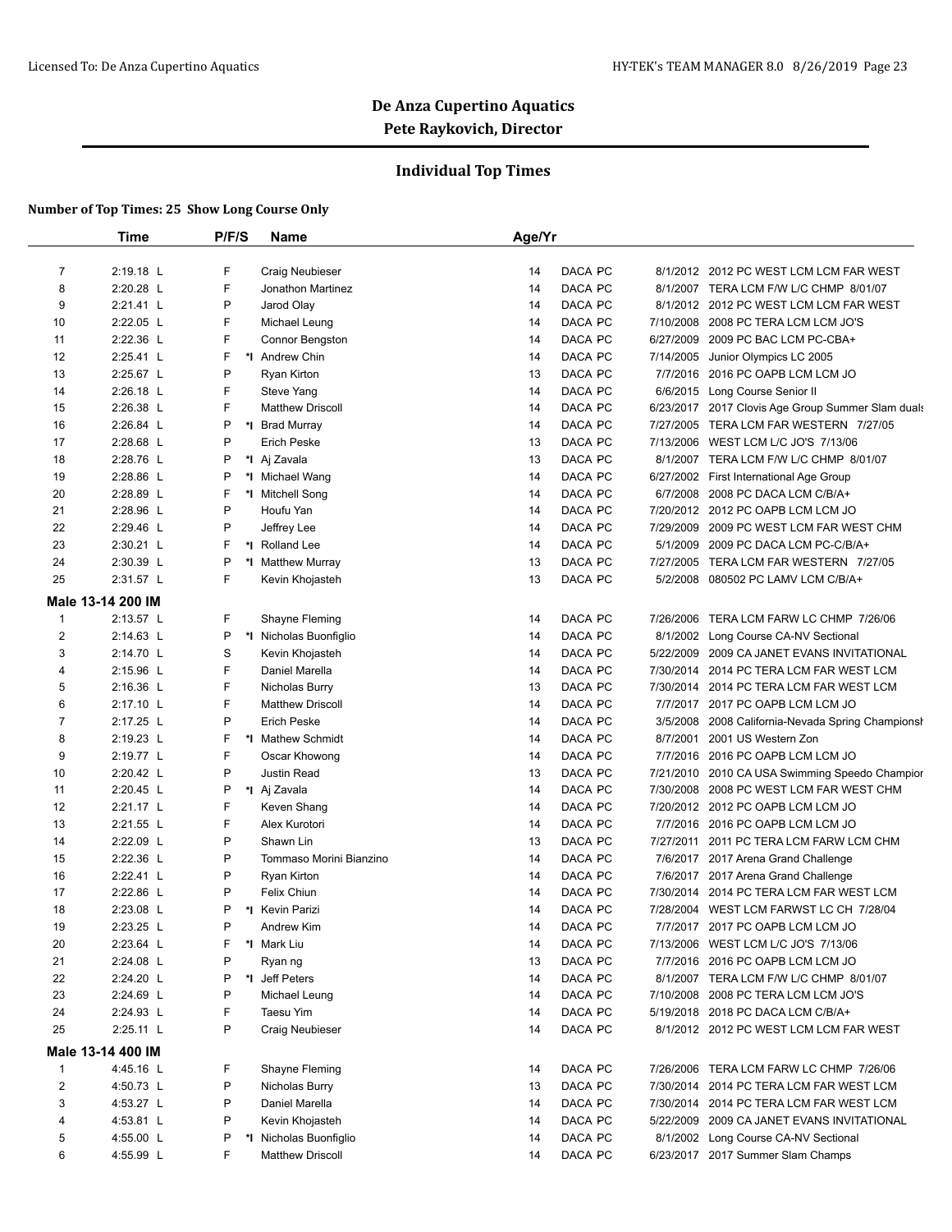# De Anza Cupertino Aquatics

## Pete Raykovich, Director

### Individual Top Times

**Number of Top Times: 25 Show Long Course Only**

| | Time | P/F/S | | Name | Age/Yr | | | | |
|---|---|---|---|---|---|---|---|---|---|
| 7 | 2:19.18 L | F | | Craig Neubieser | 14 | DACA | PC | 8/1/2012 | 2012 PC WEST LCM LCM FAR WEST |
| 8 | 2:20.28 L | F | | Jonathon Martinez | 14 | DACA | PC | 8/1/2007 | TERA LCM F/W L/C CHMP 8/01/07 |
| 9 | 2:21.41 L | P | | Jarod Olay | 14 | DACA | PC | 8/1/2012 | 2012 PC WEST LCM LCM FAR WEST |
| 10 | 2:22.05 L | F | | Michael Leung | 14 | DACA | PC | 7/10/2008 | 2008 PC TERA LCM LCM JO'S |
| 11 | 2:22.36 L | F | | Connor Bengston | 14 | DACA | PC | 6/27/2009 | 2009 PC BAC LCM PC-CBA+ |
| 12 | 2:25.41 L | F | *I | Andrew Chin | 14 | DACA | PC | 7/14/2005 | Junior Olympics LC 2005 |
| 13 | 2:25.67 L | P | | Ryan Kirton | 13 | DACA | PC | 7/7/2016 | 2016 PC OAPB LCM LCM JO |
| 14 | 2:26.18 L | F | | Steve Yang | 14 | DACA | PC | 6/6/2015 | Long Course Senior II |
| 15 | 2:26.38 L | F | | Matthew Driscoll | 14 | DACA | PC | 6/23/2017 | 2017 Clovis Age Group Summer Slam duals |
| 16 | 2:26.84 L | P | *I | Brad Murray | 14 | DACA | PC | 7/27/2005 | TERA LCM FAR WESTERN 7/27/05 |
| 17 | 2:28.68 L | P | | Erich Peske | 13 | DACA | PC | 7/13/2006 | WEST LCM L/C JO'S 7/13/06 |
| 18 | 2:28.76 L | P | *I | Aj Zavala | 13 | DACA | PC | 8/1/2007 | TERA LCM F/W L/C CHMP 8/01/07 |
| 19 | 2:28.86 L | P | *I | Michael Wang | 14 | DACA | PC | 6/27/2002 | First International Age Group |
| 20 | 2:28.89 L | F | *I | Mitchell Song | 14 | DACA | PC | 6/7/2008 | 2008 PC DACA LCM C/B/A+ |
| 21 | 2:28.96 L | P | | Houfu Yan | 14 | DACA | PC | 7/20/2012 | 2012 PC OAPB LCM LCM JO |
| 22 | 2:29.46 L | P | | Jeffrey Lee | 14 | DACA | PC | 7/29/2009 | 2009 PC WEST LCM FAR WEST CHM |
| 23 | 2:30.21 L | F | *I | Rolland Lee | 14 | DACA | PC | 5/1/2009 | 2009 PC DACA LCM PC-C/B/A+ |
| 24 | 2:30.39 L | P | *I | Matthew Murray | 13 | DACA | PC | 7/27/2005 | TERA LCM FAR WESTERN 7/27/05 |
| 25 | 2:31.57 L | F | | Kevin Khojasteh | 13 | DACA | PC | 5/2/2008 | 080502 PC LAMV LCM C/B/A+ |

**Male 13-14 200 IM**

| | Time | P/F/S | | Name | Age/Yr | | | | |
|---|---|---|---|---|---|---|---|---|---|
| 1 | 2:13.57 L | F | | Shayne Fleming | 14 | DACA | PC | 7/26/2006 | TERA LCM FARW LC CHMP 7/26/06 |
| 2 | 2:14.63 L | P | *I | Nicholas Buonfiglio | 14 | DACA | PC | 8/1/2002 | Long Course CA-NV Sectional |
| 3 | 2:14.70 L | S | | Kevin Khojasteh | 14 | DACA | PC | 5/22/2009 | 2009 CA JANET EVANS INVITATIONAL |
| 4 | 2:15.96 L | F | | Daniel Marella | 14 | DACA | PC | 7/30/2014 | 2014 PC TERA LCM FAR WEST LCM |
| 5 | 2:16.36 L | F | | Nicholas Burry | 13 | DACA | PC | 7/30/2014 | 2014 PC TERA LCM FAR WEST LCM |
| 6 | 2:17.10 L | F | | Matthew Driscoll | 14 | DACA | PC | 7/7/2017 | 2017 PC OAPB LCM LCM JO |
| 7 | 2:17.25 L | P | | Erich Peske | 14 | DACA | PC | 3/5/2008 | 2008 California-Nevada Spring Championsh |
| 8 | 2:19.23 L | F | *I | Mathew Schmidt | 14 | DACA | PC | 8/7/2001 | 2001 US Western Zon |
| 9 | 2:19.77 L | F | | Oscar Khowong | 14 | DACA | PC | 7/7/2016 | 2016 PC OAPB LCM LCM JO |
| 10 | 2:20.42 L | P | | Justin Read | 13 | DACA | PC | 7/21/2010 | 2010 CA USA Swimming Speedo Champior |
| 11 | 2:20.45 L | P | *I | Aj Zavala | 14 | DACA | PC | 7/30/2008 | 2008 PC WEST LCM FAR WEST CHM |
| 12 | 2:21.17 L | F | | Keven Shang | 14 | DACA | PC | 7/20/2012 | 2012 PC OAPB LCM LCM JO |
| 13 | 2:21.55 L | F | | Alex Kurotori | 14 | DACA | PC | 7/7/2016 | 2016 PC OAPB LCM LCM JO |
| 14 | 2:22.09 L | P | | Shawn Lin | 13 | DACA | PC | 7/27/2011 | 2011 PC TERA LCM FARW LCM CHM |
| 15 | 2:22.36 L | P | | Tommaso Morini Bianzino | 14 | DACA | PC | 7/6/2017 | 2017 Arena Grand Challenge |
| 16 | 2:22.41 L | P | | Ryan Kirton | 14 | DACA | PC | 7/6/2017 | 2017 Arena Grand Challenge |
| 17 | 2:22.86 L | P | | Felix Chiun | 14 | DACA | PC | 7/30/2014 | 2014 PC TERA LCM FAR WEST LCM |
| 18 | 2:23.08 L | P | *I | Kevin Parizi | 14 | DACA | PC | 7/28/2004 | WEST LCM FARWST LC CH 7/28/04 |
| 19 | 2:23.25 L | P | | Andrew Kim | 14 | DACA | PC | 7/7/2017 | 2017 PC OAPB LCM LCM JO |
| 20 | 2:23.64 L | F | *I | Mark Liu | 14 | DACA | PC | 7/13/2006 | WEST LCM L/C JO'S 7/13/06 |
| 21 | 2:24.08 L | P | | Ryan ng | 13 | DACA | PC | 7/7/2016 | 2016 PC OAPB LCM LCM JO |
| 22 | 2:24.20 L | P | *I | Jeff Peters | 14 | DACA | PC | 8/1/2007 | TERA LCM F/W L/C CHMP 8/01/07 |
| 23 | 2:24.69 L | P | | Michael Leung | 14 | DACA | PC | 7/10/2008 | 2008 PC TERA LCM LCM JO'S |
| 24 | 2:24.93 L | F | | Taesu Yim | 14 | DACA | PC | 5/19/2018 | 2018 PC DACA LCM C/B/A+ |
| 25 | 2:25.11 L | P | | Craig Neubieser | 14 | DACA | PC | 8/1/2012 | 2012 PC WEST LCM LCM FAR WEST |

**Male 13-14 400 IM**

| | Time | P/F/S | | Name | Age/Yr | | | | |
|---|---|---|---|---|---|---|---|---|---|
| 1 | 4:45.16 L | F | | Shayne Fleming | 14 | DACA | PC | 7/26/2006 | TERA LCM FARW LC CHMP 7/26/06 |
| 2 | 4:50.73 L | P | | Nicholas Burry | 13 | DACA | PC | 7/30/2014 | 2014 PC TERA LCM FAR WEST LCM |
| 3 | 4:53.27 L | P | | Daniel Marella | 14 | DACA | PC | 7/30/2014 | 2014 PC TERA LCM FAR WEST LCM |
| 4 | 4:53.81 L | P | | Kevin Khojasteh | 14 | DACA | PC | 5/22/2009 | 2009 CA JANET EVANS INVITATIONAL |
| 5 | 4:55.00 L | P | *I | Nicholas Buonfiglio | 14 | DACA | PC | 8/1/2002 | Long Course CA-NV Sectional |
| 6 | 4:55.99 L | F | | Matthew Driscoll | 14 | DACA | PC | 6/23/2017 | 2017 Summer Slam Champs |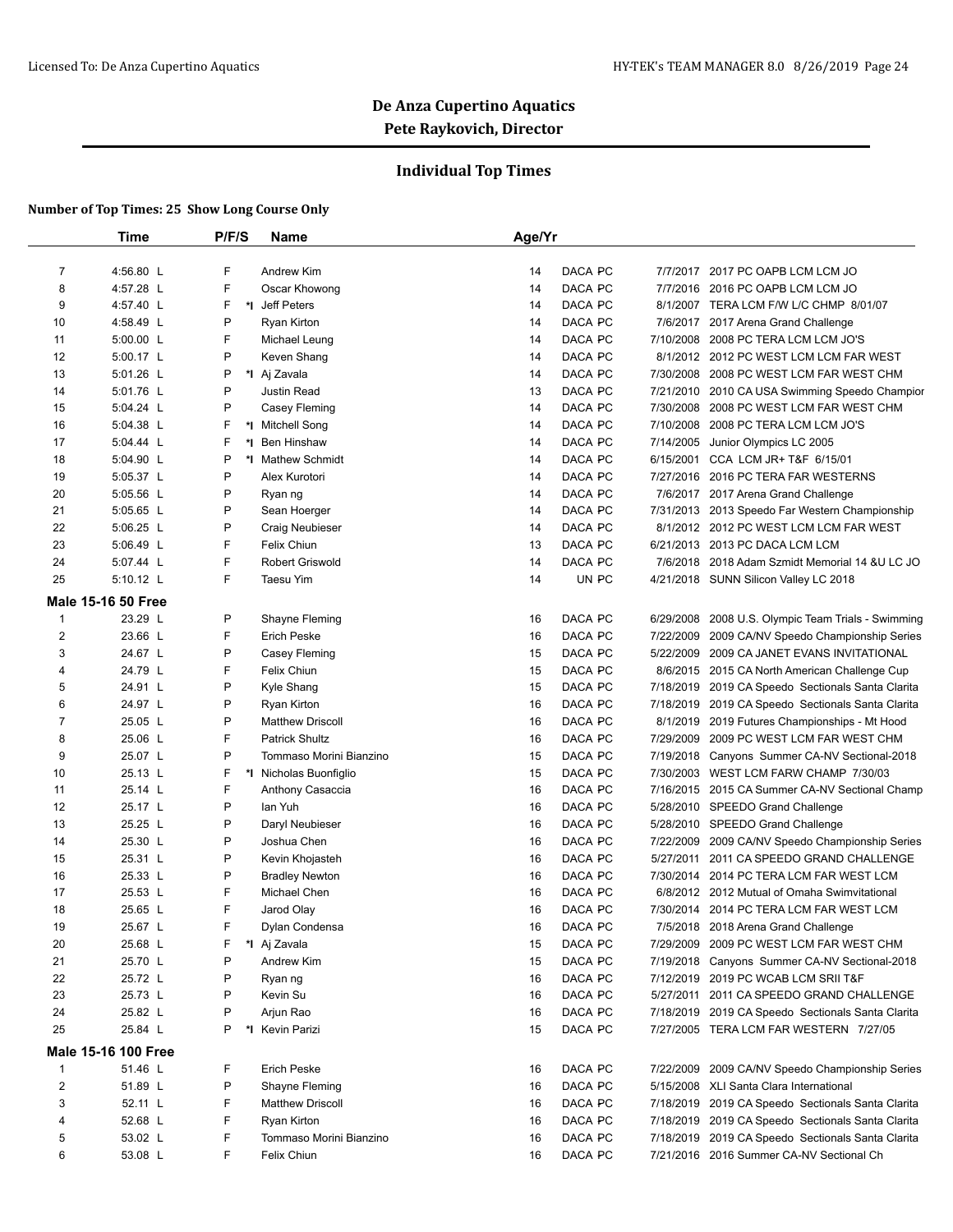# De Anza Cupertino Aquatics

## Pete Raykovich, Director

### Individual Top Times

**Number of Top Times: 25 Show Long Course Only**

| | Time | P/F/S | | Name | Age/Yr | | | | |
|---|---|---|---|---|---|---|---|---|---|
| 7 | 4:56.80 L | F | | Andrew Kim | 14 | DACA PC | | 7/7/2017 | 2017 PC OAPB LCM LCM JO |
| 8 | 4:57.28 L | F | | Oscar Khowong | 14 | DACA PC | | 7/7/2016 | 2016 PC OAPB LCM LCM JO |
| 9 | 4:57.40 L | F | *I | Jeff Peters | 14 | DACA PC | | 8/1/2007 | TERA LCM F/W L/C CHMP 8/01/07 |
| 10 | 4:58.49 L | P | | Ryan Kirton | 14 | DACA PC | | 7/6/2017 | 2017 Arena Grand Challenge |
| 11 | 5:00.00 L | F | | Michael Leung | 14 | DACA PC | | 7/10/2008 | 2008 PC TERA LCM LCM JO'S |
| 12 | 5:00.17 L | P | | Keven Shang | 14 | DACA PC | | 8/1/2012 | 2012 PC WEST LCM LCM FAR WEST |
| 13 | 5:01.26 L | P | *I | Aj Zavala | 14 | DACA PC | | 7/30/2008 | 2008 PC WEST LCM FAR WEST CHM |
| 14 | 5:01.76 L | P | | Justin Read | 13 | DACA PC | | 7/21/2010 | 2010 CA USA Swimming Speedo Champior |
| 15 | 5:04.24 L | P | | Casey Fleming | 14 | DACA PC | | 7/30/2008 | 2008 PC WEST LCM FAR WEST CHM |
| 16 | 5:04.38 L | F | *I | Mitchell Song | 14 | DACA PC | | 7/10/2008 | 2008 PC TERA LCM LCM JO'S |
| 17 | 5:04.44 L | F | *I | Ben Hinshaw | 14 | DACA PC | | 7/14/2005 | Junior Olympics LC 2005 |
| 18 | 5:04.90 L | P | *I | Mathew Schmidt | 14 | DACA PC | | 6/15/2001 | CCA LCM JR+ T&F 6/15/01 |
| 19 | 5:05.37 L | P | | Alex Kurotori | 14 | DACA PC | | 7/27/2016 | 2016 PC TERA FAR WESTERNS |
| 20 | 5:05.56 L | P | | Ryan ng | 14 | DACA PC | | 7/6/2017 | 2017 Arena Grand Challenge |
| 21 | 5:05.65 L | P | | Sean Hoerger | 14 | DACA PC | | 7/31/2013 | 2013 Speedo Far Western Championship |
| 22 | 5:06.25 L | P | | Craig Neubieser | 14 | DACA PC | | 8/1/2012 | 2012 PC WEST LCM LCM FAR WEST |
| 23 | 5:06.49 L | F | | Felix Chiun | 13 | DACA PC | | 6/21/2013 | 2013 PC DACA LCM LCM |
| 24 | 5:07.44 L | F | | Robert Griswold | 14 | DACA PC | | 7/6/2018 | 2018 Adam Szmidt Memorial 14 &U LC JO |
| 25 | 5:10.12 L | F | | Taesu Yim | 14 | UN PC | | 4/21/2018 | SUNN Silicon Valley LC 2018 |
| **Male 15-16 50 Free** | | | | | | | | | |
| 1 | 23.29 L | P | | Shayne Fleming | 16 | DACA PC | | 6/29/2008 | 2008 U.S. Olympic Team Trials - Swimming |
| 2 | 23.66 L | F | | Erich Peske | 16 | DACA PC | | 7/22/2009 | 2009 CA/NV Speedo Championship Series |
| 3 | 24.67 L | P | | Casey Fleming | 15 | DACA PC | | 5/22/2009 | 2009 CA JANET EVANS INVITATIONAL |
| 4 | 24.79 L | F | | Felix Chiun | 15 | DACA PC | | 8/6/2015 | 2015 CA North American Challenge Cup |
| 5 | 24.91 L | P | | Kyle Shang | 15 | DACA PC | | 7/18/2019 | 2019 CA Speedo Sectionals Santa Clarita |
| 6 | 24.97 L | P | | Ryan Kirton | 16 | DACA PC | | 7/18/2019 | 2019 CA Speedo Sectionals Santa Clarita |
| 7 | 25.05 L | P | | Matthew Driscoll | 16 | DACA PC | | 8/1/2019 | 2019 Futures Championships - Mt Hood |
| 8 | 25.06 L | F | | Patrick Shultz | 16 | DACA PC | | 7/29/2009 | 2009 PC WEST LCM FAR WEST CHM |
| 9 | 25.07 L | P | | Tommaso Morini Bianzino | 15 | DACA PC | | 7/19/2018 | Canyons Summer CA-NV Sectional-2018 |
| 10 | 25.13 L | F | *I | Nicholas Buonfiglio | 15 | DACA PC | | 7/30/2003 | WEST LCM FARW CHAMP 7/30/03 |
| 11 | 25.14 L | F | | Anthony Casaccia | 16 | DACA PC | | 7/16/2015 | 2015 CA Summer CA-NV Sectional Champ |
| 12 | 25.17 L | P | | Ian Yuh | 16 | DACA PC | | 5/28/2010 | SPEEDO Grand Challenge |
| 13 | 25.25 L | P | | Daryl Neubieser | 16 | DACA PC | | 5/28/2010 | SPEEDO Grand Challenge |
| 14 | 25.30 L | P | | Joshua Chen | 16 | DACA PC | | 7/22/2009 | 2009 CA/NV Speedo Championship Series |
| 15 | 25.31 L | P | | Kevin Khojasteh | 16 | DACA PC | | 5/27/2011 | 2011 CA SPEEDO GRAND CHALLENGE |
| 16 | 25.33 L | P | | Bradley Newton | 16 | DACA PC | | 7/30/2014 | 2014 PC TERA LCM FAR WEST LCM |
| 17 | 25.53 L | F | | Michael Chen | 16 | DACA PC | | 6/8/2012 | 2012 Mutual of Omaha Swimvitational |
| 18 | 25.65 L | F | | Jarod Olay | 16 | DACA PC | | 7/30/2014 | 2014 PC TERA LCM FAR WEST LCM |
| 19 | 25.67 L | F | | Dylan Condensa | 16 | DACA PC | | 7/5/2018 | 2018 Arena Grand Challenge |
| 20 | 25.68 L | F | *I | Aj Zavala | 15 | DACA PC | | 7/29/2009 | 2009 PC WEST LCM FAR WEST CHM |
| 21 | 25.70 L | P | | Andrew Kim | 15 | DACA PC | | 7/19/2018 | Canyons Summer CA-NV Sectional-2018 |
| 22 | 25.72 L | P | | Ryan ng | 16 | DACA PC | | 7/12/2019 | 2019 PC WCAB LCM SRII T&F |
| 23 | 25.73 L | P | | Kevin Su | 16 | DACA PC | | 5/27/2011 | 2011 CA SPEEDO GRAND CHALLENGE |
| 24 | 25.82 L | P | | Arjun Rao | 16 | DACA PC | | 7/18/2019 | 2019 CA Speedo Sectionals Santa Clarita |
| 25 | 25.84 L | P | *I | Kevin Parizi | 15 | DACA PC | | 7/27/2005 | TERA LCM FAR WESTERN 7/27/05 |
| **Male 15-16 100 Free** | | | | | | | | | |
| 1 | 51.46 L | F | | Erich Peske | 16 | DACA PC | | 7/22/2009 | 2009 CA/NV Speedo Championship Series |
| 2 | 51.89 L | P | | Shayne Fleming | 16 | DACA PC | | 5/15/2008 | XLI Santa Clara International |
| 3 | 52.11 L | F | | Matthew Driscoll | 16 | DACA PC | | 7/18/2019 | 2019 CA Speedo Sectionals Santa Clarita |
| 4 | 52.68 L | F | | Ryan Kirton | 16 | DACA PC | | 7/18/2019 | 2019 CA Speedo Sectionals Santa Clarita |
| 5 | 53.02 L | F | | Tommaso Morini Bianzino | 16 | DACA PC | | 7/18/2019 | 2019 CA Speedo Sectionals Santa Clarita |
| 6 | 53.08 L | F | | Felix Chiun | 16 | DACA PC | | 7/21/2016 | 2016 Summer CA-NV Sectional Ch |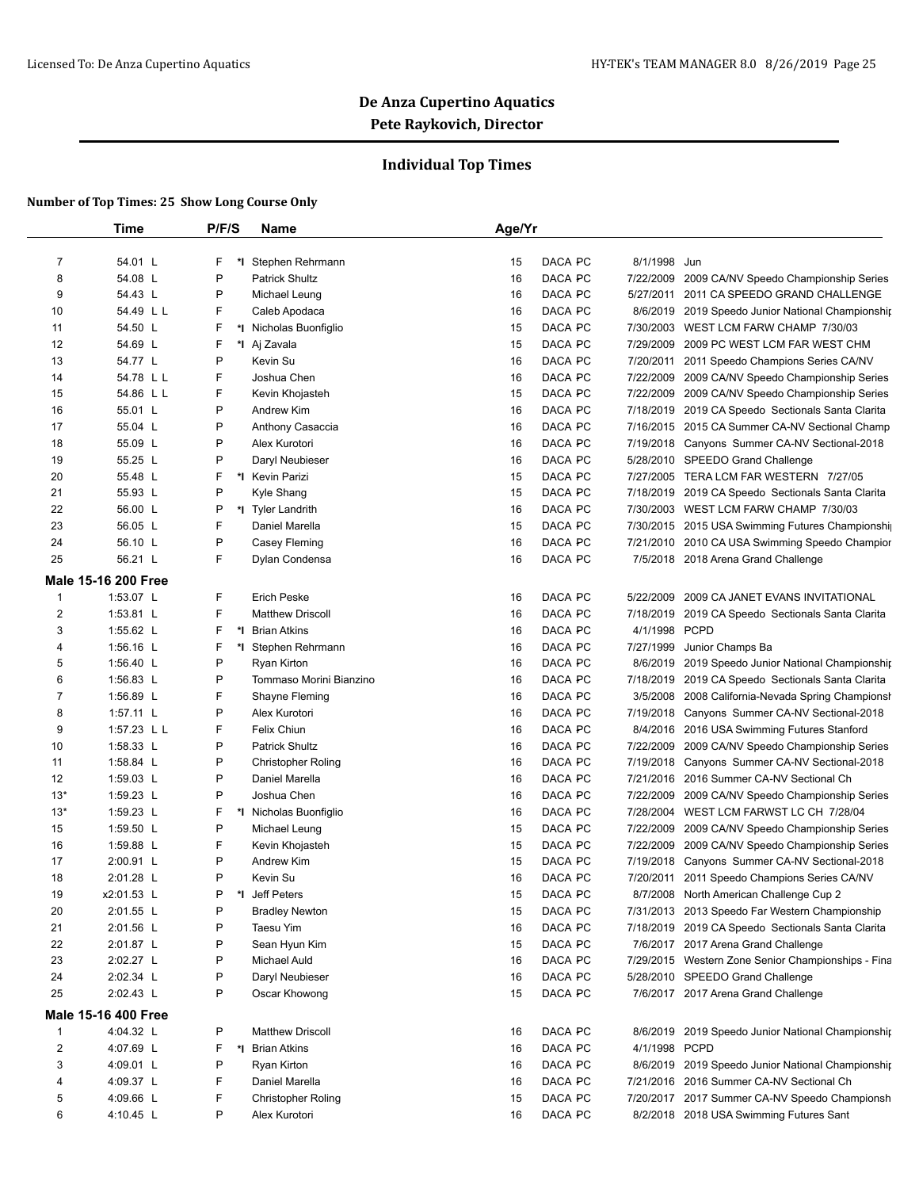## De Anza Cupertino Aquatics
## Pete Raykovich, Director

### Individual Top Times

**Number of Top Times: 25 Show Long Course Only**

| | Time | P/F/S | | Name | Age/Yr | | | |
|---|---|---|---|---|---|---|---|---|
| 7 | 54.01 L | F | *I | Stephen Rehrmann | 15 | DACA PC | 8/1/1998 | Jun |
| 8 | 54.08 L | P | | Patrick Shultz | 16 | DACA PC | 7/22/2009 | 2009 CA/NV Speedo Championship Series |
| 9 | 54.43 L | P | | Michael Leung | 16 | DACA PC | 5/27/2011 | 2011 CA SPEEDO GRAND CHALLENGE |
| 10 | 54.49 L L | F | | Caleb Apodaca | 16 | DACA PC | 8/6/2019 | 2019 Speedo Junior National Championship |
| 11 | 54.50 L | F | *I | Nicholas Buonfiglio | 15 | DACA PC | 7/30/2003 | WEST LCM FARW CHAMP 7/30/03 |
| 12 | 54.69 L | F | *I | Aj Zavala | 15 | DACA PC | 7/29/2009 | 2009 PC WEST LCM FAR WEST CHM |
| 13 | 54.77 L | P | | Kevin Su | 16 | DACA PC | 7/20/2011 | 2011 Speedo Champions Series CA/NV |
| 14 | 54.78 L L | F | | Joshua Chen | 16 | DACA PC | 7/22/2009 | 2009 CA/NV Speedo Championship Series |
| 15 | 54.86 L L | F | | Kevin Khojasteh | 15 | DACA PC | 7/22/2009 | 2009 CA/NV Speedo Championship Series |
| 16 | 55.01 L | P | | Andrew Kim | 16 | DACA PC | 7/18/2019 | 2019 CA Speedo Sectionals Santa Clarita |
| 17 | 55.04 L | P | | Anthony Casaccia | 16 | DACA PC | 7/16/2015 | 2015 CA Summer CA-NV Sectional Champ |
| 18 | 55.09 L | P | | Alex Kurotori | 16 | DACA PC | 7/19/2018 | Canyons Summer CA-NV Sectional-2018 |
| 19 | 55.25 L | P | | Daryl Neubieser | 16 | DACA PC | 5/28/2010 | SPEEDO Grand Challenge |
| 20 | 55.48 L | F | *I | Kevin Parizi | 15 | DACA PC | 7/27/2005 | TERA LCM FAR WESTERN 7/27/05 |
| 21 | 55.93 L | P | | Kyle Shang | 15 | DACA PC | 7/18/2019 | 2019 CA Speedo Sectionals Santa Clarita |
| 22 | 56.00 L | P | *I | Tyler Landrith | 16 | DACA PC | 7/30/2003 | WEST LCM FARW CHAMP 7/30/03 |
| 23 | 56.05 L | F | | Daniel Marella | 15 | DACA PC | 7/30/2015 | 2015 USA Swimming Futures Championship |
| 24 | 56.10 L | P | | Casey Fleming | 16 | DACA PC | 7/21/2010 | 2010 CA USA Swimming Speedo Champion |
| 25 | 56.21 L | F | | Dylan Condensa | 16 | DACA PC | 7/5/2018 | 2018 Arena Grand Challenge |
| **Male 15-16 200 Free** | | | | | | | | |
| 1 | 1:53.07 L | F | | Erich Peske | 16 | DACA PC | 5/22/2009 | 2009 CA JANET EVANS INVITATIONAL |
| 2 | 1:53.81 L | F | | Matthew Driscoll | 16 | DACA PC | 7/18/2019 | 2019 CA Speedo Sectionals Santa Clarita |
| 3 | 1:55.62 L | F | *I | Brian Atkins | 16 | DACA PC | 4/1/1998 | PCPD |
| 4 | 1:56.16 L | F | *I | Stephen Rehrmann | 16 | DACA PC | 7/27/1999 | Junior Champs Ba |
| 5 | 1:56.40 L | P | | Ryan Kirton | 16 | DACA PC | 8/6/2019 | 2019 Speedo Junior National Championship |
| 6 | 1:56.83 L | P | | Tommaso Morini Bianzino | 16 | DACA PC | 7/18/2019 | 2019 CA Speedo Sectionals Santa Clarita |
| 7 | 1:56.89 L | F | | Shayne Fleming | 16 | DACA PC | 3/5/2008 | 2008 California-Nevada Spring Championsh |
| 8 | 1:57.11 L | P | | Alex Kurotori | 16 | DACA PC | 7/19/2018 | Canyons Summer CA-NV Sectional-2018 |
| 9 | 1:57.23 L L | F | | Felix Chiun | 16 | DACA PC | 8/4/2016 | 2016 USA Swimming Futures Stanford |
| 10 | 1:58.33 L | P | | Patrick Shultz | 16 | DACA PC | 7/22/2009 | 2009 CA/NV Speedo Championship Series |
| 11 | 1:58.84 L | P | | Christopher Roling | 16 | DACA PC | 7/19/2018 | Canyons Summer CA-NV Sectional-2018 |
| 12 | 1:59.03 L | P | | Daniel Marella | 16 | DACA PC | 7/21/2016 | 2016 Summer CA-NV Sectional Ch |
| 13* | 1:59.23 L | P | | Joshua Chen | 16 | DACA PC | 7/22/2009 | 2009 CA/NV Speedo Championship Series |
| 13* | 1:59.23 L | F | *I | Nicholas Buonfiglio | 16 | DACA PC | 7/28/2004 | WEST LCM FARWST LC CH 7/28/04 |
| 15 | 1:59.50 L | P | | Michael Leung | 15 | DACA PC | 7/22/2009 | 2009 CA/NV Speedo Championship Series |
| 16 | 1:59.88 L | F | | Kevin Khojasteh | 15 | DACA PC | 7/22/2009 | 2009 CA/NV Speedo Championship Series |
| 17 | 2:00.91 L | P | | Andrew Kim | 15 | DACA PC | 7/19/2018 | Canyons Summer CA-NV Sectional-2018 |
| 18 | 2:01.28 L | P | | Kevin Su | 16 | DACA PC | 7/20/2011 | 2011 Speedo Champions Series CA/NV |
| 19 | x2:01.53 L | P | *I | Jeff Peters | 15 | DACA PC | 8/7/2008 | North American Challenge Cup 2 |
| 20 | 2:01.55 L | P | | Bradley Newton | 15 | DACA PC | 7/31/2013 | 2013 Speedo Far Western Championship |
| 21 | 2:01.56 L | P | | Taesu Yim | 16 | DACA PC | 7/18/2019 | 2019 CA Speedo Sectionals Santa Clarita |
| 22 | 2:01.87 L | P | | Sean Hyun Kim | 15 | DACA PC | 7/6/2017 | 2017 Arena Grand Challenge |
| 23 | 2:02.27 L | P | | Michael Auld | 16 | DACA PC | 7/29/2015 | Western Zone Senior Championships - Fina |
| 24 | 2:02.34 L | P | | Daryl Neubieser | 16 | DACA PC | 5/28/2010 | SPEEDO Grand Challenge |
| 25 | 2:02.43 L | P | | Oscar Khowong | 15 | DACA PC | 7/6/2017 | 2017 Arena Grand Challenge |
| **Male 15-16 400 Free** | | | | | | | | |
| 1 | 4:04.32 L | P | | Matthew Driscoll | 16 | DACA PC | 8/6/2019 | 2019 Speedo Junior National Championship |
| 2 | 4:07.69 L | F | *I | Brian Atkins | 16 | DACA PC | 4/1/1998 | PCPD |
| 3 | 4:09.01 L | P | | Ryan Kirton | 16 | DACA PC | 8/6/2019 | 2019 Speedo Junior National Championship |
| 4 | 4:09.37 L | F | | Daniel Marella | 16 | DACA PC | 7/21/2016 | 2016 Summer CA-NV Sectional Ch |
| 5 | 4:09.66 L | F | | Christopher Roling | 15 | DACA PC | 7/20/2017 | 2017 Summer CA-NV Speedo Championsh |
| 6 | 4:10.45 L | P | | Alex Kurotori | 16 | DACA PC | 8/2/2018 | 2018 USA Swimming Futures Sant |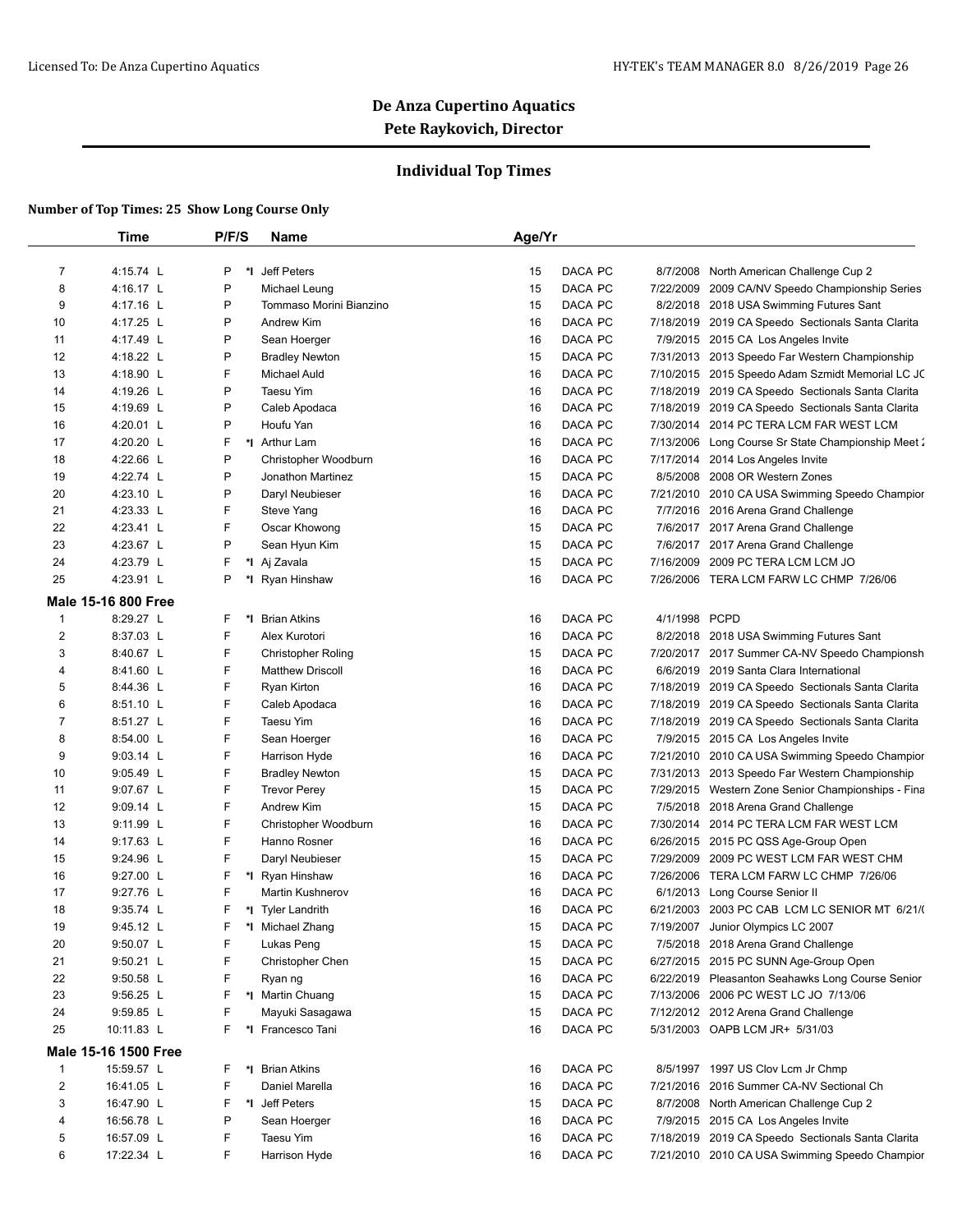Licensed To: De Anza Cupertino Aquatics

HY-TEK's TEAM MANAGER 8.0 8/26/2019

# De Anza Cupertino Aquatics

## Pete Raykovich, Director

### Individual Top Times

**Number of Top Times: 25 Show Long Course Only**

| | Time | P/F/S | | Name | Age/Yr | | | |
|---|---|---|---|---|---|---|---|---|
| 7 | 4:15.74 L | P | *I | Jeff Peters | 15 | DACA PC | 8/7/2008 | North American Challenge Cup 2 |
| 8 | 4:16.17 L | P | | Michael Leung | 15 | DACA PC | 7/22/2009 | 2009 CA/NV Speedo Championship Series |
| 9 | 4:17.16 L | P | | Tommaso Morini Bianzino | 15 | DACA PC | 8/2/2018 | 2018 USA Swimming Futures Sant |
| 10 | 4:17.25 L | P | | Andrew Kim | 16 | DACA PC | 7/18/2019 | 2019 CA Speedo Sectionals Santa Clarita |
| 11 | 4:17.49 L | P | | Sean Hoerger | 16 | DACA PC | 7/9/2015 | 2015 CA Los Angeles Invite |
| 12 | 4:18.22 L | P | | Bradley Newton | 15 | DACA PC | 7/31/2013 | 2013 Speedo Far Western Championship |
| 13 | 4:18.90 L | F | | Michael Auld | 16 | DACA PC | 7/10/2015 | 2015 Speedo Adam Szmidt Memorial LC JC |
| 14 | 4:19.26 L | P | | Taesu Yim | 16 | DACA PC | 7/18/2019 | 2019 CA Speedo Sectionals Santa Clarita |
| 15 | 4:19.69 L | P | | Caleb Apodaca | 16 | DACA PC | 7/18/2019 | 2019 CA Speedo Sectionals Santa Clarita |
| 16 | 4:20.01 L | P | | Houfu Yan | 16 | DACA PC | 7/30/2014 | 2014 PC TERA LCM FAR WEST LCM |
| 17 | 4:20.20 L | F | *I | Arthur Lam | 16 | DACA PC | 7/13/2006 | Long Course Sr State Championship Meet 2 |
| 18 | 4:22.66 L | P | | Christopher Woodburn | 16 | DACA PC | 7/17/2014 | 2014 Los Angeles Invite |
| 19 | 4:22.74 L | P | | Jonathon Martinez | 15 | DACA PC | 8/5/2008 | 2008 OR Western Zones |
| 20 | 4:23.10 L | P | | Daryl Neubieser | 16 | DACA PC | 7/21/2010 | 2010 CA USA Swimming Speedo Champior |
| 21 | 4:23.33 L | F | | Steve Yang | 16 | DACA PC | 7/7/2016 | 2016 Arena Grand Challenge |
| 22 | 4:23.41 L | F | | Oscar Khowong | 15 | DACA PC | 7/6/2017 | 2017 Arena Grand Challenge |
| 23 | 4:23.67 L | P | | Sean Hyun Kim | 15 | DACA PC | 7/6/2017 | 2017 Arena Grand Challenge |
| 24 | 4:23.79 L | F | *I | Aj Zavala | 15 | DACA PC | 7/16/2009 | 2009 PC TERA LCM LCM JO |
| 25 | 4:23.91 L | P | *I | Ryan Hinshaw | 16 | DACA PC | 7/26/2006 | TERA LCM FARW LC CHMP 7/26/06 |
| **Male 15-16 800 Free** | | | | | | | | |
| 1 | 8:29.27 L | F | *I | Brian Atkins | 16 | DACA PC | 4/1/1998 | PCPD |
| 2 | 8:37.03 L | F | | Alex Kurotori | 16 | DACA PC | 8/2/2018 | 2018 USA Swimming Futures Sant |
| 3 | 8:40.67 L | F | | Christopher Roling | 15 | DACA PC | 7/20/2017 | 2017 Summer CA-NV Speedo Championsh |
| 4 | 8:41.60 L | F | | Matthew Driscoll | 16 | DACA PC | 6/6/2019 | 2019 Santa Clara International |
| 5 | 8:44.36 L | F | | Ryan Kirton | 16 | DACA PC | 7/18/2019 | 2019 CA Speedo Sectionals Santa Clarita |
| 6 | 8:51.10 L | F | | Caleb Apodaca | 16 | DACA PC | 7/18/2019 | 2019 CA Speedo Sectionals Santa Clarita |
| 7 | 8:51.27 L | F | | Taesu Yim | 16 | DACA PC | 7/18/2019 | 2019 CA Speedo Sectionals Santa Clarita |
| 8 | 8:54.00 L | F | | Sean Hoerger | 16 | DACA PC | 7/9/2015 | 2015 CA Los Angeles Invite |
| 9 | 9:03.14 L | F | | Harrison Hyde | 16 | DACA PC | 7/21/2010 | 2010 CA USA Swimming Speedo Champior |
| 10 | 9:05.49 L | F | | Bradley Newton | 15 | DACA PC | 7/31/2013 | 2013 Speedo Far Western Championship |
| 11 | 9:07.67 L | F | | Trevor Perey | 15 | DACA PC | 7/29/2015 | Western Zone Senior Championships - Fina |
| 12 | 9:09.14 L | F | | Andrew Kim | 15 | DACA PC | 7/5/2018 | 2018 Arena Grand Challenge |
| 13 | 9:11.99 L | F | | Christopher Woodburn | 16 | DACA PC | 7/30/2014 | 2014 PC TERA LCM FAR WEST LCM |
| 14 | 9:17.63 L | F | | Hanno Rosner | 16 | DACA PC | 6/26/2015 | 2015 PC QSS Age-Group Open |
| 15 | 9:24.96 L | F | | Daryl Neubieser | 15 | DACA PC | 7/29/2009 | 2009 PC WEST LCM FAR WEST CHM |
| 16 | 9:27.00 L | F | *I | Ryan Hinshaw | 16 | DACA PC | 7/26/2006 | TERA LCM FARW LC CHMP 7/26/06 |
| 17 | 9:27.76 L | F | | Martin Kushnerov | 16 | DACA PC | 6/1/2013 | Long Course Senior II |
| 18 | 9:35.74 L | F | *I | Tyler Landrith | 16 | DACA PC | 6/21/2003 | 2003 PC CAB LCM LC SENIOR MT 6/21/( |
| 19 | 9:45.12 L | F | *I | Michael Zhang | 15 | DACA PC | 7/19/2007 | Junior Olympics LC 2007 |
| 20 | 9:50.07 L | F | | Lukas Peng | 15 | DACA PC | 7/5/2018 | 2018 Arena Grand Challenge |
| 21 | 9:50.21 L | F | | Christopher Chen | 15 | DACA PC | 6/27/2015 | 2015 PC SUNN Age-Group Open |
| 22 | 9:50.58 L | F | | Ryan ng | 16 | DACA PC | 6/22/2019 | Pleasanton Seahawks Long Course Senior |
| 23 | 9:56.25 L | F | *I | Martin Chuang | 15 | DACA PC | 7/13/2006 | 2006 PC WEST LC JO 7/13/06 |
| 24 | 9:59.85 L | F | | Mayuki Sasagawa | 15 | DACA PC | 7/12/2012 | 2012 Arena Grand Challenge |
| 25 | 10:11.83 L | F | *I | Francesco Tani | 16 | DACA PC | 5/31/2003 | OAPB LCM JR+ 5/31/03 |
| **Male 15-16 1500 Free** | | | | | | | | |
| 1 | 15:59.57 L | F | *I | Brian Atkins | 16 | DACA PC | 8/5/1997 | 1997 US Clov Lcm Jr Chmp |
| 2 | 16:41.05 L | F | | Daniel Marella | 16 | DACA PC | 7/21/2016 | 2016 Summer CA-NV Sectional Ch |
| 3 | 16:47.90 L | F | *I | Jeff Peters | 15 | DACA PC | 8/7/2008 | North American Challenge Cup 2 |
| 4 | 16:56.78 L | P | | Sean Hoerger | 16 | DACA PC | 7/9/2015 | 2015 CA Los Angeles Invite |
| 5 | 16:57.09 L | F | | Taesu Yim | 16 | DACA PC | 7/18/2019 | 2019 CA Speedo Sectionals Santa Clarita |
| 6 | 17:22.34 L | F | | Harrison Hyde | 16 | DACA PC | 7/21/2010 | 2010 CA USA Swimming Speedo Champior |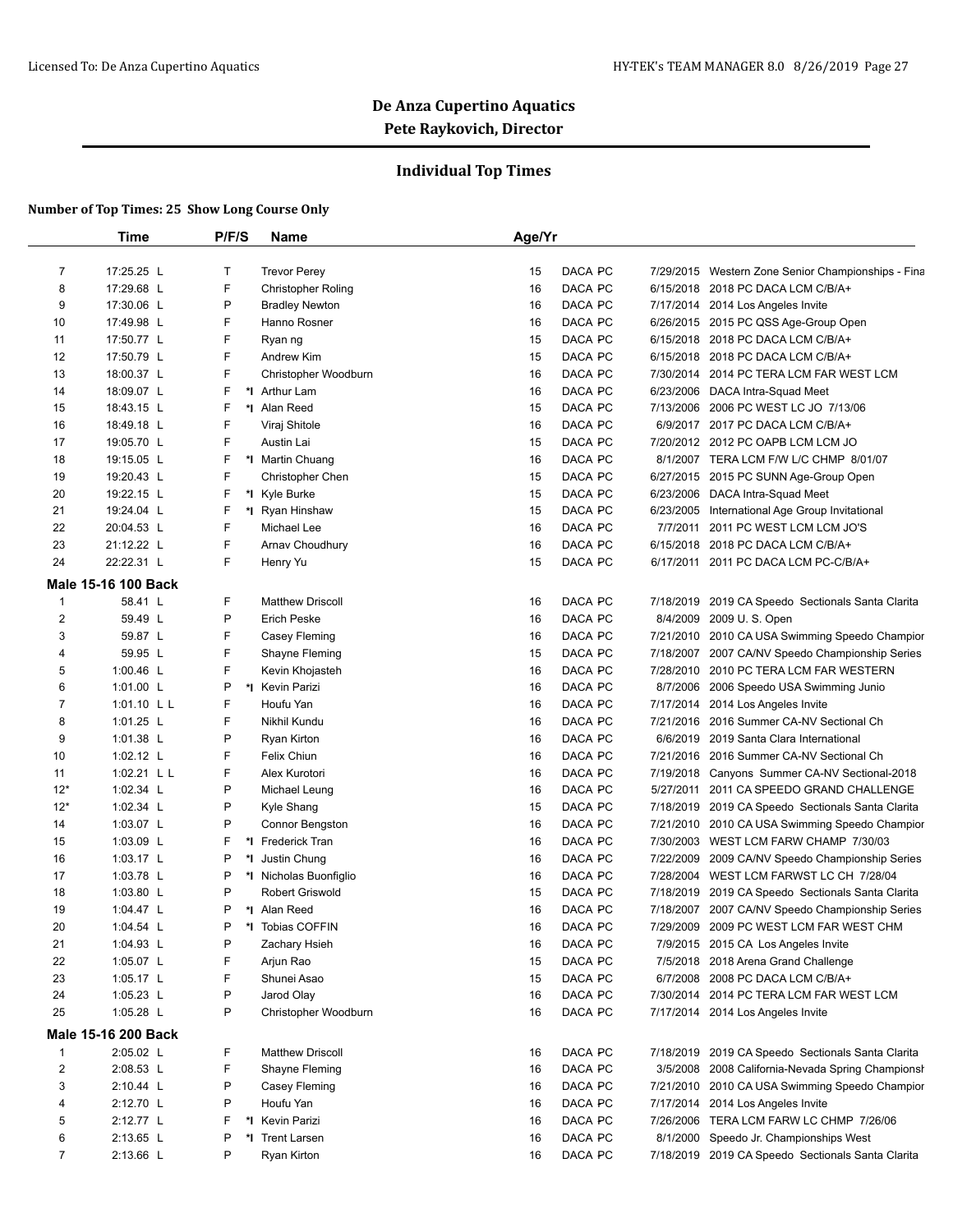## De Anza Cupertino Aquatics

### Pete Raykovich, Director

### Individual Top Times

**Number of Top Times: 25 Show Long Course Only**

| | Time | P/F/S | | Name | Age/Yr | | | |
|---|---|---|---|---|---|---|---|---|
| 7 | 17:25.25 L | T | | Trevor Perey | 15 | DACA PC | 7/29/2015 | Western Zone Senior Championships - Fina |
| 8 | 17:29.68 L | F | | Christopher Roling | 16 | DACA PC | 6/15/2018 | 2018 PC DACA LCM C/B/A+ |
| 9 | 17:30.06 L | P | | Bradley Newton | 16 | DACA PC | 7/17/2014 | 2014 Los Angeles Invite |
| 10 | 17:49.98 L | F | | Hanno Rosner | 16 | DACA PC | 6/26/2015 | 2015 PC QSS Age-Group Open |
| 11 | 17:50.77 L | F | | Ryan ng | 15 | DACA PC | 6/15/2018 | 2018 PC DACA LCM C/B/A+ |
| 12 | 17:50.79 L | F | | Andrew Kim | 15 | DACA PC | 6/15/2018 | 2018 PC DACA LCM C/B/A+ |
| 13 | 18:00.37 L | F | | Christopher Woodburn | 16 | DACA PC | 7/30/2014 | 2014 PC TERA LCM FAR WEST LCM |
| 14 | 18:09.07 L | F | *I | Arthur Lam | 16 | DACA PC | 6/23/2006 | DACA Intra-Squad Meet |
| 15 | 18:43.15 L | F | *I | Alan Reed | 15 | DACA PC | 7/13/2006 | 2006 PC WEST LC JO 7/13/06 |
| 16 | 18:49.18 L | F | | Viraj Shitole | 16 | DACA PC | 6/9/2017 | 2017 PC DACA LCM C/B/A+ |
| 17 | 19:05.70 L | F | | Austin Lai | 15 | DACA PC | 7/20/2012 | 2012 PC OAPB LCM LCM JO |
| 18 | 19:15.05 L | F | *I | Martin Chuang | 16 | DACA PC | 8/1/2007 | TERA LCM F/W L/C CHMP 8/01/07 |
| 19 | 19:20.43 L | F | | Christopher Chen | 15 | DACA PC | 6/27/2015 | 2015 PC SUNN Age-Group Open |
| 20 | 19:22.15 L | F | *I | Kyle Burke | 15 | DACA PC | 6/23/2006 | DACA Intra-Squad Meet |
| 21 | 19:24.04 L | F | *I | Ryan Hinshaw | 15 | DACA PC | 6/23/2005 | International Age Group Invitational |
| 22 | 20:04.53 L | F | | Michael Lee | 16 | DACA PC | 7/7/2011 | 2011 PC WEST LCM LCM JO'S |
| 23 | 21:12.22 L | F | | Arnav Choudhury | 16 | DACA PC | 6/15/2018 | 2018 PC DACA LCM C/B/A+ |
| 24 | 22:22.31 L | F | | Henry Yu | 15 | DACA PC | 6/17/2011 | 2011 PC DACA LCM PC-C/B/A+ |
| **Male 15-16 100 Back** | | | | | | | | |
| 1 | 58.41 L | F | | Matthew Driscoll | 16 | DACA PC | 7/18/2019 | 2019 CA Speedo Sectionals Santa Clarita |
| 2 | 59.49 L | P | | Erich Peske | 16 | DACA PC | 8/4/2009 | 2009 U. S. Open |
| 3 | 59.87 L | F | | Casey Fleming | 16 | DACA PC | 7/21/2010 | 2010 CA USA Swimming Speedo Champior |
| 4 | 59.95 L | F | | Shayne Fleming | 15 | DACA PC | 7/18/2007 | 2007 CA/NV Speedo Championship Series |
| 5 | 1:00.46 L | F | | Kevin Khojasteh | 16 | DACA PC | 7/28/2010 | 2010 PC TERA LCM FAR WESTERN |
| 6 | 1:01.00 L | P | *I | Kevin Parizi | 16 | DACA PC | 8/7/2006 | 2006 Speedo USA Swimming Junio |
| 7 | 1:01.10 L L | F | | Houfu Yan | 16 | DACA PC | 7/17/2014 | 2014 Los Angeles Invite |
| 8 | 1:01.25 L | F | | Nikhil Kundu | 16 | DACA PC | 7/21/2016 | 2016 Summer CA-NV Sectional Ch |
| 9 | 1:01.38 L | P | | Ryan Kirton | 16 | DACA PC | 6/6/2019 | 2019 Santa Clara International |
| 10 | 1:02.12 L | F | | Felix Chiun | 16 | DACA PC | 7/21/2016 | 2016 Summer CA-NV Sectional Ch |
| 11 | 1:02.21 L L | F | | Alex Kurotori | 16 | DACA PC | 7/19/2018 | Canyons Summer CA-NV Sectional-2018 |
| 12* | 1:02.34 L | P | | Michael Leung | 16 | DACA PC | 5/27/2011 | 2011 CA SPEEDO GRAND CHALLENGE |
| 12* | 1:02.34 L | P | | Kyle Shang | 15 | DACA PC | 7/18/2019 | 2019 CA Speedo Sectionals Santa Clarita |
| 14 | 1:03.07 L | P | | Connor Bengston | 16 | DACA PC | 7/21/2010 | 2010 CA USA Swimming Speedo Champior |
| 15 | 1:03.09 L | F | *I | Frederick Tran | 16 | DACA PC | 7/30/2003 | WEST LCM FARW CHAMP 7/30/03 |
| 16 | 1:03.17 L | P | *I | Justin Chung | 16 | DACA PC | 7/22/2009 | 2009 CA/NV Speedo Championship Series |
| 17 | 1:03.78 L | P | *I | Nicholas Buonfiglio | 16 | DACA PC | 7/28/2004 | WEST LCM FARWST LC CH 7/28/04 |
| 18 | 1:03.80 L | P | | Robert Griswold | 15 | DACA PC | 7/18/2019 | 2019 CA Speedo Sectionals Santa Clarita |
| 19 | 1:04.47 L | P | *I | Alan Reed | 16 | DACA PC | 7/18/2007 | 2007 CA/NV Speedo Championship Series |
| 20 | 1:04.54 L | P | *I | Tobias COFFIN | 16 | DACA PC | 7/29/2009 | 2009 PC WEST LCM FAR WEST CHM |
| 21 | 1:04.93 L | P | | Zachary Hsieh | 16 | DACA PC | 7/9/2015 | 2015 CA Los Angeles Invite |
| 22 | 1:05.07 L | F | | Arjun Rao | 15 | DACA PC | 7/5/2018 | 2018 Arena Grand Challenge |
| 23 | 1:05.17 L | F | | Shunei Asao | 15 | DACA PC | 6/7/2008 | 2008 PC DACA LCM C/B/A+ |
| 24 | 1:05.23 L | P | | Jarod Olay | 16 | DACA PC | 7/30/2014 | 2014 PC TERA LCM FAR WEST LCM |
| 25 | 1:05.28 L | P | | Christopher Woodburn | 16 | DACA PC | 7/17/2014 | 2014 Los Angeles Invite |
| **Male 15-16 200 Back** | | | | | | | | |
| 1 | 2:05.02 L | F | | Matthew Driscoll | 16 | DACA PC | 7/18/2019 | 2019 CA Speedo Sectionals Santa Clarita |
| 2 | 2:08.53 L | F | | Shayne Fleming | 16 | DACA PC | 3/5/2008 | 2008 California-Nevada Spring Championsh |
| 3 | 2:10.44 L | P | | Casey Fleming | 16 | DACA PC | 7/21/2010 | 2010 CA USA Swimming Speedo Champior |
| 4 | 2:12.70 L | P | | Houfu Yan | 16 | DACA PC | 7/17/2014 | 2014 Los Angeles Invite |
| 5 | 2:12.77 L | F | *I | Kevin Parizi | 16 | DACA PC | 7/26/2006 | TERA LCM FARW LC CHMP 7/26/06 |
| 6 | 2:13.65 L | P | *I | Trent Larsen | 16 | DACA PC | 8/1/2000 | Speedo Jr. Championships West |
| 7 | 2:13.66 L | P | | Ryan Kirton | 16 | DACA PC | 7/18/2019 | 2019 CA Speedo Sectionals Santa Clarita |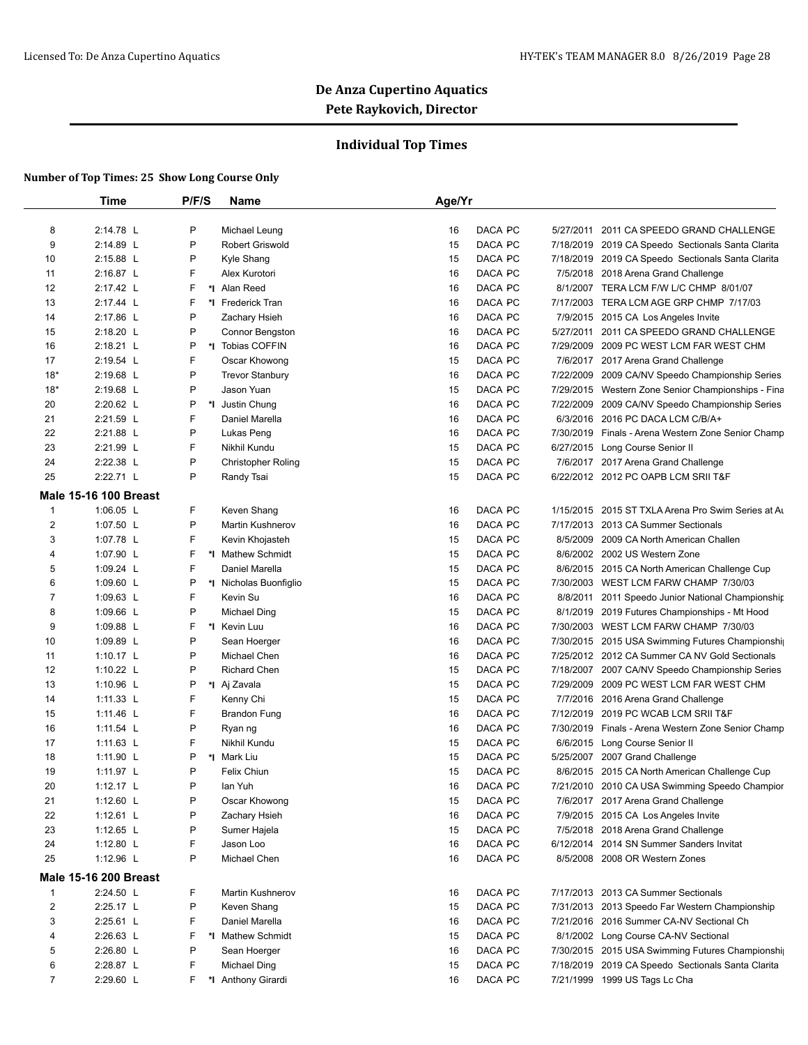# De Anza Cupertino Aquatics

## Pete Raykovich, Director

### Individual Top Times

**Number of Top Times: 25 Show Long Course Only**

| | Time | P/F/S | | Name | Age/Yr | | | |
|---|---|---|---|---|---|---|---|---|
| 8 | 2:14.78 L | P | | Michael Leung | 16 | DACA PC | 5/27/2011 | 2011 CA SPEEDO GRAND CHALLENGE |
| 9 | 2:14.89 L | P | | Robert Griswold | 15 | DACA PC | 7/18/2019 | 2019 CA Speedo Sectionals Santa Clarita |
| 10 | 2:15.88 L | P | | Kyle Shang | 15 | DACA PC | 7/18/2019 | 2019 CA Speedo Sectionals Santa Clarita |
| 11 | 2:16.87 L | F | | Alex Kurotori | 16 | DACA PC | 7/5/2018 | 2018 Arena Grand Challenge |
| 12 | 2:17.42 L | F | *I | Alan Reed | 16 | DACA PC | 8/1/2007 | TERA LCM F/W L/C CHMP 8/01/07 |
| 13 | 2:17.44 L | F | *I | Frederick Tran | 16 | DACA PC | 7/17/2003 | TERA LCM AGE GRP CHMP 7/17/03 |
| 14 | 2:17.86 L | P | | Zachary Hsieh | 16 | DACA PC | 7/9/2015 | 2015 CA Los Angeles Invite |
| 15 | 2:18.20 L | P | | Connor Bengston | 16 | DACA PC | 5/27/2011 | 2011 CA SPEEDO GRAND CHALLENGE |
| 16 | 2:18.21 L | P | *I | Tobias COFFIN | 16 | DACA PC | 7/29/2009 | 2009 PC WEST LCM FAR WEST CHM |
| 17 | 2:19.54 L | F | | Oscar Khowong | 15 | DACA PC | 7/6/2017 | 2017 Arena Grand Challenge |
| 18* | 2:19.68 L | P | | Trevor Stanbury | 16 | DACA PC | 7/22/2009 | 2009 CA/NV Speedo Championship Series |
| 18* | 2:19.68 L | P | | Jason Yuan | 15 | DACA PC | 7/29/2015 | Western Zone Senior Championships - Fina |
| 20 | 2:20.62 L | P | *I | Justin Chung | 16 | DACA PC | 7/22/2009 | 2009 CA/NV Speedo Championship Series |
| 21 | 2:21.59 L | F | | Daniel Marella | 16 | DACA PC | 6/3/2016 | 2016 PC DACA LCM C/B/A+ |
| 22 | 2:21.88 L | P | | Lukas Peng | 16 | DACA PC | 7/30/2019 | Finals - Arena Western Zone Senior Champ |
| 23 | 2:21.99 L | F | | Nikhil Kundu | 15 | DACA PC | 6/27/2015 | Long Course Senior II |
| 24 | 2:22.38 L | P | | Christopher Roling | 15 | DACA PC | 7/6/2017 | 2017 Arena Grand Challenge |
| 25 | 2:22.71 L | P | | Randy Tsai | 15 | DACA PC | 6/22/2012 | 2012 PC OAPB LCM SRII T&F |
| **Male 15-16 100 Breast** | | | | | | | | |
| 1 | 1:06.05 L | F | | Keven Shang | 16 | DACA PC | 1/15/2015 | 2015 ST TXLA Arena Pro Swim Series at Au |
| 2 | 1:07.50 L | P | | Martin Kushnerov | 16 | DACA PC | 7/17/2013 | 2013 CA Summer Sectionals |
| 3 | 1:07.78 L | F | | Kevin Khojasteh | 15 | DACA PC | 8/5/2009 | 2009 CA North American Challen |
| 4 | 1:07.90 L | F | *I | Mathew Schmidt | 15 | DACA PC | 8/6/2002 | 2002 US Western Zone |
| 5 | 1:09.24 L | F | | Daniel Marella | 15 | DACA PC | 8/6/2015 | 2015 CA North American Challenge Cup |
| 6 | 1:09.60 L | P | *I | Nicholas Buonfiglio | 15 | DACA PC | 7/30/2003 | WEST LCM FARW CHAMP 7/30/03 |
| 7 | 1:09.63 L | F | | Kevin Su | 16 | DACA PC | 8/8/2011 | 2011 Speedo Junior National Championship |
| 8 | 1:09.66 L | P | | Michael Ding | 15 | DACA PC | 8/1/2019 | 2019 Futures Championships - Mt Hood |
| 9 | 1:09.88 L | F | *I | Kevin Luu | 16 | DACA PC | 7/30/2003 | WEST LCM FARW CHAMP 7/30/03 |
| 10 | 1:09.89 L | P | | Sean Hoerger | 16 | DACA PC | 7/30/2015 | 2015 USA Swimming Futures Championshi |
| 11 | 1:10.17 L | P | | Michael Chen | 16 | DACA PC | 7/25/2012 | 2012 CA Summer CA NV Gold Sectionals |
| 12 | 1:10.22 L | P | | Richard Chen | 15 | DACA PC | 7/18/2007 | 2007 CA/NV Speedo Championship Series |
| 13 | 1:10.96 L | P | *I | Aj Zavala | 15 | DACA PC | 7/29/2009 | 2009 PC WEST LCM FAR WEST CHM |
| 14 | 1:11.33 L | F | | Kenny Chi | 15 | DACA PC | 7/7/2016 | 2016 Arena Grand Challenge |
| 15 | 1:11.46 L | F | | Brandon Fung | 16 | DACA PC | 7/12/2019 | 2019 PC WCAB LCM SRII T&F |
| 16 | 1:11.54 L | P | | Ryan ng | 16 | DACA PC | 7/30/2019 | Finals - Arena Western Zone Senior Champ |
| 17 | 1:11.63 L | F | | Nikhil Kundu | 15 | DACA PC | 6/6/2015 | Long Course Senior II |
| 18 | 1:11.90 L | P | *I | Mark Liu | 15 | DACA PC | 5/25/2007 | 2007 Grand Challenge |
| 19 | 1:11.97 L | P | | Felix Chiun | 15 | DACA PC | 8/6/2015 | 2015 CA North American Challenge Cup |
| 20 | 1:12.17 L | P | | Ian Yuh | 16 | DACA PC | 7/21/2010 | 2010 CA USA Swimming Speedo Champior |
| 21 | 1:12.60 L | P | | Oscar Khowong | 15 | DACA PC | 7/6/2017 | 2017 Arena Grand Challenge |
| 22 | 1:12.61 L | P | | Zachary Hsieh | 16 | DACA PC | 7/9/2015 | 2015 CA Los Angeles Invite |
| 23 | 1:12.65 L | P | | Sumer Hajela | 15 | DACA PC | 7/5/2018 | 2018 Arena Grand Challenge |
| 24 | 1:12.80 L | F | | Jason Loo | 16 | DACA PC | 6/12/2014 | 2014 SN Summer Sanders Invitat |
| 25 | 1:12.96 L | P | | Michael Chen | 16 | DACA PC | 8/5/2008 | 2008 OR Western Zones |
| **Male 15-16 200 Breast** | | | | | | | | |
| 1 | 2:24.50 L | F | | Martin Kushnerov | 16 | DACA PC | 7/17/2013 | 2013 CA Summer Sectionals |
| 2 | 2:25.17 L | P | | Keven Shang | 15 | DACA PC | 7/31/2013 | 2013 Speedo Far Western Championship |
| 3 | 2:25.61 L | F | | Daniel Marella | 16 | DACA PC | 7/21/2016 | 2016 Summer CA-NV Sectional Ch |
| 4 | 2:26.63 L | F | *I | Mathew Schmidt | 15 | DACA PC | 8/1/2002 | Long Course CA-NV Sectional |
| 5 | 2:26.80 L | P | | Sean Hoerger | 16 | DACA PC | 7/30/2015 | 2015 USA Swimming Futures Championshi |
| 6 | 2:28.87 L | F | | Michael Ding | 15 | DACA PC | 7/18/2019 | 2019 CA Speedo Sectionals Santa Clarita |
| 7 | 2:29.60 L | F | *I | Anthony Girardi | 16 | DACA PC | 7/21/1999 | 1999 US Tags Lc Cha |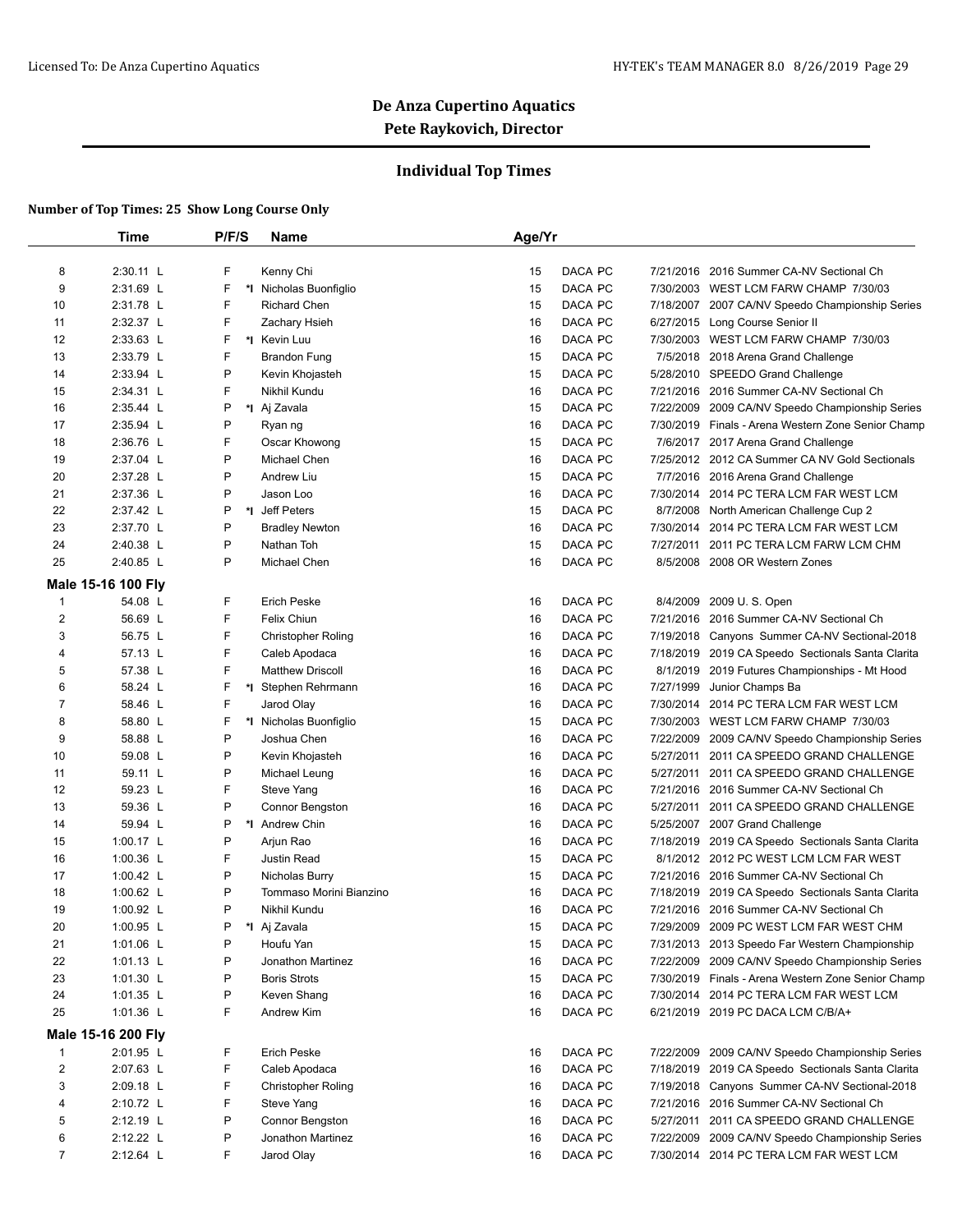# De Anza Cupertino Aquatics

## Pete Raykovich, Director

### Individual Top Times

**Number of Top Times: 25 Show Long Course Only**

| | Time | P/F/S | | Name | Age/Yr | | | |
|---|---|---|---|---|---|---|---|---|
| 8 | 2:30.11 L | F | | Kenny Chi | 15 | DACA PC | 7/21/2016 | 2016 Summer CA-NV Sectional Ch |
| 9 | 2:31.69 L | F | *I | Nicholas Buonfiglio | 15 | DACA PC | 7/30/2003 | WEST LCM FARW CHAMP 7/30/03 |
| 10 | 2:31.78 L | F | | Richard Chen | 15 | DACA PC | 7/18/2007 | 2007 CA/NV Speedo Championship Series |
| 11 | 2:32.37 L | F | | Zachary Hsieh | 16 | DACA PC | 6/27/2015 | Long Course Senior II |
| 12 | 2:33.63 L | F | *I | Kevin Luu | 16 | DACA PC | 7/30/2003 | WEST LCM FARW CHAMP 7/30/03 |
| 13 | 2:33.79 L | F | | Brandon Fung | 15 | DACA PC | 7/5/2018 | 2018 Arena Grand Challenge |
| 14 | 2:33.94 L | P | | Kevin Khojasteh | 15 | DACA PC | 5/28/2010 | SPEEDO Grand Challenge |
| 15 | 2:34.31 L | F | | Nikhil Kundu | 16 | DACA PC | 7/21/2016 | 2016 Summer CA-NV Sectional Ch |
| 16 | 2:35.44 L | P | *I | Aj Zavala | 15 | DACA PC | 7/22/2009 | 2009 CA/NV Speedo Championship Series |
| 17 | 2:35.94 L | P | | Ryan ng | 16 | DACA PC | 7/30/2019 | Finals - Arena Western Zone Senior Champ |
| 18 | 2:36.76 L | F | | Oscar Khowong | 15 | DACA PC | 7/6/2017 | 2017 Arena Grand Challenge |
| 19 | 2:37.04 L | P | | Michael Chen | 16 | DACA PC | 7/25/2012 | 2012 CA Summer CA NV Gold Sectionals |
| 20 | 2:37.28 L | P | | Andrew Liu | 15 | DACA PC | 7/7/2016 | 2016 Arena Grand Challenge |
| 21 | 2:37.36 L | P | | Jason Loo | 16 | DACA PC | 7/30/2014 | 2014 PC TERA LCM FAR WEST LCM |
| 22 | 2:37.42 L | P | *I | Jeff Peters | 15 | DACA PC | 8/7/2008 | North American Challenge Cup 2 |
| 23 | 2:37.70 L | P | | Bradley Newton | 16 | DACA PC | 7/30/2014 | 2014 PC TERA LCM FAR WEST LCM |
| 24 | 2:40.38 L | P | | Nathan Toh | 15 | DACA PC | 7/27/2011 | 2011 PC TERA LCM FARW LCM CHM |
| 25 | 2:40.85 L | P | | Michael Chen | 16 | DACA PC | 8/5/2008 | 2008 OR Western Zones |

**Male 15-16 100 Fly**

| | Time | P/F/S | | Name | Age/Yr | | | |
|---|---|---|---|---|---|---|---|---|
| 1 | 54.08 L | F | | Erich Peske | 16 | DACA PC | 8/4/2009 | 2009 U. S. Open |
| 2 | 56.69 L | F | | Felix Chiun | 16 | DACA PC | 7/21/2016 | 2016 Summer CA-NV Sectional Ch |
| 3 | 56.75 L | F | | Christopher Roling | 16 | DACA PC | 7/19/2018 | Canyons Summer CA-NV Sectional-2018 |
| 4 | 57.13 L | F | | Caleb Apodaca | 16 | DACA PC | 7/18/2019 | 2019 CA Speedo Sectionals Santa Clarita |
| 5 | 57.38 L | F | | Matthew Driscoll | 16 | DACA PC | 8/1/2019 | 2019 Futures Championships - Mt Hood |
| 6 | 58.24 L | F | *I | Stephen Rehrmann | 16 | DACA PC | 7/27/1999 | Junior Champs Ba |
| 7 | 58.46 L | F | | Jarod Olay | 16 | DACA PC | 7/30/2014 | 2014 PC TERA LCM FAR WEST LCM |
| 8 | 58.80 L | F | *I | Nicholas Buonfiglio | 15 | DACA PC | 7/30/2003 | WEST LCM FARW CHAMP 7/30/03 |
| 9 | 58.88 L | P | | Joshua Chen | 16 | DACA PC | 7/22/2009 | 2009 CA/NV Speedo Championship Series |
| 10 | 59.08 L | P | | Kevin Khojasteh | 16 | DACA PC | 5/27/2011 | 2011 CA SPEEDO GRAND CHALLENGE |
| 11 | 59.11 L | P | | Michael Leung | 16 | DACA PC | 5/27/2011 | 2011 CA SPEEDO GRAND CHALLENGE |
| 12 | 59.23 L | F | | Steve Yang | 16 | DACA PC | 7/21/2016 | 2016 Summer CA-NV Sectional Ch |
| 13 | 59.36 L | P | | Connor Bengston | 16 | DACA PC | 5/27/2011 | 2011 CA SPEEDO GRAND CHALLENGE |
| 14 | 59.94 L | P | *I | Andrew Chin | 16 | DACA PC | 5/25/2007 | 2007 Grand Challenge |
| 15 | 1:00.17 L | P | | Arjun Rao | 16 | DACA PC | 7/18/2019 | 2019 CA Speedo Sectionals Santa Clarita |
| 16 | 1:00.36 L | F | | Justin Read | 15 | DACA PC | 8/1/2012 | 2012 PC WEST LCM LCM FAR WEST |
| 17 | 1:00.42 L | P | | Nicholas Burry | 15 | DACA PC | 7/21/2016 | 2016 Summer CA-NV Sectional Ch |
| 18 | 1:00.62 L | P | | Tommaso Morini Bianzino | 16 | DACA PC | 7/18/2019 | 2019 CA Speedo Sectionals Santa Clarita |
| 19 | 1:00.92 L | P | | Nikhil Kundu | 16 | DACA PC | 7/21/2016 | 2016 Summer CA-NV Sectional Ch |
| 20 | 1:00.95 L | P | *I | Aj Zavala | 15 | DACA PC | 7/29/2009 | 2009 PC WEST LCM FAR WEST CHM |
| 21 | 1:01.06 L | P | | Houfu Yan | 15 | DACA PC | 7/31/2013 | 2013 Speedo Far Western Championship |
| 22 | 1:01.13 L | P | | Jonathon Martinez | 16 | DACA PC | 7/22/2009 | 2009 CA/NV Speedo Championship Series |
| 23 | 1:01.30 L | P | | Boris Strots | 15 | DACA PC | 7/30/2019 | Finals - Arena Western Zone Senior Champ |
| 24 | 1:01.35 L | P | | Keven Shang | 16 | DACA PC | 7/30/2014 | 2014 PC TERA LCM FAR WEST LCM |
| 25 | 1:01.36 L | F | | Andrew Kim | 16 | DACA PC | 6/21/2019 | 2019 PC DACA LCM C/B/A+ |

**Male 15-16 200 Fly**

| | Time | P/F/S | | Name | Age/Yr | | | |
|---|---|---|---|---|---|---|---|---|
| 1 | 2:01.95 L | F | | Erich Peske | 16 | DACA PC | 7/22/2009 | 2009 CA/NV Speedo Championship Series |
| 2 | 2:07.63 L | F | | Caleb Apodaca | 16 | DACA PC | 7/18/2019 | 2019 CA Speedo Sectionals Santa Clarita |
| 3 | 2:09.18 L | F | | Christopher Roling | 16 | DACA PC | 7/19/2018 | Canyons Summer CA-NV Sectional-2018 |
| 4 | 2:10.72 L | F | | Steve Yang | 16 | DACA PC | 7/21/2016 | 2016 Summer CA-NV Sectional Ch |
| 5 | 2:12.19 L | P | | Connor Bengston | 16 | DACA PC | 5/27/2011 | 2011 CA SPEEDO GRAND CHALLENGE |
| 6 | 2:12.22 L | P | | Jonathon Martinez | 16 | DACA PC | 7/22/2009 | 2009 CA/NV Speedo Championship Series |
| 7 | 2:12.64 L | F | | Jarod Olay | 16 | DACA PC | 7/30/2014 | 2014 PC TERA LCM FAR WEST LCM |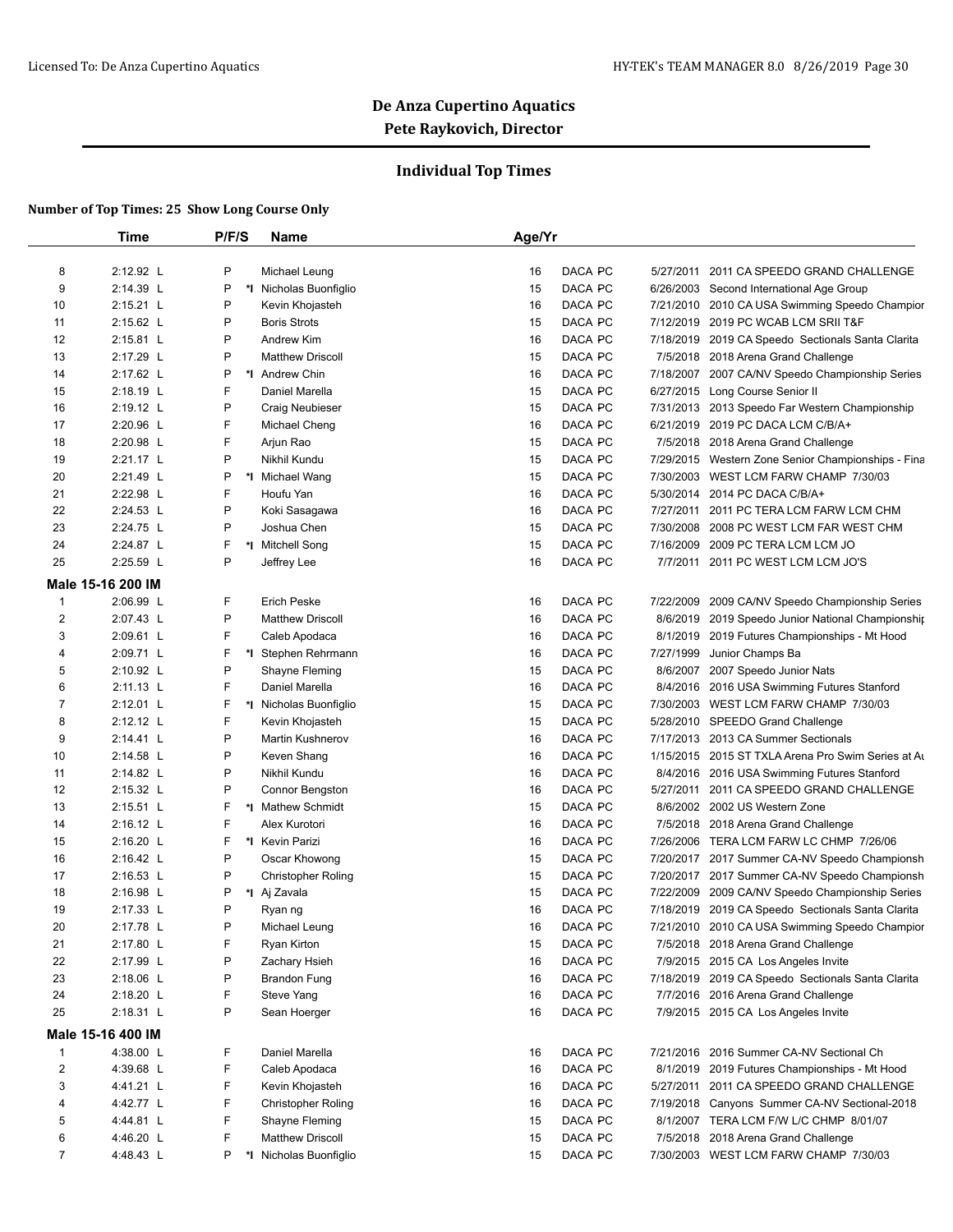Licensed To: De Anza Cupertino Aquatics

# De Anza Cupertino Aquatics
## Pete Raykovich, Director

### Individual Top Times

**Number of Top Times: 25 Show Long Course Only**

| | Time | P/F/S | | Name | Age/Yr | | | | |
|---|---|---|---|---|---|---|---|---|---|
| 8 | 2:12.92 L | P | | Michael Leung | 16 | DACA | PC | 5/27/2011 | 2011 CA SPEEDO GRAND CHALLENGE |
| 9 | 2:14.39 L | P | *I | Nicholas Buonfiglio | 15 | DACA | PC | 6/26/2003 | Second International Age Group |
| 10 | 2:15.21 L | P | | Kevin Khojasteh | 16 | DACA | PC | 7/21/2010 | 2010 CA USA Swimming Speedo Champior |
| 11 | 2:15.62 L | P | | Boris Strots | 15 | DACA | PC | 7/12/2019 | 2019 PC WCAB LCM SRII T&F |
| 12 | 2:15.81 L | P | | Andrew Kim | 16 | DACA | PC | 7/18/2019 | 2019 CA Speedo Sectionals Santa Clarita |
| 13 | 2:17.29 L | P | | Matthew Driscoll | 15 | DACA | PC | 7/5/2018 | 2018 Arena Grand Challenge |
| 14 | 2:17.62 L | P | *I | Andrew Chin | 16 | DACA | PC | 7/18/2007 | 2007 CA/NV Speedo Championship Series |
| 15 | 2:18.19 L | F | | Daniel Marella | 15 | DACA | PC | 6/27/2015 | Long Course Senior II |
| 16 | 2:19.12 L | P | | Craig Neubieser | 15 | DACA | PC | 7/31/2013 | 2013 Speedo Far Western Championship |
| 17 | 2:20.96 L | F | | Michael Cheng | 16 | DACA | PC | 6/21/2019 | 2019 PC DACA LCM C/B/A+ |
| 18 | 2:20.98 L | F | | Arjun Rao | 15 | DACA | PC | 7/5/2018 | 2018 Arena Grand Challenge |
| 19 | 2:21.17 L | P | | Nikhil Kundu | 15 | DACA | PC | 7/29/2015 | Western Zone Senior Championships - Fina |
| 20 | 2:21.49 L | P | *I | Michael Wang | 15 | DACA | PC | 7/30/2003 | WEST LCM FARW CHAMP 7/30/03 |
| 21 | 2:22.98 L | F | | Houfu Yan | 16 | DACA | PC | 5/30/2014 | 2014 PC DACA C/B/A+ |
| 22 | 2:24.53 L | P | | Koki Sasagawa | 16 | DACA | PC | 7/27/2011 | 2011 PC TERA LCM FARW LCM CHM |
| 23 | 2:24.75 L | P | | Joshua Chen | 15 | DACA | PC | 7/30/2008 | 2008 PC WEST LCM FAR WEST CHM |
| 24 | 2:24.87 L | F | *I | Mitchell Song | 15 | DACA | PC | 7/16/2009 | 2009 PC TERA LCM LCM JO |
| 25 | 2:25.59 L | P | | Jeffrey Lee | 16 | DACA | PC | 7/7/2011 | 2011 PC WEST LCM LCM JO'S |

**Male 15-16 200 IM**

| | Time | P/F/S | | Name | Age/Yr | | | | |
|---|---|---|---|---|---|---|---|---|---|
| 1 | 2:06.99 L | F | | Erich Peske | 16 | DACA | PC | 7/22/2009 | 2009 CA/NV Speedo Championship Series |
| 2 | 2:07.43 L | P | | Matthew Driscoll | 16 | DACA | PC | 8/6/2019 | 2019 Speedo Junior National Championshi |
| 3 | 2:09.61 L | F | | Caleb Apodaca | 16 | DACA | PC | 8/1/2019 | 2019 Futures Championships - Mt Hood |
| 4 | 2:09.71 L | F | *I | Stephen Rehrmann | 16 | DACA | PC | 7/27/1999 | Junior Champs Ba |
| 5 | 2:10.92 L | P | | Shayne Fleming | 15 | DACA | PC | 8/6/2007 | 2007 Speedo Junior Nats |
| 6 | 2:11.13 L | F | | Daniel Marella | 16 | DACA | PC | 8/4/2016 | 2016 USA Swimming Futures Stanford |
| 7 | 2:12.01 L | F | *I | Nicholas Buonfiglio | 15 | DACA | PC | 7/30/2003 | WEST LCM FARW CHAMP 7/30/03 |
| 8 | 2:12.12 L | F | | Kevin Khojasteh | 15 | DACA | PC | 5/28/2010 | SPEEDO Grand Challenge |
| 9 | 2:14.41 L | P | | Martin Kushnerov | 16 | DACA | PC | 7/17/2013 | 2013 CA Summer Sectionals |
| 10 | 2:14.58 L | P | | Keven Shang | 16 | DACA | PC | 1/15/2015 | 2015 ST TXLA Arena Pro Swim Series at Au |
| 11 | 2:14.82 L | P | | Nikhil Kundu | 16 | DACA | PC | 8/4/2016 | 2016 USA Swimming Futures Stanford |
| 12 | 2:15.32 L | P | | Connor Bengston | 16 | DACA | PC | 5/27/2011 | 2011 CA SPEEDO GRAND CHALLENGE |
| 13 | 2:15.51 L | F | *I | Mathew Schmidt | 15 | DACA | PC | 8/6/2002 | 2002 US Western Zone |
| 14 | 2:16.12 L | F | | Alex Kurotori | 16 | DACA | PC | 7/5/2018 | 2018 Arena Grand Challenge |
| 15 | 2:16.20 L | F | *I | Kevin Parizi | 16 | DACA | PC | 7/26/2006 | TERA LCM FARW LC CHMP 7/26/06 |
| 16 | 2:16.42 L | P | | Oscar Khowong | 15 | DACA | PC | 7/20/2017 | 2017 Summer CA-NV Speedo Championsh |
| 17 | 2:16.53 L | P | | Christopher Roling | 15 | DACA | PC | 7/20/2017 | 2017 Summer CA-NV Speedo Championsh |
| 18 | 2:16.98 L | P | *I | Aj Zavala | 15 | DACA | PC | 7/22/2009 | 2009 CA/NV Speedo Championship Series |
| 19 | 2:17.33 L | P | | Ryan ng | 16 | DACA | PC | 7/18/2019 | 2019 CA Speedo Sectionals Santa Clarita |
| 20 | 2:17.78 L | P | | Michael Leung | 16 | DACA | PC | 7/21/2010 | 2010 CA USA Swimming Speedo Champior |
| 21 | 2:17.80 L | F | | Ryan Kirton | 15 | DACA | PC | 7/5/2018 | 2018 Arena Grand Challenge |
| 22 | 2:17.99 L | P | | Zachary Hsieh | 16 | DACA | PC | 7/9/2015 | 2015 CA Los Angeles Invite |
| 23 | 2:18.06 L | P | | Brandon Fung | 16 | DACA | PC | 7/18/2019 | 2019 CA Speedo Sectionals Santa Clarita |
| 24 | 2:18.20 L | F | | Steve Yang | 16 | DACA | PC | 7/7/2016 | 2016 Arena Grand Challenge |
| 25 | 2:18.31 L | P | | Sean Hoerger | 16 | DACA | PC | 7/9/2015 | 2015 CA Los Angeles Invite |

**Male 15-16 400 IM**

| | Time | P/F/S | | Name | Age/Yr | | | | |
|---|---|---|---|---|---|---|---|---|---|
| 1 | 4:38.00 L | F | | Daniel Marella | 16 | DACA | PC | 7/21/2016 | 2016 Summer CA-NV Sectional Ch |
| 2 | 4:39.68 L | F | | Caleb Apodaca | 16 | DACA | PC | 8/1/2019 | 2019 Futures Championships - Mt Hood |
| 3 | 4:41.21 L | F | | Kevin Khojasteh | 16 | DACA | PC | 5/27/2011 | 2011 CA SPEEDO GRAND CHALLENGE |
| 4 | 4:42.77 L | F | | Christopher Roling | 16 | DACA | PC | 7/19/2018 | Canyons Summer CA-NV Sectional-2018 |
| 5 | 4:44.81 L | F | | Shayne Fleming | 15 | DACA | PC | 8/1/2007 | TERA LCM F/W L/C CHMP 8/01/07 |
| 6 | 4:46.20 L | F | | Matthew Driscoll | 15 | DACA | PC | 7/5/2018 | 2018 Arena Grand Challenge |
| 7 | 4:48.43 L | P | *I | Nicholas Buonfiglio | 15 | DACA | PC | 7/30/2003 | WEST LCM FARW CHAMP 7/30/03 |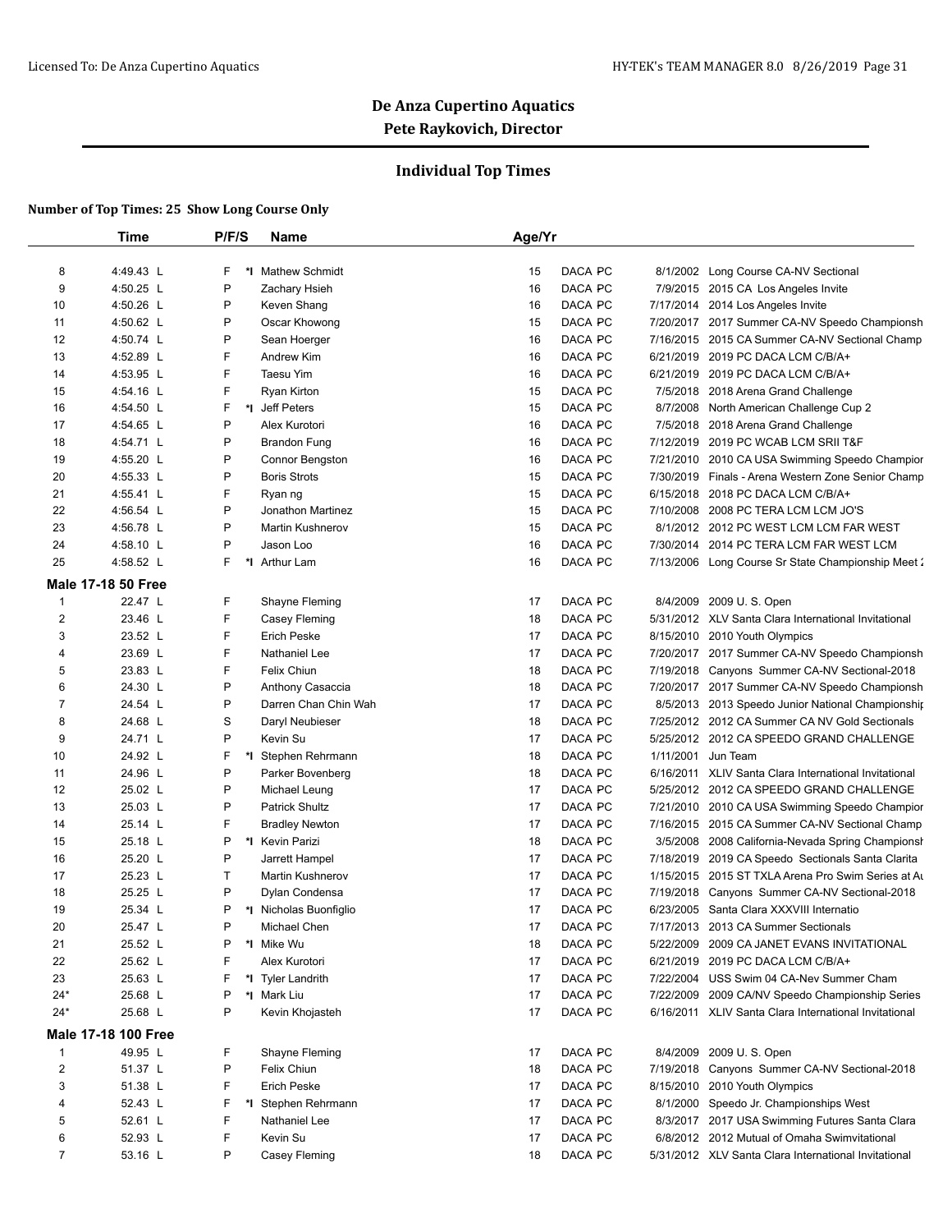## De Anza Cupertino Aquatics
## Pete Raykovich, Director

### Individual Top Times

**Number of Top Times: 25 Show Long Course Only**

| | Time | P/F/S | | Name | Age/Yr | | | |
|---|---|---|---|---|---|---|---|---|
| 8 | 4:49.43 L | F | *I | Mathew Schmidt | 15 | DACA PC | 8/1/2002 | Long Course CA-NV Sectional |
| 9 | 4:50.25 L | P | | Zachary Hsieh | 16 | DACA PC | 7/9/2015 | 2015 CA Los Angeles Invite |
| 10 | 4:50.26 L | P | | Keven Shang | 16 | DACA PC | 7/17/2014 | 2014 Los Angeles Invite |
| 11 | 4:50.62 L | P | | Oscar Khowong | 15 | DACA PC | 7/20/2017 | 2017 Summer CA-NV Speedo Championsh |
| 12 | 4:50.74 L | P | | Sean Hoerger | 16 | DACA PC | 7/16/2015 | 2015 CA Summer CA-NV Sectional Champ |
| 13 | 4:52.89 L | F | | Andrew Kim | 16 | DACA PC | 6/21/2019 | 2019 PC DACA LCM C/B/A+ |
| 14 | 4:53.95 L | F | | Taesu Yim | 16 | DACA PC | 6/21/2019 | 2019 PC DACA LCM C/B/A+ |
| 15 | 4:54.16 L | F | | Ryan Kirton | 15 | DACA PC | 7/5/2018 | 2018 Arena Grand Challenge |
| 16 | 4:54.50 L | F | *I | Jeff Peters | 15 | DACA PC | 8/7/2008 | North American Challenge Cup 2 |
| 17 | 4:54.65 L | P | | Alex Kurotori | 16 | DACA PC | 7/5/2018 | 2018 Arena Grand Challenge |
| 18 | 4:54.71 L | P | | Brandon Fung | 16 | DACA PC | 7/12/2019 | 2019 PC WCAB LCM SRII T&F |
| 19 | 4:55.20 L | P | | Connor Bengston | 16 | DACA PC | 7/21/2010 | 2010 CA USA Swimming Speedo Champior |
| 20 | 4:55.33 L | P | | Boris Strots | 15 | DACA PC | 7/30/2019 | Finals - Arena Western Zone Senior Champ |
| 21 | 4:55.41 L | F | | Ryan ng | 15 | DACA PC | 6/15/2018 | 2018 PC DACA LCM C/B/A+ |
| 22 | 4:56.54 L | P | | Jonathon Martinez | 15 | DACA PC | 7/10/2008 | 2008 PC TERA LCM LCM JO'S |
| 23 | 4:56.78 L | P | | Martin Kushnerov | 15 | DACA PC | 8/1/2012 | 2012 PC WEST LCM LCM FAR WEST |
| 24 | 4:58.10 L | P | | Jason Loo | 16 | DACA PC | 7/30/2014 | 2014 PC TERA LCM FAR WEST LCM |
| 25 | 4:58.52 L | F | *I | Arthur Lam | 16 | DACA PC | 7/13/2006 | Long Course Sr State Championship Meet 2 |

**Male 17-18 50 Free**

| | Time | P/F/S | | Name | Age/Yr | | | |
|---|---|---|---|---|---|---|---|---|
| 1 | 22.47 L | F | | Shayne Fleming | 17 | DACA PC | 8/4/2009 | 2009 U. S. Open |
| 2 | 23.46 L | F | | Casey Fleming | 18 | DACA PC | 5/31/2012 | XLV Santa Clara International Invitational |
| 3 | 23.52 L | F | | Erich Peske | 17 | DACA PC | 8/15/2010 | 2010 Youth Olympics |
| 4 | 23.69 L | F | | Nathaniel Lee | 17 | DACA PC | 7/20/2017 | 2017 Summer CA-NV Speedo Championsh |
| 5 | 23.83 L | F | | Felix Chiun | 18 | DACA PC | 7/19/2018 | Canyons Summer CA-NV Sectional-2018 |
| 6 | 24.30 L | P | | Anthony Casaccia | 18 | DACA PC | 7/20/2017 | 2017 Summer CA-NV Speedo Championsh |
| 7 | 24.54 L | P | | Darren Chan Chin Wah | 17 | DACA PC | 8/5/2013 | 2013 Speedo Junior National Championship |
| 8 | 24.68 L | S | | Daryl Neubieser | 18 | DACA PC | 7/25/2012 | 2012 CA Summer CA NV Gold Sectionals |
| 9 | 24.71 L | P | | Kevin Su | 17 | DACA PC | 5/25/2012 | 2012 CA SPEEDO GRAND CHALLENGE |
| 10 | 24.92 L | F | *I | Stephen Rehrmann | 18 | DACA PC | 1/11/2001 | Jun Team |
| 11 | 24.96 L | P | | Parker Bovenberg | 18 | DACA PC | 6/16/2011 | XLIV Santa Clara International Invitational |
| 12 | 25.02 L | P | | Michael Leung | 17 | DACA PC | 5/25/2012 | 2012 CA SPEEDO GRAND CHALLENGE |
| 13 | 25.03 L | P | | Patrick Shultz | 17 | DACA PC | 7/21/2010 | 2010 CA USA Swimming Speedo Champior |
| 14 | 25.14 L | F | | Bradley Newton | 17 | DACA PC | 7/16/2015 | 2015 CA Summer CA-NV Sectional Champ |
| 15 | 25.18 L | P | *I | Kevin Parizi | 18 | DACA PC | 3/5/2008 | 2008 California-Nevada Spring Championsh |
| 16 | 25.20 L | P | | Jarrett Hampel | 17 | DACA PC | 7/18/2019 | 2019 CA Speedo Sectionals Santa Clarita |
| 17 | 25.23 L | T | | Martin Kushnerov | 17 | DACA PC | 1/15/2015 | 2015 ST TXLA Arena Pro Swim Series at Au |
| 18 | 25.25 L | P | | Dylan Condensa | 17 | DACA PC | 7/19/2018 | Canyons Summer CA-NV Sectional-2018 |
| 19 | 25.34 L | P | *I | Nicholas Buonfiglio | 17 | DACA PC | 6/23/2005 | Santa Clara XXXVIII Internatio |
| 20 | 25.47 L | P | | Michael Chen | 17 | DACA PC | 7/17/2013 | 2013 CA Summer Sectionals |
| 21 | 25.52 L | P | *I | Mike Wu | 18 | DACA PC | 5/22/2009 | 2009 CA JANET EVANS INVITATIONAL |
| 22 | 25.62 L | F | | Alex Kurotori | 17 | DACA PC | 6/21/2019 | 2019 PC DACA LCM C/B/A+ |
| 23 | 25.63 L | F | *I | Tyler Landrith | 17 | DACA PC | 7/22/2004 | USS Swim 04 CA-Nev Summer Cham |
| 24* | 25.68 L | P | *I | Mark Liu | 17 | DACA PC | 7/22/2009 | 2009 CA/NV Speedo Championship Series |
| 24* | 25.68 L | P | | Kevin Khojasteh | 17 | DACA PC | 6/16/2011 | XLIV Santa Clara International Invitational |

**Male 17-18 100 Free**

| | Time | P/F/S | | Name | Age/Yr | | | |
|---|---|---|---|---|---|---|---|---|
| 1 | 49.95 L | F | | Shayne Fleming | 17 | DACA PC | 8/4/2009 | 2009 U. S. Open |
| 2 | 51.37 L | P | | Felix Chiun | 18 | DACA PC | 7/19/2018 | Canyons Summer CA-NV Sectional-2018 |
| 3 | 51.38 L | F | | Erich Peske | 17 | DACA PC | 8/15/2010 | 2010 Youth Olympics |
| 4 | 52.43 L | F | *I | Stephen Rehrmann | 17 | DACA PC | 8/1/2000 | Speedo Jr. Championships West |
| 5 | 52.61 L | F | | Nathaniel Lee | 17 | DACA PC | 8/3/2017 | 2017 USA Swimming Futures Santa Clara |
| 6 | 52.93 L | F | | Kevin Su | 17 | DACA PC | 6/8/2012 | 2012 Mutual of Omaha Swimvitational |
| 7 | 53.16 L | P | | Casey Fleming | 18 | DACA PC | 5/31/2012 | XLV Santa Clara International Invitational |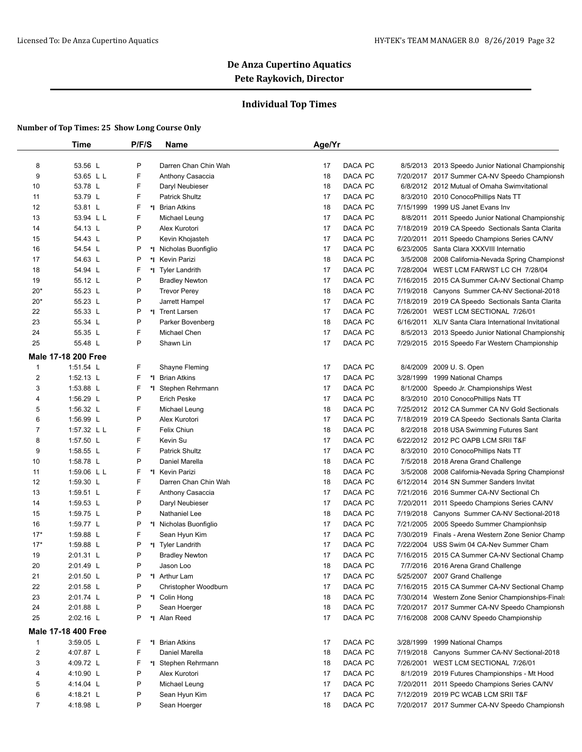# De Anza Cupertino Aquatics
## Pete Raykovich, Director

### Individual Top Times

**Number of Top Times: 25 Show Long Course Only**

| | Time | P/F/S | | Name | Age/Yr | | | | |
|---|---|---|---|---|---|---|---|---|---|
| 8 | 53.56 L | P | | Darren Chan Chin Wah | 17 | DACA | PC | 8/5/2013 | 2013 Speedo Junior National Championship |
| 9 | 53.65 L L | F | | Anthony Casaccia | 18 | DACA | PC | 7/20/2017 | 2017 Summer CA-NV Speedo Championsh |
| 10 | 53.78 L | F | | Daryl Neubieser | 18 | DACA | PC | 6/8/2012 | 2012 Mutual of Omaha Swimvitational |
| 11 | 53.79 L | F | | Patrick Shultz | 17 | DACA | PC | 8/3/2010 | 2010 ConocoPhillips Nats TT |
| 12 | 53.81 L | F | *I | Brian Atkins | 18 | DACA | PC | 7/15/1999 | 1999 US Janet Evans Inv |
| 13 | 53.94 L L | F | | Michael Leung | 17 | DACA | PC | 8/8/2011 | 2011 Speedo Junior National Championship |
| 14 | 54.13 L | P | | Alex Kurotori | 17 | DACA | PC | 7/18/2019 | 2019 CA Speedo Sectionals Santa Clarita |
| 15 | 54.43 L | P | | Kevin Khojasteh | 17 | DACA | PC | 7/20/2011 | 2011 Speedo Champions Series CA/NV |
| 16 | 54.54 L | P | *I | Nicholas Buonfiglio | 17 | DACA | PC | 6/23/2005 | Santa Clara XXXVIII Internatio |
| 17 | 54.63 L | P | *I | Kevin Parizi | 18 | DACA | PC | 3/5/2008 | 2008 California-Nevada Spring Championsh |
| 18 | 54.94 L | F | *I | Tyler Landrith | 17 | DACA | PC | 7/28/2004 | WEST LCM FARWST LC CH 7/28/04 |
| 19 | 55.12 L | P | | Bradley Newton | 17 | DACA | PC | 7/16/2015 | 2015 CA Summer CA-NV Sectional Champ |
| 20* | 55.23 L | P | | Trevor Perey | 18 | DACA | PC | 7/19/2018 | Canyons Summer CA-NV Sectional-2018 |
| 20* | 55.23 L | P | | Jarrett Hampel | 17 | DACA | PC | 7/18/2019 | 2019 CA Speedo Sectionals Santa Clarita |
| 22 | 55.33 L | P | *I | Trent Larsen | 17 | DACA | PC | 7/26/2001 | WEST LCM SECTIONAL 7/26/01 |
| 23 | 55.34 L | P | | Parker Bovenberg | 18 | DACA | PC | 6/16/2011 | XLIV Santa Clara International Invitational |
| 24 | 55.35 L | F | | Michael Chen | 17 | DACA | PC | 8/5/2013 | 2013 Speedo Junior National Championship |
| 25 | 55.48 L | P | | Shawn Lin | 17 | DACA | PC | 7/29/2015 | 2015 Speedo Far Western Championship |
| **Male 17-18 200 Free** | | | | | | | | | |
| 1 | 1:51.54 L | F | | Shayne Fleming | 17 | DACA | PC | 8/4/2009 | 2009 U. S. Open |
| 2 | 1:52.13 L | F | *I | Brian Atkins | 17 | DACA | PC | 3/28/1999 | 1999 National Champs |
| 3 | 1:53.88 L | F | *I | Stephen Rehrmann | 17 | DACA | PC | 8/1/2000 | Speedo Jr. Championships West |
| 4 | 1:56.29 L | P | | Erich Peske | 17 | DACA | PC | 8/3/2010 | 2010 ConocoPhillips Nats TT |
| 5 | 1:56.32 L | F | | Michael Leung | 18 | DACA | PC | 7/25/2012 | 2012 CA Summer CA NV Gold Sectionals |
| 6 | 1:56.99 L | P | | Alex Kurotori | 17 | DACA | PC | 7/18/2019 | 2019 CA Speedo Sectionals Santa Clarita |
| 7 | 1:57.32 L L | F | | Felix Chiun | 18 | DACA | PC | 8/2/2018 | 2018 USA Swimming Futures Sant |
| 8 | 1:57.50 L | F | | Kevin Su | 17 | DACA | PC | 6/22/2012 | 2012 PC OAPB LCM SRII T&F |
| 9 | 1:58.55 L | F | | Patrick Shultz | 17 | DACA | PC | 8/3/2010 | 2010 ConocoPhillips Nats TT |
| 10 | 1:58.78 L | P | | Daniel Marella | 18 | DACA | PC | 7/5/2018 | 2018 Arena Grand Challenge |
| 11 | 1:59.06 L L | F | *I | Kevin Parizi | 18 | DACA | PC | 3/5/2008 | 2008 California-Nevada Spring Championsh |
| 12 | 1:59.30 L | F | | Darren Chan Chin Wah | 18 | DACA | PC | 6/12/2014 | 2014 SN Summer Sanders Invitat |
| 13 | 1:59.51 L | F | | Anthony Casaccia | 17 | DACA | PC | 7/21/2016 | 2016 Summer CA-NV Sectional Ch |
| 14 | 1:59.53 L | P | | Daryl Neubieser | 17 | DACA | PC | 7/20/2011 | 2011 Speedo Champions Series CA/NV |
| 15 | 1:59.75 L | P | | Nathaniel Lee | 18 | DACA | PC | 7/19/2018 | Canyons Summer CA-NV Sectional-2018 |
| 16 | 1:59.77 L | P | *I | Nicholas Buonfiglio | 17 | DACA | PC | 7/21/2005 | 2005 Speedo Summer Championhsip |
| 17* | 1:59.88 L | F | | Sean Hyun Kim | 17 | DACA | PC | 7/30/2019 | Finals - Arena Western Zone Senior Champ |
| 17* | 1:59.88 L | P | *I | Tyler Landrith | 17 | DACA | PC | 7/22/2004 | USS Swim 04 CA-Nev Summer Cham |
| 19 | 2:01.31 L | P | | Bradley Newton | 17 | DACA | PC | 7/16/2015 | 2015 CA Summer CA-NV Sectional Champ |
| 20 | 2:01.49 L | P | | Jason Loo | 18 | DACA | PC | 7/7/2016 | 2016 Arena Grand Challenge |
| 21 | 2:01.50 L | P | *I | Arthur Lam | 17 | DACA | PC | 5/25/2007 | 2007 Grand Challenge |
| 22 | 2:01.58 L | P | | Christopher Woodburn | 17 | DACA | PC | 7/16/2015 | 2015 CA Summer CA-NV Sectional Champ |
| 23 | 2:01.74 L | P | *I | Colin Hong | 18 | DACA | PC | 7/30/2014 | Western Zone Senior Championships-Finals |
| 24 | 2:01.88 L | P | | Sean Hoerger | 18 | DACA | PC | 7/20/2017 | 2017 Summer CA-NV Speedo Championsh |
| 25 | 2:02.16 L | P | *I | Alan Reed | 17 | DACA | PC | 7/16/2008 | 2008 CA/NV Speedo Championship |
| **Male 17-18 400 Free** | | | | | | | | | |
| 1 | 3:59.05 L | F | *I | Brian Atkins | 17 | DACA | PC | 3/28/1999 | 1999 National Champs |
| 2 | 4:07.87 L | F | | Daniel Marella | 18 | DACA | PC | 7/19/2018 | Canyons Summer CA-NV Sectional-2018 |
| 3 | 4:09.72 L | F | *I | Stephen Rehrmann | 18 | DACA | PC | 7/26/2001 | WEST LCM SECTIONAL 7/26/01 |
| 4 | 4:10.90 L | P | | Alex Kurotori | 17 | DACA | PC | 8/1/2019 | 2019 Futures Championships - Mt Hood |
| 5 | 4:14.04 L | P | | Michael Leung | 17 | DACA | PC | 7/20/2011 | 2011 Speedo Champions Series CA/NV |
| 6 | 4:18.21 L | P | | Sean Hyun Kim | 17 | DACA | PC | 7/12/2019 | 2019 PC WCAB LCM SRII T&F |
| 7 | 4:18.98 L | P | | Sean Hoerger | 18 | DACA | PC | 7/20/2017 | 2017 Summer CA-NV Speedo Championsh |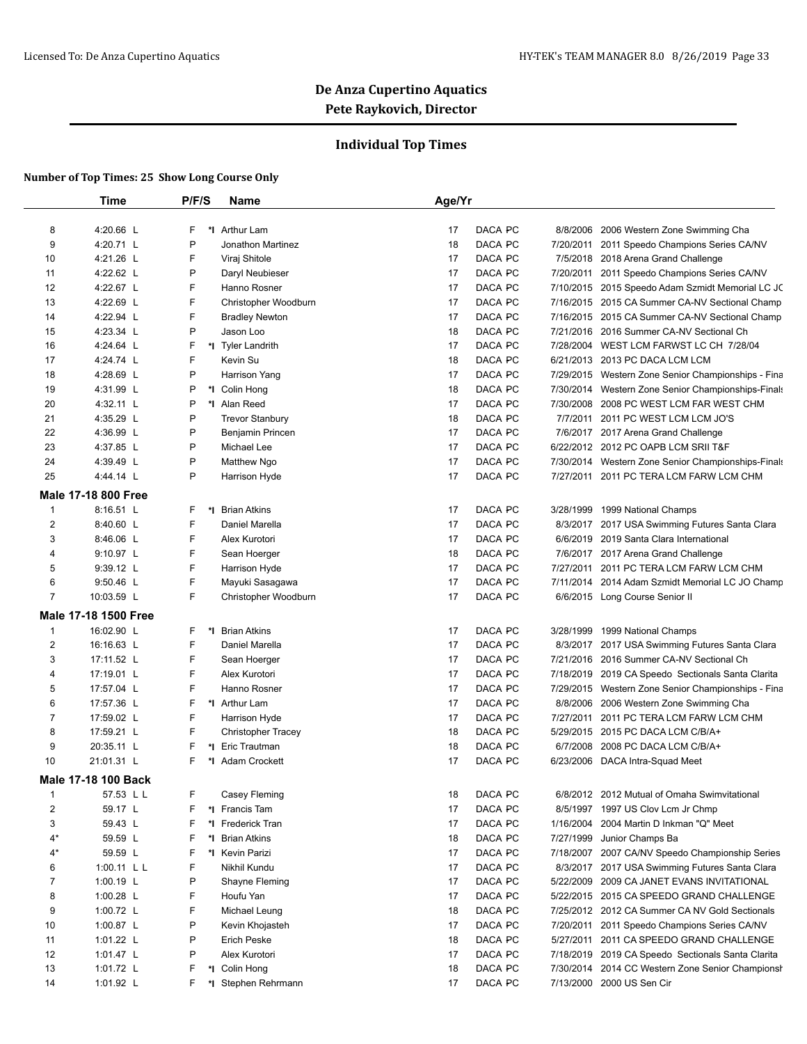# De Anza Cupertino Aquatics

**Pete Raykovich, Director**

## Individual Top Times

**Number of Top Times: 25 Show Long Course Only**

| | Time | P/F/S | | Name | Age/Yr | | | | |
|---|---|---|---|---|---|---|---|---|---|
| 8 | 4:20.66 L | F | *I | Arthur Lam | 17 | DACA | PC | 8/8/2006 | 2006 Western Zone Swimming Cha |
| 9 | 4:20.71 L | P | | Jonathon Martinez | 18 | DACA | PC | 7/20/2011 | 2011 Speedo Champions Series CA/NV |
| 10 | 4:21.26 L | F | | Viraj Shitole | 17 | DACA | PC | 7/5/2018 | 2018 Arena Grand Challenge |
| 11 | 4:22.62 L | P | | Daryl Neubieser | 17 | DACA | PC | 7/20/2011 | 2011 Speedo Champions Series CA/NV |
| 12 | 4:22.67 L | F | | Hanno Rosner | 17 | DACA | PC | 7/10/2015 | 2015 Speedo Adam Szmidt Memorial LC JC |
| 13 | 4:22.69 L | F | | Christopher Woodburn | 17 | DACA | PC | 7/16/2015 | 2015 CA Summer CA-NV Sectional Champ |
| 14 | 4:22.94 L | F | | Bradley Newton | 17 | DACA | PC | 7/16/2015 | 2015 CA Summer CA-NV Sectional Champ |
| 15 | 4:23.34 L | P | | Jason Loo | 18 | DACA | PC | 7/21/2016 | 2016 Summer CA-NV Sectional Ch |
| 16 | 4:24.64 L | F | *I | Tyler Landrith | 17 | DACA | PC | 7/28/2004 | WEST LCM FARWST LC CH 7/28/04 |
| 17 | 4:24.74 L | F | | Kevin Su | 18 | DACA | PC | 6/21/2013 | 2013 PC DACA LCM LCM |
| 18 | 4:28.69 L | P | | Harrison Yang | 17 | DACA | PC | 7/29/2015 | Western Zone Senior Championships - Fina |
| 19 | 4:31.99 L | P | *I | Colin Hong | 18 | DACA | PC | 7/30/2014 | Western Zone Senior Championships-Finals |
| 20 | 4:32.11 L | P | *I | Alan Reed | 17 | DACA | PC | 7/30/2008 | 2008 PC WEST LCM FAR WEST CHM |
| 21 | 4:35.29 L | P | | Trevor Stanbury | 18 | DACA | PC | 7/7/2011 | 2011 PC WEST LCM LCM JO'S |
| 22 | 4:36.99 L | P | | Benjamin Princen | 17 | DACA | PC | 7/6/2017 | 2017 Arena Grand Challenge |
| 23 | 4:37.85 L | P | | Michael Lee | 17 | DACA | PC | 6/22/2012 | 2012 PC OAPB LCM SRII T&F |
| 24 | 4:39.49 L | P | | Matthew Ngo | 17 | DACA | PC | 7/30/2014 | Western Zone Senior Championships-Finals |
| 25 | 4:44.14 L | P | | Harrison Hyde | 17 | DACA | PC | 7/27/2011 | 2011 PC TERA LCM FARW LCM CHM |

**Male 17-18 800 Free**

| | Time | P/F/S | | Name | Age/Yr | | | | |
|---|---|---|---|---|---|---|---|---|---|
| 1 | 8:16.51 L | F | *I | Brian Atkins | 17 | DACA | PC | 3/28/1999 | 1999 National Champs |
| 2 | 8:40.60 L | F | | Daniel Marella | 17 | DACA | PC | 8/3/2017 | 2017 USA Swimming Futures Santa Clara |
| 3 | 8:46.06 L | F | | Alex Kurotori | 17 | DACA | PC | 6/6/2019 | 2019 Santa Clara International |
| 4 | 9:10.97 L | F | | Sean Hoerger | 18 | DACA | PC | 7/6/2017 | 2017 Arena Grand Challenge |
| 5 | 9:39.12 L | F | | Harrison Hyde | 17 | DACA | PC | 7/27/2011 | 2011 PC TERA LCM FARW LCM CHM |
| 6 | 9:50.46 L | F | | Mayuki Sasagawa | 17 | DACA | PC | 7/11/2014 | 2014 Adam Szmidt Memorial LC JO Champ |
| 7 | 10:03.59 L | F | | Christopher Woodburn | 17 | DACA | PC | 6/6/2015 | Long Course Senior II |

**Male 17-18 1500 Free**

| | Time | P/F/S | | Name | Age/Yr | | | | |
|---|---|---|---|---|---|---|---|---|---|
| 1 | 16:02.90 L | F | *I | Brian Atkins | 17 | DACA | PC | 3/28/1999 | 1999 National Champs |
| 2 | 16:16.63 L | F | | Daniel Marella | 17 | DACA | PC | 8/3/2017 | 2017 USA Swimming Futures Santa Clara |
| 3 | 17:11.52 L | F | | Sean Hoerger | 17 | DACA | PC | 7/21/2016 | 2016 Summer CA-NV Sectional Ch |
| 4 | 17:19.01 L | F | | Alex Kurotori | 17 | DACA | PC | 7/18/2019 | 2019 CA Speedo Sectionals Santa Clarita |
| 5 | 17:57.04 L | F | | Hanno Rosner | 17 | DACA | PC | 7/29/2015 | Western Zone Senior Championships - Fina |
| 6 | 17:57.36 L | F | *I | Arthur Lam | 17 | DACA | PC | 8/8/2006 | 2006 Western Zone Swimming Cha |
| 7 | 17:59.02 L | F | | Harrison Hyde | 17 | DACA | PC | 7/27/2011 | 2011 PC TERA LCM FARW LCM CHM |
| 8 | 17:59.21 L | F | | Christopher Tracey | 18 | DACA | PC | 5/29/2015 | 2015 PC DACA LCM C/B/A+ |
| 9 | 20:35.11 L | F | *I | Eric Trautman | 18 | DACA | PC | 6/7/2008 | 2008 PC DACA LCM C/B/A+ |
| 10 | 21:01.31 L | F | *I | Adam Crockett | 17 | DACA | PC | 6/23/2006 | DACA Intra-Squad Meet |

**Male 17-18 100 Back**

| | Time | P/F/S | | Name | Age/Yr | | | | |
|---|---|---|---|---|---|---|---|---|---|
| 1 | 57.53 L L | F | | Casey Fleming | 18 | DACA | PC | 6/8/2012 | 2012 Mutual of Omaha Swimvitational |
| 2 | 59.17 L | F | *I | Francis Tam | 17 | DACA | PC | 8/5/1997 | 1997 US Clov Lcm Jr Chmp |
| 3 | 59.43 L | F | *I | Frederick Tran | 17 | DACA | PC | 1/16/2004 | 2004 Martin D Inkman "Q" Meet |
| 4* | 59.59 L | F | *I | Brian Atkins | 18 | DACA | PC | 7/27/1999 | Junior Champs Ba |
| 4* | 59.59 L | F | *I | Kevin Parizi | 17 | DACA | PC | 7/18/2007 | 2007 CA/NV Speedo Championship Series |
| 6 | 1:00.11 L L | F | | Nikhil Kundu | 17 | DACA | PC | 8/3/2017 | 2017 USA Swimming Futures Santa Clara |
| 7 | 1:00.19 L | P | | Shayne Fleming | 17 | DACA | PC | 5/22/2009 | 2009 CA JANET EVANS INVITATIONAL |
| 8 | 1:00.28 L | F | | Houfu Yan | 17 | DACA | PC | 5/22/2015 | 2015 CA SPEEDO GRAND CHALLENGE |
| 9 | 1:00.72 L | F | | Michael Leung | 18 | DACA | PC | 7/25/2012 | 2012 CA Summer CA NV Gold Sectionals |
| 10 | 1:00.87 L | P | | Kevin Khojasteh | 17 | DACA | PC | 7/20/2011 | 2011 Speedo Champions Series CA/NV |
| 11 | 1:01.22 L | P | | Erich Peske | 18 | DACA | PC | 5/27/2011 | 2011 CA SPEEDO GRAND CHALLENGE |
| 12 | 1:01.47 L | P | | Alex Kurotori | 17 | DACA | PC | 7/18/2019 | 2019 CA Speedo Sectionals Santa Clarita |
| 13 | 1:01.72 L | F | *I | Colin Hong | 18 | DACA | PC | 7/30/2014 | 2014 CC Western Zone Senior Championsh |
| 14 | 1:01.92 L | F | *I | Stephen Rehrmann | 17 | DACA | PC | 7/13/2000 | 2000 US Sen Cir |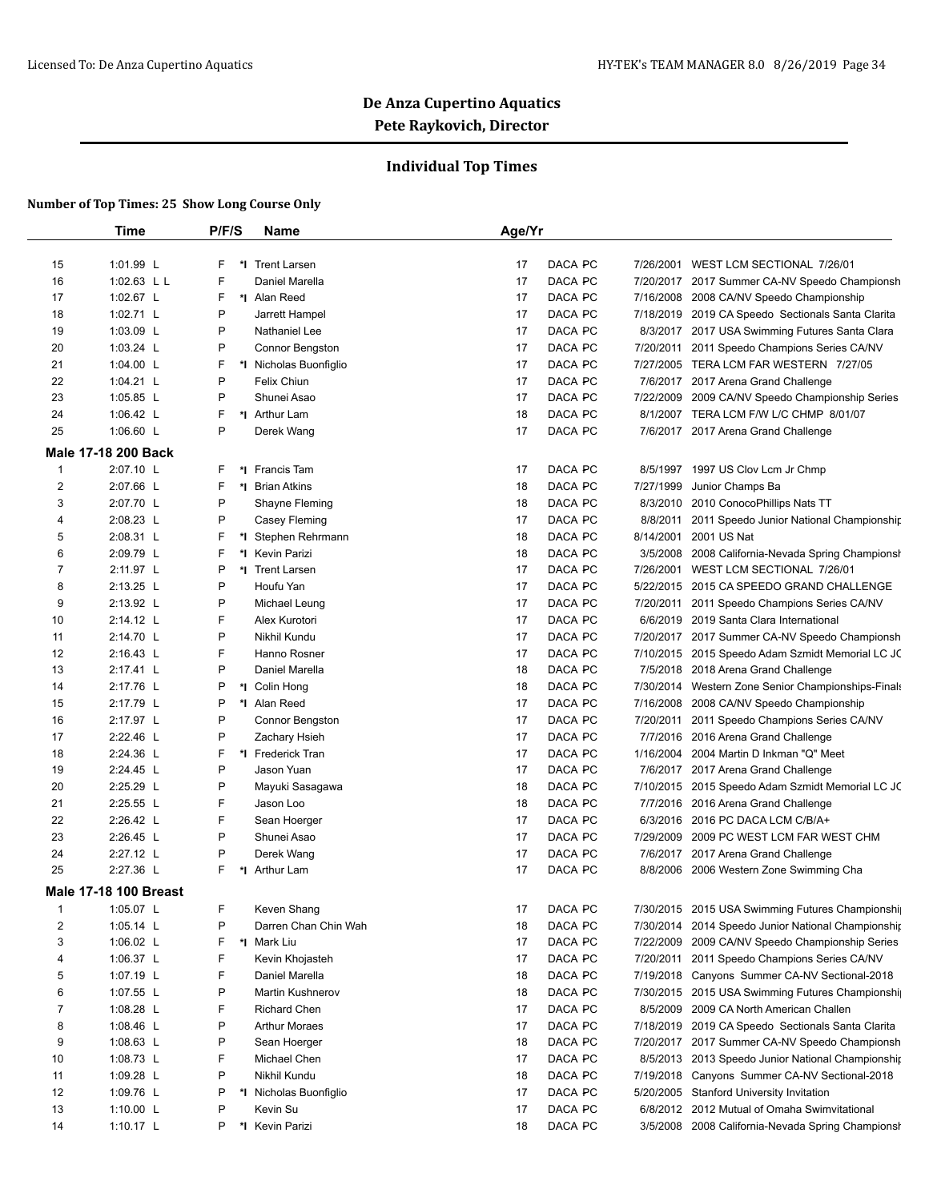# De Anza Cupertino Aquatics

## Pete Raykovich, Director

### Individual Top Times

**Number of Top Times: 25 Show Long Course Only**

| | Time | P/F/S | | Name | Age/Yr | | | | |
|---|---|---|---|---|---|---|---|---|---|
| 15 | 1:01.99 L | F | *I | Trent Larsen | 17 | DACA PC | | 7/26/2001 | WEST LCM SECTIONAL 7/26/01 |
| 16 | 1:02.63 L L | F | | Daniel Marella | 17 | DACA PC | | 7/20/2017 | 2017 Summer CA-NV Speedo Championsh |
| 17 | 1:02.67 L | F | *I | Alan Reed | 17 | DACA PC | | 7/16/2008 | 2008 CA/NV Speedo Championship |
| 18 | 1:02.71 L | P | | Jarrett Hampel | 17 | DACA PC | | 7/18/2019 | 2019 CA Speedo Sectionals Santa Clarita |
| 19 | 1:03.09 L | P | | Nathaniel Lee | 17 | DACA PC | | 8/3/2017 | 2017 USA Swimming Futures Santa Clara |
| 20 | 1:03.24 L | P | | Connor Bengston | 17 | DACA PC | | 7/20/2011 | 2011 Speedo Champions Series CA/NV |
| 21 | 1:04.00 L | F | *I | Nicholas Buonfiglio | 17 | DACA PC | | 7/27/2005 | TERA LCM FAR WESTERN 7/27/05 |
| 22 | 1:04.21 L | P | | Felix Chiun | 17 | DACA PC | | 7/6/2017 | 2017 Arena Grand Challenge |
| 23 | 1:05.85 L | P | | Shunei Asao | 17 | DACA PC | | 7/22/2009 | 2009 CA/NV Speedo Championship Series |
| 24 | 1:06.42 L | F | *I | Arthur Lam | 18 | DACA PC | | 8/1/2007 | TERA LCM F/W L/C CHMP 8/01/07 |
| 25 | 1:06.60 L | P | | Derek Wang | 17 | DACA PC | | 7/6/2017 | 2017 Arena Grand Challenge |
| **Male 17-18 200 Back** | | | | | | | | | |
| 1 | 2:07.10 L | F | *I | Francis Tam | 17 | DACA PC | | 8/5/1997 | 1997 US Clov Lcm Jr Chmp |
| 2 | 2:07.66 L | F | *I | Brian Atkins | 18 | DACA PC | | 7/27/1999 | Junior Champs Ba |
| 3 | 2:07.70 L | P | | Shayne Fleming | 18 | DACA PC | | 8/3/2010 | 2010 ConocoPhillips Nats TT |
| 4 | 2:08.23 L | P | | Casey Fleming | 17 | DACA PC | | 8/8/2011 | 2011 Speedo Junior National Championship |
| 5 | 2:08.31 L | F | *I | Stephen Rehrmann | 18 | DACA PC | | 8/14/2001 | 2001 US Nat |
| 6 | 2:09.79 L | F | *I | Kevin Parizi | 18 | DACA PC | | 3/5/2008 | 2008 California-Nevada Spring Championsh |
| 7 | 2:11.97 L | P | *I | Trent Larsen | 17 | DACA PC | | 7/26/2001 | WEST LCM SECTIONAL 7/26/01 |
| 8 | 2:13.25 L | P | | Houfu Yan | 17 | DACA PC | | 5/22/2015 | 2015 CA SPEEDO GRAND CHALLENGE |
| 9 | 2:13.92 L | P | | Michael Leung | 17 | DACA PC | | 7/20/2011 | 2011 Speedo Champions Series CA/NV |
| 10 | 2:14.12 L | F | | Alex Kurotori | 17 | DACA PC | | 6/6/2019 | 2019 Santa Clara International |
| 11 | 2:14.70 L | P | | Nikhil Kundu | 17 | DACA PC | | 7/20/2017 | 2017 Summer CA-NV Speedo Championsh |
| 12 | 2:16.43 L | F | | Hanno Rosner | 17 | DACA PC | | 7/10/2015 | 2015 Speedo Adam Szmidt Memorial LC JC |
| 13 | 2:17.41 L | P | | Daniel Marella | 18 | DACA PC | | 7/5/2018 | 2018 Arena Grand Challenge |
| 14 | 2:17.76 L | P | *I | Colin Hong | 18 | DACA PC | | 7/30/2014 | Western Zone Senior Championships-Finals |
| 15 | 2:17.79 L | P | *I | Alan Reed | 17 | DACA PC | | 7/16/2008 | 2008 CA/NV Speedo Championship |
| 16 | 2:17.97 L | P | | Connor Bengston | 17 | DACA PC | | 7/20/2011 | 2011 Speedo Champions Series CA/NV |
| 17 | 2:22.46 L | P | | Zachary Hsieh | 17 | DACA PC | | 7/7/2016 | 2016 Arena Grand Challenge |
| 18 | 2:24.36 L | F | *I | Frederick Tran | 17 | DACA PC | | 1/16/2004 | 2004 Martin D Inkman "Q" Meet |
| 19 | 2:24.45 L | P | | Jason Yuan | 17 | DACA PC | | 7/6/2017 | 2017 Arena Grand Challenge |
| 20 | 2:25.29 L | P | | Mayuki Sasagawa | 18 | DACA PC | | 7/10/2015 | 2015 Speedo Adam Szmidt Memorial LC JC |
| 21 | 2:25.55 L | F | | Jason Loo | 18 | DACA PC | | 7/7/2016 | 2016 Arena Grand Challenge |
| 22 | 2:26.42 L | F | | Sean Hoerger | 17 | DACA PC | | 6/3/2016 | 2016 PC DACA LCM C/B/A+ |
| 23 | 2:26.45 L | P | | Shunei Asao | 17 | DACA PC | | 7/29/2009 | 2009 PC WEST LCM FAR WEST CHM |
| 24 | 2:27.12 L | P | | Derek Wang | 17 | DACA PC | | 7/6/2017 | 2017 Arena Grand Challenge |
| 25 | 2:27.36 L | F | *I | Arthur Lam | 17 | DACA PC | | 8/8/2006 | 2006 Western Zone Swimming Cha |
| **Male 17-18 100 Breast** | | | | | | | | | |
| 1 | 1:05.07 L | F | | Keven Shang | 17 | DACA PC | | 7/30/2015 | 2015 USA Swimming Futures Championshi |
| 2 | 1:05.14 L | P | | Darren Chan Chin Wah | 18 | DACA PC | | 7/30/2014 | 2014 Speedo Junior National Championshi |
| 3 | 1:06.02 L | F | *I | Mark Liu | 17 | DACA PC | | 7/22/2009 | 2009 CA/NV Speedo Championship Series |
| 4 | 1:06.37 L | F | | Kevin Khojasteh | 17 | DACA PC | | 7/20/2011 | 2011 Speedo Champions Series CA/NV |
| 5 | 1:07.19 L | F | | Daniel Marella | 18 | DACA PC | | 7/19/2018 | Canyons Summer CA-NV Sectional-2018 |
| 6 | 1:07.55 L | P | | Martin Kushnerov | 18 | DACA PC | | 7/30/2015 | 2015 USA Swimming Futures Championshi |
| 7 | 1:08.28 L | F | | Richard Chen | 17 | DACA PC | | 8/5/2009 | 2009 CA North American Challen |
| 8 | 1:08.46 L | P | | Arthur Moraes | 17 | DACA PC | | 7/18/2019 | 2019 CA Speedo Sectionals Santa Clarita |
| 9 | 1:08.63 L | P | | Sean Hoerger | 18 | DACA PC | | 7/20/2017 | 2017 Summer CA-NV Speedo Championsh |
| 10 | 1:08.73 L | F | | Michael Chen | 17 | DACA PC | | 8/5/2013 | 2013 Speedo Junior National Championshi |
| 11 | 1:09.28 L | P | | Nikhil Kundu | 18 | DACA PC | | 7/19/2018 | Canyons Summer CA-NV Sectional-2018 |
| 12 | 1:09.76 L | P | *I | Nicholas Buonfiglio | 17 | DACA PC | | 5/20/2005 | Stanford University Invitation |
| 13 | 1:10.00 L | P | | Kevin Su | 17 | DACA PC | | 6/8/2012 | 2012 Mutual of Omaha Swimvitational |
| 14 | 1:10.17 L | P | *I | Kevin Parizi | 18 | DACA PC | | 3/5/2008 | 2008 California-Nevada Spring Championsh |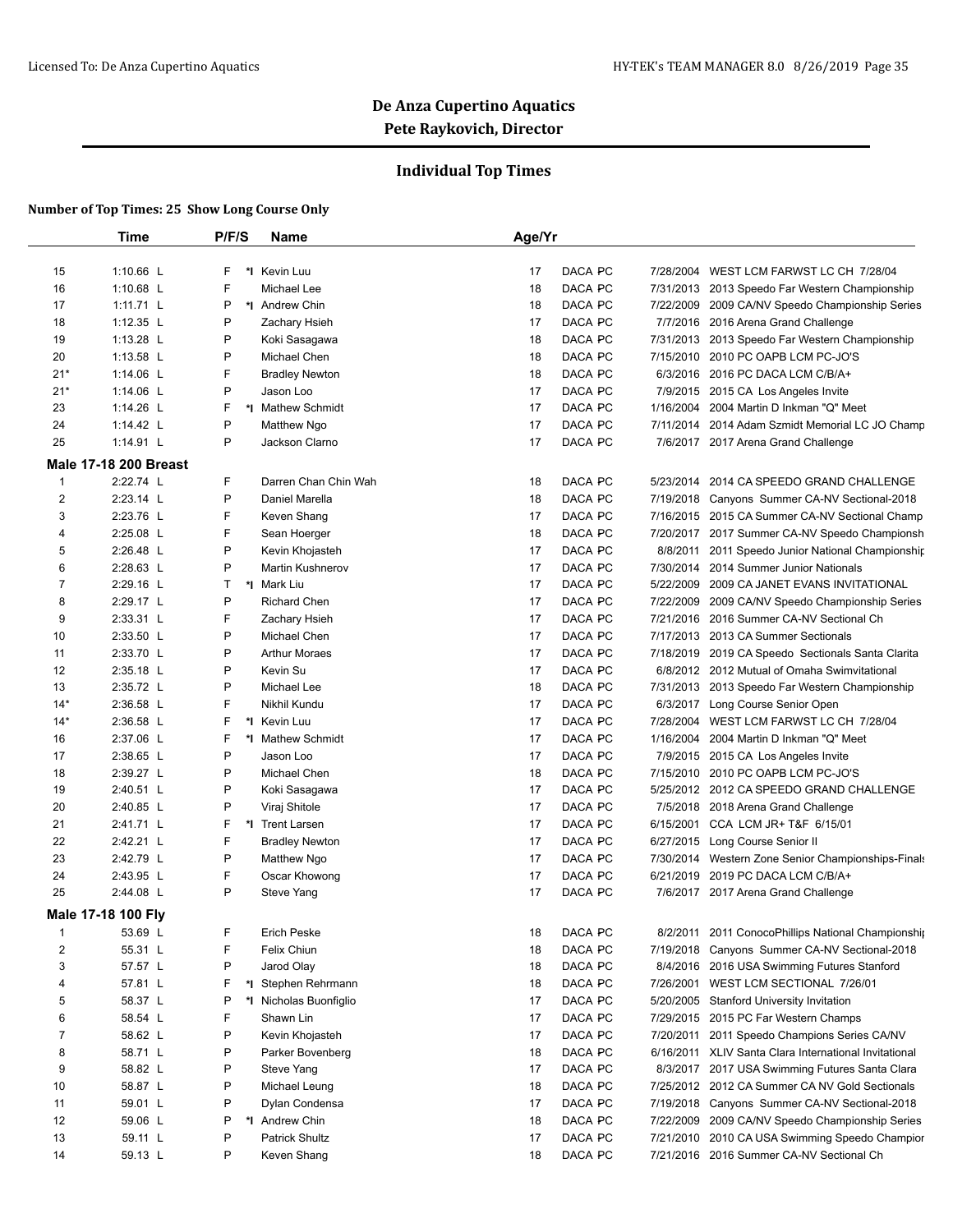# De Anza Cupertino Aquatics
## Pete Raykovich, Director

### Individual Top Times

**Number of Top Times: 25 Show Long Course Only**

| | Time | P/F/S | | Name | Age/Yr | | | Date | Meet |
|---|---|---|---|---|---|---|---|---|---|
| 15 | 1:10.66 L | F | *I | Kevin Luu | 17 | DACA | PC | 7/28/2004 | WEST LCM FARWST LC CH 7/28/04 |
| 16 | 1:10.68 L | F | | Michael Lee | 18 | DACA | PC | 7/31/2013 | 2013 Speedo Far Western Championship |
| 17 | 1:11.71 L | P | *I | Andrew Chin | 18 | DACA | PC | 7/22/2009 | 2009 CA/NV Speedo Championship Series |
| 18 | 1:12.35 L | P | | Zachary Hsieh | 17 | DACA | PC | 7/7/2016 | 2016 Arena Grand Challenge |
| 19 | 1:13.28 L | P | | Koki Sasagawa | 18 | DACA | PC | 7/31/2013 | 2013 Speedo Far Western Championship |
| 20 | 1:13.58 L | P | | Michael Chen | 18 | DACA | PC | 7/15/2010 | 2010 PC OAPB LCM PC-JO'S |
| 21* | 1:14.06 L | F | | Bradley Newton | 18 | DACA | PC | 6/3/2016 | 2016 PC DACA LCM C/B/A+ |
| 21* | 1:14.06 L | P | | Jason Loo | 17 | DACA | PC | 7/9/2015 | 2015 CA Los Angeles Invite |
| 23 | 1:14.26 L | F | *I | Mathew Schmidt | 17 | DACA | PC | 1/16/2004 | 2004 Martin D Inkman "Q" Meet |
| 24 | 1:14.42 L | P | | Matthew Ngo | 17 | DACA | PC | 7/11/2014 | 2014 Adam Szmidt Memorial LC JO Champ |
| 25 | 1:14.91 L | P | | Jackson Clarno | 17 | DACA | PC | 7/6/2017 | 2017 Arena Grand Challenge |
| **Male 17-18 200 Breast** | | | | | | | | | |
| 1 | 2:22.74 L | F | | Darren Chan Chin Wah | 18 | DACA | PC | 5/23/2014 | 2014 CA SPEEDO GRAND CHALLENGE |
| 2 | 2:23.14 L | P | | Daniel Marella | 18 | DACA | PC | 7/19/2018 | Canyons Summer CA-NV Sectional-2018 |
| 3 | 2:23.76 L | F | | Keven Shang | 17 | DACA | PC | 7/16/2015 | 2015 CA Summer CA-NV Sectional Champ |
| 4 | 2:25.08 L | F | | Sean Hoerger | 18 | DACA | PC | 7/20/2017 | 2017 Summer CA-NV Speedo Championsh |
| 5 | 2:26.48 L | P | | Kevin Khojasteh | 17 | DACA | PC | 8/8/2011 | 2011 Speedo Junior National Championship |
| 6 | 2:28.63 L | P | | Martin Kushnerov | 17 | DACA | PC | 7/30/2014 | 2014 Summer Junior Nationals |
| 7 | 2:29.16 L | T | *I | Mark Liu | 17 | DACA | PC | 5/22/2009 | 2009 CA JANET EVANS INVITATIONAL |
| 8 | 2:29.17 L | P | | Richard Chen | 17 | DACA | PC | 7/22/2009 | 2009 CA/NV Speedo Championship Series |
| 9 | 2:33.31 L | F | | Zachary Hsieh | 17 | DACA | PC | 7/21/2016 | 2016 Summer CA-NV Sectional Ch |
| 10 | 2:33.50 L | P | | Michael Chen | 17 | DACA | PC | 7/17/2013 | 2013 CA Summer Sectionals |
| 11 | 2:33.70 L | P | | Arthur Moraes | 17 | DACA | PC | 7/18/2019 | 2019 CA Speedo Sectionals Santa Clarita |
| 12 | 2:35.18 L | P | | Kevin Su | 17 | DACA | PC | 6/8/2012 | 2012 Mutual of Omaha Swimvitational |
| 13 | 2:35.72 L | P | | Michael Lee | 18 | DACA | PC | 7/31/2013 | 2013 Speedo Far Western Championship |
| 14* | 2:36.58 L | F | | Nikhil Kundu | 17 | DACA | PC | 6/3/2017 | Long Course Senior Open |
| 14* | 2:36.58 L | F | *I | Kevin Luu | 17 | DACA | PC | 7/28/2004 | WEST LCM FARWST LC CH 7/28/04 |
| 16 | 2:37.06 L | F | *I | Mathew Schmidt | 17 | DACA | PC | 1/16/2004 | 2004 Martin D Inkman "Q" Meet |
| 17 | 2:38.65 L | P | | Jason Loo | 17 | DACA | PC | 7/9/2015 | 2015 CA Los Angeles Invite |
| 18 | 2:39.27 L | P | | Michael Chen | 18 | DACA | PC | 7/15/2010 | 2010 PC OAPB LCM PC-JO'S |
| 19 | 2:40.51 L | P | | Koki Sasagawa | 17 | DACA | PC | 5/25/2012 | 2012 CA SPEEDO GRAND CHALLENGE |
| 20 | 2:40.85 L | P | | Viraj Shitole | 17 | DACA | PC | 7/5/2018 | 2018 Arena Grand Challenge |
| 21 | 2:41.71 L | F | *I | Trent Larsen | 17 | DACA | PC | 6/15/2001 | CCA LCM JR+ T&F 6/15/01 |
| 22 | 2:42.21 L | F | | Bradley Newton | 17 | DACA | PC | 6/27/2015 | Long Course Senior II |
| 23 | 2:42.79 L | P | | Matthew Ngo | 17 | DACA | PC | 7/30/2014 | Western Zone Senior Championships-Finals |
| 24 | 2:43.95 L | F | | Oscar Khowong | 17 | DACA | PC | 6/21/2019 | 2019 PC DACA LCM C/B/A+ |
| 25 | 2:44.08 L | P | | Steve Yang | 17 | DACA | PC | 7/6/2017 | 2017 Arena Grand Challenge |
| **Male 17-18 100 Fly** | | | | | | | | | |
| 1 | 53.69 L | F | | Erich Peske | 18 | DACA | PC | 8/2/2011 | 2011 ConocoPhillips National Championship |
| 2 | 55.31 L | F | | Felix Chiun | 18 | DACA | PC | 7/19/2018 | Canyons Summer CA-NV Sectional-2018 |
| 3 | 57.57 L | P | | Jarod Olay | 18 | DACA | PC | 8/4/2016 | 2016 USA Swimming Futures Stanford |
| 4 | 57.81 L | F | *I | Stephen Rehrmann | 18 | DACA | PC | 7/26/2001 | WEST LCM SECTIONAL 7/26/01 |
| 5 | 58.37 L | P | *I | Nicholas Buonfiglio | 17 | DACA | PC | 5/20/2005 | Stanford University Invitation |
| 6 | 58.54 L | F | | Shawn Lin | 17 | DACA | PC | 7/29/2015 | 2015 PC Far Western Champs |
| 7 | 58.62 L | P | | Kevin Khojasteh | 17 | DACA | PC | 7/20/2011 | 2011 Speedo Champions Series CA/NV |
| 8 | 58.71 L | P | | Parker Bovenberg | 18 | DACA | PC | 6/16/2011 | XLIV Santa Clara International Invitational |
| 9 | 58.82 L | P | | Steve Yang | 17 | DACA | PC | 8/3/2017 | 2017 USA Swimming Futures Santa Clara |
| 10 | 58.87 L | P | | Michael Leung | 18 | DACA | PC | 7/25/2012 | 2012 CA Summer CA NV Gold Sectionals |
| 11 | 59.01 L | P | | Dylan Condensa | 17 | DACA | PC | 7/19/2018 | Canyons Summer CA-NV Sectional-2018 |
| 12 | 59.06 L | P | *I | Andrew Chin | 18 | DACA | PC | 7/22/2009 | 2009 CA/NV Speedo Championship Series |
| 13 | 59.11 L | P | | Patrick Shultz | 17 | DACA | PC | 7/21/2010 | 2010 CA USA Swimming Speedo Champion |
| 14 | 59.13 L | P | | Keven Shang | 18 | DACA | PC | 7/21/2016 | 2016 Summer CA-NV Sectional Ch |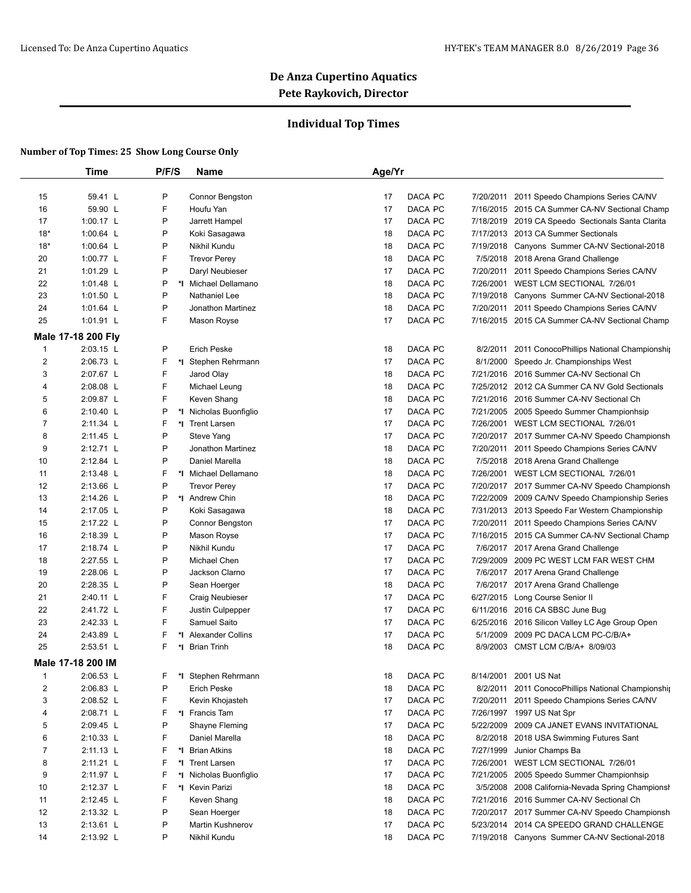## De Anza Cupertino Aquatics
## Pete Raykovich, Director

### Individual Top Times

**Number of Top Times: 25 Show Long Course Only**

| | Time | P/F/S | | Name | Age/Yr | | | | |
|---|---|---|---|---|---|---|---|---|---|
| 15 | 59.41 L | P | | Connor Bengston | 17 | DACA PC | | 7/20/2011 | 2011 Speedo Champions Series CA/NV |
| 16 | 59.90 L | F | | Houfu Yan | 17 | DACA PC | | 7/16/2015 | 2015 CA Summer CA-NV Sectional Champ |
| 17 | 1:00.17 L | P | | Jarrett Hampel | 17 | DACA PC | | 7/18/2019 | 2019 CA Speedo Sectionals Santa Clarita |
| 18* | 1:00.64 L | P | | Koki Sasagawa | 18 | DACA PC | | 7/17/2013 | 2013 CA Summer Sectionals |
| 18* | 1:00.64 L | P | | Nikhil Kundu | 18 | DACA PC | | 7/19/2018 | Canyons Summer CA-NV Sectional-2018 |
| 20 | 1:00.77 L | F | | Trevor Perey | 18 | DACA PC | | 7/5/2018 | 2018 Arena Grand Challenge |
| 21 | 1:01.29 L | P | | Daryl Neubieser | 17 | DACA PC | | 7/20/2011 | 2011 Speedo Champions Series CA/NV |
| 22 | 1:01.48 L | P | *I | Michael Dellamano | 18 | DACA PC | | 7/26/2001 | WEST LCM SECTIONAL 7/26/01 |
| 23 | 1:01.50 L | P | | Nathaniel Lee | 18 | DACA PC | | 7/19/2018 | Canyons Summer CA-NV Sectional-2018 |
| 24 | 1:01.64 L | P | | Jonathon Martinez | 18 | DACA PC | | 7/20/2011 | 2011 Speedo Champions Series CA/NV |
| 25 | 1:01.91 L | F | | Mason Royse | 17 | DACA PC | | 7/16/2015 | 2015 CA Summer CA-NV Sectional Champ |
| **Male 17-18 200 Fly** | | | | | | | | | |
| 1 | 2:03.15 L | P | | Erich Peske | 18 | DACA PC | | 8/2/2011 | 2011 ConocoPhillips National Championshi |
| 2 | 2:06.73 L | F | *I | Stephen Rehrmann | 17 | DACA PC | | 8/1/2000 | Speedo Jr. Championships West |
| 3 | 2:07.67 L | F | | Jarod Olay | 18 | DACA PC | | 7/21/2016 | 2016 Summer CA-NV Sectional Ch |
| 4 | 2:08.08 L | F | | Michael Leung | 18 | DACA PC | | 7/25/2012 | 2012 CA Summer CA NV Gold Sectionals |
| 5 | 2:09.87 L | F | | Keven Shang | 18 | DACA PC | | 7/21/2016 | 2016 Summer CA-NV Sectional Ch |
| 6 | 2:10.40 L | P | *I | Nicholas Buonfiglio | 17 | DACA PC | | 7/21/2005 | 2005 Speedo Summer Championhsip |
| 7 | 2:11.34 L | F | *I | Trent Larsen | 17 | DACA PC | | 7/26/2001 | WEST LCM SECTIONAL 7/26/01 |
| 8 | 2:11.45 L | P | | Steve Yang | 17 | DACA PC | | 7/20/2017 | 2017 Summer CA-NV Speedo Championsh |
| 9 | 2:12.71 L | P | | Jonathon Martinez | 18 | DACA PC | | 7/20/2011 | 2011 Speedo Champions Series CA/NV |
| 10 | 2:12.84 L | P | | Daniel Marella | 18 | DACA PC | | 7/5/2018 | 2018 Arena Grand Challenge |
| 11 | 2:13.48 L | F | *I | Michael Dellamano | 18 | DACA PC | | 7/26/2001 | WEST LCM SECTIONAL 7/26/01 |
| 12 | 2:13.66 L | P | | Trevor Perey | 17 | DACA PC | | 7/20/2017 | 2017 Summer CA-NV Speedo Championsh |
| 13 | 2:14.26 L | P | *I | Andrew Chin | 18 | DACA PC | | 7/22/2009 | 2009 CA/NV Speedo Championship Series |
| 14 | 2:17.05 L | P | | Koki Sasagawa | 18 | DACA PC | | 7/31/2013 | 2013 Speedo Far Western Championship |
| 15 | 2:17.22 L | P | | Connor Bengston | 17 | DACA PC | | 7/20/2011 | 2011 Speedo Champions Series CA/NV |
| 16 | 2:18.39 L | P | | Mason Royse | 17 | DACA PC | | 7/16/2015 | 2015 CA Summer CA-NV Sectional Champ |
| 17 | 2:18.74 L | P | | Nikhil Kundu | 17 | DACA PC | | 7/6/2017 | 2017 Arena Grand Challenge |
| 18 | 2:27.55 L | P | | Michael Chen | 17 | DACA PC | | 7/29/2009 | 2009 PC WEST LCM FAR WEST CHM |
| 19 | 2:28.06 L | P | | Jackson Clarno | 17 | DACA PC | | 7/6/2017 | 2017 Arena Grand Challenge |
| 20 | 2:28.35 L | P | | Sean Hoerger | 18 | DACA PC | | 7/6/2017 | 2017 Arena Grand Challenge |
| 21 | 2:40.11 L | F | | Craig Neubieser | 17 | DACA PC | | 6/27/2015 | Long Course Senior II |
| 22 | 2:41.72 L | F | | Justin Culpepper | 17 | DACA PC | | 6/11/2016 | 2016 CA SBSC June Bug |
| 23 | 2:42.33 L | F | | Samuel Saito | 17 | DACA PC | | 6/25/2016 | 2016 Silicon Valley LC Age Group Open |
| 24 | 2:43.89 L | F | *I | Alexander Collins | 17 | DACA PC | | 5/1/2009 | 2009 PC DACA LCM PC-C/B/A+ |
| 25 | 2:53.51 L | F | *I | Brian Trinh | 18 | DACA PC | | 8/9/2003 | CMST LCM C/B/A+ 8/09/03 |
| **Male 17-18 200 IM** | | | | | | | | | |
| 1 | 2:06.53 L | F | *I | Stephen Rehrmann | 18 | DACA PC | | 8/14/2001 | 2001 US Nat |
| 2 | 2:06.83 L | P | | Erich Peske | 18 | DACA PC | | 8/2/2011 | 2011 ConocoPhillips National Championshi |
| 3 | 2:08.52 L | F | | Kevin Khojasteh | 17 | DACA PC | | 7/20/2011 | 2011 Speedo Champions Series CA/NV |
| 4 | 2:08.71 L | F | *I | Francis Tam | 17 | DACA PC | | 7/26/1997 | 1997 US Nat Spr |
| 5 | 2:09.45 L | P | | Shayne Fleming | 17 | DACA PC | | 5/22/2009 | 2009 CA JANET EVANS INVITATIONAL |
| 6 | 2:10.33 L | F | | Daniel Marella | 18 | DACA PC | | 8/2/2018 | 2018 USA Swimming Futures Sant |
| 7 | 2:11.13 L | F | *I | Brian Atkins | 18 | DACA PC | | 7/27/1999 | Junior Champs Ba |
| 8 | 2:11.21 L | F | *I | Trent Larsen | 17 | DACA PC | | 7/26/2001 | WEST LCM SECTIONAL 7/26/01 |
| 9 | 2:11.97 L | F | *I | Nicholas Buonfiglio | 17 | DACA PC | | 7/21/2005 | 2005 Speedo Summer Championhsip |
| 10 | 2:12.37 L | F | *I | Kevin Parizi | 18 | DACA PC | | 3/5/2008 | 2008 California-Nevada Spring Championsh |
| 11 | 2:12.45 L | F | | Keven Shang | 18 | DACA PC | | 7/21/2016 | 2016 Summer CA-NV Sectional Ch |
| 12 | 2:13.32 L | P | | Sean Hoerger | 18 | DACA PC | | 7/20/2017 | 2017 Summer CA-NV Speedo Championsh |
| 13 | 2:13.61 L | P | | Martin Kushnerov | 17 | DACA PC | | 5/23/2014 | 2014 CA SPEEDO GRAND CHALLENGE |
| 14 | 2:13.92 L | P | | Nikhil Kundu | 18 | DACA PC | | 7/19/2018 | Canyons Summer CA-NV Sectional-2018 |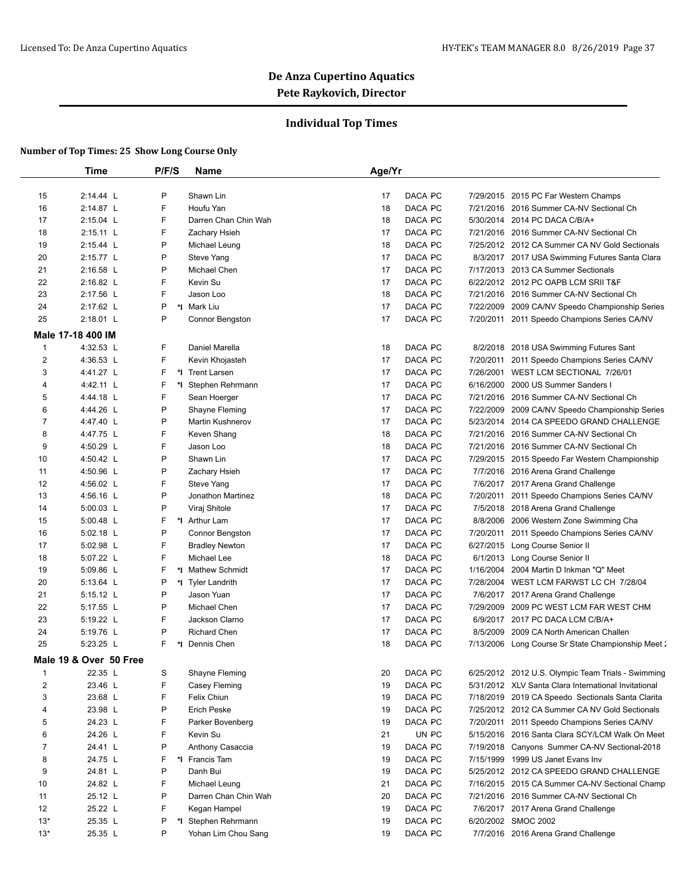# De Anza Cupertino Aquatics

## Pete Raykovich, Director

### Individual Top Times

**Number of Top Times: 25 Show Long Course Only**

| | Time | P/F/S | | Name | Age/Yr | | | | |
|---|---|---|---|---|---|---|---|---|---|
| 15 | 2:14.44 L | P | | Shawn Lin | 17 | DACA | PC | 7/29/2015 | 2015 PC Far Western Champs |
| 16 | 2:14.87 L | F | | Houfu Yan | 18 | DACA | PC | 7/21/2016 | 2016 Summer CA-NV Sectional Ch |
| 17 | 2:15.04 L | F | | Darren Chan Chin Wah | 18 | DACA | PC | 5/30/2014 | 2014 PC DACA C/B/A+ |
| 18 | 2:15.11 L | F | | Zachary Hsieh | 17 | DACA | PC | 7/21/2016 | 2016 Summer CA-NV Sectional Ch |
| 19 | 2:15.44 L | P | | Michael Leung | 18 | DACA | PC | 7/25/2012 | 2012 CA Summer CA NV Gold Sectionals |
| 20 | 2:15.77 L | P | | Steve Yang | 17 | DACA | PC | 8/3/2017 | 2017 USA Swimming Futures Santa Clara |
| 21 | 2:16.58 L | P | | Michael Chen | 17 | DACA | PC | 7/17/2013 | 2013 CA Summer Sectionals |
| 22 | 2:16.82 L | F | | Kevin Su | 17 | DACA | PC | 6/22/2012 | 2012 PC OAPB LCM SRII T&F |
| 23 | 2:17.56 L | F | | Jason Loo | 18 | DACA | PC | 7/21/2016 | 2016 Summer CA-NV Sectional Ch |
| 24 | 2:17.62 L | P | *I | Mark Liu | 17 | DACA | PC | 7/22/2009 | 2009 CA/NV Speedo Championship Series |
| 25 | 2:18.01 L | P | | Connor Bengston | 17 | DACA | PC | 7/20/2011 | 2011 Speedo Champions Series CA/NV |
| **Male 17-18 400 IM** | | | | | | | | | |
| 1 | 4:32.53 L | F | | Daniel Marella | 18 | DACA | PC | 8/2/2018 | 2018 USA Swimming Futures Sant |
| 2 | 4:36.53 L | F | | Kevin Khojasteh | 17 | DACA | PC | 7/20/2011 | 2011 Speedo Champions Series CA/NV |
| 3 | 4:41.27 L | F | *I | Trent Larsen | 17 | DACA | PC | 7/26/2001 | WEST LCM SECTIONAL 7/26/01 |
| 4 | 4:42.11 L | F | *I | Stephen Rehrmann | 17 | DACA | PC | 6/16/2000 | 2000 US Summer Sanders I |
| 5 | 4:44.18 L | F | | Sean Hoerger | 17 | DACA | PC | 7/21/2016 | 2016 Summer CA-NV Sectional Ch |
| 6 | 4:44.26 L | P | | Shayne Fleming | 17 | DACA | PC | 7/22/2009 | 2009 CA/NV Speedo Championship Series |
| 7 | 4:47.40 L | P | | Martin Kushnerov | 17 | DACA | PC | 5/23/2014 | 2014 CA SPEEDO GRAND CHALLENGE |
| 8 | 4:47.75 L | F | | Keven Shang | 18 | DACA | PC | 7/21/2016 | 2016 Summer CA-NV Sectional Ch |
| 9 | 4:50.29 L | F | | Jason Loo | 18 | DACA | PC | 7/21/2016 | 2016 Summer CA-NV Sectional Ch |
| 10 | 4:50.42 L | P | | Shawn Lin | 17 | DACA | PC | 7/29/2015 | 2015 Speedo Far Western Championship |
| 11 | 4:50.96 L | P | | Zachary Hsieh | 17 | DACA | PC | 7/7/2016 | 2016 Arena Grand Challenge |
| 12 | 4:56.02 L | F | | Steve Yang | 17 | DACA | PC | 7/6/2017 | 2017 Arena Grand Challenge |
| 13 | 4:56.16 L | P | | Jonathon Martinez | 18 | DACA | PC | 7/20/2011 | 2011 Speedo Champions Series CA/NV |
| 14 | 5:00.03 L | P | | Viraj Shitole | 17 | DACA | PC | 7/5/2018 | 2018 Arena Grand Challenge |
| 15 | 5:00.48 L | F | *I | Arthur Lam | 17 | DACA | PC | 8/8/2006 | 2006 Western Zone Swimming Cha |
| 16 | 5:02.18 L | P | | Connor Bengston | 17 | DACA | PC | 7/20/2011 | 2011 Speedo Champions Series CA/NV |
| 17 | 5:02.98 L | F | | Bradley Newton | 17 | DACA | PC | 6/27/2015 | Long Course Senior II |
| 18 | 5:07.22 L | F | | Michael Lee | 18 | DACA | PC | 6/1/2013 | Long Course Senior II |
| 19 | 5:09.86 L | F | *I | Mathew Schmidt | 17 | DACA | PC | 1/16/2004 | 2004 Martin D Inkman "Q" Meet |
| 20 | 5:13.64 L | P | *I | Tyler Landrith | 17 | DACA | PC | 7/28/2004 | WEST LCM FARWST LC CH 7/28/04 |
| 21 | 5:15.12 L | P | | Jason Yuan | 17 | DACA | PC | 7/6/2017 | 2017 Arena Grand Challenge |
| 22 | 5:17.55 L | P | | Michael Chen | 17 | DACA | PC | 7/29/2009 | 2009 PC WEST LCM FAR WEST CHM |
| 23 | 5:19.22 L | F | | Jackson Clarno | 17 | DACA | PC | 6/9/2017 | 2017 PC DACA LCM C/B/A+ |
| 24 | 5:19.76 L | P | | Richard Chen | 17 | DACA | PC | 8/5/2009 | 2009 CA North American Challen |
| 25 | 5:23.25 L | F | *I | Dennis Chen | 18 | DACA | PC | 7/13/2006 | Long Course Sr State Championship Meet 2 |
| **Male 19 & Over 50 Free** | | | | | | | | | |
| 1 | 22.35 L | S | | Shayne Fleming | 20 | DACA | PC | 6/25/2012 | 2012 U.S. Olympic Team Trials - Swimming |
| 2 | 23.46 L | F | | Casey Fleming | 19 | DACA | PC | 5/31/2012 | XLV Santa Clara International Invitational |
| 3 | 23.68 L | F | | Felix Chiun | 19 | DACA | PC | 7/18/2019 | 2019 CA Speedo Sectionals Santa Clarita |
| 4 | 23.98 L | P | | Erich Peske | 19 | DACA | PC | 7/25/2012 | 2012 CA Summer CA NV Gold Sectionals |
| 5 | 24.23 L | F | | Parker Bovenberg | 19 | DACA | PC | 7/20/2011 | 2011 Speedo Champions Series CA/NV |
| 6 | 24.26 L | F | | Kevin Su | 21 | UN | PC | 5/15/2016 | 2016 Santa Clara SCY/LCM Walk On Meet |
| 7 | 24.41 L | P | | Anthony Casaccia | 19 | DACA | PC | 7/19/2018 | Canyons Summer CA-NV Sectional-2018 |
| 8 | 24.75 L | F | *I | Francis Tam | 19 | DACA | PC | 7/15/1999 | 1999 US Janet Evans Inv |
| 9 | 24.81 L | P | | Danh Bui | 19 | DACA | PC | 5/25/2012 | 2012 CA SPEEDO GRAND CHALLENGE |
| 10 | 24.82 L | F | | Michael Leung | 21 | DACA | PC | 7/16/2015 | 2015 CA Summer CA-NV Sectional Champ |
| 11 | 25.12 L | P | | Darren Chan Chin Wah | 20 | DACA | PC | 7/21/2016 | 2016 Summer CA-NV Sectional Ch |
| 12 | 25.22 L | F | | Kegan Hampel | 19 | DACA | PC | 7/6/2017 | 2017 Arena Grand Challenge |
| 13* | 25.35 L | P | *I | Stephen Rehrmann | 19 | DACA | PC | 6/20/2002 | SMOC 2002 |
| 13* | 25.35 L | P | | Yohan Lim Chou Sang | 19 | DACA | PC | 7/7/2016 | 2016 Arena Grand Challenge |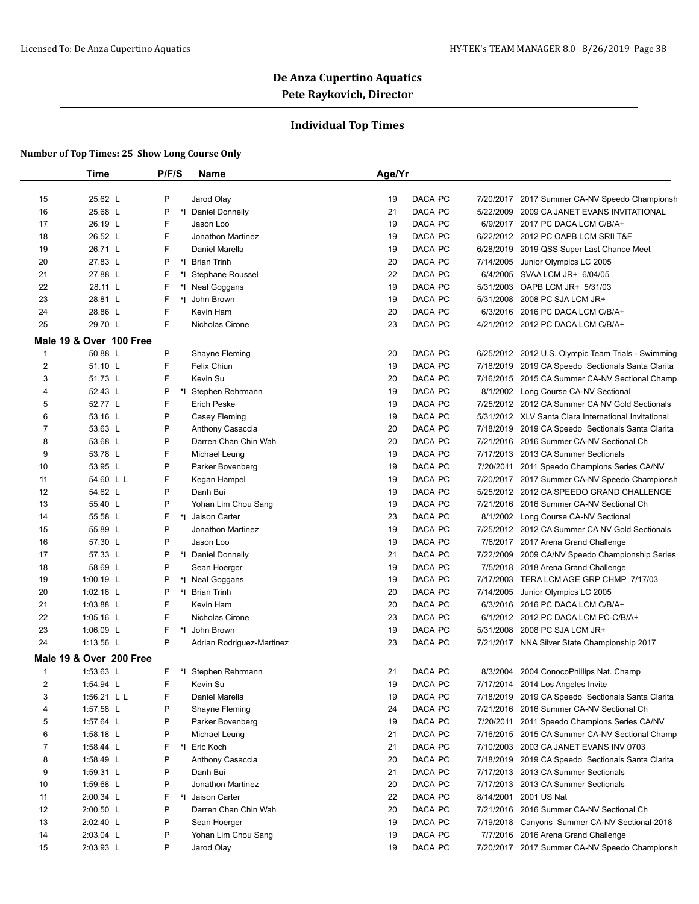# De Anza Cupertino Aquatics

## Pete Raykovich, Director

### Individual Top Times

**Number of Top Times: 25 Show Long Course Only**

| | Time | P/F/S | | Name | Age/Yr | | | |
|---|---|---|---|---|---|---|---|---|
| 15 | 25.62 L | P | | Jarod Olay | 19 | DACA PC | 7/20/2017 | 2017 Summer CA-NV Speedo Championsh |
| 16 | 25.68 L | P | *I | Daniel Donnelly | 21 | DACA PC | 5/22/2009 | 2009 CA JANET EVANS INVITATIONAL |
| 17 | 26.19 L | F | | Jason Loo | 19 | DACA PC | 6/9/2017 | 2017 PC DACA LCM C/B/A+ |
| 18 | 26.52 L | F | | Jonathon Martinez | 19 | DACA PC | 6/22/2012 | 2012 PC OAPB LCM SRII T&F |
| 19 | 26.71 L | F | | Daniel Marella | 19 | DACA PC | 6/28/2019 | 2019 QSS Super Last Chance Meet |
| 20 | 27.83 L | P | *I | Brian Trinh | 20 | DACA PC | 7/14/2005 | Junior Olympics LC 2005 |
| 21 | 27.88 L | F | *I | Stephane Roussel | 22 | DACA PC | 6/4/2005 | SVAA LCM JR+ 6/04/05 |
| 22 | 28.11 L | F | *I | Neal Goggans | 19 | DACA PC | 5/31/2003 | OAPB LCM JR+ 5/31/03 |
| 23 | 28.81 L | F | *I | John Brown | 19 | DACA PC | 5/31/2008 | 2008 PC SJA LCM JR+ |
| 24 | 28.86 L | F | | Kevin Ham | 20 | DACA PC | 6/3/2016 | 2016 PC DACA LCM C/B/A+ |
| 25 | 29.70 L | F | | Nicholas Cirone | 23 | DACA PC | 4/21/2012 | 2012 PC DACA LCM C/B/A+ |
| **Male 19 & Over 100 Free** | | | | | | | | |
| 1 | 50.88 L | P | | Shayne Fleming | 20 | DACA PC | 6/25/2012 | 2012 U.S. Olympic Team Trials - Swimming |
| 2 | 51.10 L | F | | Felix Chiun | 19 | DACA PC | 7/18/2019 | 2019 CA Speedo Sectionals Santa Clarita |
| 3 | 51.73 L | F | | Kevin Su | 20 | DACA PC | 7/16/2015 | 2015 CA Summer CA-NV Sectional Champ |
| 4 | 52.43 L | P | *I | Stephen Rehrmann | 19 | DACA PC | 8/1/2002 | Long Course CA-NV Sectional |
| 5 | 52.77 L | F | | Erich Peske | 19 | DACA PC | 7/25/2012 | 2012 CA Summer CA NV Gold Sectionals |
| 6 | 53.16 L | P | | Casey Fleming | 19 | DACA PC | 5/31/2012 | XLV Santa Clara International Invitational |
| 7 | 53.63 L | P | | Anthony Casaccia | 20 | DACA PC | 7/18/2019 | 2019 CA Speedo Sectionals Santa Clarita |
| 8 | 53.68 L | P | | Darren Chan Chin Wah | 20 | DACA PC | 7/21/2016 | 2016 Summer CA-NV Sectional Ch |
| 9 | 53.78 L | F | | Michael Leung | 19 | DACA PC | 7/17/2013 | 2013 CA Summer Sectionals |
| 10 | 53.95 L | P | | Parker Bovenberg | 19 | DACA PC | 7/20/2011 | 2011 Speedo Champions Series CA/NV |
| 11 | 54.60 L L | F | | Kegan Hampel | 19 | DACA PC | 7/20/2017 | 2017 Summer CA-NV Speedo Championsh |
| 12 | 54.62 L | P | | Danh Bui | 19 | DACA PC | 5/25/2012 | 2012 CA SPEEDO GRAND CHALLENGE |
| 13 | 55.40 L | P | | Yohan Lim Chou Sang | 19 | DACA PC | 7/21/2016 | 2016 Summer CA-NV Sectional Ch |
| 14 | 55.58 L | F | *I | Jaison Carter | 23 | DACA PC | 8/1/2002 | Long Course CA-NV Sectional |
| 15 | 55.89 L | P | | Jonathon Martinez | 19 | DACA PC | 7/25/2012 | 2012 CA Summer CA NV Gold Sectionals |
| 16 | 57.30 L | P | | Jason Loo | 19 | DACA PC | 7/6/2017 | 2017 Arena Grand Challenge |
| 17 | 57.33 L | P | *I | Daniel Donnelly | 21 | DACA PC | 7/22/2009 | 2009 CA/NV Speedo Championship Series |
| 18 | 58.69 L | P | | Sean Hoerger | 19 | DACA PC | 7/5/2018 | 2018 Arena Grand Challenge |
| 19 | 1:00.19 L | P | *I | Neal Goggans | 19 | DACA PC | 7/17/2003 | TERA LCM AGE GRP CHMP 7/17/03 |
| 20 | 1:02.16 L | P | *I | Brian Trinh | 20 | DACA PC | 7/14/2005 | Junior Olympics LC 2005 |
| 21 | 1:03.88 L | F | | Kevin Ham | 20 | DACA PC | 6/3/2016 | 2016 PC DACA LCM C/B/A+ |
| 22 | 1:05.16 L | F | | Nicholas Cirone | 23 | DACA PC | 6/1/2012 | 2012 PC DACA LCM PC-C/B/A+ |
| 23 | 1:06.09 L | F | *I | John Brown | 19 | DACA PC | 5/31/2008 | 2008 PC SJA LCM JR+ |
| 24 | 1:13.56 L | P | | Adrian Rodriguez-Martinez | 23 | DACA PC | 7/21/2017 | NNA Silver State Championship 2017 |
| **Male 19 & Over 200 Free** | | | | | | | | |
| 1 | 1:53.63 L | F | *I | Stephen Rehrmann | 21 | DACA PC | 8/3/2004 | 2004 ConocoPhillips Nat. Champ |
| 2 | 1:54.94 L | F | | Kevin Su | 19 | DACA PC | 7/17/2014 | 2014 Los Angeles Invite |
| 3 | 1:56.21 L L | F | | Daniel Marella | 19 | DACA PC | 7/18/2019 | 2019 CA Speedo Sectionals Santa Clarita |
| 4 | 1:57.58 L | P | | Shayne Fleming | 24 | DACA PC | 7/21/2016 | 2016 Summer CA-NV Sectional Ch |
| 5 | 1:57.64 L | P | | Parker Bovenberg | 19 | DACA PC | 7/20/2011 | 2011 Speedo Champions Series CA/NV |
| 6 | 1:58.18 L | P | | Michael Leung | 21 | DACA PC | 7/16/2015 | 2015 CA Summer CA-NV Sectional Champ |
| 7 | 1:58.44 L | F | *I | Eric Koch | 21 | DACA PC | 7/10/2003 | 2003 CA JANET EVANS INV 0703 |
| 8 | 1:58.49 L | P | | Anthony Casaccia | 20 | DACA PC | 7/18/2019 | 2019 CA Speedo Sectionals Santa Clarita |
| 9 | 1:59.31 L | P | | Danh Bui | 21 | DACA PC | 7/17/2013 | 2013 CA Summer Sectionals |
| 10 | 1:59.68 L | P | | Jonathon Martinez | 20 | DACA PC | 7/17/2013 | 2013 CA Summer Sectionals |
| 11 | 2:00.34 L | F | *I | Jaison Carter | 22 | DACA PC | 8/14/2001 | 2001 US Nat |
| 12 | 2:00.50 L | P | | Darren Chan Chin Wah | 20 | DACA PC | 7/21/2016 | 2016 Summer CA-NV Sectional Ch |
| 13 | 2:02.40 L | P | | Sean Hoerger | 19 | DACA PC | 7/19/2018 | Canyons Summer CA-NV Sectional-2018 |
| 14 | 2:03.04 L | P | | Yohan Lim Chou Sang | 19 | DACA PC | 7/7/2016 | 2016 Arena Grand Challenge |
| 15 | 2:03.93 L | P | | Jarod Olay | 19 | DACA PC | 7/20/2017 | 2017 Summer CA-NV Speedo Championsh |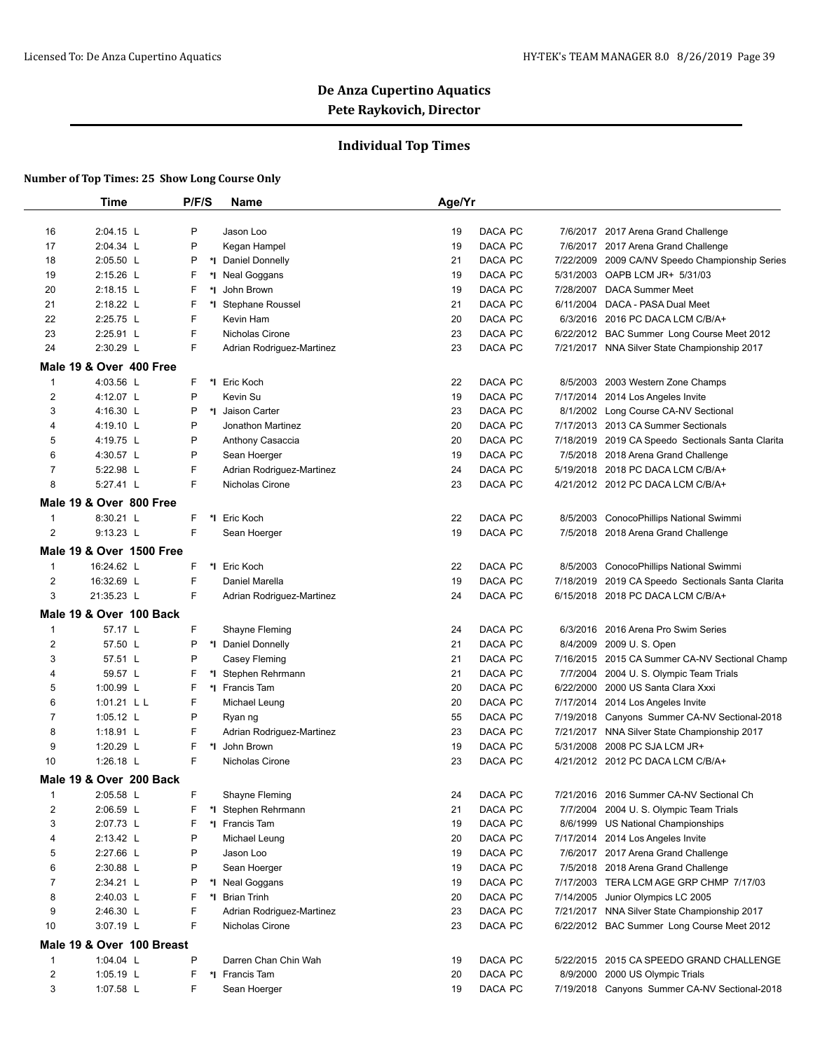## De Anza Cupertino Aquatics
## Pete Raykovich, Director

### Individual Top Times

**Number of Top Times: 25 Show Long Course Only**

| | Time | P/F/S | | Name | Age/Yr | | | |
|---|---|---|---|---|---|---|---|---|
| 16 | 2:04.15 L | P | | Jason Loo | 19 | DACA PC | 7/6/2017 | 2017 Arena Grand Challenge |
| 17 | 2:04.34 L | P | | Kegan Hampel | 19 | DACA PC | 7/6/2017 | 2017 Arena Grand Challenge |
| 18 | 2:05.50 L | P | *I | Daniel Donnelly | 21 | DACA PC | 7/22/2009 | 2009 CA/NV Speedo Championship Series |
| 19 | 2:15.26 L | F | *I | Neal Goggans | 19 | DACA PC | 5/31/2003 | OAPB LCM JR+ 5/31/03 |
| 20 | 2:18.15 L | F | *I | John Brown | 19 | DACA PC | 7/28/2007 | DACA Summer Meet |
| 21 | 2:18.22 L | F | *I | Stephane Roussel | 21 | DACA PC | 6/11/2004 | DACA - PASA Dual Meet |
| 22 | 2:25.75 L | F | | Kevin Ham | 20 | DACA PC | 6/3/2016 | 2016 PC DACA LCM C/B/A+ |
| 23 | 2:25.91 L | F | | Nicholas Cirone | 23 | DACA PC | 6/22/2012 | BAC Summer Long Course Meet 2012 |
| 24 | 2:30.29 L | F | | Adrian Rodriguez-Martinez | 23 | DACA PC | 7/21/2017 | NNA Silver State Championship 2017 |
| **Male 19 & Over 400 Free** | | | | | | | | |
| 1 | 4:03.56 L | F | *I | Eric Koch | 22 | DACA PC | 8/5/2003 | 2003 Western Zone Champs |
| 2 | 4:12.07 L | P | | Kevin Su | 19 | DACA PC | 7/17/2014 | 2014 Los Angeles Invite |
| 3 | 4:16.30 L | P | *I | Jaison Carter | 23 | DACA PC | 8/1/2002 | Long Course CA-NV Sectional |
| 4 | 4:19.10 L | P | | Jonathon Martinez | 20 | DACA PC | 7/17/2013 | 2013 CA Summer Sectionals |
| 5 | 4:19.75 L | P | | Anthony Casaccia | 20 | DACA PC | 7/18/2019 | 2019 CA Speedo Sectionals Santa Clarita |
| 6 | 4:30.57 L | P | | Sean Hoerger | 19 | DACA PC | 7/5/2018 | 2018 Arena Grand Challenge |
| 7 | 5:22.98 L | F | | Adrian Rodriguez-Martinez | 24 | DACA PC | 5/19/2018 | 2018 PC DACA LCM C/B/A+ |
| 8 | 5:27.41 L | F | | Nicholas Cirone | 23 | DACA PC | 4/21/2012 | 2012 PC DACA LCM C/B/A+ |
| **Male 19 & Over 800 Free** | | | | | | | | |
| 1 | 8:30.21 L | F | *I | Eric Koch | 22 | DACA PC | 8/5/2003 | ConocoPhillips National Swimmi |
| 2 | 9:13.23 L | F | | Sean Hoerger | 19 | DACA PC | 7/5/2018 | 2018 Arena Grand Challenge |
| **Male 19 & Over 1500 Free** | | | | | | | | |
| 1 | 16:24.62 L | F | *I | Eric Koch | 22 | DACA PC | 8/5/2003 | ConocoPhillips National Swimmi |
| 2 | 16:32.69 L | F | | Daniel Marella | 19 | DACA PC | 7/18/2019 | 2019 CA Speedo Sectionals Santa Clarita |
| 3 | 21:35.23 L | F | | Adrian Rodriguez-Martinez | 24 | DACA PC | 6/15/2018 | 2018 PC DACA LCM C/B/A+ |
| **Male 19 & Over 100 Back** | | | | | | | | |
| 1 | 57.17 L | F | | Shayne Fleming | 24 | DACA PC | 6/3/2016 | 2016 Arena Pro Swim Series |
| 2 | 57.50 L | P | *I | Daniel Donnelly | 21 | DACA PC | 8/4/2009 | 2009 U. S. Open |
| 3 | 57.51 L | P | | Casey Fleming | 21 | DACA PC | 7/16/2015 | 2015 CA Summer CA-NV Sectional Champ |
| 4 | 59.57 L | F | *I | Stephen Rehrmann | 21 | DACA PC | 7/7/2004 | 2004 U. S. Olympic Team Trials |
| 5 | 1:00.99 L | F | *I | Francis Tam | 20 | DACA PC | 6/22/2000 | 2000 US Santa Clara Xxxi |
| 6 | 1:01.21 L L | F | | Michael Leung | 20 | DACA PC | 7/17/2014 | 2014 Los Angeles Invite |
| 7 | 1:05.12 L | P | | Ryan ng | 55 | DACA PC | 7/19/2018 | Canyons Summer CA-NV Sectional-2018 |
| 8 | 1:18.91 L | F | | Adrian Rodriguez-Martinez | 23 | DACA PC | 7/21/2017 | NNA Silver State Championship 2017 |
| 9 | 1:20.29 L | F | *I | John Brown | 19 | DACA PC | 5/31/2008 | 2008 PC SJA LCM JR+ |
| 10 | 1:26.18 L | F | | Nicholas Cirone | 23 | DACA PC | 4/21/2012 | 2012 PC DACA LCM C/B/A+ |
| **Male 19 & Over 200 Back** | | | | | | | | |
| 1 | 2:05.58 L | F | | Shayne Fleming | 24 | DACA PC | 7/21/2016 | 2016 Summer CA-NV Sectional Ch |
| 2 | 2:06.59 L | F | *I | Stephen Rehrmann | 21 | DACA PC | 7/7/2004 | 2004 U. S. Olympic Team Trials |
| 3 | 2:07.73 L | F | *I | Francis Tam | 19 | DACA PC | 8/6/1999 | US National Championships |
| 4 | 2:13.42 L | P | | Michael Leung | 20 | DACA PC | 7/17/2014 | 2014 Los Angeles Invite |
| 5 | 2:27.66 L | P | | Jason Loo | 19 | DACA PC | 7/6/2017 | 2017 Arena Grand Challenge |
| 6 | 2:30.88 L | P | | Sean Hoerger | 19 | DACA PC | 7/5/2018 | 2018 Arena Grand Challenge |
| 7 | 2:34.21 L | P | *I | Neal Goggans | 19 | DACA PC | 7/17/2003 | TERA LCM AGE GRP CHMP 7/17/03 |
| 8 | 2:40.03 L | F | *I | Brian Trinh | 20 | DACA PC | 7/14/2005 | Junior Olympics LC 2005 |
| 9 | 2:46.30 L | F | | Adrian Rodriguez-Martinez | 23 | DACA PC | 7/21/2017 | NNA Silver State Championship 2017 |
| 10 | 3:07.19 L | F | | Nicholas Cirone | 23 | DACA PC | 6/22/2012 | BAC Summer Long Course Meet 2012 |
| **Male 19 & Over 100 Breast** | | | | | | | | |
| 1 | 1:04.04 L | P | | Darren Chan Chin Wah | 19 | DACA PC | 5/22/2015 | 2015 CA SPEEDO GRAND CHALLENGE |
| 2 | 1:05.19 L | F | *I | Francis Tam | 20 | DACA PC | 8/9/2000 | 2000 US Olympic Trials |
| 3 | 1:07.58 L | F | | Sean Hoerger | 19 | DACA PC | 7/19/2018 | Canyons Summer CA-NV Sectional-2018 |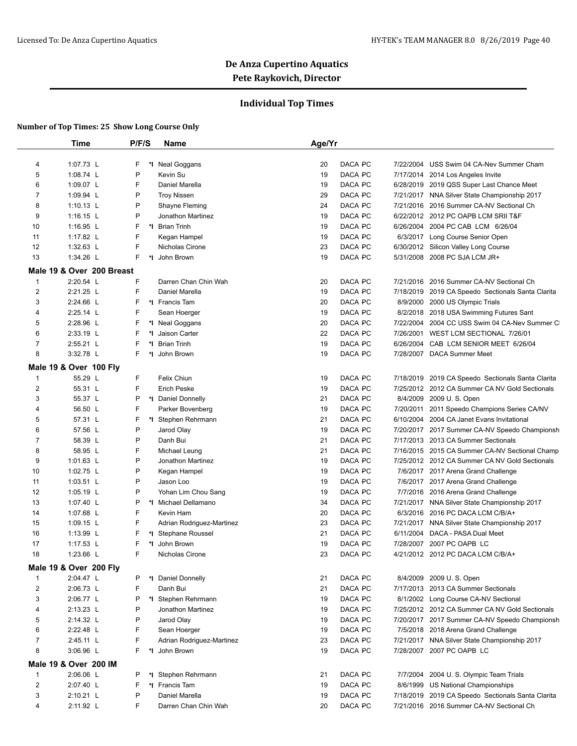# De Anza Cupertino Aquatics
## Pete Raykovich, Director

### Individual Top Times

**Number of Top Times: 25 Show Long Course Only**

| | Time | P/F/S | | Name | Age/Yr | | | |
|---|---|---|---|---|---|---|---|---|
| 4 | 1:07.73 L | F | *I | Neal Goggans | 20 | DACA PC | 7/22/2004 | USS Swim 04 CA-Nev Summer Cham |
| 5 | 1:08.74 L | P | | Kevin Su | 19 | DACA PC | 7/17/2014 | 2014 Los Angeles Invite |
| 6 | 1:09.07 L | F | | Daniel Marella | 19 | DACA PC | 6/28/2019 | 2019 QSS Super Last Chance Meet |
| 7 | 1:09.94 L | P | | Troy Nissen | 29 | DACA PC | 7/21/2017 | NNA Silver State Championship 2017 |
| 8 | 1:10.13 L | P | | Shayne Fleming | 24 | DACA PC | 7/21/2016 | 2016 Summer CA-NV Sectional Ch |
| 9 | 1:16.15 L | P | | Jonathon Martinez | 19 | DACA PC | 6/22/2012 | 2012 PC OAPB LCM SRII T&F |
| 10 | 1:16.95 L | F | *I | Brian Trinh | 19 | DACA PC | 6/26/2004 | 2004 PC CAB LCM 6/26/04 |
| 11 | 1:17.82 L | F | | Kegan Hampel | 19 | DACA PC | 6/3/2017 | Long Course Senior Open |
| 12 | 1:32.63 L | F | | Nicholas Cirone | 23 | DACA PC | 6/30/2012 | Silicon Valley Long Course |
| 13 | 1:34.26 L | F | *I | John Brown | 19 | DACA PC | 5/31/2008 | 2008 PC SJA LCM JR+ |

**Male 19 & Over 200 Breast**

| | Time | P/F/S | | Name | Age/Yr | | | |
|---|---|---|---|---|---|---|---|---|
| 1 | 2:20.54 L | F | | Darren Chan Chin Wah | 20 | DACA PC | 7/21/2016 | 2016 Summer CA-NV Sectional Ch |
| 2 | 2:21.25 L | F | | Daniel Marella | 19 | DACA PC | 7/18/2019 | 2019 CA Speedo Sectionals Santa Clarita |
| 3 | 2:24.66 L | F | *I | Francis Tam | 20 | DACA PC | 8/9/2000 | 2000 US Olympic Trials |
| 4 | 2:25.14 L | F | | Sean Hoerger | 19 | DACA PC | 8/2/2018 | 2018 USA Swimming Futures Sant |
| 5 | 2:28.96 L | F | *I | Neal Goggans | 20 | DACA PC | 7/22/2004 | 2004 CC USS Swim 04 CA-Nev Summer C |
| 6 | 2:33.19 L | F | *I | Jaison Carter | 22 | DACA PC | 7/26/2001 | WEST LCM SECTIONAL 7/26/01 |
| 7 | 2:55.21 L | F | *I | Brian Trinh | 19 | DACA PC | 6/26/2004 | CAB LCM SENIOR MEET 6/26/04 |
| 8 | 3:32.78 L | F | *I | John Brown | 19 | DACA PC | 7/28/2007 | DACA Summer Meet |

**Male 19 & Over 100 Fly**

| | Time | P/F/S | | Name | Age/Yr | | | |
|---|---|---|---|---|---|---|---|---|
| 1 | 55.29 L | F | | Felix Chiun | 19 | DACA PC | 7/18/2019 | 2019 CA Speedo Sectionals Santa Clarita |
| 2 | 55.31 L | F | | Erich Peske | 19 | DACA PC | 7/25/2012 | 2012 CA Summer CA NV Gold Sectionals |
| 3 | 55.37 L | P | *I | Daniel Donnelly | 21 | DACA PC | 8/4/2009 | 2009 U. S. Open |
| 4 | 56.50 L | F | | Parker Bovenberg | 19 | DACA PC | 7/20/2011 | 2011 Speedo Champions Series CA/NV |
| 5 | 57.31 L | F | *I | Stephen Rehrmann | 21 | DACA PC | 6/10/2004 | 2004 CA Janet Evans Invitational |
| 6 | 57.56 L | P | | Jarod Olay | 19 | DACA PC | 7/20/2017 | 2017 Summer CA-NV Speedo Championsh |
| 7 | 58.39 L | P | | Danh Bui | 21 | DACA PC | 7/17/2013 | 2013 CA Summer Sectionals |
| 8 | 58.95 L | F | | Michael Leung | 21 | DACA PC | 7/16/2015 | 2015 CA Summer CA-NV Sectional Champ |
| 9 | 1:01.63 L | P | | Jonathon Martinez | 19 | DACA PC | 7/25/2012 | 2012 CA Summer CA NV Gold Sectionals |
| 10 | 1:02.75 L | P | | Kegan Hampel | 19 | DACA PC | 7/6/2017 | 2017 Arena Grand Challenge |
| 11 | 1:03.51 L | P | | Jason Loo | 19 | DACA PC | 7/6/2017 | 2017 Arena Grand Challenge |
| 12 | 1:05.19 L | P | | Yohan Lim Chou Sang | 19 | DACA PC | 7/7/2016 | 2016 Arena Grand Challenge |
| 13 | 1:07.40 L | P | *I | Michael Dellamano | 34 | DACA PC | 7/21/2017 | NNA Silver State Championship 2017 |
| 14 | 1:07.68 L | F | | Kevin Ham | 20 | DACA PC | 6/3/2016 | 2016 PC DACA LCM C/B/A+ |
| 15 | 1:09.15 L | F | | Adrian Rodriguez-Martinez | 23 | DACA PC | 7/21/2017 | NNA Silver State Championship 2017 |
| 16 | 1:13.99 L | F | *I | Stephane Roussel | 21 | DACA PC | 6/11/2004 | DACA - PASA Dual Meet |
| 17 | 1:17.53 L | F | *I | John Brown | 19 | DACA PC | 7/28/2007 | 2007 PC OAPB LC |
| 18 | 1:23.66 L | F | | Nicholas Cirone | 23 | DACA PC | 4/21/2012 | 2012 PC DACA LCM C/B/A+ |

**Male 19 & Over 200 Fly**

| | Time | P/F/S | | Name | Age/Yr | | | |
|---|---|---|---|---|---|---|---|---|
| 1 | 2:04.47 L | P | *I | Daniel Donnelly | 21 | DACA PC | 8/4/2009 | 2009 U. S. Open |
| 2 | 2:06.73 L | F | | Danh Bui | 21 | DACA PC | 7/17/2013 | 2013 CA Summer Sectionals |
| 3 | 2:06.77 L | P | *I | Stephen Rehrmann | 19 | DACA PC | 8/1/2002 | Long Course CA-NV Sectional |
| 4 | 2:13.23 L | P | | Jonathon Martinez | 19 | DACA PC | 7/25/2012 | 2012 CA Summer CA NV Gold Sectionals |
| 5 | 2:14.32 L | P | | Jarod Olay | 19 | DACA PC | 7/20/2017 | 2017 Summer CA-NV Speedo Championsh |
| 6 | 2:22.48 L | F | | Sean Hoerger | 19 | DACA PC | 7/5/2018 | 2018 Arena Grand Challenge |
| 7 | 2:45.11 L | F | | Adrian Rodriguez-Martinez | 23 | DACA PC | 7/21/2017 | NNA Silver State Championship 2017 |
| 8 | 3:06.96 L | F | *I | John Brown | 19 | DACA PC | 7/28/2007 | 2007 PC OAPB LC |

**Male 19 & Over 200 IM**

| | Time | P/F/S | | Name | Age/Yr | | | |
|---|---|---|---|---|---|---|---|---|
| 1 | 2:06.06 L | P | *I | Stephen Rehrmann | 21 | DACA PC | 7/7/2004 | 2004 U. S. Olympic Team Trials |
| 2 | 2:07.40 L | F | *I | Francis Tam | 19 | DACA PC | 8/6/1999 | US National Championships |
| 3 | 2:10.21 L | P | | Daniel Marella | 19 | DACA PC | 7/18/2019 | 2019 CA Speedo Sectionals Santa Clarita |
| 4 | 2:11.92 L | F | | Darren Chan Chin Wah | 20 | DACA PC | 7/21/2016 | 2016 Summer CA-NV Sectional Ch |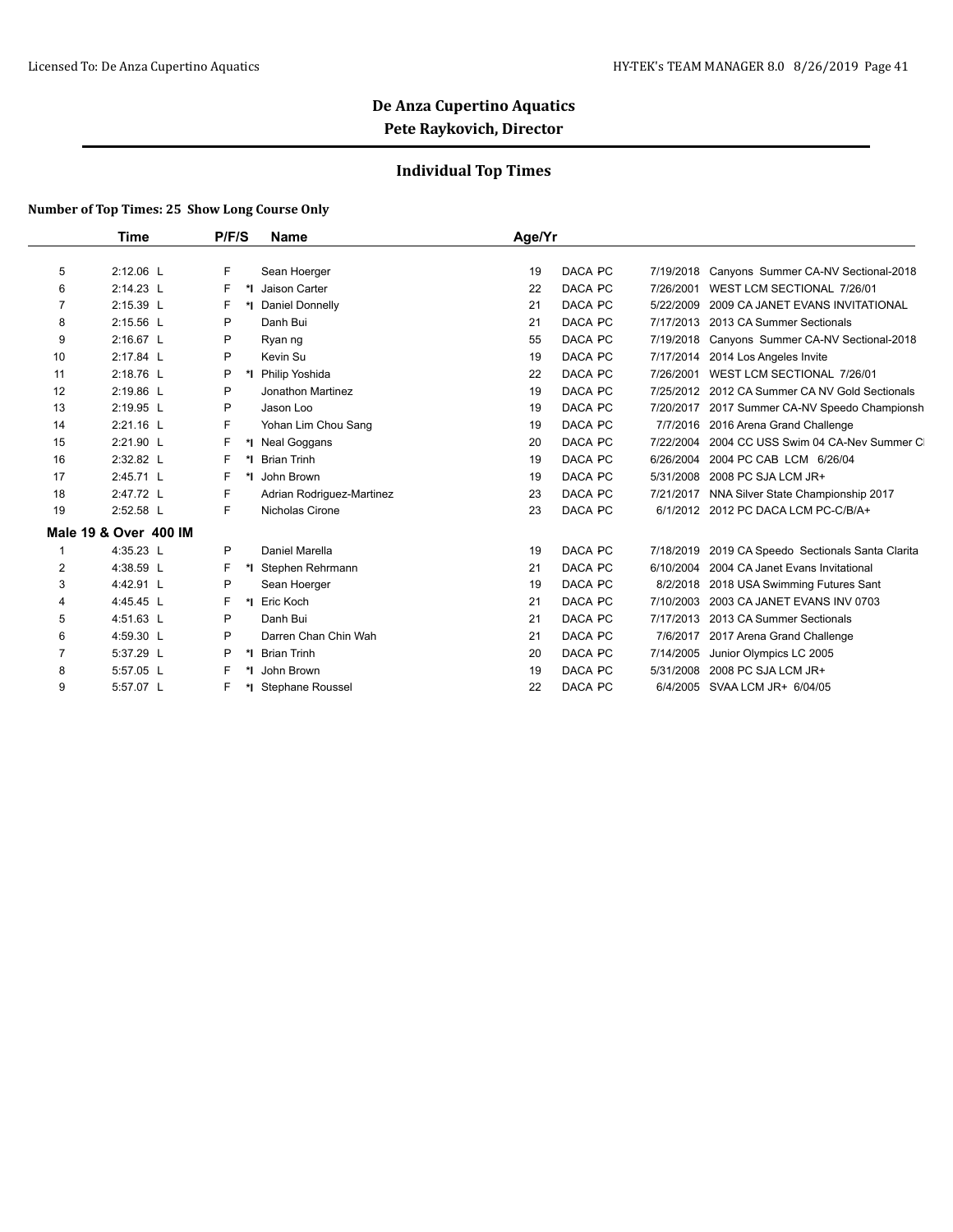# De Anza Cupertino Aquatics

**Pete Raykovich, Director**

## Individual Top Times

### Number of Top Times: 25 Show Long Course Only

| | Time | P/F/S | | Name | Age/Yr | | | |
|---|---|---|---|---|---|---|---|---|
| 5 | 2:12.06 L | F | | Sean Hoerger | 19 | DACA PC | 7/19/2018 | Canyons Summer CA-NV Sectional-2018 |
| 6 | 2:14.23 L | F | *I | Jaison Carter | 22 | DACA PC | 7/26/2001 | WEST LCM SECTIONAL 7/26/01 |
| 7 | 2:15.39 L | F | *I | Daniel Donnelly | 21 | DACA PC | 5/22/2009 | 2009 CA JANET EVANS INVITATIONAL |
| 8 | 2:15.56 L | P | | Danh Bui | 21 | DACA PC | 7/17/2013 | 2013 CA Summer Sectionals |
| 9 | 2:16.67 L | P | | Ryan ng | 55 | DACA PC | 7/19/2018 | Canyons Summer CA-NV Sectional-2018 |
| 10 | 2:17.84 L | P | | Kevin Su | 19 | DACA PC | 7/17/2014 | 2014 Los Angeles Invite |
| 11 | 2:18.76 L | P | *I | Philip Yoshida | 22 | DACA PC | 7/26/2001 | WEST LCM SECTIONAL 7/26/01 |
| 12 | 2:19.86 L | P | | Jonathon Martinez | 19 | DACA PC | 7/25/2012 | 2012 CA Summer CA NV Gold Sectionals |
| 13 | 2:19.95 L | P | | Jason Loo | 19 | DACA PC | 7/20/2017 | 2017 Summer CA-NV Speedo Championsh |
| 14 | 2:21.16 L | F | | Yohan Lim Chou Sang | 19 | DACA PC | 7/7/2016 | 2016 Arena Grand Challenge |
| 15 | 2:21.90 L | F | *I | Neal Goggans | 20 | DACA PC | 7/22/2004 | 2004 CC USS Swim 04 CA-Nev Summer C |
| 16 | 2:32.82 L | F | *I | Brian Trinh | 19 | DACA PC | 6/26/2004 | 2004 PC CAB LCM 6/26/04 |
| 17 | 2:45.71 L | F | *I | John Brown | 19 | DACA PC | 5/31/2008 | 2008 PC SJA LCM JR+ |
| 18 | 2:47.72 L | F | | Adrian Rodriguez-Martinez | 23 | DACA PC | 7/21/2017 | NNA Silver State Championship 2017 |
| 19 | 2:52.58 L | F | | Nicholas Cirone | 23 | DACA PC | 6/1/2012 | 2012 PC DACA LCM PC-C/B/A+ |
| **Male 19 & Over 400 IM** | | | | | | | | |
| 1 | 4:35.23 L | P | | Daniel Marella | 19 | DACA PC | 7/18/2019 | 2019 CA Speedo Sectionals Santa Clarita |
| 2 | 4:38.59 L | F | *I | Stephen Rehrmann | 21 | DACA PC | 6/10/2004 | 2004 CA Janet Evans Invitational |
| 3 | 4:42.91 L | P | | Sean Hoerger | 19 | DACA PC | 8/2/2018 | 2018 USA Swimming Futures Sant |
| 4 | 4:45.45 L | F | *I | Eric Koch | 21 | DACA PC | 7/10/2003 | 2003 CA JANET EVANS INV 0703 |
| 5 | 4:51.63 L | P | | Danh Bui | 21 | DACA PC | 7/17/2013 | 2013 CA Summer Sectionals |
| 6 | 4:59.30 L | P | | Darren Chan Chin Wah | 21 | DACA PC | 7/6/2017 | 2017 Arena Grand Challenge |
| 7 | 5:37.29 L | P | *I | Brian Trinh | 20 | DACA PC | 7/14/2005 | Junior Olympics LC 2005 |
| 8 | 5:57.05 L | F | *I | John Brown | 19 | DACA PC | 5/31/2008 | 2008 PC SJA LCM JR+ |
| 9 | 5:57.07 L | F | *I | Stephane Roussel | 22 | DACA PC | 6/4/2005 | SVAA LCM JR+ 6/04/05 |